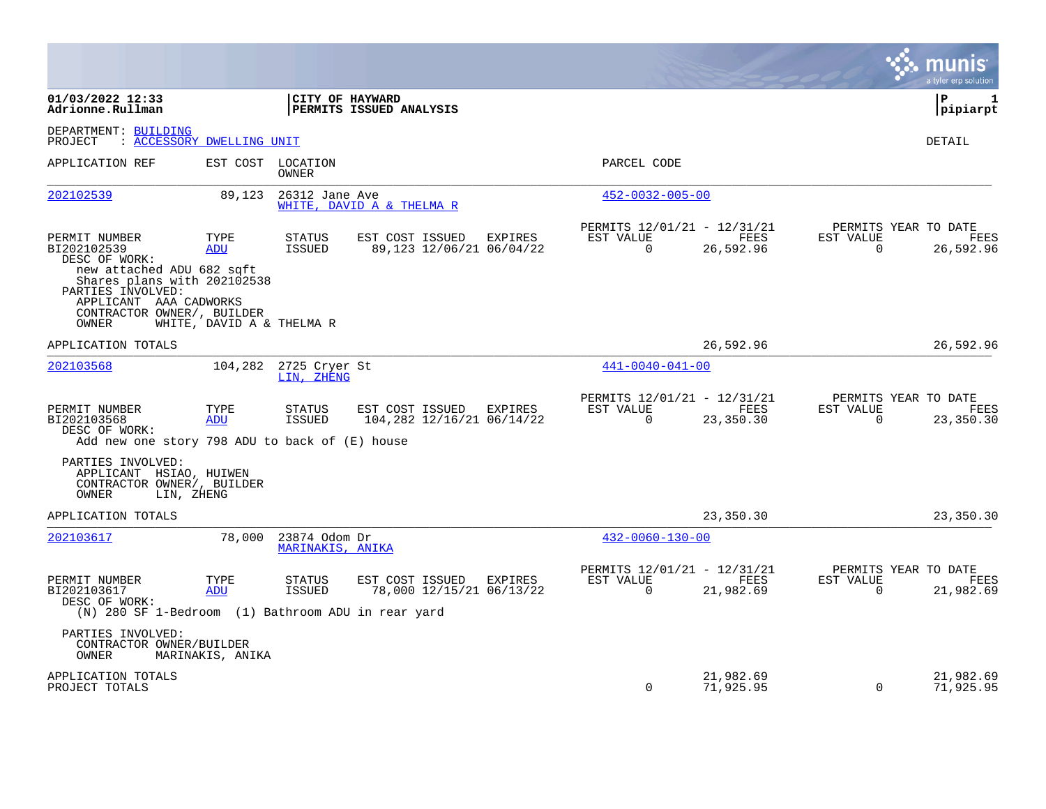**01/03/2022 12:33**
**Adrionne.Rullman**

**CITY OF HAYWARD**
**PERMITS ISSUED ANALYSIS**

**P 1**
**pipiarpt**

DEPARTMENT: BUILDING
PROJECT : ACCESSORY DWELLING UNIT

DETAIL

| APPLICATION REF | EST COST | LOCATION / OWNER | PARCEL CODE |
|---|---|---|---|
| 202102539 | 89,123 | 26312 Jane Ave / WHITE, DAVID A & THELMA R | 452-0032-005-00 |

| PERMIT NUMBER | TYPE | STATUS | EST COST | ISSUED | EXPIRES | PERMITS 12/01/21 - 12/31/21 EST VALUE | FEES | PERMITS YEAR TO DATE EST VALUE | FEES |
|---|---|---|---|---|---|---|---|---|---|
| BI202102539 | ADU | ISSUED | 89,123 | 12/06/21 | 06/04/22 | 0 | 26,592.96 | 0 | 26,592.96 |

DESC OF WORK:
new attached ADU 682 sqft
Shares plans with 202102538

PARTIES INVOLVED:
APPLICANT AAA CADWORKS
CONTRACTOR OWNER/, BUILDER
OWNER WHITE, DAVID A & THELMA R

APPLICATION TOTALS 26,592.96 26,592.96

| APPLICATION REF | EST COST | LOCATION / OWNER | PARCEL CODE |
|---|---|---|---|
| 202103568 | 104,282 | 2725 Cryer St / LIN, ZHENG | 441-0040-041-00 |

| PERMIT NUMBER | TYPE | STATUS | EST COST | ISSUED | EXPIRES | PERMITS 12/01/21 - 12/31/21 EST VALUE | FEES | PERMITS YEAR TO DATE EST VALUE | FEES |
|---|---|---|---|---|---|---|---|---|---|
| BI202103568 | ADU | ISSUED | 104,282 | 12/16/21 | 06/14/22 | 0 | 23,350.30 | 0 | 23,350.30 |

DESC OF WORK:
Add new one story 798 ADU to back of (E) house

PARTIES INVOLVED:
APPLICANT HSIAO, HUIWEN
CONTRACTOR OWNER/, BUILDER
OWNER LIN, ZHENG

APPLICATION TOTALS 23,350.30 23,350.30

| APPLICATION REF | EST COST | LOCATION / OWNER | PARCEL CODE |
|---|---|---|---|
| 202103617 | 78,000 | 23874 Odom Dr / MARINAKIS, ANIKA | 432-0060-130-00 |

| PERMIT NUMBER | TYPE | STATUS | EST COST | ISSUED | EXPIRES | PERMITS 12/01/21 - 12/31/21 EST VALUE | FEES | PERMITS YEAR TO DATE EST VALUE | FEES |
|---|---|---|---|---|---|---|---|---|---|
| BI202103617 | ADU | ISSUED | 78,000 | 12/15/21 | 06/13/22 | 0 | 21,982.69 | 0 | 21,982.69 |

DESC OF WORK:
(N) 280 SF 1-Bedroom (1) Bathroom ADU in rear yard

PARTIES INVOLVED:
CONTRACTOR OWNER/BUILDER
OWNER MARINAKIS, ANIKA

| | EST VALUE | FEES | EST VALUE | FEES |
|---|---|---|---|---|
| APPLICATION TOTALS | | 21,982.69 | | 21,982.69 |
| PROJECT TOTALS | 0 | 71,925.95 | 0 | 71,925.95 |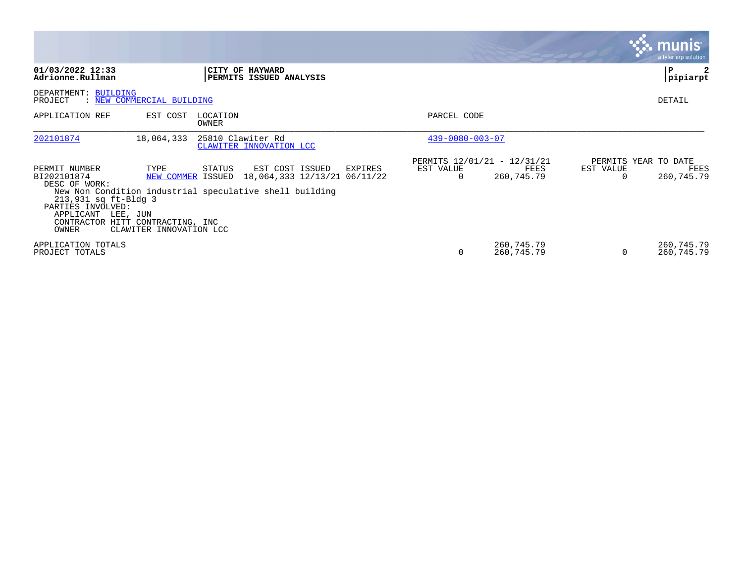**CITY OF HAYWARD**
**PERMITS ISSUED ANALYSIS**

**01/03/2022 12:33**
**Adrionne.Rullman**

DEPARTMENT: BUILDING
PROJECT : NEW COMMERCIAL BUILDING

DETAIL

| APPLICATION REF | EST COST | LOCATION / OWNER | PARCEL CODE |
|---|---|---|---|
| 202101874 | 18,064,333 | 25810 Clawiter Rd / CLAWITER INNOVATION LCC | 439-0080-003-07 |

| PERMIT NUMBER | TYPE | STATUS | EST COST | ISSUED | EXPIRES | PERMITS 12/01/21 - 12/31/21 EST VALUE | PERMITS 12/01/21 - 12/31/21 FEES | PERMITS YEAR TO DATE EST VALUE | PERMITS YEAR TO DATE FEES |
|---|---|---|---|---|---|---|---|---|---|
| BI202101874 | NEW COMMER | ISSUED | 18,064,333 | 12/13/21 | 06/11/22 | 0 | 260,745.79 | 0 | 260,745.79 |

DESC OF WORK:
New Non Condition industrial speculative shell building
213,931 sq ft-Bldg 3

PARTIES INVOLVED:
APPLICANT LEE, JUN
CONTRACTOR HITT CONTRACTING, INC
OWNER CLAWITER INNOVATION LCC

| | PERMITS EST VALUE | PERMITS FEES | YEAR TO DATE EST VALUE | YEAR TO DATE FEES |
|---|---|---|---|---|
| APPLICATION TOTALS | | 260,745.79 | | 260,745.79 |
| PROJECT TOTALS | 0 | 260,745.79 | 0 | 260,745.79 |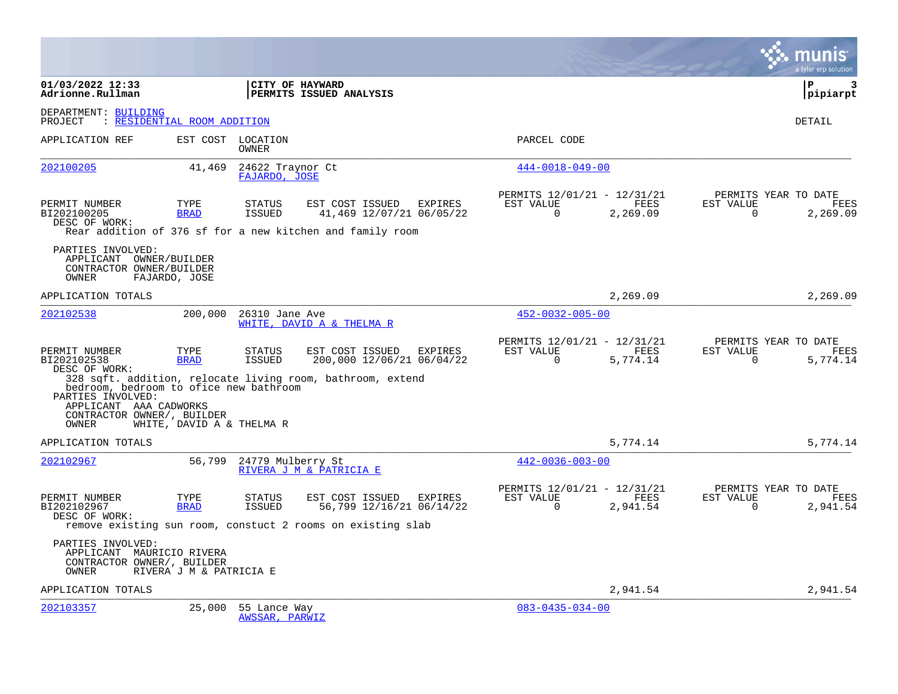01/03/2022 12:33
Adrionne.Rullman

**CITY OF HAYWARD**
**PERMITS ISSUED ANALYSIS**

P 3
pipiarpt

DEPARTMENT: BUILDING
PROJECT : RESIDENTIAL ROOM ADDITION

DETAIL

| APPLICATION REF | EST COST | LOCATION / OWNER | PARCEL CODE |
|---|---|---|---|
| 202100205 | 41,469 | 24622 Traynor Ct / FAJARDO, JOSE | 444-0018-049-00 |

| PERMIT NUMBER | TYPE | STATUS | EST COST | ISSUED | EXPIRES | PERMITS 12/01/21 - 12/31/21 EST VALUE | FEES | PERMITS YEAR TO DATE EST VALUE | FEES |
|---|---|---|---|---|---|---|---|---|---|
| BI202100205 | BRAD | ISSUED | 41,469 | 12/07/21 | 06/05/22 | 0 | 2,269.09 | 0 | 2,269.09 |

DESC OF WORK:
Rear addition of 376 sf for a new kitchen and family room

PARTIES INVOLVED:
APPLICANT OWNER/BUILDER
CONTRACTOR OWNER/BUILDER
OWNER FAJARDO, JOSE

APPLICATION TOTALS 2,269.09 2,269.09

| APPLICATION REF | EST COST | LOCATION / OWNER | PARCEL CODE |
|---|---|---|---|
| 202102538 | 200,000 | 26310 Jane Ave / WHITE, DAVID A & THELMA R | 452-0032-005-00 |

| PERMIT NUMBER | TYPE | STATUS | EST COST | ISSUED | EXPIRES | PERMITS 12/01/21 - 12/31/21 EST VALUE | FEES | PERMITS YEAR TO DATE EST VALUE | FEES |
|---|---|---|---|---|---|---|---|---|---|
| BI202102538 | BRAD | ISSUED | 200,000 | 12/06/21 | 06/04/22 | 0 | 5,774.14 | 0 | 5,774.14 |

DESC OF WORK:
328 sqft. addition, relocate living room, bathroom, extend bedroom, bedroom to ofice new bathroom

PARTIES INVOLVED:
APPLICANT AAA CADWORKS
CONTRACTOR OWNER/, BUILDER
OWNER WHITE, DAVID A & THELMA R

APPLICATION TOTALS 5,774.14 5,774.14

| APPLICATION REF | EST COST | LOCATION / OWNER | PARCEL CODE |
|---|---|---|---|
| 202102967 | 56,799 | 24779 Mulberry St / RIVERA J M & PATRICIA E | 442-0036-003-00 |

| PERMIT NUMBER | TYPE | STATUS | EST COST | ISSUED | EXPIRES | PERMITS 12/01/21 - 12/31/21 EST VALUE | FEES | PERMITS YEAR TO DATE EST VALUE | FEES |
|---|---|---|---|---|---|---|---|---|---|
| BI202102967 | BRAD | ISSUED | 56,799 | 12/16/21 | 06/14/22 | 0 | 2,941.54 | 0 | 2,941.54 |

DESC OF WORK:
remove existing sun room, constuct 2 rooms on existing slab

PARTIES INVOLVED:
APPLICANT MAURICIO RIVERA
CONTRACTOR OWNER/, BUILDER
OWNER RIVERA J M & PATRICIA E

APPLICATION TOTALS 2,941.54 2,941.54

| APPLICATION REF | EST COST | LOCATION / OWNER | PARCEL CODE |
|---|---|---|---|
| 202103357 | 25,000 | 55 Lance Way / AWSSAR, PARWIZ | 083-0435-034-00 |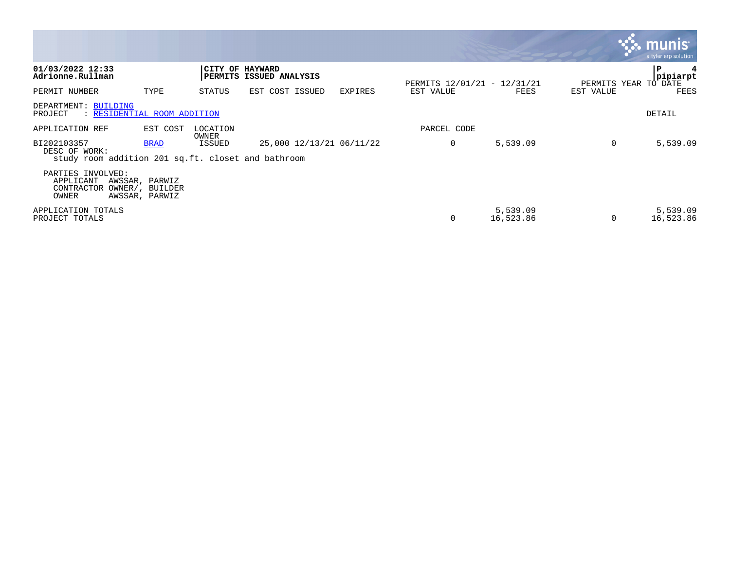**01/03/2022 12:33**
**Adrionne.Rullman**

**CITY OF HAYWARD**
**PERMITS ISSUED ANALYSIS**

**P 4**
**pipiarpt**

| PERMIT NUMBER | TYPE | STATUS | EST COST | ISSUED | EXPIRES | PERMITS 12/01/21 - 12/31/21 EST VALUE | FEES | PERMITS YEAR TO DATE EST VALUE | FEES |
|---|---|---|---|---|---|---|---|---|---|

DEPARTMENT: BUILDING
PROJECT : RESIDENTIAL ROOM ADDITION

DETAIL

| APPLICATION REF | EST COST | LOCATION OWNER | | | | PARCEL CODE | | | |
|---|---|---|---|---|---|---|---|---|---|
| BI202103357 | BRAD | ISSUED | 25,000 | 12/13/21 | 06/11/22 | 0 | 5,539.09 | 0 | 5,539.09 |

DESC OF WORK:
study room addition 201 sq.ft. closet and bathroom

PARTIES INVOLVED:
APPLICANT AWSSAR, PARWIZ
CONTRACTOR OWNER/, BUILDER
OWNER AWSSAR, PARWIZ

| | EST VALUE | FEES | EST VALUE | FEES |
|---|---|---|---|---|
| APPLICATION TOTALS | | 5,539.09 | | 5,539.09 |
| PROJECT TOTALS | 0 | 16,523.86 | 0 | 16,523.86 |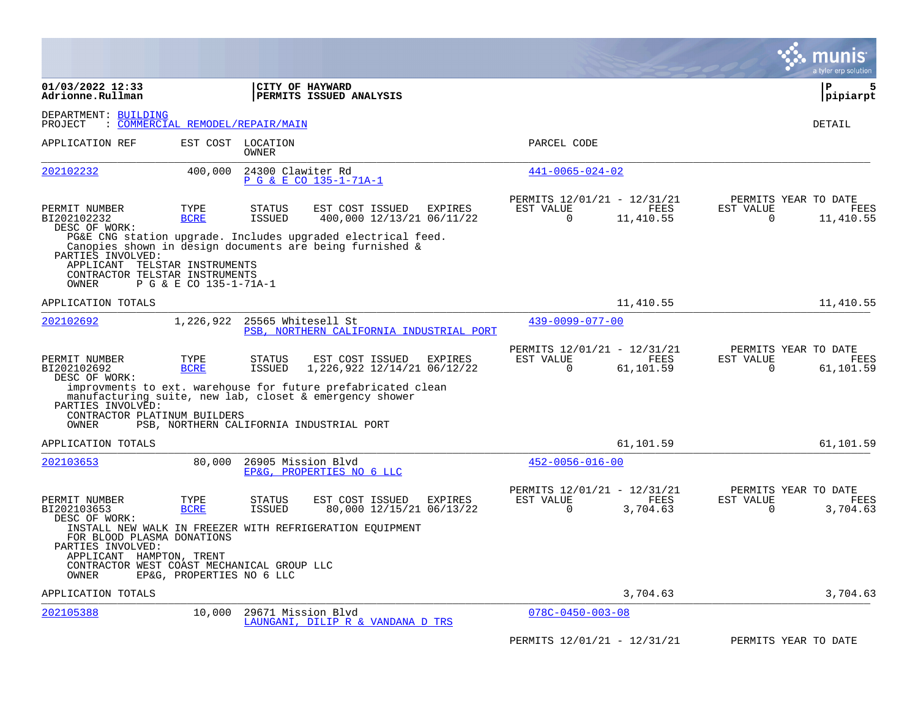**01/03/2022 12:33**
**Adrionne.Rullman**

**CITY OF HAYWARD**
**PERMITS ISSUED ANALYSIS**

**pipiarpt**

DEPARTMENT: BUILDING
PROJECT : COMMERCIAL REMODEL/REPAIR/MAIN

DETAIL

| APPLICATION REF | EST COST | LOCATION / OWNER | PARCEL CODE |
|---|---|---|---|
| 202102232 | 400,000 | 24300 Clawiter Rd / P G & E CO 135-1-71A-1 | 441-0065-024-02 |

| PERMIT NUMBER | TYPE | STATUS | EST COST | ISSUED | EXPIRES | PERMITS 12/01/21 - 12/31/21 EST VALUE | FEES | PERMITS YEAR TO DATE EST VALUE | FEES |
|---|---|---|---|---|---|---|---|---|---|
| BI202102232 | BCRE | ISSUED | 400,000 | 12/13/21 | 06/11/22 | 0 | 11,410.55 | 0 | 11,410.55 |

DESC OF WORK:
PG&E CNG station upgrade. Includes upgraded electrical feed. Canopies shown in design documents are being furnished &

PARTIES INVOLVED:
APPLICANT TELSTAR INSTRUMENTS
CONTRACTOR TELSTAR INSTRUMENTS
OWNER P G & E CO 135-1-71A-1

APPLICATION TOTALS — 11,410.55 — 11,410.55

| APPLICATION REF | EST COST | LOCATION / OWNER | PARCEL CODE |
|---|---|---|---|
| 202102692 | 1,226,922 | 25565 Whitesell St / PSB, NORTHERN CALIFORNIA INDUSTRIAL PORT | 439-0099-077-00 |

| PERMIT NUMBER | TYPE | STATUS | EST COST | ISSUED | EXPIRES | PERMITS 12/01/21 - 12/31/21 EST VALUE | FEES | PERMITS YEAR TO DATE EST VALUE | FEES |
|---|---|---|---|---|---|---|---|---|---|
| BI202102692 | BCRE | ISSUED | 1,226,922 | 12/14/21 | 06/12/22 | 0 | 61,101.59 | 0 | 61,101.59 |

DESC OF WORK:
improvments to ext. warehouse for future prefabricated clean manufacturing suite, new lab, closet & emergency shower

PARTIES INVOLVED:
CONTRACTOR PLATINUM BUILDERS
OWNER PSB, NORTHERN CALIFORNIA INDUSTRIAL PORT

APPLICATION TOTALS — 61,101.59 — 61,101.59

| APPLICATION REF | EST COST | LOCATION / OWNER | PARCEL CODE |
|---|---|---|---|
| 202103653 | 80,000 | 26905 Mission Blvd / EP&G, PROPERTIES NO 6 LLC | 452-0056-016-00 |

| PERMIT NUMBER | TYPE | STATUS | EST COST | ISSUED | EXPIRES | PERMITS 12/01/21 - 12/31/21 EST VALUE | FEES | PERMITS YEAR TO DATE EST VALUE | FEES |
|---|---|---|---|---|---|---|---|---|---|
| BI202103653 | BCRE | ISSUED | 80,000 | 12/15/21 | 06/13/22 | 0 | 3,704.63 | 0 | 3,704.63 |

DESC OF WORK:
INSTALL NEW WALK IN FREEZER WITH REFRIGERATION EQUIPMENT FOR BLOOD PLASMA DONATIONS

PARTIES INVOLVED:
APPLICANT HAMPTON, TRENT
CONTRACTOR WEST COAST MECHANICAL GROUP LLC
OWNER EP&G, PROPERTIES NO 6 LLC

APPLICATION TOTALS — 3,704.63 — 3,704.63

| APPLICATION REF | EST COST | LOCATION / OWNER | PARCEL CODE |
|---|---|---|---|
| 202105388 | 10,000 | 29671 Mission Blvd / LAUNGANI, DILIP R & VANDANA D TRS | 078C-0450-003-08 |

PERMITS 12/01/21 - 12/31/21 — PERMITS YEAR TO DATE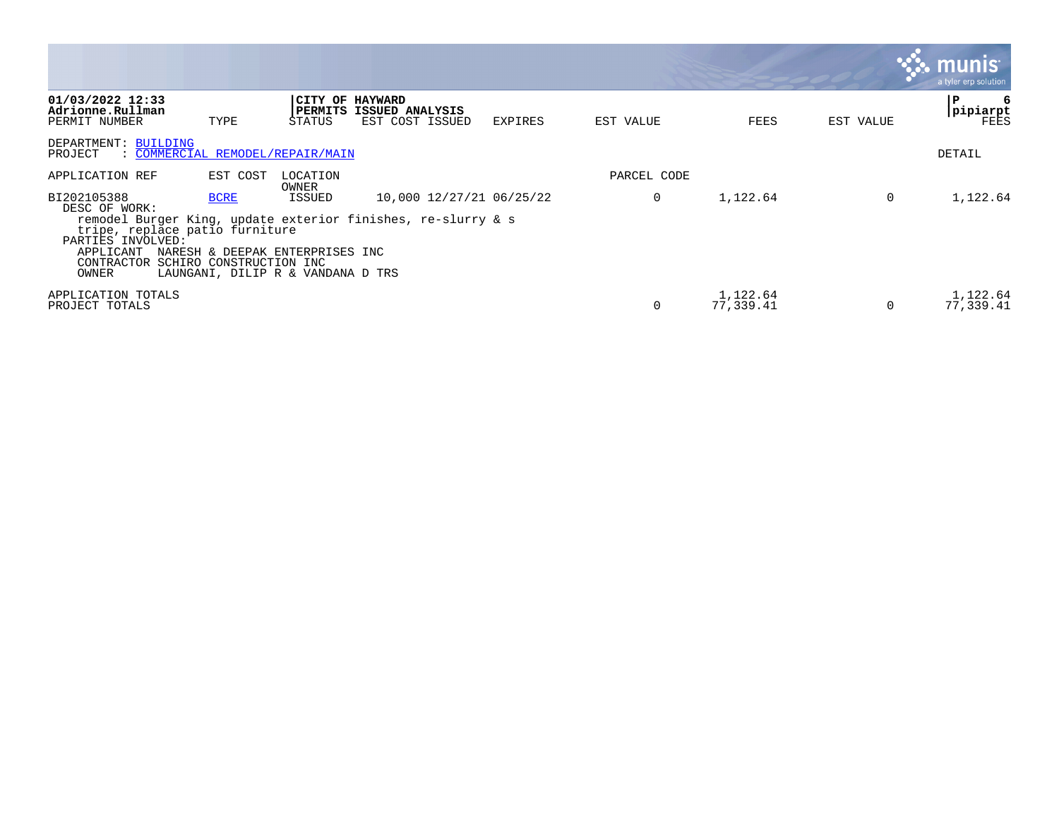**CITY OF HAYWARD**
**PERMITS ISSUED ANALYSIS**

DEPARTMENT: BUILDING
PROJECT : COMMERCIAL REMODEL/REPAIR/MAIN

DETAIL

| PERMIT NUMBER / APPLICATION REF | TYPE / EST COST | STATUS / LOCATION / OWNER | EST COST | ISSUED | EXPIRES | EST VALUE / PARCEL CODE | FEES | EST VALUE | FEES |
|---|---|---|---|---|---|---|---|---|---|
| BI202105388 | BCRE | ISSUED | 10,000 | 12/27/21 | 06/25/22 | 0 | 1,122.64 | 0 | 1,122.64 |

DESC OF WORK:
remodel Burger King, update exterior finishes, re-slurry & s tripe, replace patio furniture

PARTIES INVOLVED:
APPLICANT NARESH & DEEPAK ENTERPRISES INC
CONTRACTOR SCHIRO CONSTRUCTION INC
OWNER LAUNGANI, DILIP R & VANDANA D TRS

| | EST VALUE | FEES | EST VALUE | FEES |
|---|---|---|---|---|
| APPLICATION TOTALS | | 1,122.64 | | 1,122.64 |
| PROJECT TOTALS | 0 | 77,339.41 | 0 | 77,339.41 |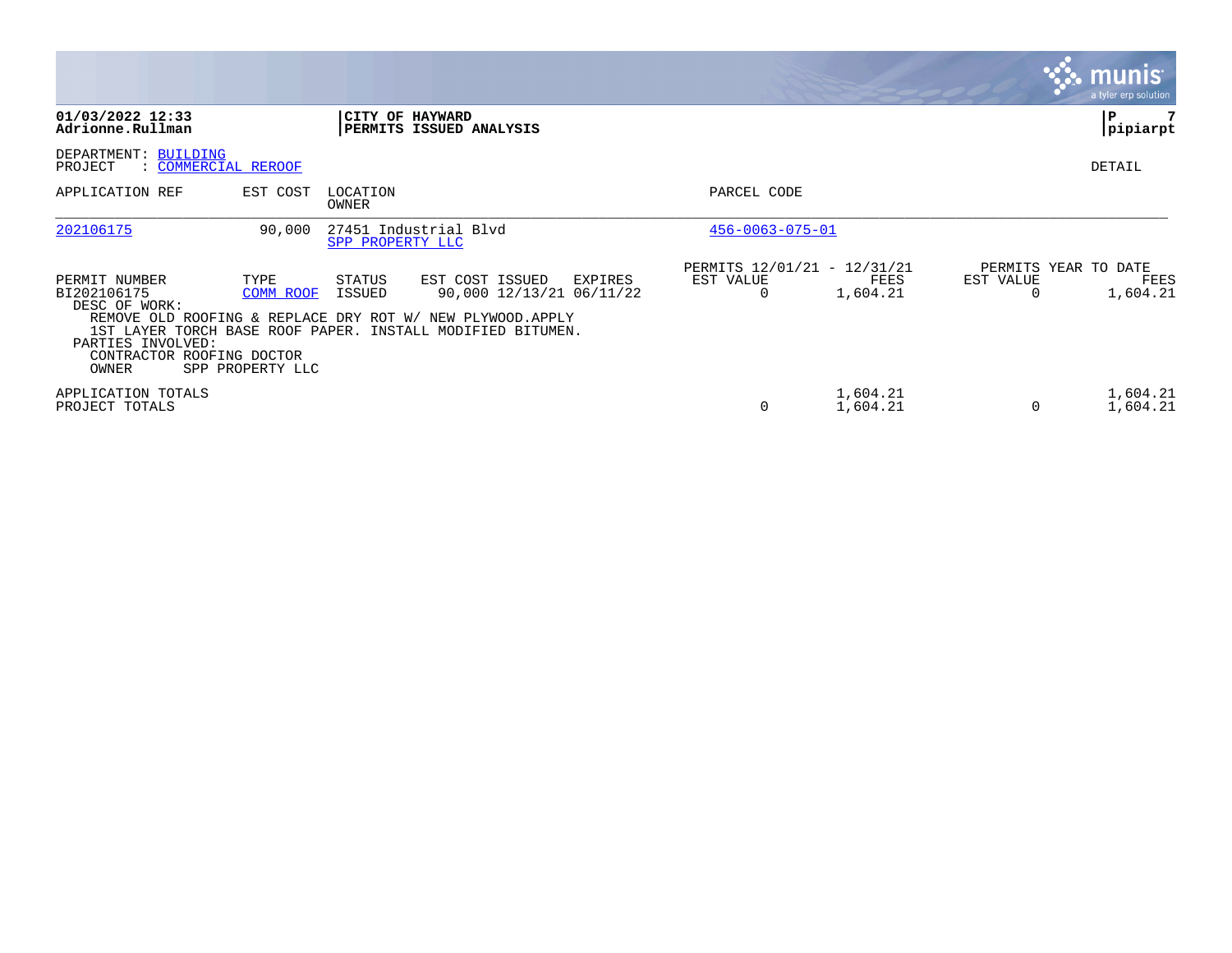**01/03/2022 12:33**
**Adrionne.Rullman**

**CITY OF HAYWARD**
**PERMITS ISSUED ANALYSIS**

**pipiarpt**

DEPARTMENT: BUILDING
PROJECT : COMMERCIAL REROOF

DETAIL

| APPLICATION REF | EST COST | LOCATION / OWNER | PARCEL CODE |
|---|---|---|---|
| 202106175 | 90,000 | 27451 Industrial Blvd / SPP PROPERTY LLC | 456-0063-075-01 |

| PERMIT NUMBER | TYPE | STATUS | EST COST | ISSUED | EXPIRES | PERMITS 12/01/21 - 12/31/21 EST VALUE | FEES | PERMITS YEAR TO DATE EST VALUE | FEES |
|---|---|---|---|---|---|---|---|---|---|
| BI202106175 | COMM ROOF | ISSUED | 90,000 | 12/13/21 | 06/11/22 | 0 | 1,604.21 | 0 | 1,604.21 |

DESC OF WORK:
REMOVE OLD ROOFING & REPLACE DRY ROT W/ NEW PLYWOOD.APPLY
1ST LAYER TORCH BASE ROOF PAPER. INSTALL MODIFIED BITUMEN.

PARTIES INVOLVED:
CONTRACTOR ROOFING DOCTOR
OWNER SPP PROPERTY LLC

| | EST VALUE | FEES | EST VALUE | FEES |
|---|---|---|---|---|
| APPLICATION TOTALS | | 1,604.21 | | 1,604.21 |
| PROJECT TOTALS | 0 | 1,604.21 | 0 | 1,604.21 |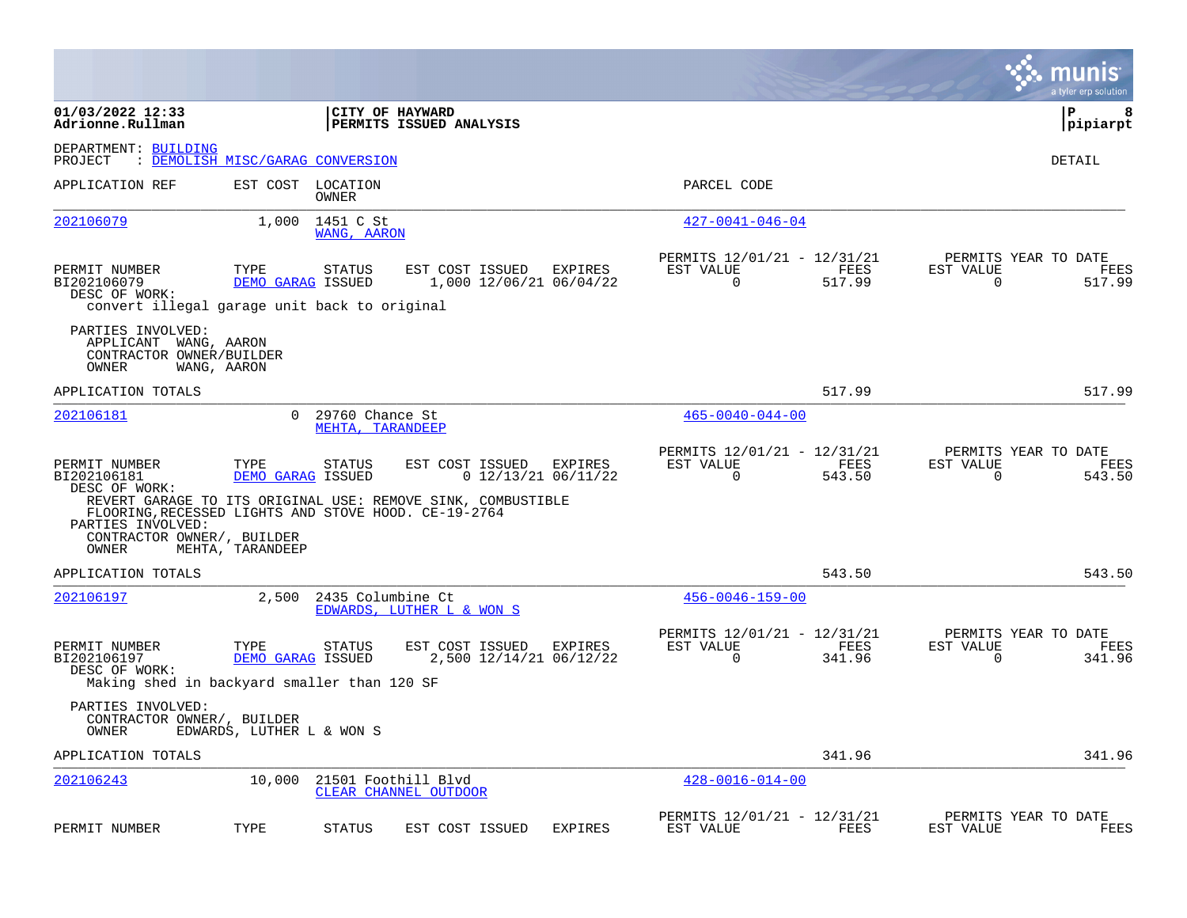01/03/2022 12:33
Adrionne.Rullman

**CITY OF HAYWARD**
**PERMITS ISSUED ANALYSIS**

DEPARTMENT: BUILDING
PROJECT : DEMOLISH MISC/GARAG CONVERSION

DETAIL

| APPLICATION REF | EST COST | LOCATION / OWNER | PARCEL CODE |
|---|---|---|---|
| 202106079 | 1,000 | 1451 C St / WANG, AARON | 427-0041-046-04 |

| PERMIT NUMBER | TYPE | STATUS | EST COST | ISSUED | EXPIRES | PERMITS 12/01/21 - 12/31/21 EST VALUE | FEES | PERMITS YEAR TO DATE EST VALUE | FEES |
|---|---|---|---|---|---|---|---|---|---|
| BI202106079 | DEMO GARAG | ISSUED | 1,000 | 12/06/21 | 06/04/22 | 0 | 517.99 | 0 | 517.99 |

DESC OF WORK:
convert illegal garage unit back to original

PARTIES INVOLVED:
APPLICANT WANG, AARON
CONTRACTOR OWNER/BUILDER
OWNER WANG, AARON

APPLICATION TOTALS 517.99 517.99

| APPLICATION REF | EST COST | LOCATION / OWNER | PARCEL CODE |
|---|---|---|---|
| 202106181 | 0 | 29760 Chance St / MEHTA, TARANDEEP | 465-0040-044-00 |

| PERMIT NUMBER | TYPE | STATUS | EST COST | ISSUED | EXPIRES | PERMITS 12/01/21 - 12/31/21 EST VALUE | FEES | PERMITS YEAR TO DATE EST VALUE | FEES |
|---|---|---|---|---|---|---|---|---|---|
| BI202106181 | DEMO GARAG | ISSUED | 0 | 12/13/21 | 06/11/22 | 0 | 543.50 | 0 | 543.50 |

DESC OF WORK:
REVERT GARAGE TO ITS ORIGINAL USE: REMOVE SINK, COMBUSTIBLE FLOORING,RECESSED LIGHTS AND STOVE HOOD. CE-19-2764

PARTIES INVOLVED:
CONTRACTOR OWNER/, BUILDER
OWNER MEHTA, TARANDEEP

APPLICATION TOTALS 543.50 543.50

| APPLICATION REF | EST COST | LOCATION / OWNER | PARCEL CODE |
|---|---|---|---|
| 202106197 | 2,500 | 2435 Columbine Ct / EDWARDS, LUTHER L & WON S | 456-0046-159-00 |

| PERMIT NUMBER | TYPE | STATUS | EST COST | ISSUED | EXPIRES | PERMITS 12/01/21 - 12/31/21 EST VALUE | FEES | PERMITS YEAR TO DATE EST VALUE | FEES |
|---|---|---|---|---|---|---|---|---|---|
| BI202106197 | DEMO GARAG | ISSUED | 2,500 | 12/14/21 | 06/12/22 | 0 | 341.96 | 0 | 341.96 |

DESC OF WORK:
Making shed in backyard smaller than 120 SF

PARTIES INVOLVED:
CONTRACTOR OWNER/, BUILDER
OWNER EDWARDS, LUTHER L & WON S

APPLICATION TOTALS 341.96 341.96

| APPLICATION REF | EST COST | LOCATION / OWNER | PARCEL CODE |
|---|---|---|---|
| 202106243 | 10,000 | 21501 Foothill Blvd / CLEAR CHANNEL OUTDOOR | 428-0016-014-00 |

| PERMIT NUMBER | TYPE | STATUS | EST COST | ISSUED | EXPIRES | PERMITS 12/01/21 - 12/31/21 EST VALUE | FEES | PERMITS YEAR TO DATE EST VALUE | FEES |
|---|---|---|---|---|---|---|---|---|---|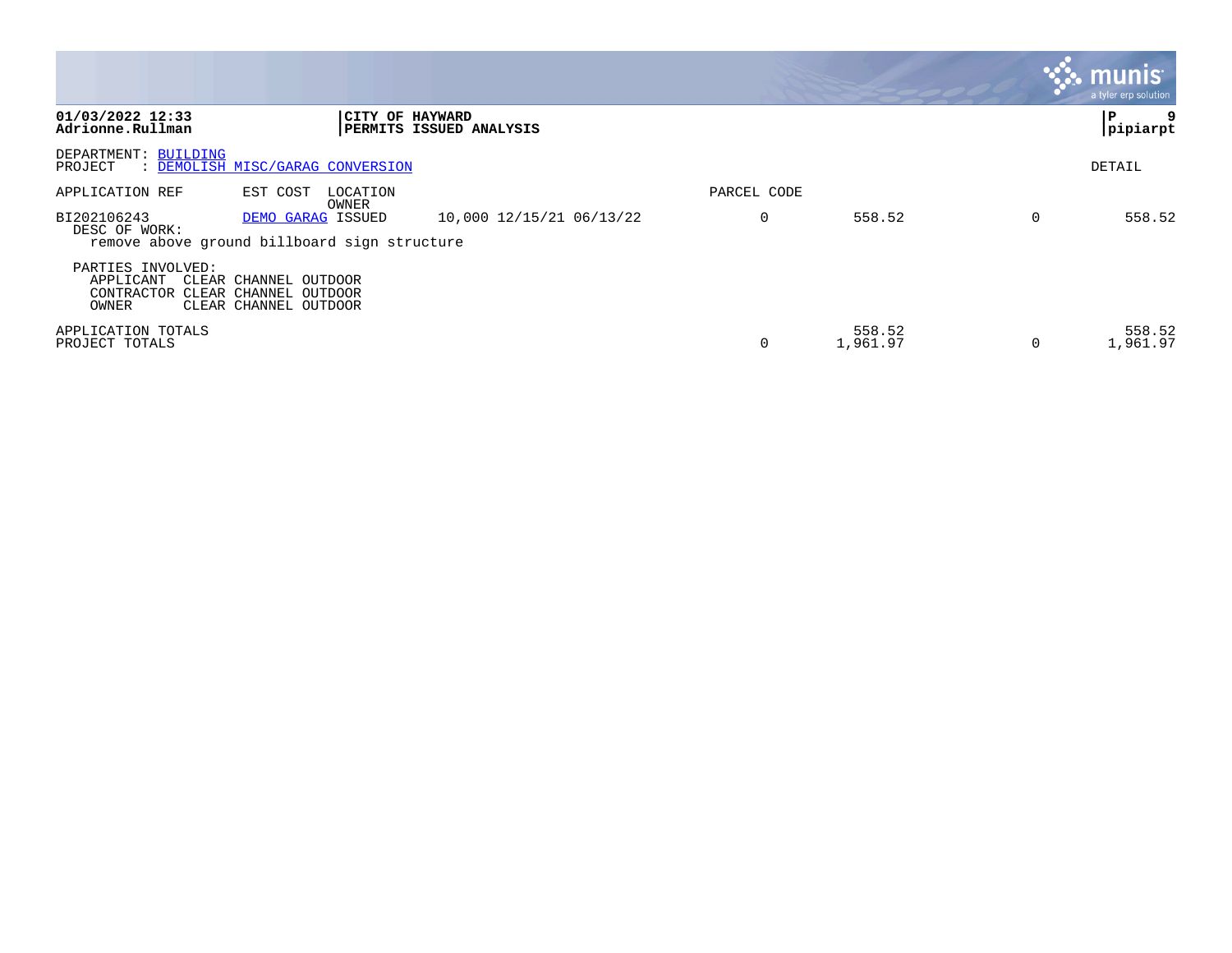**01/03/2022 12:33**
**Adrionne.Rullman**

**CITY OF HAYWARD**
**PERMITS ISSUED ANALYSIS**

**P 9**
**pipiarpt**

DEPARTMENT: BUILDING
PROJECT : DEMOLISH MISC/GARAG CONVERSION

DETAIL

| APPLICATION REF | EST COST | LOCATION / OWNER | | PARCEL CODE | | | |
|---|---|---|---|---|---|---|---|
| BI202106243 | DEMO GARAG | ISSUED | 10,000 12/15/21 06/13/22 | 0 | 558.52 | 0 | 558.52 |

DESC OF WORK:
remove above ground billboard sign structure

PARTIES INVOLVED:
APPLICANT CLEAR CHANNEL OUTDOOR
CONTRACTOR CLEAR CHANNEL OUTDOOR
OWNER CLEAR CHANNEL OUTDOOR

| | | | | |
|---|---|---|---|---|
| APPLICATION TOTALS | | 558.52 | | 558.52 |
| PROJECT TOTALS | 0 | 1,961.97 | 0 | 1,961.97 |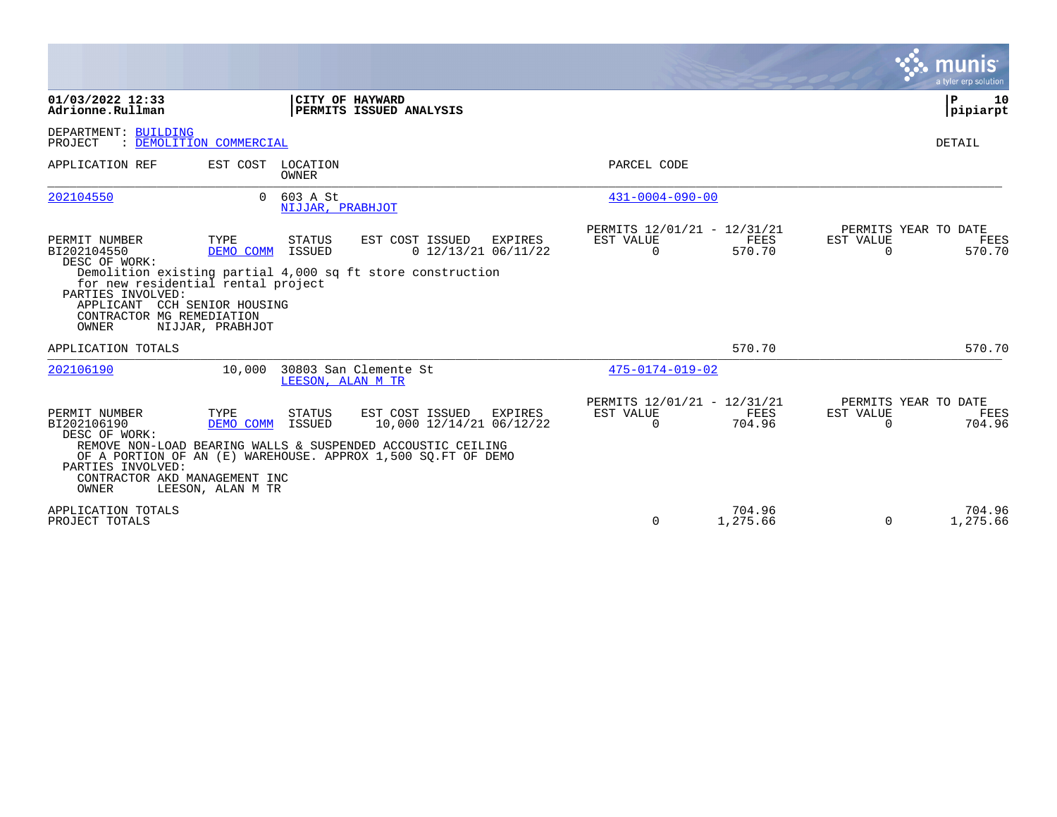**01/03/2022 12:33**
**Adrionne.Rullman**

**CITY OF HAYWARD**
**PERMITS ISSUED ANALYSIS**

**P 10**
**pipiarpt**

DEPARTMENT: BUILDING
PROJECT : DEMOLITION COMMERCIAL

DETAIL

| APPLICATION REF | EST COST | LOCATION / OWNER | PARCEL CODE |
|---|---|---|---|
| 202104550 | 0 | 603 A St / NIJJAR, PRABHJOT | 431-0004-090-00 |

| PERMIT NUMBER | TYPE | STATUS | EST COST | ISSUED | EXPIRES | PERMITS 12/01/21 - 12/31/21 EST VALUE | FEES | PERMITS YEAR TO DATE EST VALUE | FEES |
|---|---|---|---|---|---|---|---|---|---|
| BI202104550 | DEMO COMM | ISSUED | 0 | 12/13/21 | 06/11/22 | 0 | 570.70 | 0 | 570.70 |

DESC OF WORK:
Demolition existing partial 4,000 sq ft store construction for new residential rental project

PARTIES INVOLVED:
APPLICANT CCH SENIOR HOUSING
CONTRACTOR MG REMEDIATION
OWNER NIJJAR, PRABHJOT

APPLICATION TOTALS: 570.70 | 570.70

| APPLICATION REF | EST COST | LOCATION / OWNER | PARCEL CODE |
|---|---|---|---|
| 202106190 | 10,000 | 30803 San Clemente St / LEESON, ALAN M TR | 475-0174-019-02 |

| PERMIT NUMBER | TYPE | STATUS | EST COST | ISSUED | EXPIRES | PERMITS 12/01/21 - 12/31/21 EST VALUE | FEES | PERMITS YEAR TO DATE EST VALUE | FEES |
|---|---|---|---|---|---|---|---|---|---|
| BI202106190 | DEMO COMM | ISSUED | 10,000 | 12/14/21 | 06/12/22 | 0 | 704.96 | 0 | 704.96 |

DESC OF WORK:
REMOVE NON-LOAD BEARING WALLS & SUSPENDED ACCOUSTIC CEILING OF A PORTION OF AN (E) WAREHOUSE. APPROX 1,500 SQ.FT OF DEMO

PARTIES INVOLVED:
CONTRACTOR AKD MANAGEMENT INC
OWNER LEESON, ALAN M TR

| | PERMITS 12/01/21 - 12/31/21 EST VALUE | FEES | PERMITS YEAR TO DATE EST VALUE | FEES |
|---|---|---|---|---|
| APPLICATION TOTALS | | 704.96 | | 704.96 |
| PROJECT TOTALS | 0 | 1,275.66 | 0 | 1,275.66 |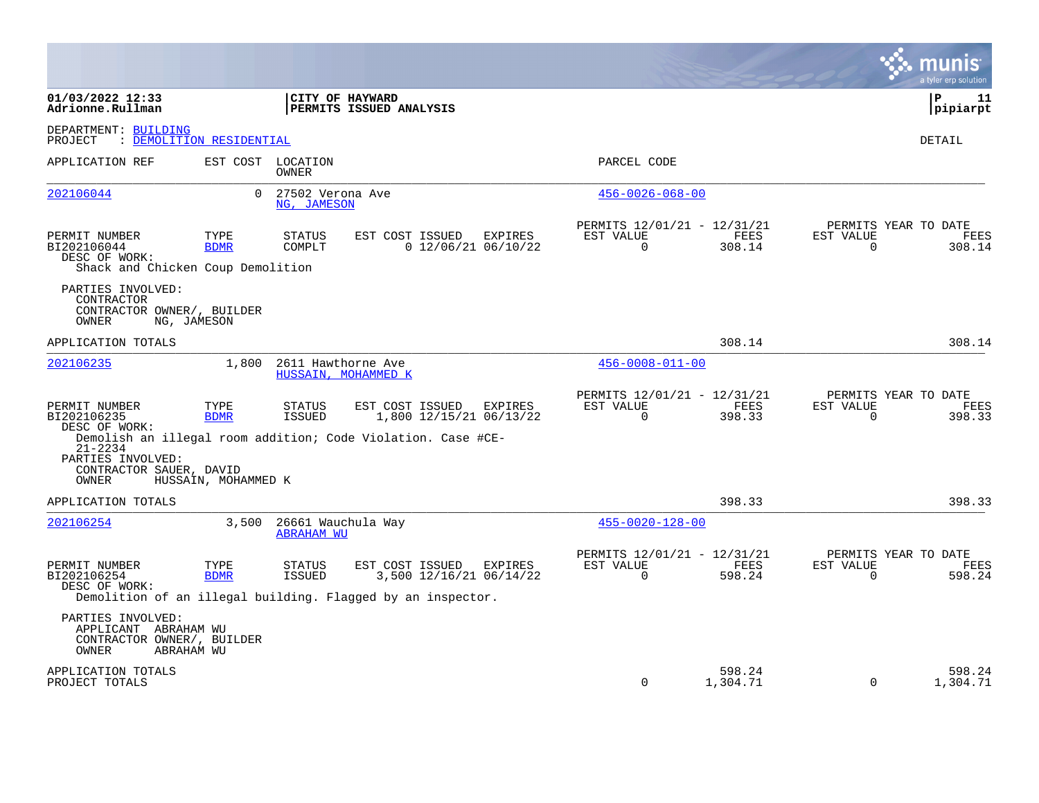**01/03/2022 12:33**
**Adrionne.Rullman**

**CITY OF HAYWARD**
**PERMITS ISSUED ANALYSIS**

**P 11**
**pipiarpt**

DEPARTMENT: BUILDING
PROJECT : DEMOLITION RESIDENTIAL

DETAIL

| APPLICATION REF | EST COST | LOCATION / OWNER | PARCEL CODE |
|---|---|---|---|
| 202106044 | 0 | 27502 Verona Ave / NG, JAMESON | 456-0026-068-00 |

| PERMIT NUMBER | TYPE | STATUS | EST COST | ISSUED | EXPIRES | PERMITS 12/01/21 - 12/31/21 EST VALUE | FEES | PERMITS YEAR TO DATE EST VALUE | FEES |
|---|---|---|---|---|---|---|---|---|---|
| BI202106044 | BDMR | COMPLT | 0 | 12/06/21 | 06/10/22 | 0 | 308.14 | 0 | 308.14 |

DESC OF WORK:
Shack and Chicken Coup Demolition

PARTIES INVOLVED:
CONTRACTOR
CONTRACTOR OWNER/, BUILDER
OWNER NG, JAMESON

APPLICATION TOTALS 308.14 308.14

| APPLICATION REF | EST COST | LOCATION / OWNER | PARCEL CODE |
|---|---|---|---|
| 202106235 | 1,800 | 2611 Hawthorne Ave / HUSSAIN, MOHAMMED K | 456-0008-011-00 |

| PERMIT NUMBER | TYPE | STATUS | EST COST | ISSUED | EXPIRES | PERMITS 12/01/21 - 12/31/21 EST VALUE | FEES | PERMITS YEAR TO DATE EST VALUE | FEES |
|---|---|---|---|---|---|---|---|---|---|
| BI202106235 | BDMR | ISSUED | 1,800 | 12/15/21 | 06/13/22 | 0 | 398.33 | 0 | 398.33 |

DESC OF WORK:
Demolish an illegal room addition; Code Violation. Case #CE-21-2234

PARTIES INVOLVED:
CONTRACTOR SAUER, DAVID
OWNER HUSSAIN, MOHAMMED K

APPLICATION TOTALS 398.33 398.33

| APPLICATION REF | EST COST | LOCATION / OWNER | PARCEL CODE |
|---|---|---|---|
| 202106254 | 3,500 | 26661 Wauchula Way / ABRAHAM WU | 455-0020-128-00 |

| PERMIT NUMBER | TYPE | STATUS | EST COST | ISSUED | EXPIRES | PERMITS 12/01/21 - 12/31/21 EST VALUE | FEES | PERMITS YEAR TO DATE EST VALUE | FEES |
|---|---|---|---|---|---|---|---|---|---|
| BI202106254 | BDMR | ISSUED | 3,500 | 12/16/21 | 06/14/22 | 0 | 598.24 | 0 | 598.24 |

DESC OF WORK:
Demolition of an illegal building. Flagged by an inspector.

PARTIES INVOLVED:
APPLICANT ABRAHAM WU
CONTRACTOR OWNER/, BUILDER
OWNER ABRAHAM WU

| | EST VALUE | FEES | EST VALUE | FEES |
|---|---|---|---|---|
| APPLICATION TOTALS | | 598.24 | | 598.24 |
| PROJECT TOTALS | 0 | 1,304.71 | 0 | 1,304.71 |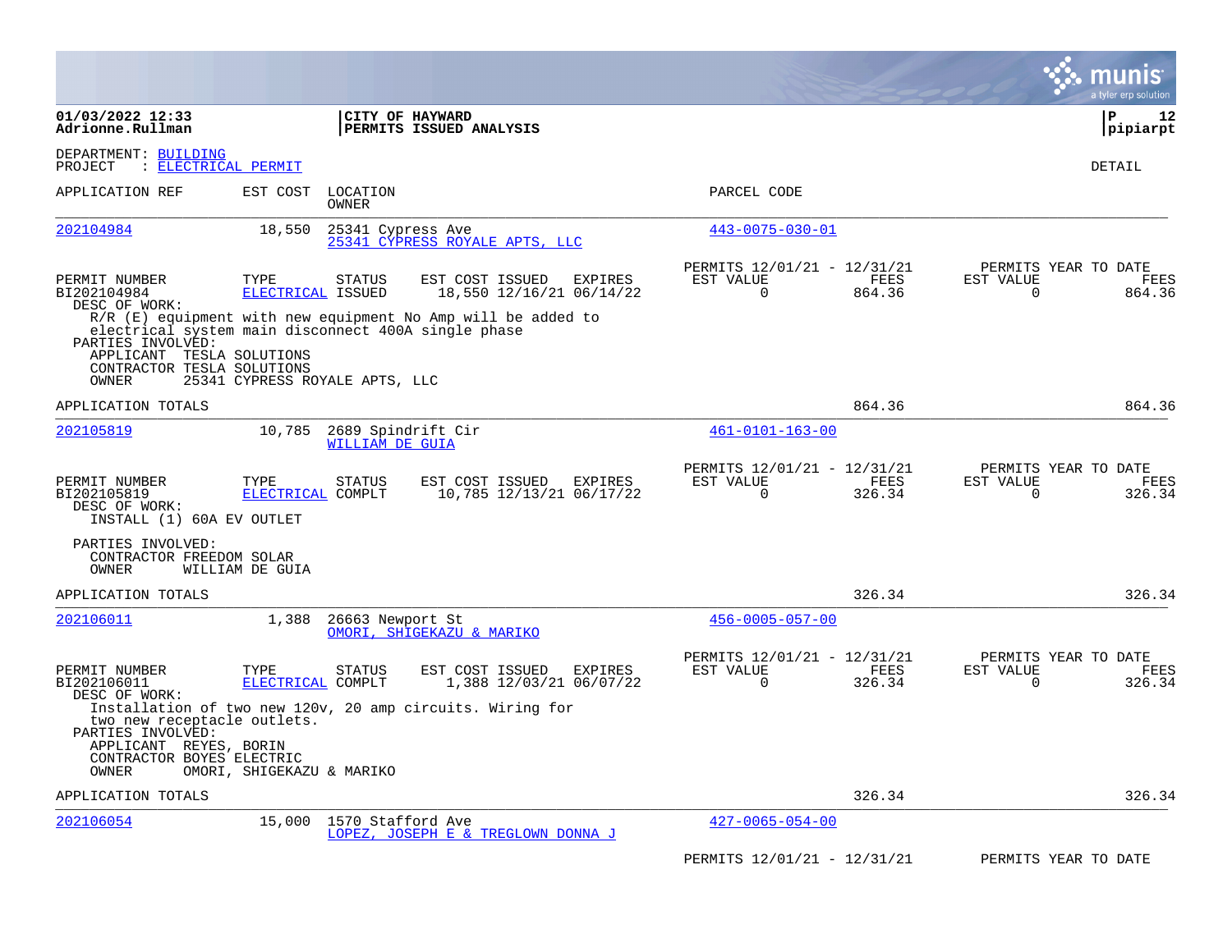01/03/2022 12:33
Adrionne.Rullman

**CITY OF HAYWARD**
**PERMITS ISSUED ANALYSIS**

P 12
pipiarpt

DEPARTMENT: BUILDING
PROJECT : ELECTRICAL PERMIT

DETAIL

| APPLICATION REF | EST COST | LOCATION / OWNER | PARCEL CODE |
|---|---|---|---|
| 202104984 | 18,550 | 25341 Cypress Ave / 25341 CYPRESS ROYALE APTS, LLC | 443-0075-030-01 |

| PERMIT NUMBER | TYPE | STATUS | EST COST | ISSUED | EXPIRES | PERMITS 12/01/21 - 12/31/21 EST VALUE | FEES | PERMITS YEAR TO DATE EST VALUE | FEES |
|---|---|---|---|---|---|---|---|---|---|
| BI202104984 | ELECTRICAL | ISSUED | 18,550 | 12/16/21 | 06/14/22 | 0 | 864.36 | 0 | 864.36 |

DESC OF WORK:
R/R (E) equipment with new equipment No Amp will be added to electrical system main disconnect 400A single phase

PARTIES INVOLVED:
APPLICANT TESLA SOLUTIONS
CONTRACTOR TESLA SOLUTIONS
OWNER 25341 CYPRESS ROYALE APTS, LLC

APPLICATION TOTALS 864.36 864.36

| APPLICATION REF | EST COST | LOCATION / OWNER | PARCEL CODE |
|---|---|---|---|
| 202105819 | 10,785 | 2689 Spindrift Cir / WILLIAM DE GUIA | 461-0101-163-00 |

| PERMIT NUMBER | TYPE | STATUS | EST COST | ISSUED | EXPIRES | PERMITS 12/01/21 - 12/31/21 EST VALUE | FEES | PERMITS YEAR TO DATE EST VALUE | FEES |
|---|---|---|---|---|---|---|---|---|---|
| BI202105819 | ELECTRICAL | COMPLT | 10,785 | 12/13/21 | 06/17/22 | 0 | 326.34 | 0 | 326.34 |

DESC OF WORK:
INSTALL (1) 60A EV OUTLET

PARTIES INVOLVED:
CONTRACTOR FREEDOM SOLAR
OWNER WILLIAM DE GUIA

APPLICATION TOTALS 326.34 326.34

| APPLICATION REF | EST COST | LOCATION / OWNER | PARCEL CODE |
|---|---|---|---|
| 202106011 | 1,388 | 26663 Newport St / OMORI, SHIGEKAZU & MARIKO | 456-0005-057-00 |

| PERMIT NUMBER | TYPE | STATUS | EST COST | ISSUED | EXPIRES | PERMITS 12/01/21 - 12/31/21 EST VALUE | FEES | PERMITS YEAR TO DATE EST VALUE | FEES |
|---|---|---|---|---|---|---|---|---|---|
| BI202106011 | ELECTRICAL | COMPLT | 1,388 | 12/03/21 | 06/07/22 | 0 | 326.34 | 0 | 326.34 |

DESC OF WORK:
Installation of two new 120v, 20 amp circuits. Wiring for two new receptacle outlets.

PARTIES INVOLVED:
APPLICANT REYES, BORIN
CONTRACTOR BOYES ELECTRIC
OWNER OMORI, SHIGEKAZU & MARIKO

APPLICATION TOTALS 326.34 326.34

| APPLICATION REF | EST COST | LOCATION / OWNER | PARCEL CODE |
|---|---|---|---|
| 202106054 | 15,000 | 1570 Stafford Ave / LOPEZ, JOSEPH E & TREGLOWN DONNA J | 427-0065-054-00 |

PERMITS 12/01/21 - 12/31/21 PERMITS YEAR TO DATE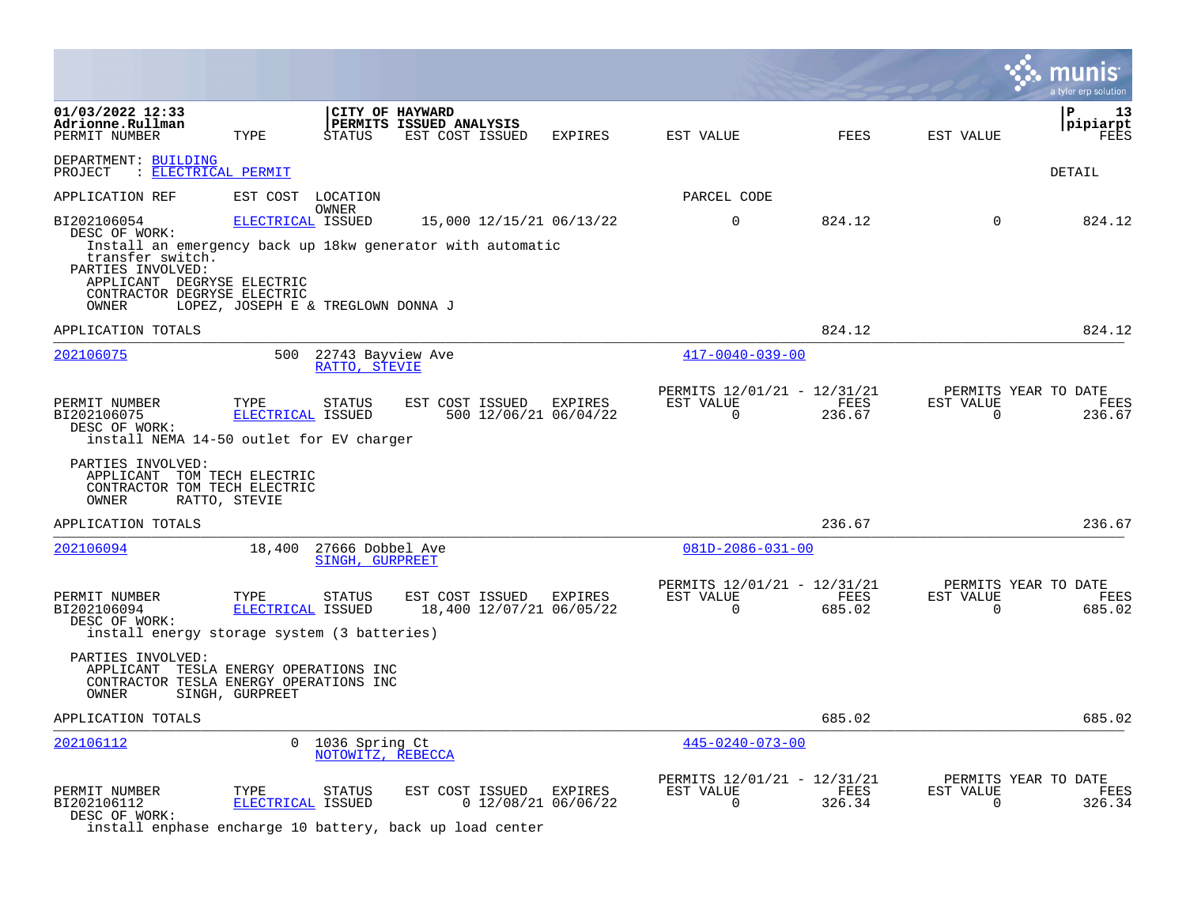01/03/2022 12:33
Adrionne.Rullman

**CITY OF HAYWARD**
**PERMITS ISSUED ANALYSIS**

pipiarpt

DEPARTMENT: BUILDING
PROJECT : ELECTRICAL PERMIT

DETAIL

| PERMIT NUMBER | TYPE | STATUS | EST COST | ISSUED | EXPIRES | EST VALUE | FEES | EST VALUE | FEES |
|---|---|---|---|---|---|---|---|---|---|
| BI202106054 | ELECTRICAL | ISSUED | 15,000 | 12/15/21 | 06/13/22 | 0 | 824.12 | 0 | 824.12 |

DESC OF WORK:
Install an emergency back up 18kw generator with automatic transfer switch.

PARTIES INVOLVED:
APPLICANT DEGRYSE ELECTRIC
CONTRACTOR DEGRYSE ELECTRIC
OWNER LOPEZ, JOSEPH E & TREGLOWN DONNA J

APPLICATION TOTALS: 824.12 | 824.12

---

| APPLICATION REF | EST COST | LOCATION / OWNER | PARCEL CODE |
|---|---|---|---|
| 202106075 | 500 | 22743 Bayview Ave / RATTO, STEVIE | 417-0040-039-00 |

| PERMIT NUMBER | TYPE | STATUS | EST COST | ISSUED | EXPIRES | PERMITS 12/01/21 - 12/31/21 EST VALUE | FEES | PERMITS YEAR TO DATE EST VALUE | FEES |
|---|---|---|---|---|---|---|---|---|---|
| BI202106075 | ELECTRICAL | ISSUED | 500 | 12/06/21 | 06/04/22 | 0 | 236.67 | 0 | 236.67 |

DESC OF WORK:
install NEMA 14-50 outlet for EV charger

PARTIES INVOLVED:
APPLICANT TOM TECH ELECTRIC
CONTRACTOR TOM TECH ELECTRIC
OWNER RATTO, STEVIE

APPLICATION TOTALS: 236.67 | 236.67

---

| APPLICATION REF | EST COST | LOCATION / OWNER | PARCEL CODE |
|---|---|---|---|
| 202106094 | 18,400 | 27666 Dobbel Ave / SINGH, GURPREET | 081D-2086-031-00 |

| PERMIT NUMBER | TYPE | STATUS | EST COST | ISSUED | EXPIRES | PERMITS 12/01/21 - 12/31/21 EST VALUE | FEES | PERMITS YEAR TO DATE EST VALUE | FEES |
|---|---|---|---|---|---|---|---|---|---|
| BI202106094 | ELECTRICAL | ISSUED | 18,400 | 12/07/21 | 06/05/22 | 0 | 685.02 | 0 | 685.02 |

DESC OF WORK:
install energy storage system (3 batteries)

PARTIES INVOLVED:
APPLICANT TESLA ENERGY OPERATIONS INC
CONTRACTOR TESLA ENERGY OPERATIONS INC
OWNER SINGH, GURPREET

APPLICATION TOTALS: 685.02 | 685.02

---

| APPLICATION REF | EST COST | LOCATION / OWNER | PARCEL CODE |
|---|---|---|---|
| 202106112 | 0 | 1036 Spring Ct / NOTOWITZ, REBECCA | 445-0240-073-00 |

| PERMIT NUMBER | TYPE | STATUS | EST COST | ISSUED | EXPIRES | PERMITS 12/01/21 - 12/31/21 EST VALUE | FEES | PERMITS YEAR TO DATE EST VALUE | FEES |
|---|---|---|---|---|---|---|---|---|---|
| BI202106112 | ELECTRICAL | ISSUED | 0 | 12/08/21 | 06/06/22 | 0 | 326.34 | 0 | 326.34 |

DESC OF WORK:
install enphase encharge 10 battery, back up load center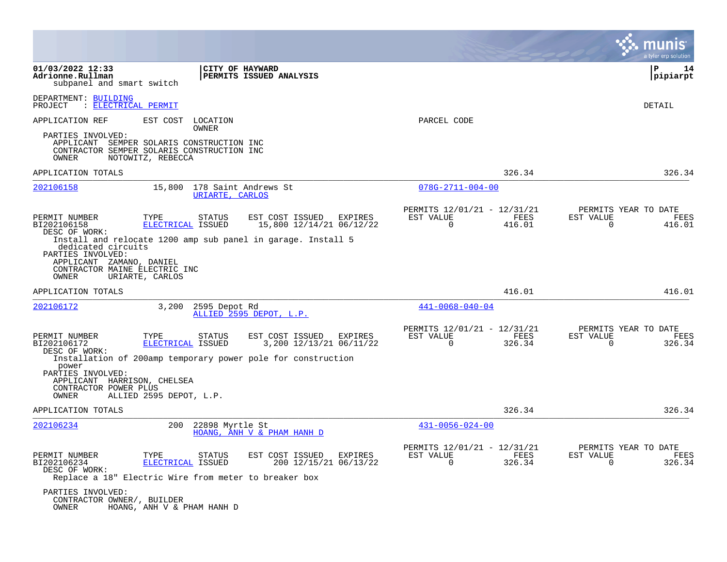subpanel and smart switch

DEPARTMENT: BUILDING
PROJECT : ELECTRICAL PERMIT

DETAIL

| APPLICATION REF | EST COST | LOCATION / OWNER | PARCEL CODE |
|---|---|---|---|

PARTIES INVOLVED:
- APPLICANT SEMPER SOLARIS CONSTRUCTION INC
- CONTRACTOR SEMPER SOLARIS CONSTRUCTION INC
- OWNER NOTOWITZ, REBECCA

APPLICATION TOTALS — 326.34 — 326.34

---

**202106158** — 15,800 — 178 Saint Andrews St — URIARTE, CARLOS — 078G-2711-004-00

| PERMIT NUMBER | TYPE | STATUS | EST COST | ISSUED | EXPIRES | PERMITS 12/01/21 - 12/31/21 EST VALUE | FEES | PERMITS YEAR TO DATE EST VALUE | FEES |
|---|---|---|---|---|---|---|---|---|---|
| BI202106158 | ELECTRICAL | ISSUED | 15,800 | 12/14/21 | 06/12/22 | 0 | 416.01 | 0 | 416.01 |

DESC OF WORK:
Install and relocate 1200 amp sub panel in garage. Install 5 dedicated circuits

PARTIES INVOLVED:
- APPLICANT ZAMANO, DANIEL
- CONTRACTOR MAINE ELECTRIC INC
- OWNER URIARTE, CARLOS

APPLICATION TOTALS — 416.01 — 416.01

---

**202106172** — 3,200 — 2595 Depot Rd — ALLIED 2595 DEPOT, L.P. — 441-0068-040-04

| PERMIT NUMBER | TYPE | STATUS | EST COST | ISSUED | EXPIRES | PERMITS 12/01/21 - 12/31/21 EST VALUE | FEES | PERMITS YEAR TO DATE EST VALUE | FEES |
|---|---|---|---|---|---|---|---|---|---|
| BI202106172 | ELECTRICAL | ISSUED | 3,200 | 12/13/21 | 06/11/22 | 0 | 326.34 | 0 | 326.34 |

DESC OF WORK:
Installation of 200amp temporary power pole for construction power

PARTIES INVOLVED:
- APPLICANT HARRISON, CHELSEA
- CONTRACTOR POWER PLUS
- OWNER ALLIED 2595 DEPOT, L.P.

APPLICATION TOTALS — 326.34 — 326.34

---

**202106234** — 200 — 22898 Myrtle St — HOANG, ANH V & PHAM HANH D — 431-0056-024-00

| PERMIT NUMBER | TYPE | STATUS | EST COST | ISSUED | EXPIRES | PERMITS 12/01/21 - 12/31/21 EST VALUE | FEES | PERMITS YEAR TO DATE EST VALUE | FEES |
|---|---|---|---|---|---|---|---|---|---|
| BI202106234 | ELECTRICAL | ISSUED | 200 | 12/15/21 | 06/13/22 | 0 | 326.34 | 0 | 326.34 |

DESC OF WORK:
Replace a 18" Electric Wire from meter to breaker box

PARTIES INVOLVED:
- CONTRACTOR OWNER/, BUILDER
- OWNER HOANG, ANH V & PHAM HANH D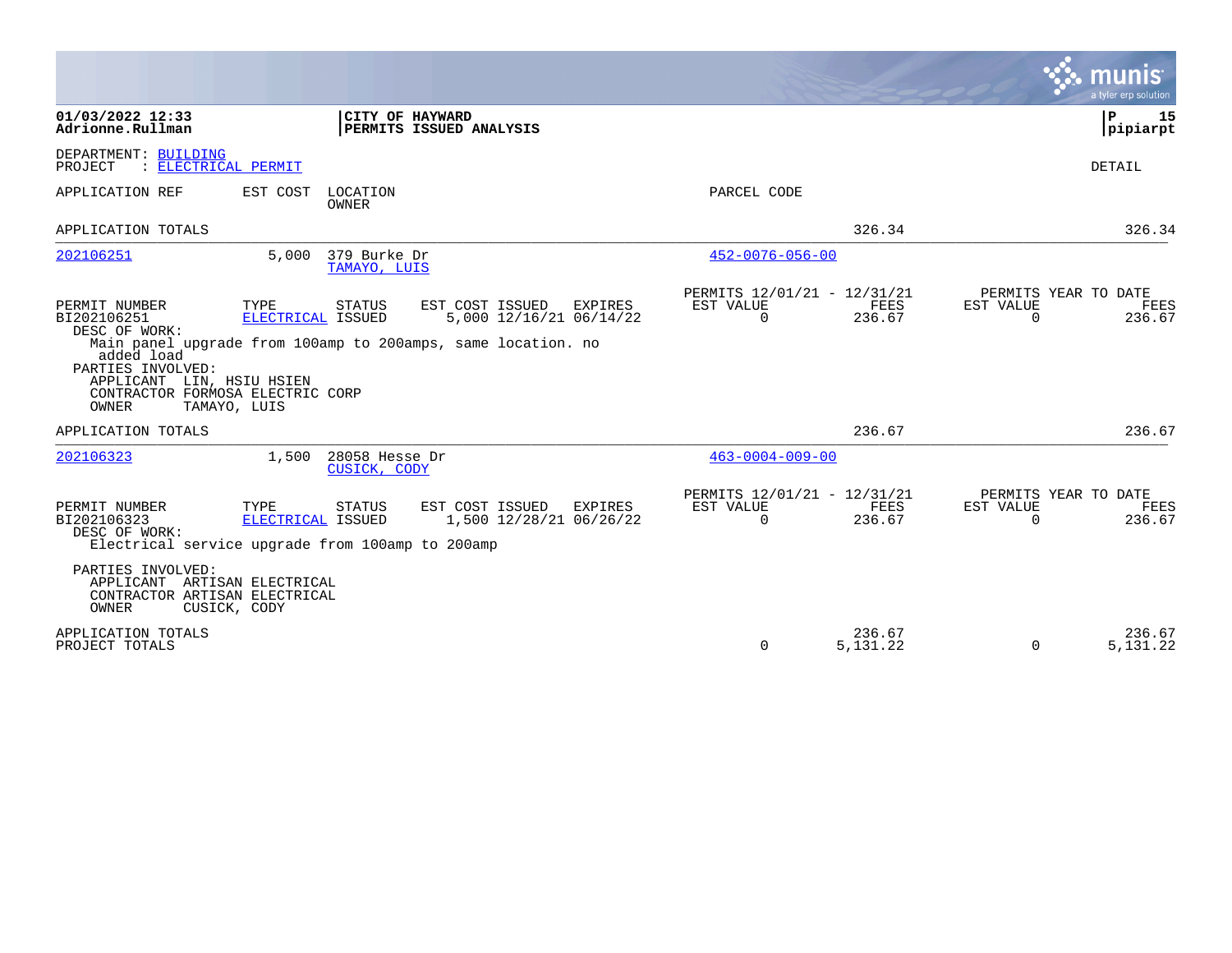**01/03/2022 12:33**
**Adrionne.Rullman**

**CITY OF HAYWARD**
**PERMITS ISSUED ANALYSIS**

**P 15**
**pipiarpt**

DEPARTMENT: BUILDING
PROJECT : ELECTRICAL PERMIT

DETAIL

| APPLICATION REF | EST COST | LOCATION / OWNER | PARCEL CODE | | |
|---|---|---|---|---|---|
| APPLICATION TOTALS | | | | 326.34 | 326.34 |

---

**202106251** | 5,000 | 379 Burke Dr / TAMAYO, LUIS | 452-0076-056-00

| PERMIT NUMBER | TYPE | STATUS | EST COST | ISSUED | EXPIRES | PERMITS 12/01/21 - 12/31/21 EST VALUE | FEES | PERMITS YEAR TO DATE EST VALUE | FEES |
|---|---|---|---|---|---|---|---|---|---|
| BI202106251 | ELECTRICAL | ISSUED | 5,000 | 12/16/21 | 06/14/22 | 0 | 236.67 | 0 | 236.67 |

DESC OF WORK:
Main panel upgrade from 100amp to 200amps, same location. no added load

PARTIES INVOLVED:
APPLICANT LIN, HSIU HSIEN
CONTRACTOR FORMOSA ELECTRIC CORP
OWNER TAMAYO, LUIS

APPLICATION TOTALS | 236.67 | 236.67

---

**202106323** | 1,500 | 28058 Hesse Dr / CUSICK, CODY | 463-0004-009-00

| PERMIT NUMBER | TYPE | STATUS | EST COST | ISSUED | EXPIRES | PERMITS 12/01/21 - 12/31/21 EST VALUE | FEES | PERMITS YEAR TO DATE EST VALUE | FEES |
|---|---|---|---|---|---|---|---|---|---|
| BI202106323 | ELECTRICAL | ISSUED | 1,500 | 12/28/21 | 06/26/22 | 0 | 236.67 | 0 | 236.67 |

DESC OF WORK:
Electrical service upgrade from 100amp to 200amp

PARTIES INVOLVED:
APPLICANT ARTISAN ELECTRICAL
CONTRACTOR ARTISAN ELECTRICAL
OWNER CUSICK, CODY

| | EST VALUE | FEES | EST VALUE | FEES |
|---|---|---|---|---|
| APPLICATION TOTALS | | 236.67 | | 236.67 |
| PROJECT TOTALS | 0 | 5,131.22 | 0 | 5,131.22 |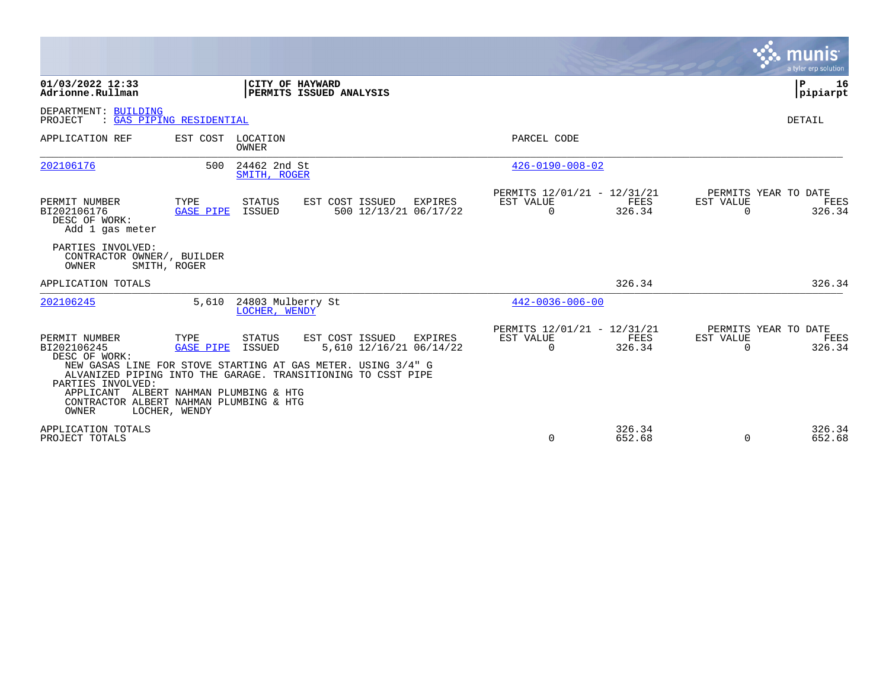**01/03/2022 12:33**
**Adrionne.Rullman**

**CITY OF HAYWARD**
**PERMITS ISSUED ANALYSIS**

**P 16**
**pipiarpt**

DEPARTMENT: BUILDING
PROJECT : GAS PIPING RESIDENTIAL

DETAIL

| APPLICATION REF | EST COST | LOCATION / OWNER | PARCEL CODE |
|---|---|---|---|
| 202106176 | 500 | 24462 2nd St / SMITH, ROGER | 426-0190-008-02 |

| PERMIT NUMBER | TYPE | STATUS | EST COST | ISSUED | EXPIRES | PERMITS 12/01/21 - 12/31/21 EST VALUE | FEES | PERMITS YEAR TO DATE EST VALUE | FEES |
|---|---|---|---|---|---|---|---|---|---|
| BI202106176 | GASE PIPE | ISSUED | 500 | 12/13/21 | 06/17/22 | 0 | 326.34 | 0 | 326.34 |

DESC OF WORK:
Add 1 gas meter

PARTIES INVOLVED:
CONTRACTOR OWNER/, BUILDER
OWNER SMITH, ROGER

APPLICATION TOTALS — 326.34 — 326.34

| APPLICATION REF | EST COST | LOCATION / OWNER | PARCEL CODE |
|---|---|---|---|
| 202106245 | 5,610 | 24803 Mulberry St / LOCHER, WENDY | 442-0036-006-00 |

| PERMIT NUMBER | TYPE | STATUS | EST COST | ISSUED | EXPIRES | PERMITS 12/01/21 - 12/31/21 EST VALUE | FEES | PERMITS YEAR TO DATE EST VALUE | FEES |
|---|---|---|---|---|---|---|---|---|---|
| BI202106245 | GASE PIPE | ISSUED | 5,610 | 12/16/21 | 06/14/22 | 0 | 326.34 | 0 | 326.34 |

DESC OF WORK:
NEW GASAS LINE FOR STOVE STARTING AT GAS METER. USING 3/4" G ALVANIZED PIPING INTO THE GARAGE. TRANSITIONING TO CSST PIPE

PARTIES INVOLVED:
APPLICANT ALBERT NAHMAN PLUMBING & HTG
CONTRACTOR ALBERT NAHMAN PLUMBING & HTG
OWNER LOCHER, WENDY

| | EST VALUE | FEES | EST VALUE | FEES |
|---|---|---|---|---|
| APPLICATION TOTALS | | 326.34 | | 326.34 |
| PROJECT TOTALS | 0 | 652.68 | 0 | 652.68 |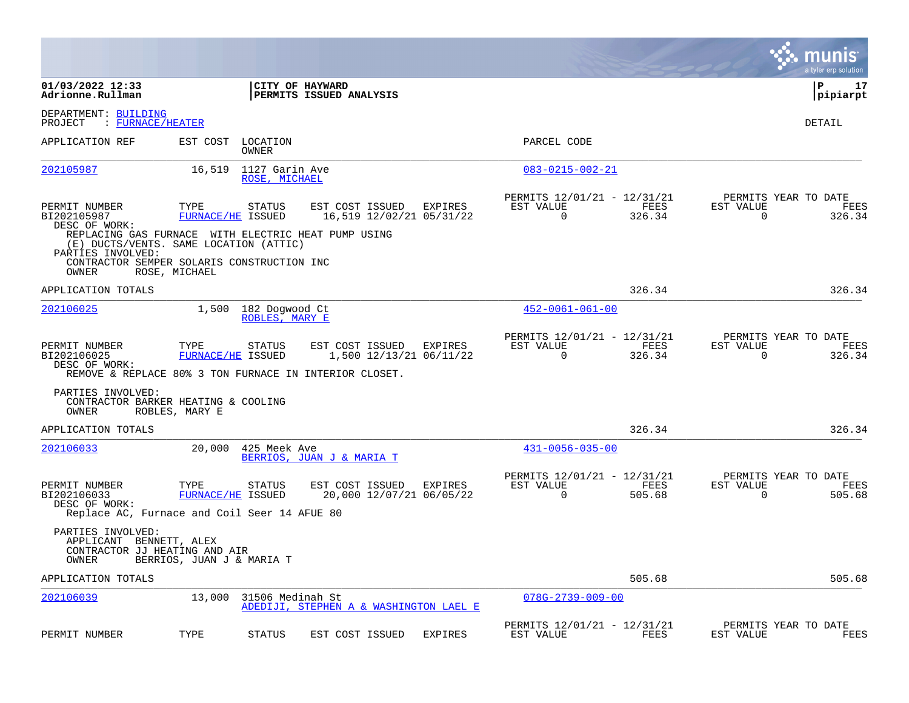**01/03/2022 12:33**
**Adrionne.Rullman**

**CITY OF HAYWARD**
**PERMITS ISSUED ANALYSIS**

**P 17**
**pipiarpt**

DEPARTMENT: BUILDING
PROJECT : FURNACE/HEATER

DETAIL

| APPLICATION REF | EST COST | LOCATION / OWNER | PARCEL CODE |
|---|---|---|---|
| 202105987 | 16,519 | 1127 Garin Ave / ROSE, MICHAEL | 083-0215-002-21 |

| PERMIT NUMBER | TYPE | STATUS | EST COST | ISSUED | EXPIRES | PERMITS 12/01/21 - 12/31/21 EST VALUE | FEES | PERMITS YEAR TO DATE EST VALUE | FEES |
|---|---|---|---|---|---|---|---|---|---|
| BI202105987 | FURNACE/HE | ISSUED | 16,519 | 12/02/21 | 05/31/22 | 0 | 326.34 | 0 | 326.34 |

DESC OF WORK:
REPLACING GAS FURNACE WITH ELECTRIC HEAT PUMP USING (E) DUCTS/VENTS. SAME LOCATION (ATTIC)

PARTIES INVOLVED:
CONTRACTOR SEMPER SOLARIS CONSTRUCTION INC
OWNER ROSE, MICHAEL

APPLICATION TOTALS: 326.34 | 326.34

| APPLICATION REF | EST COST | LOCATION / OWNER | PARCEL CODE |
|---|---|---|---|
| 202106025 | 1,500 | 182 Dogwood Ct / ROBLES, MARY E | 452-0061-061-00 |

| PERMIT NUMBER | TYPE | STATUS | EST COST | ISSUED | EXPIRES | PERMITS 12/01/21 - 12/31/21 EST VALUE | FEES | PERMITS YEAR TO DATE EST VALUE | FEES |
|---|---|---|---|---|---|---|---|---|---|
| BI202106025 | FURNACE/HE | ISSUED | 1,500 | 12/13/21 | 06/11/22 | 0 | 326.34 | 0 | 326.34 |

DESC OF WORK:
REMOVE & REPLACE 80% 3 TON FURNACE IN INTERIOR CLOSET.

PARTIES INVOLVED:
CONTRACTOR BARKER HEATING & COOLING
OWNER ROBLES, MARY E

APPLICATION TOTALS: 326.34 | 326.34

| APPLICATION REF | EST COST | LOCATION / OWNER | PARCEL CODE |
|---|---|---|---|
| 202106033 | 20,000 | 425 Meek Ave / BERRIOS, JUAN J & MARIA T | 431-0056-035-00 |

| PERMIT NUMBER | TYPE | STATUS | EST COST | ISSUED | EXPIRES | PERMITS 12/01/21 - 12/31/21 EST VALUE | FEES | PERMITS YEAR TO DATE EST VALUE | FEES |
|---|---|---|---|---|---|---|---|---|---|
| BI202106033 | FURNACE/HE | ISSUED | 20,000 | 12/07/21 | 06/05/22 | 0 | 505.68 | 0 | 505.68 |

DESC OF WORK:
Replace AC, Furnace and Coil Seer 14 AFUE 80

PARTIES INVOLVED:
APPLICANT BENNETT, ALEX
CONTRACTOR JJ HEATING AND AIR
OWNER BERRIOS, JUAN J & MARIA T

APPLICATION TOTALS: 505.68 | 505.68

| APPLICATION REF | EST COST | LOCATION / OWNER | PARCEL CODE |
|---|---|---|---|
| 202106039 | 13,000 | 31506 Medinah St / ADEDIJI, STEPHEN A & WASHINGTON LAEL E | 078G-2739-009-00 |

| PERMIT NUMBER | TYPE | STATUS | EST COST | ISSUED | EXPIRES | PERMITS 12/01/21 - 12/31/21 EST VALUE | FEES | PERMITS YEAR TO DATE EST VALUE | FEES |
|---|---|---|---|---|---|---|---|---|---|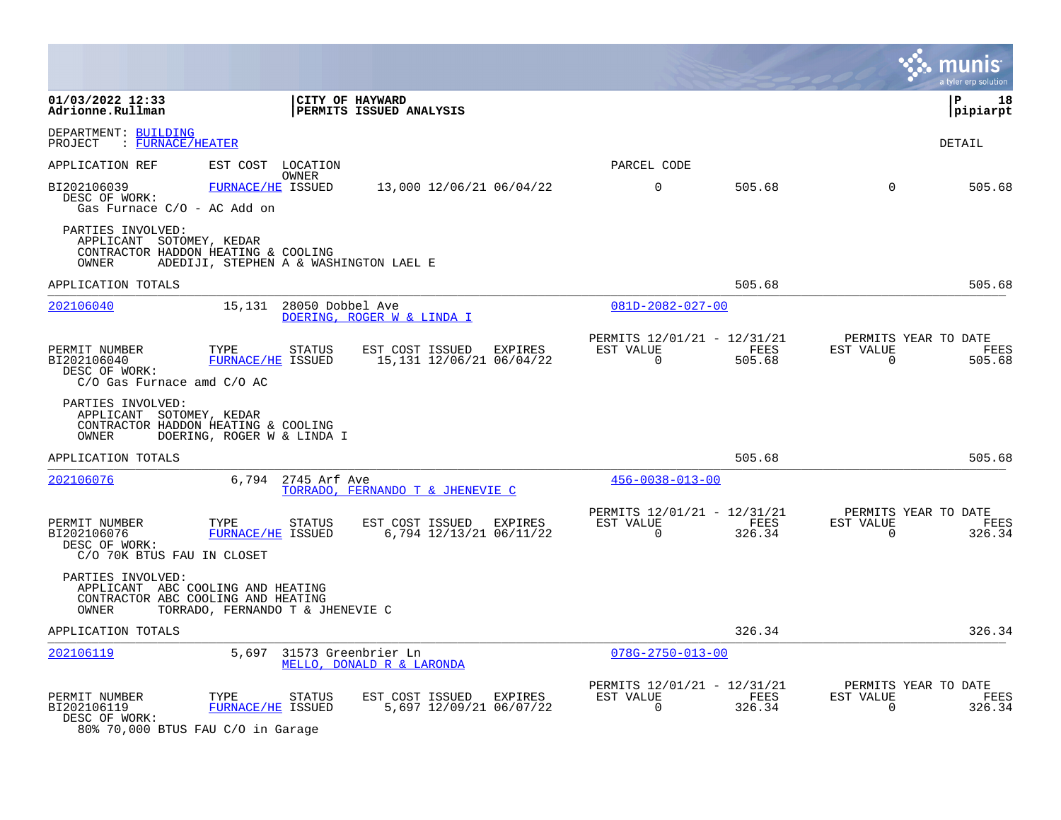**01/03/2022 12:33** | **CITY OF HAYWARD** | **P 18**
**Adrionne.Rullman** | **PERMITS ISSUED ANALYSIS** | **pipiarpt**

DEPARTMENT: BUILDING
PROJECT : FURNACE/HEATER

DETAIL

| APPLICATION REF | EST COST | LOCATION / OWNER | | | | PARCEL CODE | | | |
|---|---|---|---|---|---|---|---|---|---|
| BI202106039 | FURNACE/HE | ISSUED | 13,000 | 12/06/21 | 06/04/22 | 0 | 505.68 | 0 | 505.68 |

DESC OF WORK:
Gas Furnace C/O - AC Add on

PARTIES INVOLVED:
APPLICANT SOTOMEY, KEDAR
CONTRACTOR HADDON HEATING & COOLING
OWNER ADEDIJI, STEPHEN A & WASHINGTON LAEL E

APPLICATION TOTALS 505.68 505.68

---

**202106040** 15,131 28050 Dobbel Ave — DOERING, ROGER W & LINDA I — 081D-2082-027-00

| PERMIT NUMBER | TYPE | STATUS | EST COST | ISSUED | EXPIRES | PERMITS 12/01/21 - 12/31/21 EST VALUE | FEES | PERMITS YEAR TO DATE EST VALUE | FEES |
|---|---|---|---|---|---|---|---|---|---|
| BI202106040 | FURNACE/HE | ISSUED | 15,131 | 12/06/21 | 06/04/22 | 0 | 505.68 | 0 | 505.68 |

DESC OF WORK:
C/O Gas Furnace amd C/O AC

PARTIES INVOLVED:
APPLICANT SOTOMEY, KEDAR
CONTRACTOR HADDON HEATING & COOLING
OWNER DOERING, ROGER W & LINDA I

APPLICATION TOTALS 505.68 505.68

---

**202106076** 6,794 2745 Arf Ave — TORRADO, FERNANDO T & JHENEVIE C — 456-0038-013-00

| PERMIT NUMBER | TYPE | STATUS | EST COST | ISSUED | EXPIRES | PERMITS 12/01/21 - 12/31/21 EST VALUE | FEES | PERMITS YEAR TO DATE EST VALUE | FEES |
|---|---|---|---|---|---|---|---|---|---|
| BI202106076 | FURNACE/HE | ISSUED | 6,794 | 12/13/21 | 06/11/22 | 0 | 326.34 | 0 | 326.34 |

DESC OF WORK:
C/O 70K BTUS FAU IN CLOSET

PARTIES INVOLVED:
APPLICANT ABC COOLING AND HEATING
CONTRACTOR ABC COOLING AND HEATING
OWNER TORRADO, FERNANDO T & JHENEVIE C

APPLICATION TOTALS 326.34 326.34

---

**202106119** 5,697 31573 Greenbrier Ln — MELLO, DONALD R & LARONDA — 078G-2750-013-00

| PERMIT NUMBER | TYPE | STATUS | EST COST | ISSUED | EXPIRES | PERMITS 12/01/21 - 12/31/21 EST VALUE | FEES | PERMITS YEAR TO DATE EST VALUE | FEES |
|---|---|---|---|---|---|---|---|---|---|
| BI202106119 | FURNACE/HE | ISSUED | 5,697 | 12/09/21 | 06/07/22 | 0 | 326.34 | 0 | 326.34 |

DESC OF WORK:
80% 70,000 BTUS FAU C/O in Garage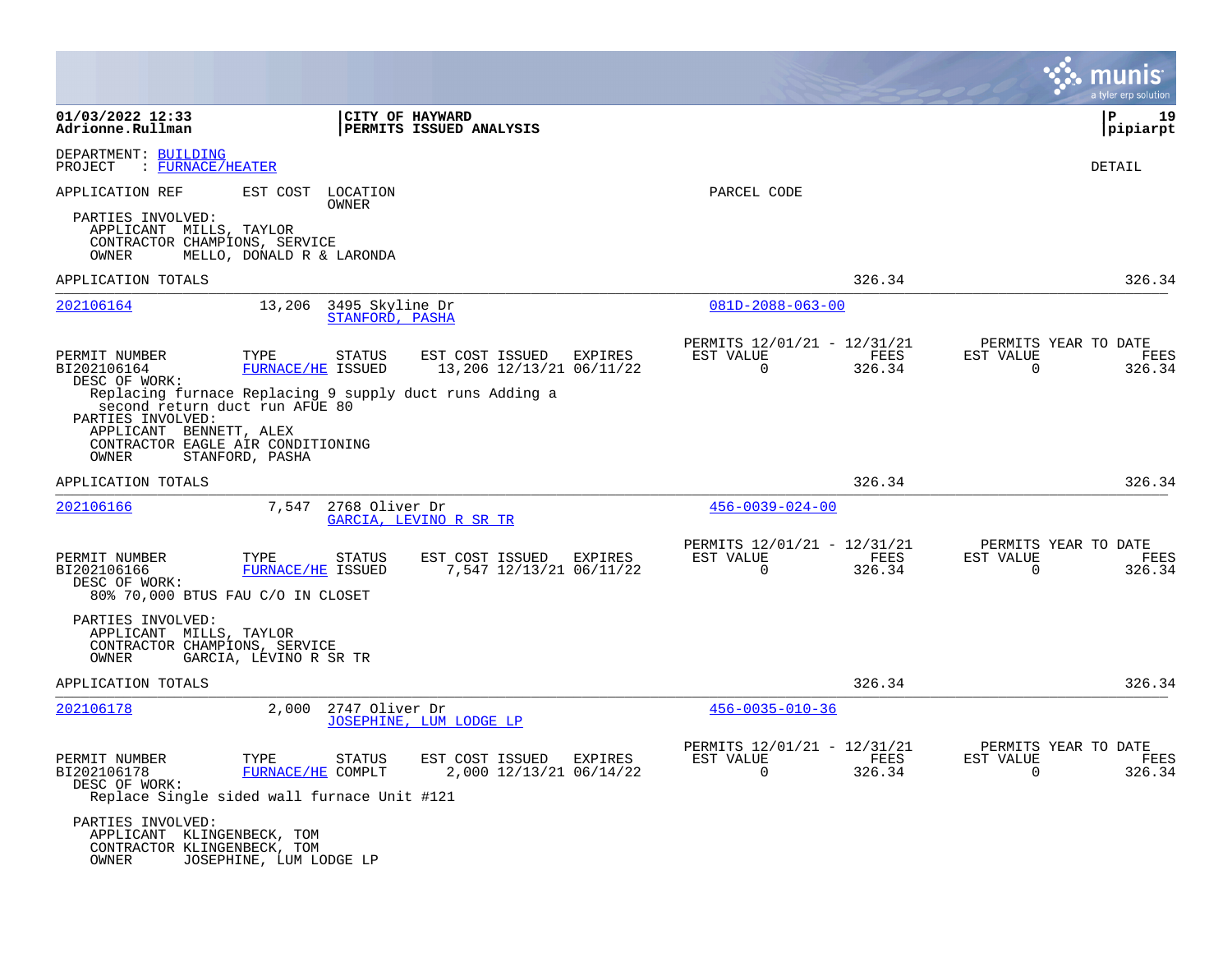DEPARTMENT: BUILDING
PROJECT : FURNACE/HEATER

DETAIL

| APPLICATION REF | EST COST | LOCATION / OWNER | PARCEL CODE |
| --- | --- | --- | --- |

PARTIES INVOLVED:
APPLICANT MILLS, TAYLOR
CONTRACTOR CHAMPIONS, SERVICE
OWNER MELLO, DONALD R & LARONDA

APPLICATION TOTALS 326.34 326.34

---

**202106164** — 13,206 — 3495 Skyline Dr — STANFORD, PASHA — 081D-2088-063-00

| PERMIT NUMBER | TYPE | STATUS | EST COST | ISSUED | EXPIRES | PERMITS 12/01/21 - 12/31/21 EST VALUE | FEES | PERMITS YEAR TO DATE EST VALUE | FEES |
| --- | --- | --- | --- | --- | --- | --- | --- | --- | --- |
| BI202106164 | FURNACE/HE | ISSUED | 13,206 | 12/13/21 | 06/11/22 | 0 | 326.34 | 0 | 326.34 |

DESC OF WORK:
Replacing furnace Replacing 9 supply duct runs Adding a second return duct run AFUE 80

PARTIES INVOLVED:
APPLICANT BENNETT, ALEX
CONTRACTOR EAGLE AIR CONDITIONING
OWNER STANFORD, PASHA

APPLICATION TOTALS 326.34 326.34

---

**202106166** — 7,547 — 2768 Oliver Dr — GARCIA, LEVINO R SR TR — 456-0039-024-00

| PERMIT NUMBER | TYPE | STATUS | EST COST | ISSUED | EXPIRES | PERMITS 12/01/21 - 12/31/21 EST VALUE | FEES | PERMITS YEAR TO DATE EST VALUE | FEES |
| --- | --- | --- | --- | --- | --- | --- | --- | --- | --- |
| BI202106166 | FURNACE/HE | ISSUED | 7,547 | 12/13/21 | 06/11/22 | 0 | 326.34 | 0 | 326.34 |

DESC OF WORK:
80% 70,000 BTUS FAU C/O IN CLOSET

PARTIES INVOLVED:
APPLICANT MILLS, TAYLOR
CONTRACTOR CHAMPIONS, SERVICE
OWNER GARCIA, LEVINO R SR TR

APPLICATION TOTALS 326.34 326.34

---

**202106178** — 2,000 — 2747 Oliver Dr — JOSEPHINE, LUM LODGE LP — 456-0035-010-36

| PERMIT NUMBER | TYPE | STATUS | EST COST | ISSUED | EXPIRES | PERMITS 12/01/21 - 12/31/21 EST VALUE | FEES | PERMITS YEAR TO DATE EST VALUE | FEES |
| --- | --- | --- | --- | --- | --- | --- | --- | --- | --- |
| BI202106178 | FURNACE/HE | COMPLT | 2,000 | 12/13/21 | 06/14/22 | 0 | 326.34 | 0 | 326.34 |

DESC OF WORK:
Replace Single sided wall furnace Unit #121

PARTIES INVOLVED:
APPLICANT KLINGENBECK, TOM
CONTRACTOR KLINGENBECK, TOM
OWNER JOSEPHINE, LUM LODGE LP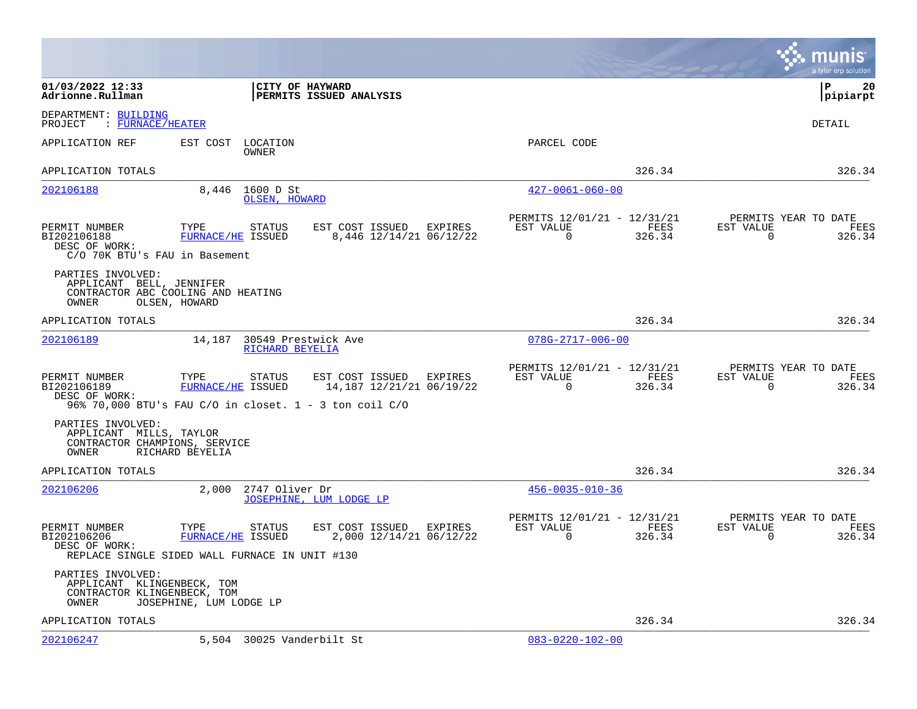01/03/2022 12:33 **CITY OF HAYWARD**
Adrionne.Rullman **PERMITS ISSUED ANALYSIS** pipiarpt

DEPARTMENT: BUILDING
PROJECT : FURNACE/HEATER

DETAIL

| APPLICATION REF | EST COST | LOCATION / OWNER | PARCEL CODE | | |
|---|---|---|---|---|---|
| APPLICATION TOTALS | | | | 326.34 | 326.34 |
| 202106188 | 8,446 | 1600 D St / OLSEN, HOWARD | 427-0061-060-00 | | |

| PERMIT NUMBER | TYPE | STATUS | EST COST | ISSUED | EXPIRES | PERMITS 12/01/21 - 12/31/21 EST VALUE | FEES | PERMITS YEAR TO DATE EST VALUE | FEES |
|---|---|---|---|---|---|---|---|---|---|
| BI202106188 | FURNACE/HE | ISSUED | 8,446 | 12/14/21 | 06/12/22 | 0 | 326.34 | 0 | 326.34 |

DESC OF WORK:
C/O 70K BTU's FAU in Basement

PARTIES INVOLVED:
APPLICANT BELL, JENNIFER
CONTRACTOR ABC COOLING AND HEATING
OWNER OLSEN, HOWARD

APPLICATION TOTALS 326.34 326.34

| APPLICATION REF | EST COST | LOCATION / OWNER | PARCEL CODE |
|---|---|---|---|
| 202106189 | 14,187 | 30549 Prestwick Ave / RICHARD BEYELIA | 078G-2717-006-00 |

| PERMIT NUMBER | TYPE | STATUS | EST COST | ISSUED | EXPIRES | PERMITS 12/01/21 - 12/31/21 EST VALUE | FEES | PERMITS YEAR TO DATE EST VALUE | FEES |
|---|---|---|---|---|---|---|---|---|---|
| BI202106189 | FURNACE/HE | ISSUED | 14,187 | 12/21/21 | 06/19/22 | 0 | 326.34 | 0 | 326.34 |

DESC OF WORK:
96% 70,000 BTU's FAU C/O in closet. 1 - 3 ton coil C/O

PARTIES INVOLVED:
APPLICANT MILLS, TAYLOR
CONTRACTOR CHAMPIONS, SERVICE
OWNER RICHARD BEYELIA

APPLICATION TOTALS 326.34 326.34

| APPLICATION REF | EST COST | LOCATION / OWNER | PARCEL CODE |
|---|---|---|---|
| 202106206 | 2,000 | 2747 Oliver Dr / JOSEPHINE, LUM LODGE LP | 456-0035-010-36 |

| PERMIT NUMBER | TYPE | STATUS | EST COST | ISSUED | EXPIRES | PERMITS 12/01/21 - 12/31/21 EST VALUE | FEES | PERMITS YEAR TO DATE EST VALUE | FEES |
|---|---|---|---|---|---|---|---|---|---|
| BI202106206 | FURNACE/HE | ISSUED | 2,000 | 12/14/21 | 06/12/22 | 0 | 326.34 | 0 | 326.34 |

DESC OF WORK:
REPLACE SINGLE SIDED WALL FURNACE IN UNIT #130

PARTIES INVOLVED:
APPLICANT KLINGENBECK, TOM
CONTRACTOR KLINGENBECK, TOM
OWNER JOSEPHINE, LUM LODGE LP

APPLICATION TOTALS 326.34 326.34

| APPLICATION REF | EST COST | LOCATION | PARCEL CODE |
|---|---|---|---|
| 202106247 | 5,504 | 30025 Vanderbilt St | 083-0220-102-00 |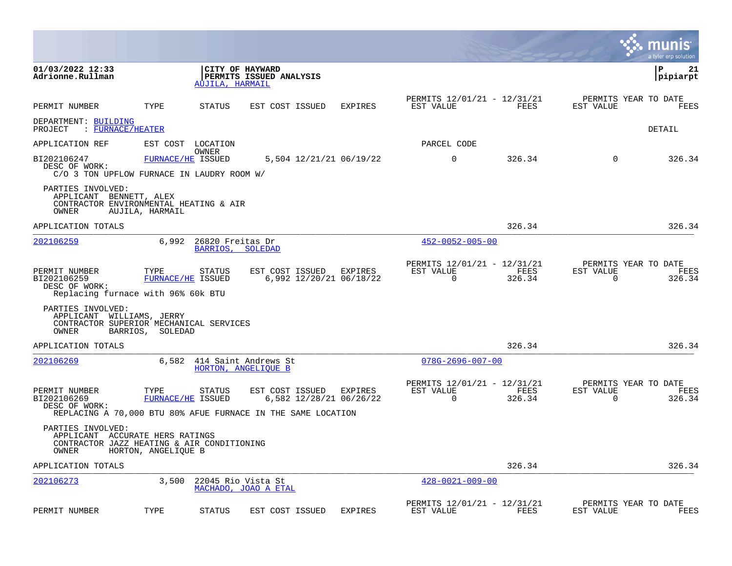CITY OF HAYWARD
PERMITS ISSUED ANALYSIS
AUJILA, HARMAIL

| PERMIT NUMBER | TYPE | STATUS | EST COST | ISSUED | EXPIRES | PERMITS 12/01/21 - 12/31/21 EST VALUE | FEES | PERMITS YEAR TO DATE EST VALUE | FEES |
|---|---|---|---|---|---|---|---|---|---|

DEPARTMENT: BUILDING
PROJECT : FURNACE/HEATER

DETAIL

| APPLICATION REF | EST COST | LOCATION / OWNER | | | | PARCEL CODE | | | |
|---|---|---|---|---|---|---|---|---|---|
| BI202106247 | FURNACE/HE | ISSUED | 5,504 | 12/21/21 | 06/19/22 | 0 | 326.34 | 0 | 326.34 |

DESC OF WORK:
C/O 3 TON UPFLOW FURNACE IN LAUDRY ROOM W/

PARTIES INVOLVED:
APPLICANT BENNETT, ALEX
CONTRACTOR ENVIRONMENTAL HEATING & AIR
OWNER AUJILA, HARMAIL

APPLICATION TOTALS 326.34 326.34

---

202106259 | 6,992 | 26820 Freitas Dr | BARRIOS, SOLEDAD | 452-0052-005-00

| PERMIT NUMBER | TYPE | STATUS | EST COST | ISSUED | EXPIRES | PERMITS 12/01/21 - 12/31/21 EST VALUE | FEES | PERMITS YEAR TO DATE EST VALUE | FEES |
|---|---|---|---|---|---|---|---|---|---|
| BI202106259 | FURNACE/HE | ISSUED | 6,992 | 12/20/21 | 06/18/22 | 0 | 326.34 | 0 | 326.34 |

DESC OF WORK:
Replacing furnace with 96% 60k BTU

PARTIES INVOLVED:
APPLICANT WILLIAMS, JERRY
CONTRACTOR SUPERIOR MECHANICAL SERVICES
OWNER BARRIOS, SOLEDAD

APPLICATION TOTALS 326.34 326.34

---

202106269 | 6,582 | 414 Saint Andrews St | HORTON, ANGELIQUE B | 078G-2696-007-00

| PERMIT NUMBER | TYPE | STATUS | EST COST | ISSUED | EXPIRES | PERMITS 12/01/21 - 12/31/21 EST VALUE | FEES | PERMITS YEAR TO DATE EST VALUE | FEES |
|---|---|---|---|---|---|---|---|---|---|
| BI202106269 | FURNACE/HE | ISSUED | 6,582 | 12/28/21 | 06/26/22 | 0 | 326.34 | 0 | 326.34 |

DESC OF WORK:
REPLACING A 70,000 BTU 80% AFUE FURNACE IN THE SAME LOCATION

PARTIES INVOLVED:
APPLICANT ACCURATE HERS RATINGS
CONTRACTOR JAZZ HEATING & AIR CONDITIONING
OWNER HORTON, ANGELIQUE B

APPLICATION TOTALS 326.34 326.34

---

202106273 | 3,500 | 22045 Rio Vista St | MACHADO, JOAO A ETAL | 428-0021-009-00

| PERMIT NUMBER | TYPE | STATUS | EST COST | ISSUED | EXPIRES | PERMITS 12/01/21 - 12/31/21 EST VALUE | FEES | PERMITS YEAR TO DATE EST VALUE | FEES |
|---|---|---|---|---|---|---|---|---|---|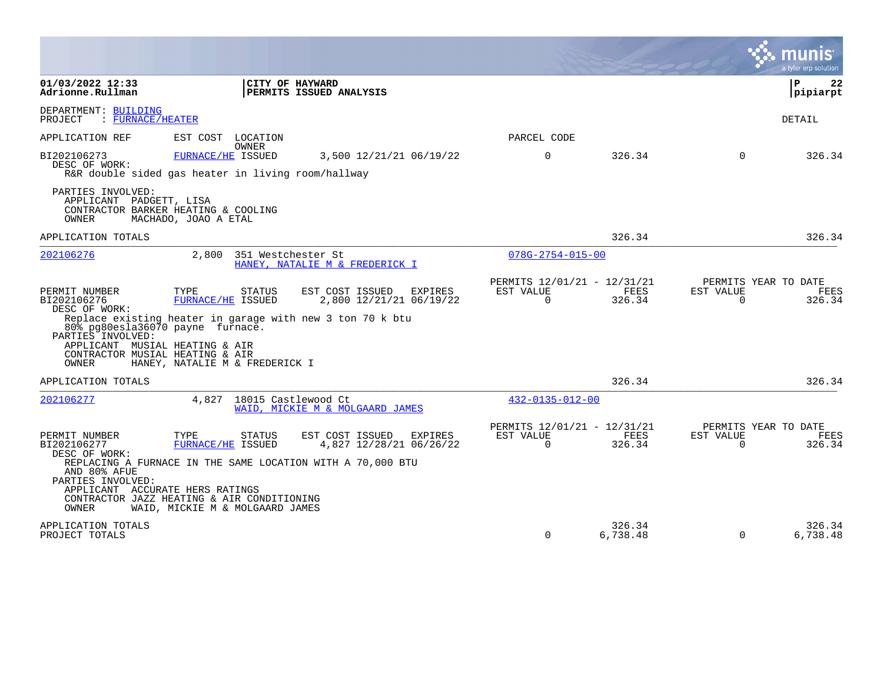01/03/2022 12:33
Adrionne.Rullman

**CITY OF HAYWARD**
**PERMITS ISSUED ANALYSIS**

pipiarpt

DEPARTMENT: BUILDING
PROJECT : FURNACE/HEATER

DETAIL

APPLICATION REF | EST COST | LOCATION OWNER | PARCEL CODE

BI202106273 | FURNACE/HE | ISSUED | 3,500 | 12/21/21 | 06/19/22 | 0 | 326.34 | 0 | 326.34

DESC OF WORK:
R&R double sided gas heater in living room/hallway

PARTIES INVOLVED:
APPLICANT PADGETT, LISA
CONTRACTOR BARKER HEATING & COOLING
OWNER MACHADO, JOAO A ETAL

APPLICATION TOTALS 326.34 326.34

---

202106276 | 2,800 | 351 Westchester St | HANEY, NATALIE M & FREDERICK I | 078G-2754-015-00

| PERMIT NUMBER | TYPE | STATUS | EST COST | ISSUED | EXPIRES | PERMITS 12/01/21 - 12/31/21 EST VALUE | FEES | PERMITS YEAR TO DATE EST VALUE | FEES |
|---|---|---|---|---|---|---|---|---|---|
| BI202106276 | FURNACE/HE | ISSUED | 2,800 | 12/21/21 | 06/19/22 | 0 | 326.34 | 0 | 326.34 |

DESC OF WORK:
Replace existing heater in garage with new 3 ton 70 k btu 80% pg80esla36070 payne furnace.

PARTIES INVOLVED:
APPLICANT MUSIAL HEATING & AIR
CONTRACTOR MUSIAL HEATING & AIR
OWNER HANEY, NATALIE M & FREDERICK I

APPLICATION TOTALS 326.34 326.34

---

202106277 | 4,827 | 18015 Castlewood Ct | WAID, MICKIE M & MOLGAARD JAMES | 432-0135-012-00

| PERMIT NUMBER | TYPE | STATUS | EST COST | ISSUED | EXPIRES | PERMITS 12/01/21 - 12/31/21 EST VALUE | FEES | PERMITS YEAR TO DATE EST VALUE | FEES |
|---|---|---|---|---|---|---|---|---|---|
| BI202106277 | FURNACE/HE | ISSUED | 4,827 | 12/28/21 | 06/26/22 | 0 | 326.34 | 0 | 326.34 |

DESC OF WORK:
REPLACING A FURNACE IN THE SAME LOCATION WITH A 70,000 BTU AND 80% AFUE

PARTIES INVOLVED:
APPLICANT ACCURATE HERS RATINGS
CONTRACTOR JAZZ HEATING & AIR CONDITIONING
OWNER WAID, MICKIE M & MOLGAARD JAMES

| | EST VALUE | FEES | EST VALUE | FEES |
|---|---|---|---|---|
| APPLICATION TOTALS | | 326.34 | | 326.34 |
| PROJECT TOTALS | 0 | 6,738.48 | 0 | 6,738.48 |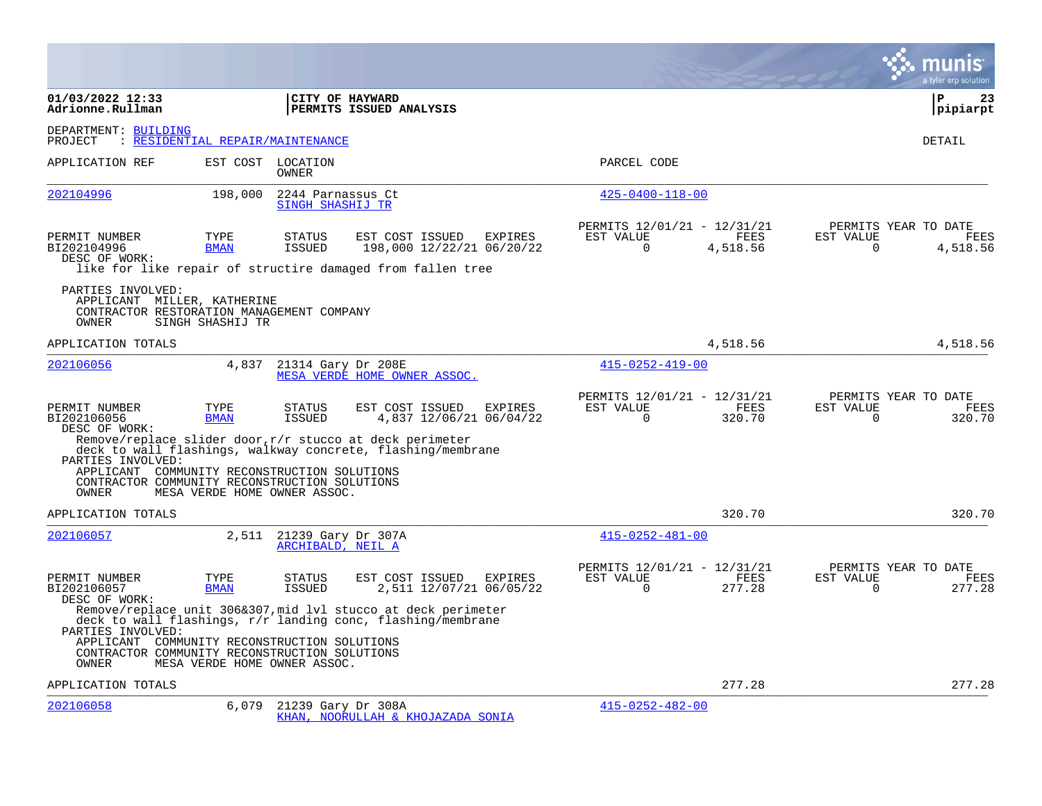**01/03/2022 12:33**
**Adrionne.Rullman**

**CITY OF HAYWARD**
**PERMITS ISSUED ANALYSIS**

**pipiarpt**

DEPARTMENT: BUILDING
PROJECT : RESIDENTIAL REPAIR/MAINTENANCE

DETAIL

| APPLICATION REF | EST COST | LOCATION / OWNER | PARCEL CODE |
|---|---|---|---|
| 202104996 | 198,000 | 2244 Parnassus Ct / SINGH SHASHIJ TR | 425-0400-118-00 |

| PERMIT NUMBER | TYPE | STATUS | EST COST | ISSUED | EXPIRES | PERMITS 12/01/21 - 12/31/21 EST VALUE | FEES | PERMITS YEAR TO DATE EST VALUE | FEES |
|---|---|---|---|---|---|---|---|---|---|
| BI202104996 | BMAN | ISSUED | 198,000 | 12/22/21 | 06/20/22 | 0 | 4,518.56 | 0 | 4,518.56 |

DESC OF WORK:
like for like repair of structire damaged from fallen tree

PARTIES INVOLVED:
APPLICANT MILLER, KATHERINE
CONTRACTOR RESTORATION MANAGEMENT COMPANY
OWNER SINGH SHASHIJ TR

APPLICATION TOTALS 4,518.56 4,518.56

| APPLICATION REF | EST COST | LOCATION / OWNER | PARCEL CODE |
|---|---|---|---|
| 202106056 | 4,837 | 21314 Gary Dr 208E / MESA VERDE HOME OWNER ASSOC. | 415-0252-419-00 |

| PERMIT NUMBER | TYPE | STATUS | EST COST | ISSUED | EXPIRES | PERMITS 12/01/21 - 12/31/21 EST VALUE | FEES | PERMITS YEAR TO DATE EST VALUE | FEES |
|---|---|---|---|---|---|---|---|---|---|
| BI202106056 | BMAN | ISSUED | 4,837 | 12/06/21 | 06/04/22 | 0 | 320.70 | 0 | 320.70 |

DESC OF WORK:
Remove/replace slider door,r/r stucco at deck perimeter
deck to wall flashings, walkway concrete, flashing/membrane

PARTIES INVOLVED:
APPLICANT COMMUNITY RECONSTRUCTION SOLUTIONS
CONTRACTOR COMMUNITY RECONSTRUCTION SOLUTIONS
OWNER MESA VERDE HOME OWNER ASSOC.

APPLICATION TOTALS 320.70 320.70

| APPLICATION REF | EST COST | LOCATION / OWNER | PARCEL CODE |
|---|---|---|---|
| 202106057 | 2,511 | 21239 Gary Dr 307A / ARCHIBALD, NEIL A | 415-0252-481-00 |

| PERMIT NUMBER | TYPE | STATUS | EST COST | ISSUED | EXPIRES | PERMITS 12/01/21 - 12/31/21 EST VALUE | FEES | PERMITS YEAR TO DATE EST VALUE | FEES |
|---|---|---|---|---|---|---|---|---|---|
| BI202106057 | BMAN | ISSUED | 2,511 | 12/07/21 | 06/05/22 | 0 | 277.28 | 0 | 277.28 |

DESC OF WORK:
Remove/replace unit 306&307,mid lvl stucco at deck perimeter
deck to wall flashings, r/r landing conc, flashing/membrane

PARTIES INVOLVED:
APPLICANT COMMUNITY RECONSTRUCTION SOLUTIONS
CONTRACTOR COMMUNITY RECONSTRUCTION SOLUTIONS
OWNER MESA VERDE HOME OWNER ASSOC.

APPLICATION TOTALS 277.28 277.28

| APPLICATION REF | EST COST | LOCATION / OWNER | PARCEL CODE |
|---|---|---|---|
| 202106058 | 6,079 | 21239 Gary Dr 308A / KHAN, NOORULLAH & KHOJAZADA SONIA | 415-0252-482-00 |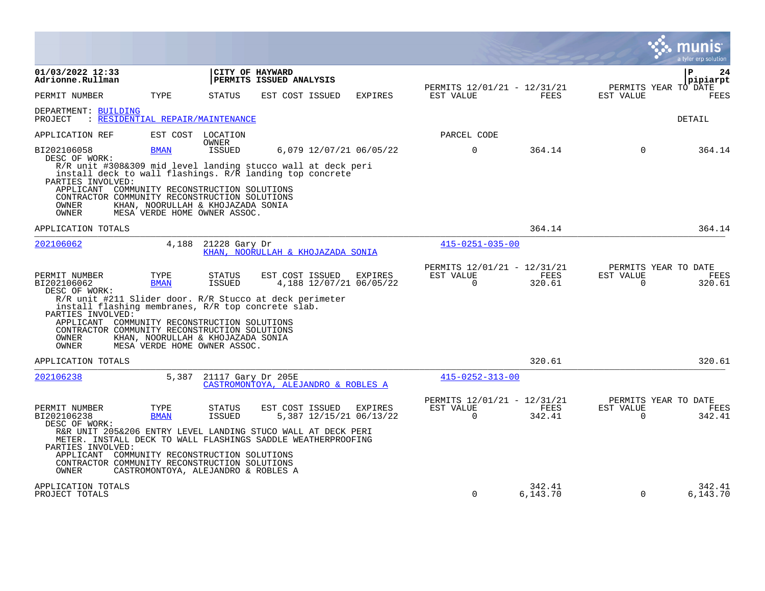**01/03/2022 12:33**
**Adrionne.Rullman**

**CITY OF HAYWARD**
**PERMITS ISSUED ANALYSIS**

**pipiarpt**

| PERMIT NUMBER | TYPE | STATUS | EST COST | ISSUED | EXPIRES | PERMITS 12/01/21 - 12/31/21 EST VALUE | FEES | PERMITS YEAR TO DATE EST VALUE | FEES |
|---|---|---|---|---|---|---|---|---|---|

DEPARTMENT: BUILDING
PROJECT : RESIDENTIAL REPAIR/MAINTENANCE

DETAIL

| APPLICATION REF | EST COST | LOCATION OWNER | | | | PARCEL CODE | | | |
|---|---|---|---|---|---|---|---|---|---|
| BI202106058 | BMAN | ISSUED | 6,079 | 12/07/21 | 06/05/22 | 0 | 364.14 | 0 | 364.14 |

DESC OF WORK:
R/R unit #308&309 mid level landing stucco wall at deck peri install deck to wall flashings. R/R landing top concrete
PARTIES INVOLVED:
APPLICANT COMMUNITY RECONSTRUCTION SOLUTIONS
CONTRACTOR COMMUNITY RECONSTRUCTION SOLUTIONS
OWNER KHAN, NOORULLAH & KHOJAZADA SONIA
OWNER MESA VERDE HOME OWNER ASSOC.

APPLICATION TOTALS 364.14 364.14

---

202106062 4,188 21228 Gary Dr
KHAN, NOORULLAH & KHOJAZADA SONIA
415-0251-035-00

| PERMIT NUMBER | TYPE | STATUS | EST COST | ISSUED | EXPIRES | PERMITS 12/01/21 - 12/31/21 EST VALUE | FEES | PERMITS YEAR TO DATE EST VALUE | FEES |
|---|---|---|---|---|---|---|---|---|---|
| BI202106062 | BMAN | ISSUED | 4,188 | 12/07/21 | 06/05/22 | 0 | 320.61 | 0 | 320.61 |

DESC OF WORK:
R/R unit #211 Slider door. R/R Stucco at deck perimeter install flashing membranes, R/R top concrete slab.
PARTIES INVOLVED:
APPLICANT COMMUNITY RECONSTRUCTION SOLUTIONS
CONTRACTOR COMMUNITY RECONSTRUCTION SOLUTIONS
OWNER KHAN, NOORULLAH & KHOJAZADA SONIA
OWNER MESA VERDE HOME OWNER ASSOC.

APPLICATION TOTALS 320.61 320.61

---

202106238 5,387 21117 Gary Dr 205E
CASTROMONTOYA, ALEJANDRO & ROBLES A
415-0252-313-00

| PERMIT NUMBER | TYPE | STATUS | EST COST | ISSUED | EXPIRES | PERMITS 12/01/21 - 12/31/21 EST VALUE | FEES | PERMITS YEAR TO DATE EST VALUE | FEES |
|---|---|---|---|---|---|---|---|---|---|
| BI202106238 | BMAN | ISSUED | 5,387 | 12/15/21 | 06/13/22 | 0 | 342.41 | 0 | 342.41 |

DESC OF WORK:
R&R UNIT 205&206 ENTRY LEVEL LANDING STUCO WALL AT DECK PERI METER. INSTALL DECK TO WALL FLASHINGS SADDLE WEATHERPROOFING
PARTIES INVOLVED:
APPLICANT COMMUNITY RECONSTRUCTION SOLUTIONS
CONTRACTOR COMMUNITY RECONSTRUCTION SOLUTIONS
OWNER CASTROMONTOYA, ALEJANDRO & ROBLES A

| | EST VALUE | FEES | EST VALUE | FEES |
|---|---|---|---|---|
| APPLICATION TOTALS | | 342.41 | | 342.41 |
| PROJECT TOTALS | 0 | 6,143.70 | 0 | 6,143.70 |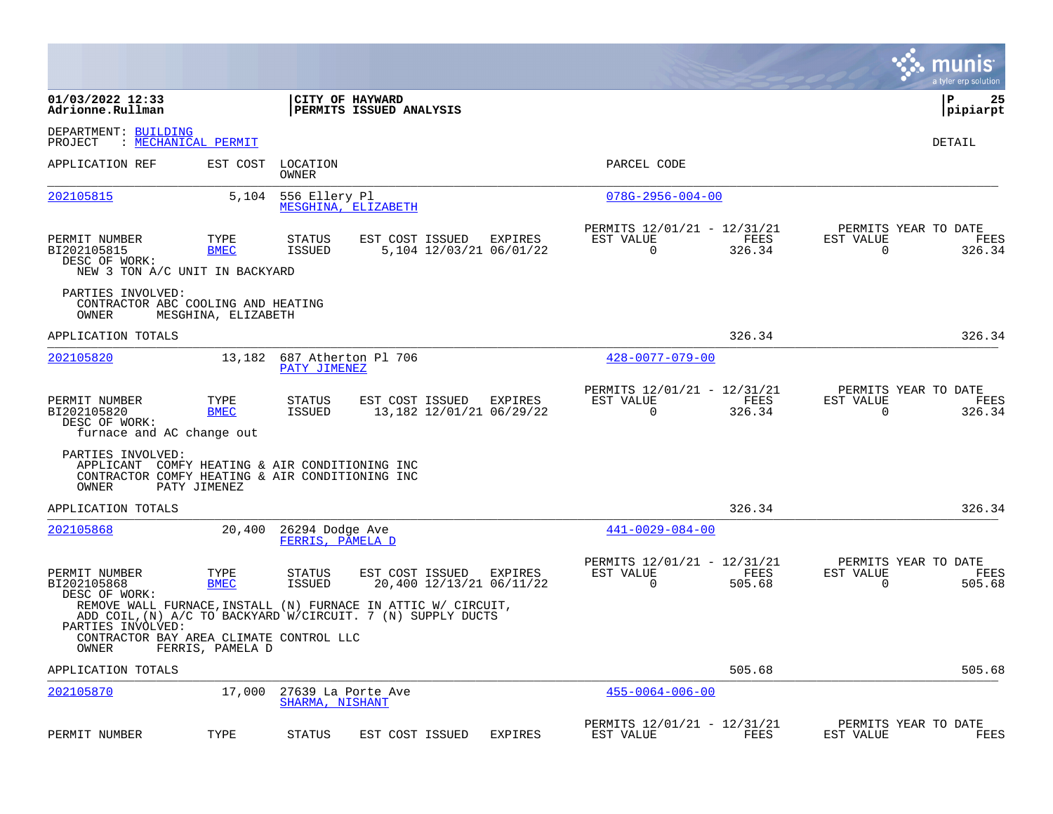01/03/2022 12:33
Adrionne.Rullman

**CITY OF HAYWARD**
**PERMITS ISSUED ANALYSIS**

P 25
pipiarpt

DEPARTMENT: BUILDING
PROJECT : MECHANICAL PERMIT

DETAIL

| APPLICATION REF | EST COST | LOCATION / OWNER | PARCEL CODE |
|---|---|---|---|
| 202105815 | 5,104 | 556 Ellery Pl / MESGHINA, ELIZABETH | 078G-2956-004-00 |

| PERMIT NUMBER | TYPE | STATUS | EST COST | ISSUED | EXPIRES | PERMITS 12/01/21 - 12/31/21 EST VALUE | FEES | PERMITS YEAR TO DATE EST VALUE | FEES |
|---|---|---|---|---|---|---|---|---|---|
| BI202105815 | BMEC | ISSUED | 5,104 | 12/03/21 | 06/01/22 | 0 | 326.34 | 0 | 326.34 |

DESC OF WORK:
NEW 3 TON A/C UNIT IN BACKYARD

PARTIES INVOLVED:
CONTRACTOR ABC COOLING AND HEATING
OWNER MESGHINA, ELIZABETH

APPLICATION TOTALS 326.34 326.34

| APPLICATION REF | EST COST | LOCATION / OWNER | PARCEL CODE |
|---|---|---|---|
| 202105820 | 13,182 | 687 Atherton Pl 706 / PATY JIMENEZ | 428-0077-079-00 |

| PERMIT NUMBER | TYPE | STATUS | EST COST | ISSUED | EXPIRES | PERMITS 12/01/21 - 12/31/21 EST VALUE | FEES | PERMITS YEAR TO DATE EST VALUE | FEES |
|---|---|---|---|---|---|---|---|---|---|
| BI202105820 | BMEC | ISSUED | 13,182 | 12/01/21 | 06/29/22 | 0 | 326.34 | 0 | 326.34 |

DESC OF WORK:
furnace and AC change out

PARTIES INVOLVED:
APPLICANT COMFY HEATING & AIR CONDITIONING INC
CONTRACTOR COMFY HEATING & AIR CONDITIONING INC
OWNER PATY JIMENEZ

APPLICATION TOTALS 326.34 326.34

| APPLICATION REF | EST COST | LOCATION / OWNER | PARCEL CODE |
|---|---|---|---|
| 202105868 | 20,400 | 26294 Dodge Ave / FERRIS, PAMELA D | 441-0029-084-00 |

| PERMIT NUMBER | TYPE | STATUS | EST COST | ISSUED | EXPIRES | PERMITS 12/01/21 - 12/31/21 EST VALUE | FEES | PERMITS YEAR TO DATE EST VALUE | FEES |
|---|---|---|---|---|---|---|---|---|---|
| BI202105868 | BMEC | ISSUED | 20,400 | 12/13/21 | 06/11/22 | 0 | 505.68 | 0 | 505.68 |

DESC OF WORK:
REMOVE WALL FURNACE,INSTALL (N) FURNACE IN ATTIC W/ CIRCUIT,
ADD COIL,(N) A/C TO BACKYARD W/CIRCUIT. 7 (N) SUPPLY DUCTS

PARTIES INVOLVED:
CONTRACTOR BAY AREA CLIMATE CONTROL LLC
OWNER FERRIS, PAMELA D

APPLICATION TOTALS 505.68 505.68

| APPLICATION REF | EST COST | LOCATION / OWNER | PARCEL CODE |
|---|---|---|---|
| 202105870 | 17,000 | 27639 La Porte Ave / SHARMA, NISHANT | 455-0064-006-00 |

| PERMIT NUMBER | TYPE | STATUS | EST COST | ISSUED | EXPIRES | PERMITS 12/01/21 - 12/31/21 EST VALUE | FEES | PERMITS YEAR TO DATE EST VALUE | FEES |
|---|---|---|---|---|---|---|---|---|---|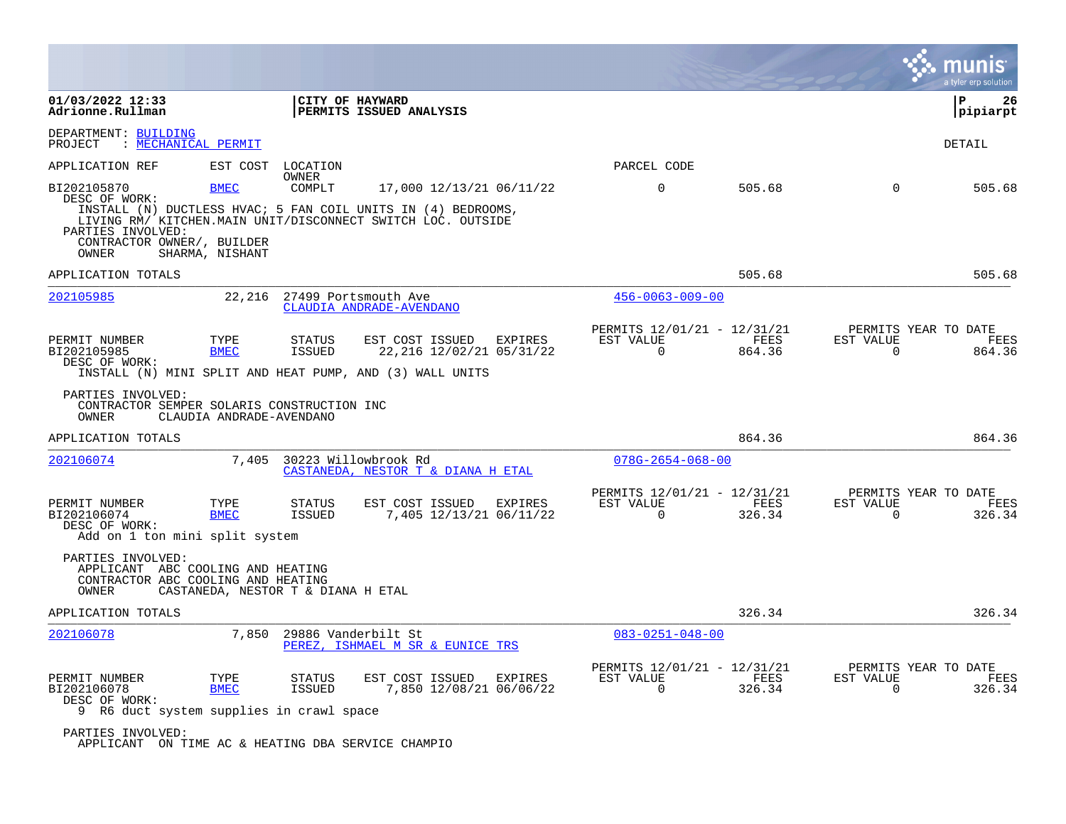DEPARTMENT: BUILDING
PROJECT : MECHANICAL PERMIT

DETAIL

| APPLICATION REF | EST COST | LOCATION / OWNER | | PARCEL CODE | | | |
|---|---|---|---|---|---|---|---|
| BI202105870 | BMEC | COMPLT | 17,000 12/13/21 06/11/22 | 0 | 505.68 | 0 | 505.68 |

DESC OF WORK:
INSTALL (N) DUCTLESS HVAC; 5 FAN COIL UNITS IN (4) BEDROOMS, LIVING RM/ KITCHEN.MAIN UNIT/DISCONNECT SWITCH LOC. OUTSIDE

PARTIES INVOLVED:
CONTRACTOR OWNER/, BUILDER
OWNER SHARMA, NISHANT

APPLICATION TOTALS — 505.68 — 505.68

---

**202105985** — 22,216 — 27499 Portsmouth Ave — CLAUDIA ANDRADE-AVENDANO — 456-0063-009-00

| PERMIT NUMBER | TYPE | STATUS | EST COST | ISSUED | EXPIRES | PERMITS 12/01/21 - 12/31/21 EST VALUE | FEES | PERMITS YEAR TO DATE EST VALUE | FEES |
|---|---|---|---|---|---|---|---|---|---|
| BI202105985 | BMEC | ISSUED | 22,216 | 12/02/21 | 05/31/22 | 0 | 864.36 | 0 | 864.36 |

DESC OF WORK:
INSTALL (N) MINI SPLIT AND HEAT PUMP, AND (3) WALL UNITS

PARTIES INVOLVED:
CONTRACTOR SEMPER SOLARIS CONSTRUCTION INC
OWNER CLAUDIA ANDRADE-AVENDANO

APPLICATION TOTALS — 864.36 — 864.36

---

**202106074** — 7,405 — 30223 Willowbrook Rd — CASTANEDA, NESTOR T & DIANA H ETAL — 078G-2654-068-00

| PERMIT NUMBER | TYPE | STATUS | EST COST | ISSUED | EXPIRES | PERMITS 12/01/21 - 12/31/21 EST VALUE | FEES | PERMITS YEAR TO DATE EST VALUE | FEES |
|---|---|---|---|---|---|---|---|---|---|
| BI202106074 | BMEC | ISSUED | 7,405 | 12/13/21 | 06/11/22 | 0 | 326.34 | 0 | 326.34 |

DESC OF WORK:
Add on 1 ton mini split system

PARTIES INVOLVED:
APPLICANT ABC COOLING AND HEATING
CONTRACTOR ABC COOLING AND HEATING
OWNER CASTANEDA, NESTOR T & DIANA H ETAL

APPLICATION TOTALS — 326.34 — 326.34

---

**202106078** — 7,850 — 29886 Vanderbilt St — PEREZ, ISHMAEL M SR & EUNICE TRS — 083-0251-048-00

| PERMIT NUMBER | TYPE | STATUS | EST COST | ISSUED | EXPIRES | PERMITS 12/01/21 - 12/31/21 EST VALUE | FEES | PERMITS YEAR TO DATE EST VALUE | FEES |
|---|---|---|---|---|---|---|---|---|---|
| BI202106078 | BMEC | ISSUED | 7,850 | 12/08/21 | 06/06/22 | 0 | 326.34 | 0 | 326.34 |

DESC OF WORK:
9 R6 duct system supplies in crawl space

PARTIES INVOLVED:
APPLICANT ON TIME AC & HEATING DBA SERVICE CHAMPIO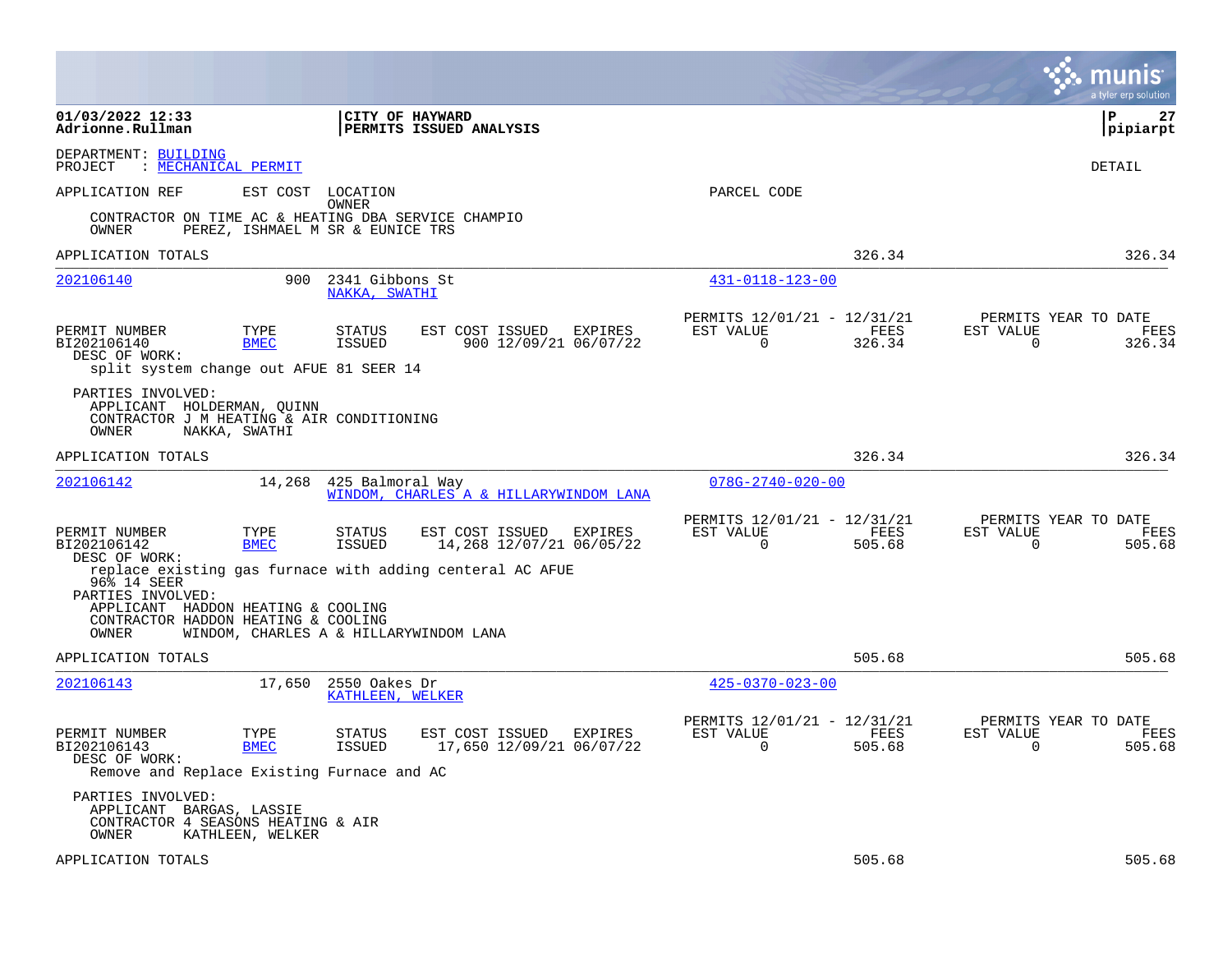01/03/2022 12:33 | CITY OF HAYWARD
Adrionne.Rullman | PERMITS ISSUED ANALYSIS

DEPARTMENT: BUILDING
PROJECT : MECHANICAL PERMIT

DETAIL

APPLICATION REF | EST COST | LOCATION / OWNER | PARCEL CODE

CONTRACTOR ON TIME AC & HEATING DBA SERVICE CHAMPIO
OWNER PEREZ, ISHMAEL M SR & EUNICE TRS

APPLICATION TOTALS 326.34 326.34

---

**202106140** | 900 | 2341 Gibbons St | NAKKA, SWATHI | 431-0118-123-00

| PERMIT NUMBER | TYPE | STATUS | EST COST | ISSUED | EXPIRES | PERMITS 12/01/21 - 12/31/21 EST VALUE | FEES | PERMITS YEAR TO DATE EST VALUE | FEES |
|---|---|---|---|---|---|---|---|---|---|
| BI202106140 | BMEC | ISSUED | 900 | 12/09/21 | 06/07/22 | 0 | 326.34 | 0 | 326.34 |

DESC OF WORK:
split system change out AFUE 81 SEER 14

PARTIES INVOLVED:
APPLICANT HOLDERMAN, QUINN
CONTRACTOR J M HEATING & AIR CONDITIONING
OWNER NAKKA, SWATHI

APPLICATION TOTALS 326.34 326.34

---

**202106142** | 14,268 | 425 Balmoral Way | WINDOM, CHARLES A & HILLARYWINDOM LANA | 078G-2740-020-00

| PERMIT NUMBER | TYPE | STATUS | EST COST | ISSUED | EXPIRES | PERMITS 12/01/21 - 12/31/21 EST VALUE | FEES | PERMITS YEAR TO DATE EST VALUE | FEES |
|---|---|---|---|---|---|---|---|---|---|
| BI202106142 | BMEC | ISSUED | 14,268 | 12/07/21 | 06/05/22 | 0 | 505.68 | 0 | 505.68 |

DESC OF WORK:
replace existing gas furnace with adding centeral AC AFUE 96% 14 SEER

PARTIES INVOLVED:
APPLICANT HADDON HEATING & COOLING
CONTRACTOR HADDON HEATING & COOLING
OWNER WINDOM, CHARLES A & HILLARYWINDOM LANA

APPLICATION TOTALS 505.68 505.68

---

**202106143** | 17,650 | 2550 Oakes Dr | KATHLEEN, WELKER | 425-0370-023-00

| PERMIT NUMBER | TYPE | STATUS | EST COST | ISSUED | EXPIRES | PERMITS 12/01/21 - 12/31/21 EST VALUE | FEES | PERMITS YEAR TO DATE EST VALUE | FEES |
|---|---|---|---|---|---|---|---|---|---|
| BI202106143 | BMEC | ISSUED | 17,650 | 12/09/21 | 06/07/22 | 0 | 505.68 | 0 | 505.68 |

DESC OF WORK:
Remove and Replace Existing Furnace and AC

PARTIES INVOLVED:
APPLICANT BARGAS, LASSIE
CONTRACTOR 4 SEASONS HEATING & AIR
OWNER KATHLEEN, WELKER

APPLICATION TOTALS 505.68 505.68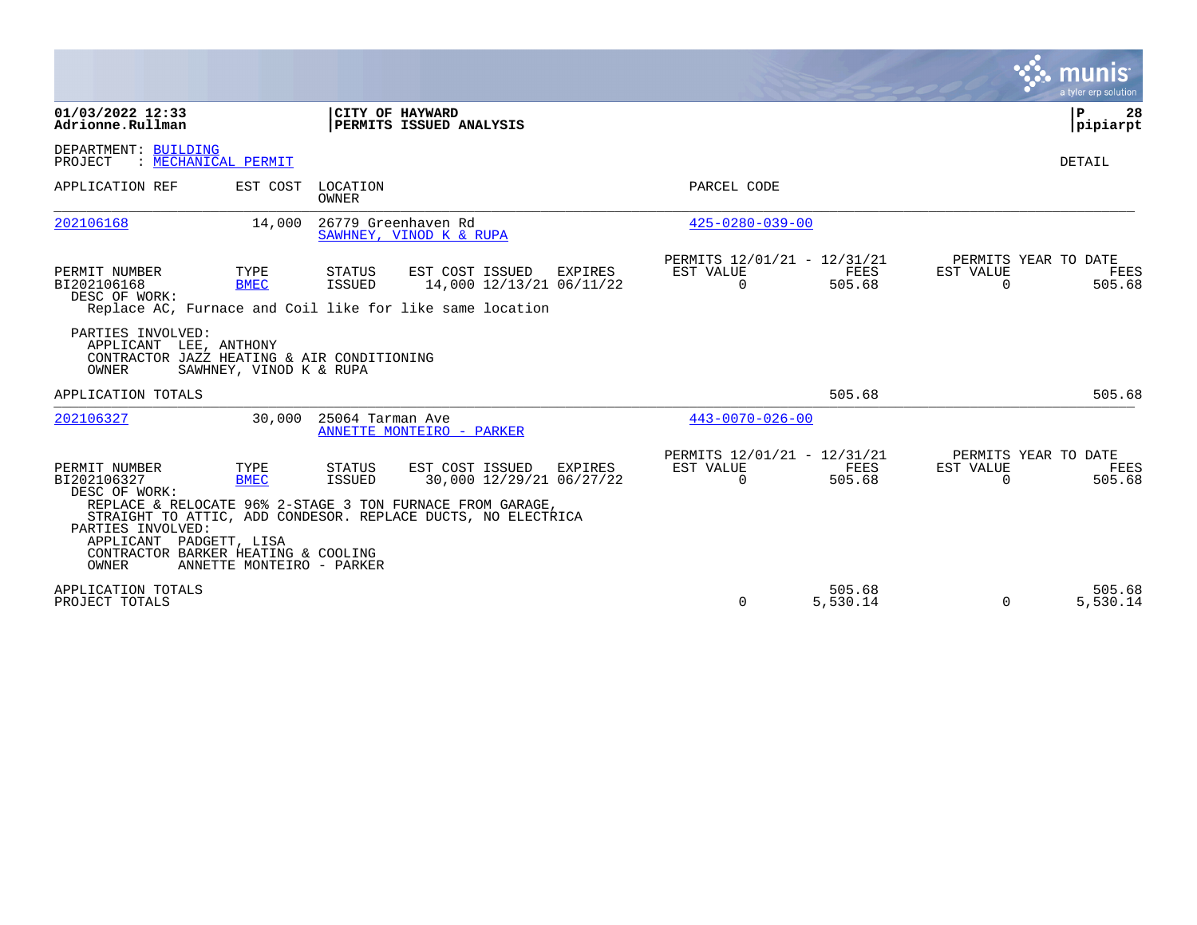**01/03/2022 12:33**
**Adrionne.Rullman**

**CITY OF HAYWARD**
**PERMITS ISSUED ANALYSIS**

**P 28**
**pipiarpt**

DEPARTMENT: BUILDING
PROJECT : MECHANICAL PERMIT

DETAIL

| APPLICATION REF | EST COST | LOCATION / OWNER | PARCEL CODE |
|---|---|---|---|
| 202106168 | 14,000 | 26779 Greenhaven Rd / SAWHNEY, VINOD K & RUPA | 425-0280-039-00 |

| PERMIT NUMBER | TYPE | STATUS | EST COST | ISSUED | EXPIRES | PERMITS 12/01/21 - 12/31/21 EST VALUE | FEES | PERMITS YEAR TO DATE EST VALUE | FEES |
|---|---|---|---|---|---|---|---|---|---|
| BI202106168 | BMEC | ISSUED | 14,000 | 12/13/21 | 06/11/22 | 0 | 505.68 | 0 | 505.68 |

DESC OF WORK:
Replace AC, Furnace and Coil like for like same location

PARTIES INVOLVED:
APPLICANT LEE, ANTHONY
CONTRACTOR JAZZ HEATING & AIR CONDITIONING
OWNER SAWHNEY, VINOD K & RUPA

APPLICATION TOTALS — 505.68 — 505.68

| APPLICATION REF | EST COST | LOCATION / OWNER | PARCEL CODE |
|---|---|---|---|
| 202106327 | 30,000 | 25064 Tarman Ave / ANNETTE MONTEIRO - PARKER | 443-0070-026-00 |

| PERMIT NUMBER | TYPE | STATUS | EST COST | ISSUED | EXPIRES | PERMITS 12/01/21 - 12/31/21 EST VALUE | FEES | PERMITS YEAR TO DATE EST VALUE | FEES |
|---|---|---|---|---|---|---|---|---|---|
| BI202106327 | BMEC | ISSUED | 30,000 | 12/29/21 | 06/27/22 | 0 | 505.68 | 0 | 505.68 |

DESC OF WORK:
REPLACE & RELOCATE 96% 2-STAGE 3 TON FURNACE FROM GARAGE, STRAIGHT TO ATTIC, ADD CONDESOR. REPLACE DUCTS, NO ELECTRICA

PARTIES INVOLVED:
APPLICANT PADGETT, LISA
CONTRACTOR BARKER HEATING & COOLING
OWNER ANNETTE MONTEIRO - PARKER

| | EST VALUE | FEES | YTD EST VALUE | YTD FEES |
|---|---|---|---|---|
| APPLICATION TOTALS | | 505.68 | | 505.68 |
| PROJECT TOTALS | 0 | 5,530.14 | 0 | 5,530.14 |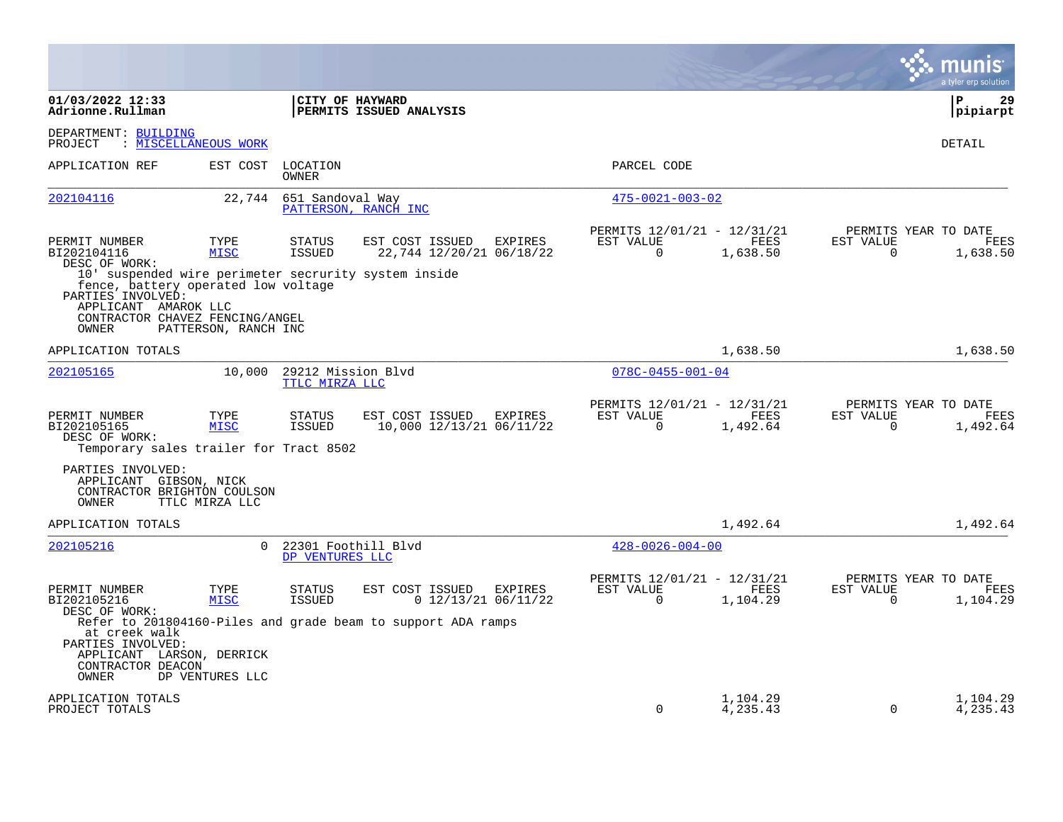01/03/2022 12:33
Adrionne.Rullman

**CITY OF HAYWARD**
**PERMITS ISSUED ANALYSIS**

pipiarpt

DEPARTMENT: BUILDING
PROJECT : MISCELLANEOUS WORK

DETAIL

| APPLICATION REF | EST COST | LOCATION / OWNER | PARCEL CODE |
|---|---|---|---|
| 202104116 | 22,744 | 651 Sandoval Way / PATTERSON, RANCH INC | 475-0021-003-02 |

| PERMIT NUMBER | TYPE | STATUS | EST COST | ISSUED | EXPIRES | PERMITS 12/01/21 - 12/31/21 EST VALUE | FEES | PERMITS YEAR TO DATE EST VALUE | FEES |
|---|---|---|---|---|---|---|---|---|---|
| BI202104116 | MISC | ISSUED | 22,744 | 12/20/21 | 06/18/22 | 0 | 1,638.50 | 0 | 1,638.50 |

DESC OF WORK:
10' suspended wire perimeter secrurity system inside fence, battery operated low voltage

PARTIES INVOLVED:
APPLICANT AMAROK LLC
CONTRACTOR CHAVEZ FENCING/ANGEL
OWNER PATTERSON, RANCH INC

APPLICATION TOTALS 1,638.50 1,638.50

| APPLICATION REF | EST COST | LOCATION / OWNER | PARCEL CODE |
|---|---|---|---|
| 202105165 | 10,000 | 29212 Mission Blvd / TTLC MIRZA LLC | 078C-0455-001-04 |

| PERMIT NUMBER | TYPE | STATUS | EST COST | ISSUED | EXPIRES | PERMITS 12/01/21 - 12/31/21 EST VALUE | FEES | PERMITS YEAR TO DATE EST VALUE | FEES |
|---|---|---|---|---|---|---|---|---|---|
| BI202105165 | MISC | ISSUED | 10,000 | 12/13/21 | 06/11/22 | 0 | 1,492.64 | 0 | 1,492.64 |

DESC OF WORK:
Temporary sales trailer for Tract 8502

PARTIES INVOLVED:
APPLICANT GIBSON, NICK
CONTRACTOR BRIGHTON COULSON
OWNER TTLC MIRZA LLC

APPLICATION TOTALS 1,492.64 1,492.64

| APPLICATION REF | EST COST | LOCATION / OWNER | PARCEL CODE |
|---|---|---|---|
| 202105216 | 0 | 22301 Foothill Blvd / DP VENTURES LLC | 428-0026-004-00 |

| PERMIT NUMBER | TYPE | STATUS | EST COST | ISSUED | EXPIRES | PERMITS 12/01/21 - 12/31/21 EST VALUE | FEES | PERMITS YEAR TO DATE EST VALUE | FEES |
|---|---|---|---|---|---|---|---|---|---|
| BI202105216 | MISC | ISSUED | 0 | 12/13/21 | 06/11/22 | 0 | 1,104.29 | 0 | 1,104.29 |

DESC OF WORK:
Refer to 201804160-Piles and grade beam to support ADA ramps at creek walk

PARTIES INVOLVED:
APPLICANT LARSON, DERRICK
CONTRACTOR DEACON
OWNER DP VENTURES LLC

| | EST VALUE | FEES | EST VALUE | FEES |
|---|---|---|---|---|
| APPLICATION TOTALS | | 1,104.29 | | 1,104.29 |
| PROJECT TOTALS | 0 | 4,235.43 | 0 | 4,235.43 |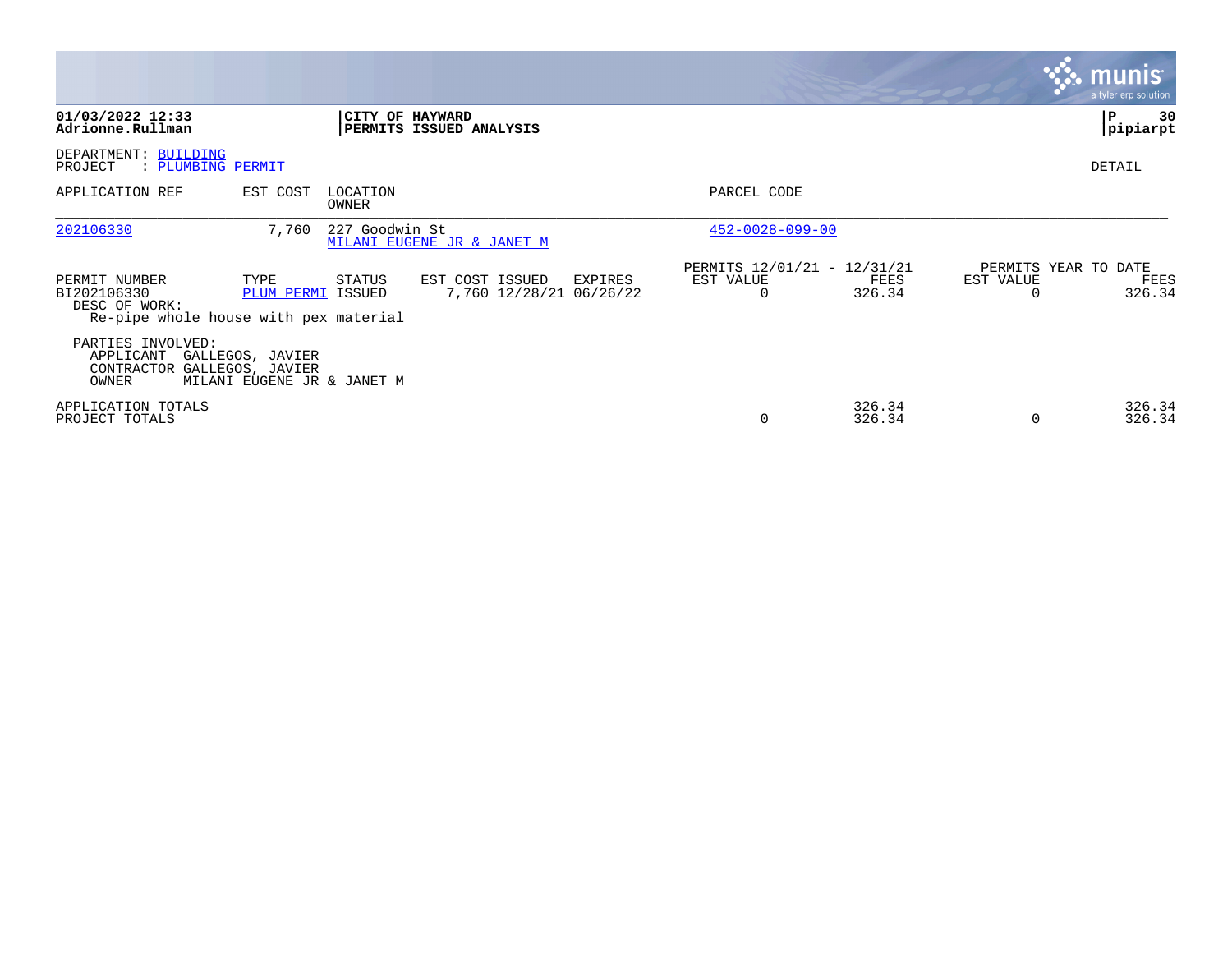**01/03/2022 12:33**
**Adrionne.Rullman**

**CITY OF HAYWARD**
**PERMITS ISSUED ANALYSIS**

**pipiarpt**

DEPARTMENT: BUILDING
PROJECT : PLUMBING PERMIT

DETAIL

| APPLICATION REF | EST COST | LOCATION / OWNER | PARCEL CODE |
|---|---|---|---|
| 202106330 | 7,760 | 227 Goodwin St / MILANI EUGENE JR & JANET M | 452-0028-099-00 |

| PERMIT NUMBER | TYPE | STATUS | EST COST | ISSUED | EXPIRES | PERMITS 12/01/21 - 12/31/21 EST VALUE | FEES | PERMITS YEAR TO DATE EST VALUE | FEES |
|---|---|---|---|---|---|---|---|---|---|
| BI202106330 | PLUM PERMI | ISSUED | 7,760 | 12/28/21 | 06/26/22 | 0 | 326.34 | 0 | 326.34 |

DESC OF WORK:
Re-pipe whole house with pex material

PARTIES INVOLVED:
APPLICANT GALLEGOS, JAVIER
CONTRACTOR GALLEGOS, JAVIER
OWNER MILANI EUGENE JR & JANET M

| | EST VALUE | FEES | EST VALUE | FEES |
|---|---|---|---|---|
| APPLICATION TOTALS | | 326.34 | | 326.34 |
| PROJECT TOTALS | 0 | 326.34 | 0 | 326.34 |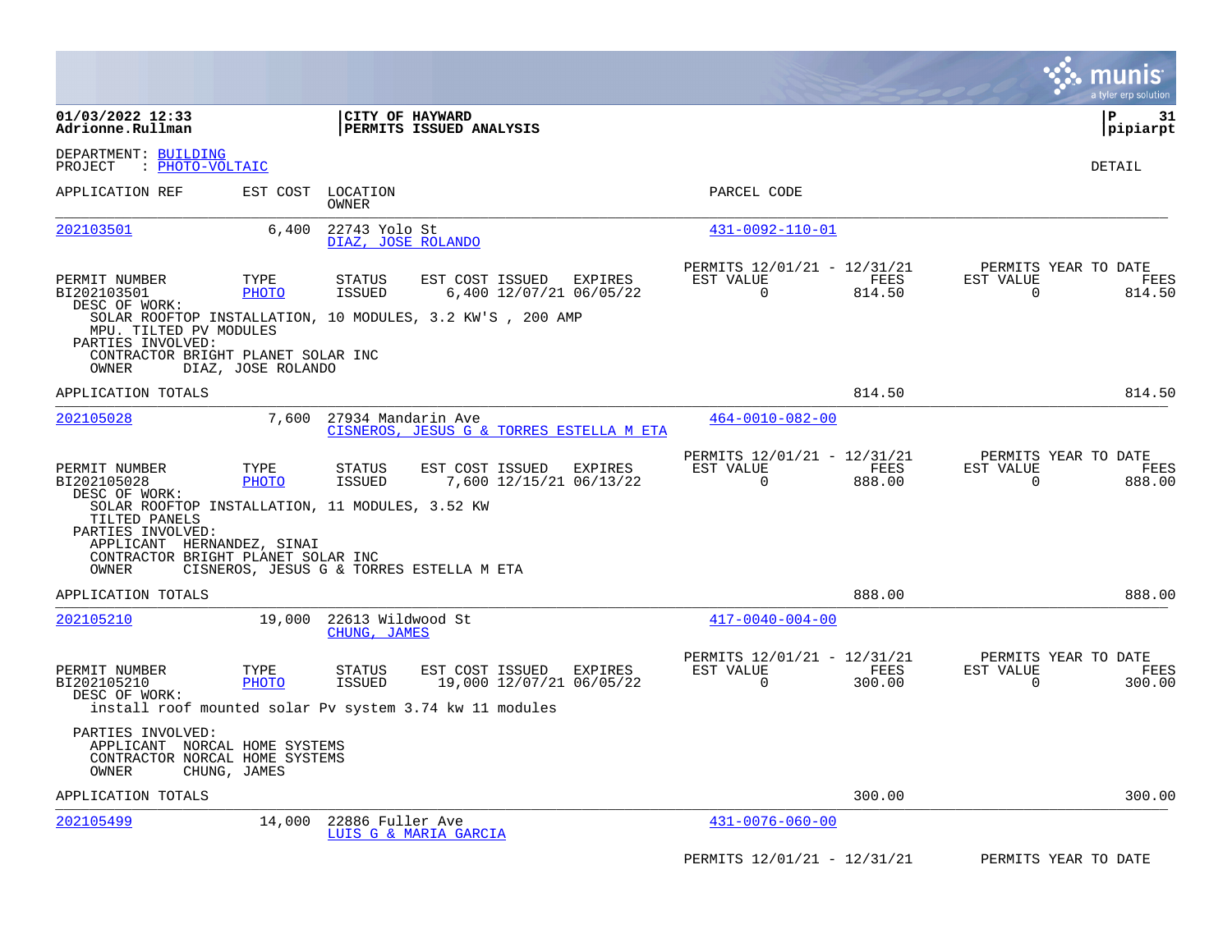DEPARTMENT: BUILDING
PROJECT : PHOTO-VOLTAIC

DETAIL

| APPLICATION REF | EST COST | LOCATION / OWNER | PARCEL CODE |
|---|---|---|---|
| 202103501 | 6,400 | 22743 Yolo St / DIAZ, JOSE ROLANDO | 431-0092-110-01 |

| PERMIT NUMBER | TYPE | STATUS | EST COST | ISSUED | EXPIRES | PERMITS 12/01/21 - 12/31/21 EST VALUE | FEES | PERMITS YEAR TO DATE EST VALUE | FEES |
|---|---|---|---|---|---|---|---|---|---|
| BI202103501 | PHOTO | ISSUED | 6,400 | 12/07/21 | 06/05/22 | 0 | 814.50 | 0 | 814.50 |

DESC OF WORK:
SOLAR ROOFTOP INSTALLATION, 10 MODULES, 3.2 KW'S , 200 AMP
MPU. TILTED PV MODULES

PARTIES INVOLVED:
CONTRACTOR BRIGHT PLANET SOLAR INC
OWNER DIAZ, JOSE ROLANDO

APPLICATION TOTALS 814.50 814.50

| APPLICATION REF | EST COST | LOCATION / OWNER | PARCEL CODE |
|---|---|---|---|
| 202105028 | 7,600 | 27934 Mandarin Ave / CISNEROS, JESUS G & TORRES ESTELLA M ETA | 464-0010-082-00 |

| PERMIT NUMBER | TYPE | STATUS | EST COST | ISSUED | EXPIRES | PERMITS 12/01/21 - 12/31/21 EST VALUE | FEES | PERMITS YEAR TO DATE EST VALUE | FEES |
|---|---|---|---|---|---|---|---|---|---|
| BI202105028 | PHOTO | ISSUED | 7,600 | 12/15/21 | 06/13/22 | 0 | 888.00 | 0 | 888.00 |

DESC OF WORK:
SOLAR ROOFTOP INSTALLATION, 11 MODULES, 3.52 KW
TILTED PANELS

PARTIES INVOLVED:
APPLICANT HERNANDEZ, SINAI
CONTRACTOR BRIGHT PLANET SOLAR INC
OWNER CISNEROS, JESUS G & TORRES ESTELLA M ETA

APPLICATION TOTALS 888.00 888.00

| APPLICATION REF | EST COST | LOCATION / OWNER | PARCEL CODE |
|---|---|---|---|
| 202105210 | 19,000 | 22613 Wildwood St / CHUNG, JAMES | 417-0040-004-00 |

| PERMIT NUMBER | TYPE | STATUS | EST COST | ISSUED | EXPIRES | PERMITS 12/01/21 - 12/31/21 EST VALUE | FEES | PERMITS YEAR TO DATE EST VALUE | FEES |
|---|---|---|---|---|---|---|---|---|---|
| BI202105210 | PHOTO | ISSUED | 19,000 | 12/07/21 | 06/05/22 | 0 | 300.00 | 0 | 300.00 |

DESC OF WORK:
install roof mounted solar Pv system 3.74 kw 11 modules

PARTIES INVOLVED:
APPLICANT NORCAL HOME SYSTEMS
CONTRACTOR NORCAL HOME SYSTEMS
OWNER CHUNG, JAMES

APPLICATION TOTALS 300.00 300.00

| APPLICATION REF | EST COST | LOCATION / OWNER | PARCEL CODE |
|---|---|---|---|
| 202105499 | 14,000 | 22886 Fuller Ave / LUIS G & MARIA GARCIA | 431-0076-060-00 |

PERMITS 12/01/21 - 12/31/21 PERMITS YEAR TO DATE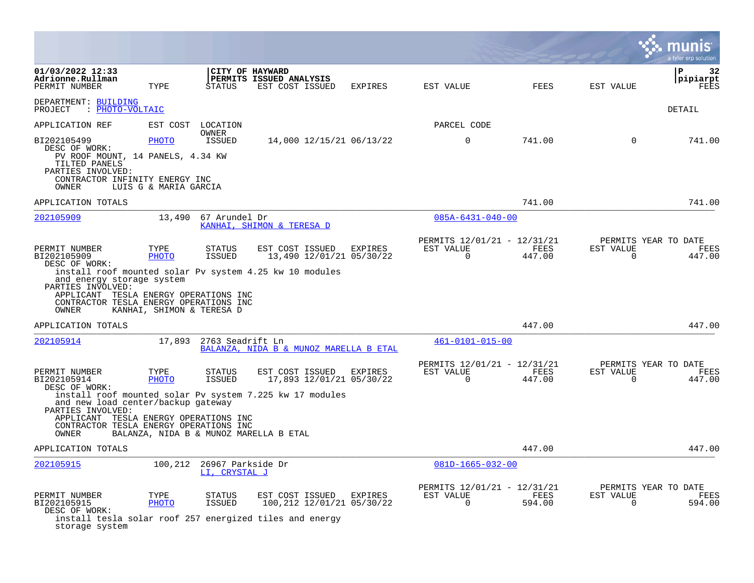**CITY OF HAYWARD**
**PERMITS ISSUED ANALYSIS**

01/03/2022 12:33
Adrionne.Rullman

pipiarpt

DEPARTMENT: BUILDING
PROJECT : PHOTO-VOLTAIC

DETAIL

| PERMIT NUMBER | TYPE | STATUS | EST COST | ISSUED | EXPIRES | EST VALUE | FEES | EST VALUE | FEES |
|---|---|---|---|---|---|---|---|---|---|
| BI202105499 | PHOTO | ISSUED | 14,000 | 12/15/21 | 06/13/22 | 0 | 741.00 | 0 | 741.00 |

DESC OF WORK:
PV ROOF MOUNT, 14 PANELS, 4.34 KW
TILTED PANELS
PARTIES INVOLVED:
CONTRACTOR INFINITY ENERGY INC
OWNER LUIS G & MARIA GARCIA

APPLICATION TOTALS 741.00 741.00

---

| APPLICATION REF | EST COST | LOCATION / OWNER | PARCEL CODE |
|---|---|---|---|
| 202105909 | 13,490 | 67 Arundel Dr / KANHAI, SHIMON & TERESA D | 085A-6431-040-00 |

| PERMIT NUMBER | TYPE | STATUS | EST COST | ISSUED | EXPIRES | PERMITS 12/01/21 - 12/31/21 EST VALUE | FEES | PERMITS YEAR TO DATE EST VALUE | FEES |
|---|---|---|---|---|---|---|---|---|---|
| BI202105909 | PHOTO | ISSUED | 13,490 | 12/01/21 | 05/30/22 | 0 | 447.00 | 0 | 447.00 |

DESC OF WORK:
install roof mounted solar Pv system 4.25 kw 10 modules
and energy storage system
PARTIES INVOLVED:
APPLICANT TESLA ENERGY OPERATIONS INC
CONTRACTOR TESLA ENERGY OPERATIONS INC
OWNER KANHAI, SHIMON & TERESA D

APPLICATION TOTALS 447.00 447.00

---

| APPLICATION REF | EST COST | LOCATION / OWNER | PARCEL CODE |
|---|---|---|---|
| 202105914 | 17,893 | 2763 Seadrift Ln / BALANZA, NIDA B & MUNOZ MARELLA B ETAL | 461-0101-015-00 |

| PERMIT NUMBER | TYPE | STATUS | EST COST | ISSUED | EXPIRES | PERMITS 12/01/21 - 12/31/21 EST VALUE | FEES | PERMITS YEAR TO DATE EST VALUE | FEES |
|---|---|---|---|---|---|---|---|---|---|
| BI202105914 | PHOTO | ISSUED | 17,893 | 12/01/21 | 05/30/22 | 0 | 447.00 | 0 | 447.00 |

DESC OF WORK:
install roof mounted solar Pv system 7.225 kw 17 modules
and new load center/backup gateway
PARTIES INVOLVED:
APPLICANT TESLA ENERGY OPERATIONS INC
CONTRACTOR TESLA ENERGY OPERATIONS INC
OWNER BALANZA, NIDA B & MUNOZ MARELLA B ETAL

APPLICATION TOTALS 447.00 447.00

---

| APPLICATION REF | EST COST | LOCATION / OWNER | PARCEL CODE |
|---|---|---|---|
| 202105915 | 100,212 | 26967 Parkside Dr / LI, CRYSTAL J | 081D-1665-032-00 |

| PERMIT NUMBER | TYPE | STATUS | EST COST | ISSUED | EXPIRES | PERMITS 12/01/21 - 12/31/21 EST VALUE | FEES | PERMITS YEAR TO DATE EST VALUE | FEES |
|---|---|---|---|---|---|---|---|---|---|
| BI202105915 | PHOTO | ISSUED | 100,212 | 12/01/21 | 05/30/22 | 0 | 594.00 | 0 | 594.00 |

DESC OF WORK:
install tesla solar roof 257 energized tiles and energy
storage system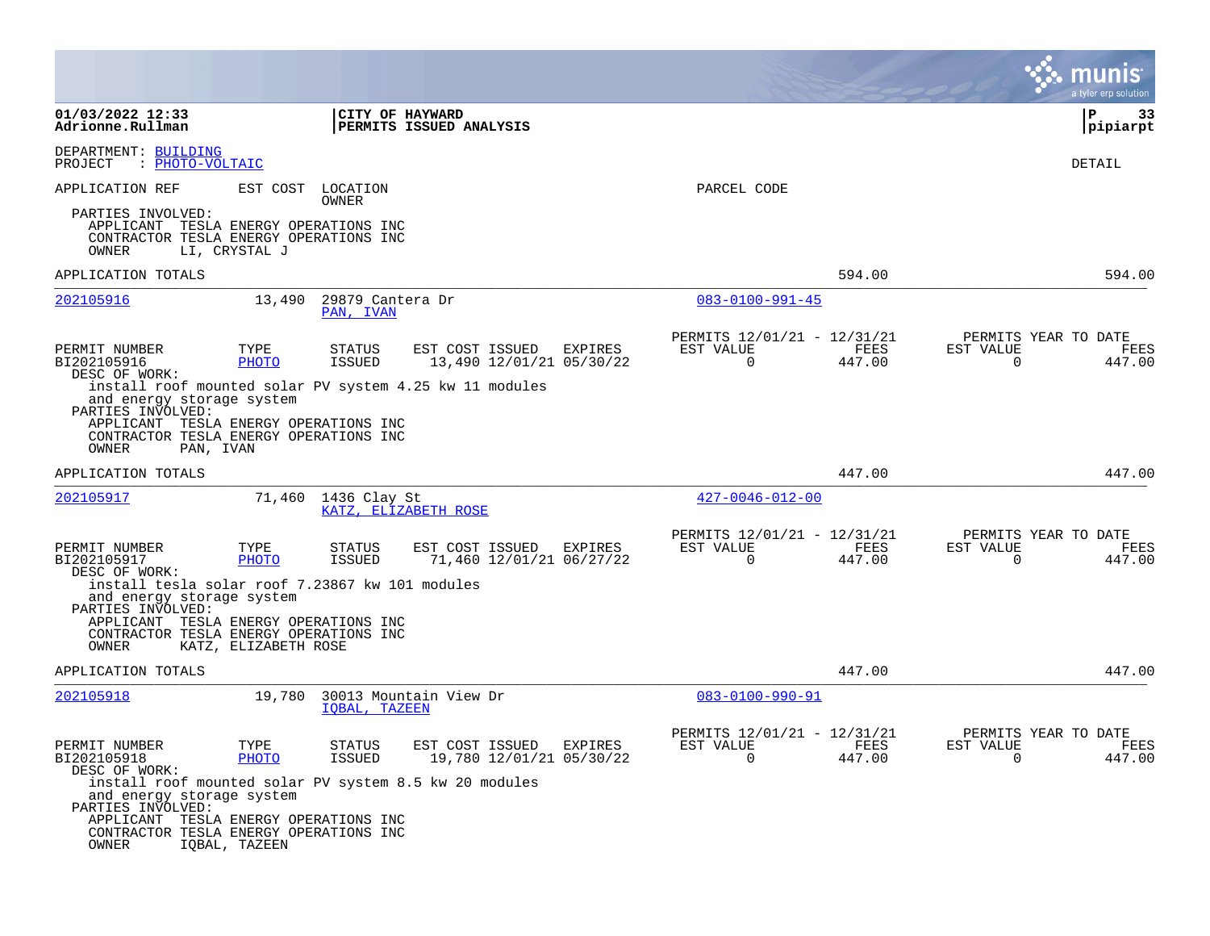01/03/2022 12:33
Adrionne.Rullman

CITY OF HAYWARD
PERMITS ISSUED ANALYSIS

pipiarpt

DEPARTMENT: BUILDING
PROJECT : PHOTO-VOLTAIC

DETAIL

APPLICATION REF | EST COST | LOCATION / OWNER | PARCEL CODE

PARTIES INVOLVED:
APPLICANT TESLA ENERGY OPERATIONS INC
CONTRACTOR TESLA ENERGY OPERATIONS INC
OWNER LI, CRYSTAL J

APPLICATION TOTALS 594.00 594.00

---

**202105916** | 13,490 | 29879 Cantera Dr | PAN, IVAN | 083-0100-991-45

| PERMIT NUMBER | TYPE | STATUS | EST COST | ISSUED | EXPIRES | PERMITS 12/01/21 - 12/31/21 EST VALUE | FEES | PERMITS YEAR TO DATE EST VALUE | FEES |
|---|---|---|---|---|---|---|---|---|---|
| BI202105916 | PHOTO | ISSUED | 13,490 | 12/01/21 | 05/30/22 | 0 | 447.00 | 0 | 447.00 |

DESC OF WORK:
install roof mounted solar PV system 4.25 kw 11 modules and energy storage system

PARTIES INVOLVED:
APPLICANT TESLA ENERGY OPERATIONS INC
CONTRACTOR TESLA ENERGY OPERATIONS INC
OWNER PAN, IVAN

APPLICATION TOTALS 447.00 447.00

---

**202105917** | 71,460 | 1436 Clay St | KATZ, ELIZABETH ROSE | 427-0046-012-00

| PERMIT NUMBER | TYPE | STATUS | EST COST | ISSUED | EXPIRES | PERMITS 12/01/21 - 12/31/21 EST VALUE | FEES | PERMITS YEAR TO DATE EST VALUE | FEES |
|---|---|---|---|---|---|---|---|---|---|
| BI202105917 | PHOTO | ISSUED | 71,460 | 12/01/21 | 06/27/22 | 0 | 447.00 | 0 | 447.00 |

DESC OF WORK:
install tesla solar roof 7.23867 kw 101 modules and energy storage system

PARTIES INVOLVED:
APPLICANT TESLA ENERGY OPERATIONS INC
CONTRACTOR TESLA ENERGY OPERATIONS INC
OWNER KATZ, ELIZABETH ROSE

APPLICATION TOTALS 447.00 447.00

---

**202105918** | 19,780 | 30013 Mountain View Dr | IQBAL, TAZEEN | 083-0100-990-91

| PERMIT NUMBER | TYPE | STATUS | EST COST | ISSUED | EXPIRES | PERMITS 12/01/21 - 12/31/21 EST VALUE | FEES | PERMITS YEAR TO DATE EST VALUE | FEES |
|---|---|---|---|---|---|---|---|---|---|
| BI202105918 | PHOTO | ISSUED | 19,780 | 12/01/21 | 05/30/22 | 0 | 447.00 | 0 | 447.00 |

DESC OF WORK:
install roof mounted solar PV system 8.5 kw 20 modules and energy storage system

PARTIES INVOLVED:
APPLICANT TESLA ENERGY OPERATIONS INC
CONTRACTOR TESLA ENERGY OPERATIONS INC
OWNER IQBAL, TAZEEN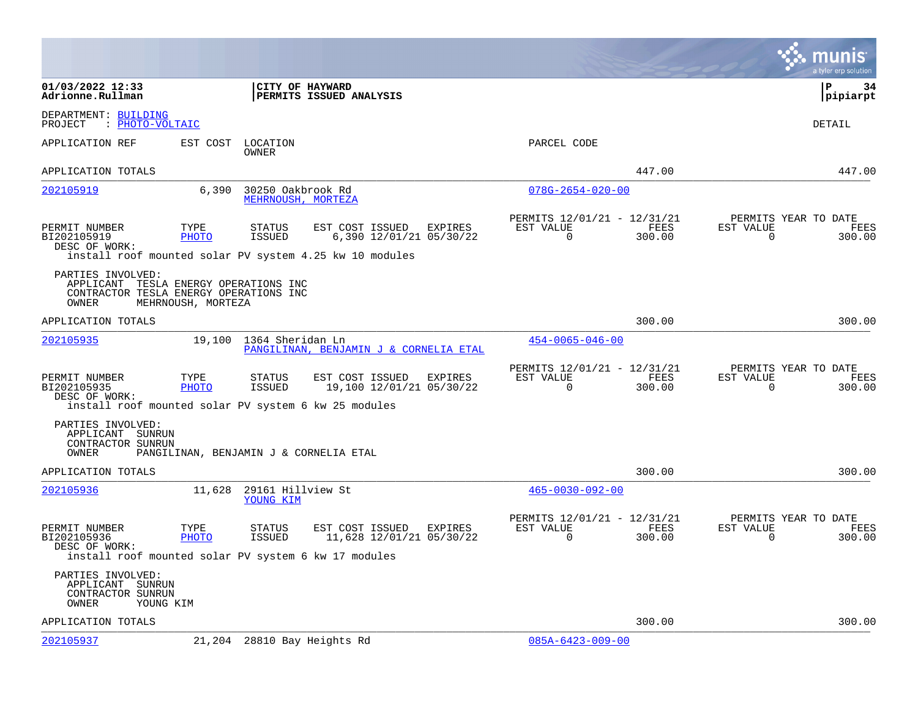**01/03/2022 12:33** | **CITY OF HAYWARD** | **P 34**
**Adrionne.Rullman** | **PERMITS ISSUED ANALYSIS** | **pipiarpt**

DEPARTMENT: BUILDING
PROJECT : PHOTO-VOLTAIC

DETAIL

| APPLICATION REF | EST COST | LOCATION / OWNER | PARCEL CODE |
|---|---|---|---|

APPLICATION TOTALS 447.00 447.00

---

**202105919** | 6,390 | 30250 Oakbrook Rd / MEHRNOUSH, MORTEZA | 078G-2654-020-00

| PERMIT NUMBER | TYPE | STATUS | EST COST | ISSUED | EXPIRES | PERMITS 12/01/21 - 12/31/21 EST VALUE | FEES | PERMITS YEAR TO DATE EST VALUE | FEES |
|---|---|---|---|---|---|---|---|---|---|
| BI202105919 | PHOTO | ISSUED | 6,390 | 12/01/21 | 05/30/22 | 0 | 300.00 | 0 | 300.00 |

DESC OF WORK:
install roof mounted solar PV system 4.25 kw 10 modules

PARTIES INVOLVED:
- APPLICANT TESLA ENERGY OPERATIONS INC
- CONTRACTOR TESLA ENERGY OPERATIONS INC
- OWNER MEHRNOUSH, MORTEZA

APPLICATION TOTALS 300.00 300.00

---

**202105935** | 19,100 | 1364 Sheridan Ln / PANGILINAN, BENJAMIN J & CORNELIA ETAL | 454-0065-046-00

| PERMIT NUMBER | TYPE | STATUS | EST COST | ISSUED | EXPIRES | PERMITS 12/01/21 - 12/31/21 EST VALUE | FEES | PERMITS YEAR TO DATE EST VALUE | FEES |
|---|---|---|---|---|---|---|---|---|---|
| BI202105935 | PHOTO | ISSUED | 19,100 | 12/01/21 | 05/30/22 | 0 | 300.00 | 0 | 300.00 |

DESC OF WORK:
install roof mounted solar PV system 6 kw 25 modules

PARTIES INVOLVED:
- APPLICANT SUNRUN
- CONTRACTOR SUNRUN
- OWNER PANGILINAN, BENJAMIN J & CORNELIA ETAL

APPLICATION TOTALS 300.00 300.00

---

**202105936** | 11,628 | 29161 Hillview St / YOUNG KIM | 465-0030-092-00

| PERMIT NUMBER | TYPE | STATUS | EST COST | ISSUED | EXPIRES | PERMITS 12/01/21 - 12/31/21 EST VALUE | FEES | PERMITS YEAR TO DATE EST VALUE | FEES |
|---|---|---|---|---|---|---|---|---|---|
| BI202105936 | PHOTO | ISSUED | 11,628 | 12/01/21 | 05/30/22 | 0 | 300.00 | 0 | 300.00 |

DESC OF WORK:
install roof mounted solar PV system 6 kw 17 modules

PARTIES INVOLVED:
- APPLICANT SUNRUN
- CONTRACTOR SUNRUN
- OWNER YOUNG KIM

APPLICATION TOTALS 300.00 300.00

---

**202105937** | 21,204 | 28810 Bay Heights Rd | 085A-6423-009-00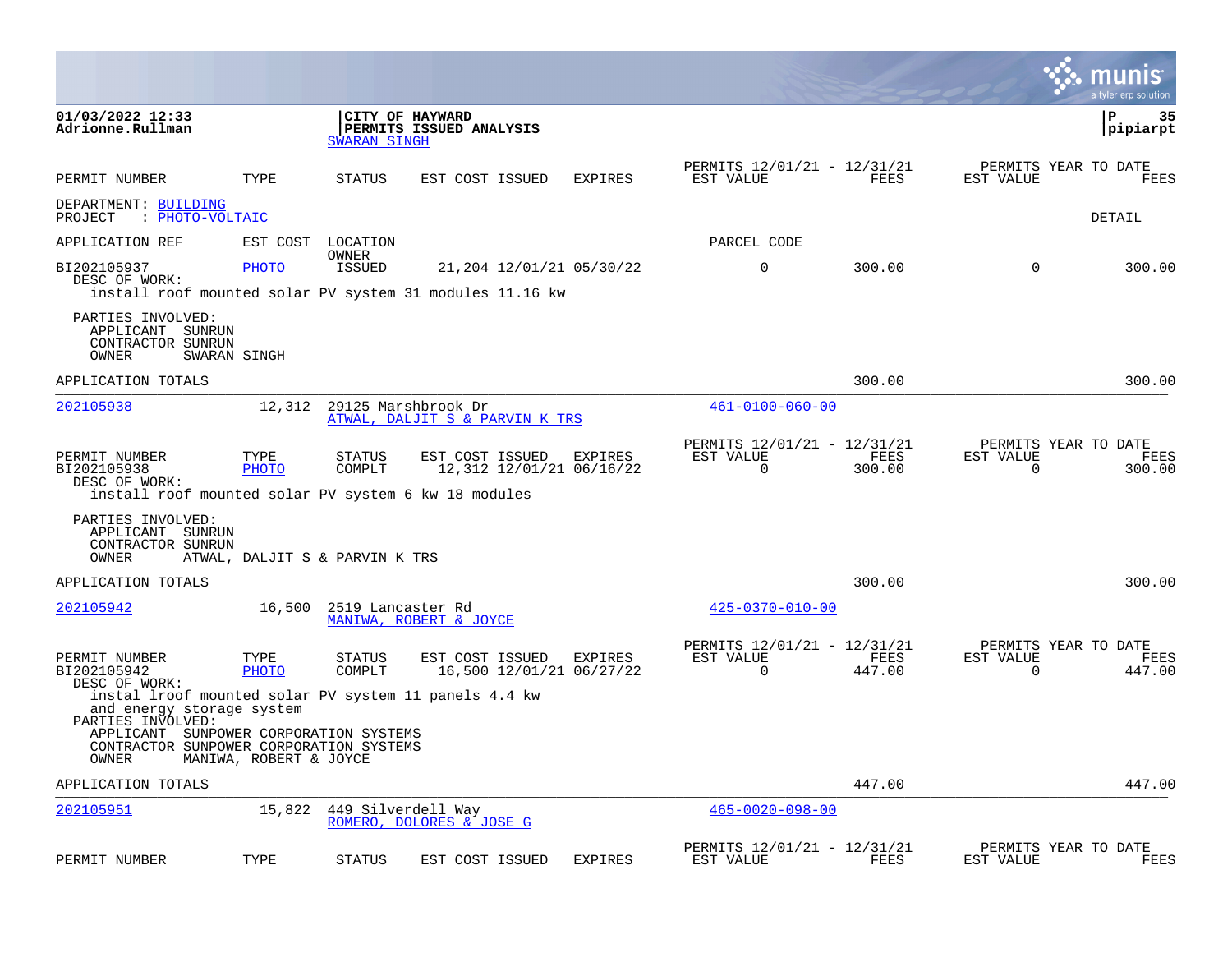**01/03/2022 12:33**
**Adrionne.Rullman**

**CITY OF HAYWARD**
**PERMITS ISSUED ANALYSIS**
SWARAN SINGH

**P 35**
**pipiarpt**

| PERMIT NUMBER | TYPE | STATUS | EST COST ISSUED | EXPIRES | PERMITS 12/01/21 - 12/31/21 EST VALUE | FEES | PERMITS YEAR TO DATE EST VALUE | FEES |
|---|---|---|---|---|---|---|---|---|

DEPARTMENT: BUILDING
PROJECT : PHOTO-VOLTAIC

DETAIL

| APPLICATION REF | EST COST | LOCATION / OWNER | | | PARCEL CODE | | | |
|---|---|---|---|---|---|---|---|---|
| BI202105937 | PHOTO | ISSUED | 21,204 12/01/21 | 05/30/22 | 0 | 300.00 | 0 | 300.00 |

DESC OF WORK:
install roof mounted solar PV system 31 modules 11.16 kw

PARTIES INVOLVED:
APPLICANT SUNRUN
CONTRACTOR SUNRUN
OWNER SWARAN SINGH

APPLICATION TOTALS — 300.00 — 300.00

---

202105938 — 12,312 — 29125 Marshbrook Dr — ATWAL, DALJIT S & PARVIN K TRS — 461-0100-060-00

| PERMIT NUMBER | TYPE | STATUS | EST COST ISSUED | EXPIRES | PERMITS 12/01/21 - 12/31/21 EST VALUE | FEES | PERMITS YEAR TO DATE EST VALUE | FEES |
|---|---|---|---|---|---|---|---|---|
| BI202105938 | PHOTO | COMPLT | 12,312 12/01/21 | 06/16/22 | 0 | 300.00 | 0 | 300.00 |

DESC OF WORK:
install roof mounted solar PV system 6 kw 18 modules

PARTIES INVOLVED:
APPLICANT SUNRUN
CONTRACTOR SUNRUN
OWNER ATWAL, DALJIT S & PARVIN K TRS

APPLICATION TOTALS — 300.00 — 300.00

---

202105942 — 16,500 — 2519 Lancaster Rd — MANIWA, ROBERT & JOYCE — 425-0370-010-00

| PERMIT NUMBER | TYPE | STATUS | EST COST ISSUED | EXPIRES | PERMITS 12/01/21 - 12/31/21 EST VALUE | FEES | PERMITS YEAR TO DATE EST VALUE | FEES |
|---|---|---|---|---|---|---|---|---|
| BI202105942 | PHOTO | COMPLT | 16,500 12/01/21 | 06/27/22 | 0 | 447.00 | 0 | 447.00 |

DESC OF WORK:
instal lroof mounted solar PV system 11 panels 4.4 kw
and energy storage system

PARTIES INVOLVED:
APPLICANT SUNPOWER CORPORATION SYSTEMS
CONTRACTOR SUNPOWER CORPORATION SYSTEMS
OWNER MANIWA, ROBERT & JOYCE

APPLICATION TOTALS — 447.00 — 447.00

---

202105951 — 15,822 — 449 Silverdell Way — ROMERO, DOLORES & JOSE G — 465-0020-098-00

| PERMIT NUMBER | TYPE | STATUS | EST COST ISSUED | EXPIRES | PERMITS 12/01/21 - 12/31/21 EST VALUE | FEES | PERMITS YEAR TO DATE EST VALUE | FEES |
|---|---|---|---|---|---|---|---|---|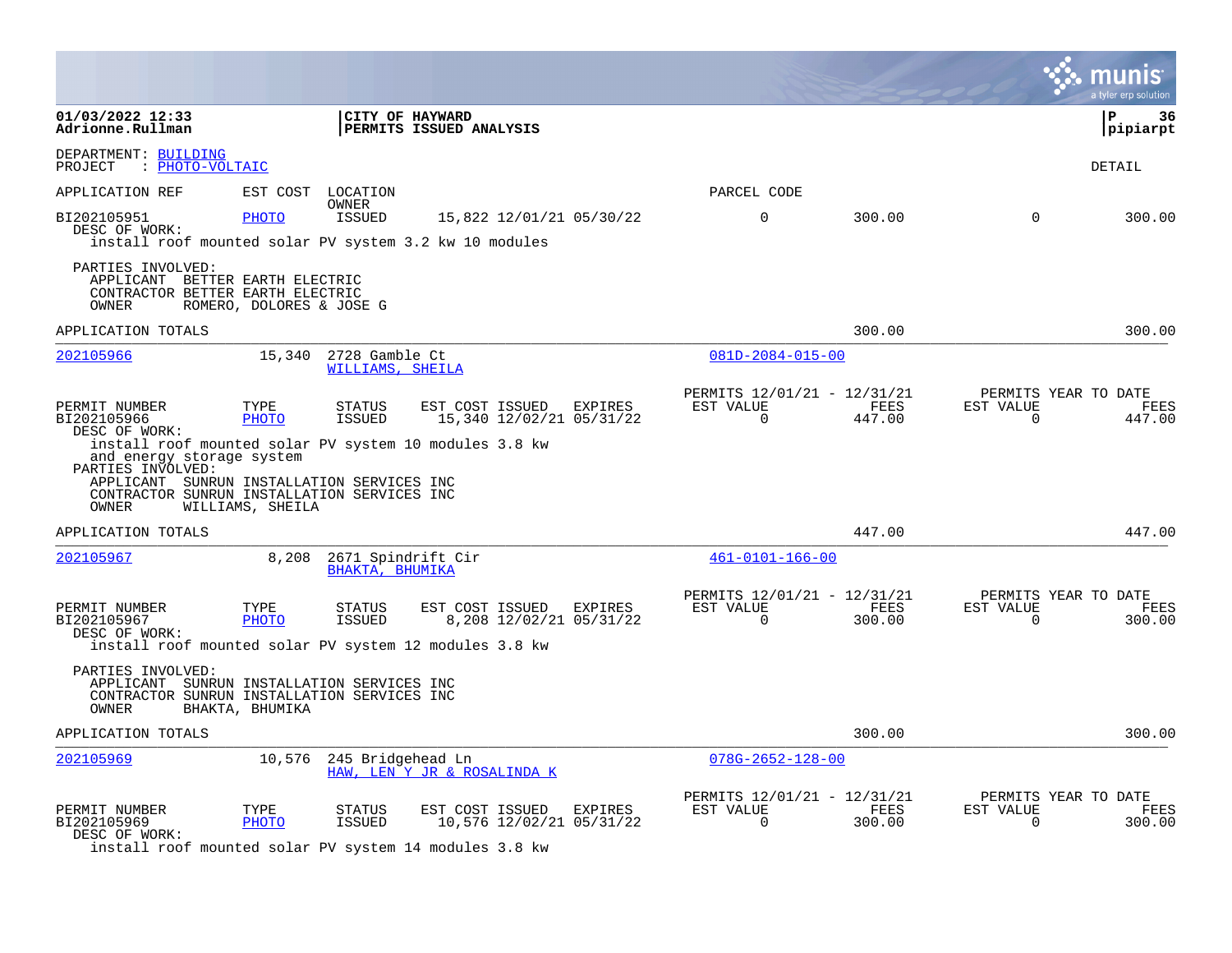01/03/2022 12:33
Adrionne.Rullman

CITY OF HAYWARD
PERMITS ISSUED ANALYSIS

pipiarpt

DEPARTMENT: BUILDING
PROJECT : PHOTO-VOLTAIC

DETAIL

APPLICATION REF | EST COST | LOCATION / OWNER | PARCEL CODE

| PERMIT NUMBER | TYPE | STATUS | EST COST | ISSUED | EXPIRES | PERMITS 12/01/21 - 12/31/21 EST VALUE | FEES | PERMITS YEAR TO DATE EST VALUE | FEES |
|---|---|---|---|---|---|---|---|---|---|
| BI202105951 | PHOTO | ISSUED | 15,822 | 12/01/21 | 05/30/22 | 0 | 300.00 | 0 | 300.00 |

DESC OF WORK:
install roof mounted solar PV system 3.2 kw 10 modules

PARTIES INVOLVED:
APPLICANT BETTER EARTH ELECTRIC
CONTRACTOR BETTER EARTH ELECTRIC
OWNER ROMERO, DOLORES & JOSE G

APPLICATION TOTALS 300.00 300.00

---

202105966 | 15,340 | 2728 Gamble Ct / WILLIAMS, SHEILA | 081D-2084-015-00

| PERMIT NUMBER | TYPE | STATUS | EST COST | ISSUED | EXPIRES | PERMITS 12/01/21 - 12/31/21 EST VALUE | FEES | PERMITS YEAR TO DATE EST VALUE | FEES |
|---|---|---|---|---|---|---|---|---|---|
| BI202105966 | PHOTO | ISSUED | 15,340 | 12/02/21 | 05/31/22 | 0 | 447.00 | 0 | 447.00 |

DESC OF WORK:
install roof mounted solar PV system 10 modules 3.8 kw
and energy storage system

PARTIES INVOLVED:
APPLICANT SUNRUN INSTALLATION SERVICES INC
CONTRACTOR SUNRUN INSTALLATION SERVICES INC
OWNER WILLIAMS, SHEILA

APPLICATION TOTALS 447.00 447.00

---

202105967 | 8,208 | 2671 Spindrift Cir / BHAKTA, BHUMIKA | 461-0101-166-00

| PERMIT NUMBER | TYPE | STATUS | EST COST | ISSUED | EXPIRES | PERMITS 12/01/21 - 12/31/21 EST VALUE | FEES | PERMITS YEAR TO DATE EST VALUE | FEES |
|---|---|---|---|---|---|---|---|---|---|
| BI202105967 | PHOTO | ISSUED | 8,208 | 12/02/21 | 05/31/22 | 0 | 300.00 | 0 | 300.00 |

DESC OF WORK:
install roof mounted solar PV system 12 modules 3.8 kw

PARTIES INVOLVED:
APPLICANT SUNRUN INSTALLATION SERVICES INC
CONTRACTOR SUNRUN INSTALLATION SERVICES INC
OWNER BHAKTA, BHUMIKA

APPLICATION TOTALS 300.00 300.00

---

202105969 | 10,576 | 245 Bridgehead Ln / HAW, LEN Y JR & ROSALINDA K | 078G-2652-128-00

| PERMIT NUMBER | TYPE | STATUS | EST COST | ISSUED | EXPIRES | PERMITS 12/01/21 - 12/31/21 EST VALUE | FEES | PERMITS YEAR TO DATE EST VALUE | FEES |
|---|---|---|---|---|---|---|---|---|---|
| BI202105969 | PHOTO | ISSUED | 10,576 | 12/02/21 | 05/31/22 | 0 | 300.00 | 0 | 300.00 |

DESC OF WORK:
install roof mounted solar PV system 14 modules 3.8 kw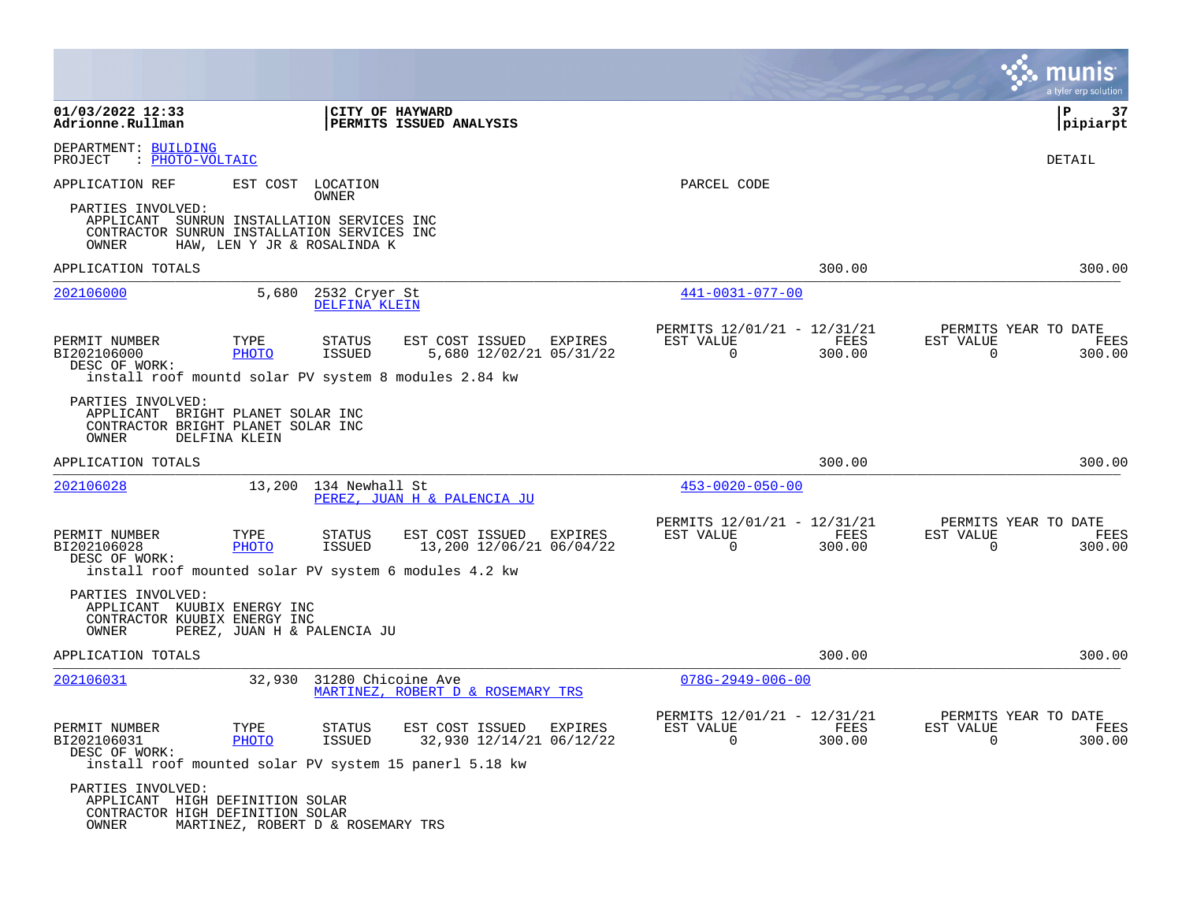**01/03/2022 12:33**
**Adrionne.Rullman**

**CITY OF HAYWARD**
**PERMITS ISSUED ANALYSIS**

**pipiarpt**

DEPARTMENT: BUILDING
PROJECT : PHOTO-VOLTAIC

DETAIL

APPLICATION REF | EST COST | LOCATION / OWNER | PARCEL CODE

PARTIES INVOLVED:
APPLICANT SUNRUN INSTALLATION SERVICES INC
CONTRACTOR SUNRUN INSTALLATION SERVICES INC
OWNER HAW, LEN Y JR & ROSALINDA K

APPLICATION TOTALS 300.00 300.00

---

**202106000** | 5,680 | 2532 Cryer St / DELFINA KLEIN | 441-0031-077-00

| PERMIT NUMBER | TYPE | STATUS | EST COST | ISSUED | EXPIRES | PERMITS 12/01/21 - 12/31/21 EST VALUE | FEES | PERMITS YEAR TO DATE EST VALUE | FEES |
|---|---|---|---|---|---|---|---|---|---|
| BI202106000 | PHOTO | ISSUED | 5,680 | 12/02/21 | 05/31/22 | 0 | 300.00 | 0 | 300.00 |

DESC OF WORK:
install roof mountd solar PV system 8 modules 2.84 kw

PARTIES INVOLVED:
APPLICANT BRIGHT PLANET SOLAR INC
CONTRACTOR BRIGHT PLANET SOLAR INC
OWNER DELFINA KLEIN

APPLICATION TOTALS 300.00 300.00

---

**202106028** | 13,200 | 134 Newhall St / PEREZ, JUAN H & PALENCIA JU | 453-0020-050-00

| PERMIT NUMBER | TYPE | STATUS | EST COST | ISSUED | EXPIRES | PERMITS 12/01/21 - 12/31/21 EST VALUE | FEES | PERMITS YEAR TO DATE EST VALUE | FEES |
|---|---|---|---|---|---|---|---|---|---|
| BI202106028 | PHOTO | ISSUED | 13,200 | 12/06/21 | 06/04/22 | 0 | 300.00 | 0 | 300.00 |

DESC OF WORK:
install roof mounted solar PV system 6 modules 4.2 kw

PARTIES INVOLVED:
APPLICANT KUUBIX ENERGY INC
CONTRACTOR KUUBIX ENERGY INC
OWNER PEREZ, JUAN H & PALENCIA JU

APPLICATION TOTALS 300.00 300.00

---

**202106031** | 32,930 | 31280 Chicoine Ave / MARTINEZ, ROBERT D & ROSEMARY TRS | 078G-2949-006-00

| PERMIT NUMBER | TYPE | STATUS | EST COST | ISSUED | EXPIRES | PERMITS 12/01/21 - 12/31/21 EST VALUE | FEES | PERMITS YEAR TO DATE EST VALUE | FEES |
|---|---|---|---|---|---|---|---|---|---|
| BI202106031 | PHOTO | ISSUED | 32,930 | 12/14/21 | 06/12/22 | 0 | 300.00 | 0 | 300.00 |

DESC OF WORK:
install roof mounted solar PV system 15 panerl 5.18 kw

PARTIES INVOLVED:
APPLICANT HIGH DEFINITION SOLAR
CONTRACTOR HIGH DEFINITION SOLAR
OWNER MARTINEZ, ROBERT D & ROSEMARY TRS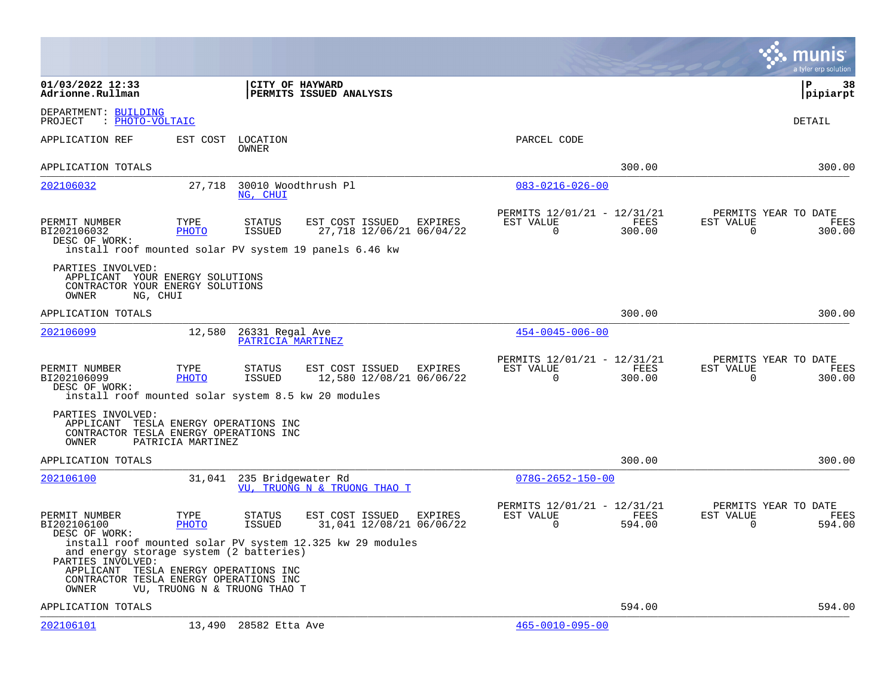**CITY OF HAYWARD**
**PERMITS ISSUED ANALYSIS**

01/03/2022 12:33
Adrionne.Rullman

pipiarpt

DEPARTMENT: BUILDING
PROJECT : PHOTO-VOLTAIC

DETAIL

| APPLICATION REF | EST COST | LOCATION / OWNER | PARCEL CODE |
|---|---|---|---|

APPLICATION TOTALS — 300.00 — 300.00

---

**202106032** — 27,718 — 30010 Woodthrush Pl — NG, CHUI — 083-0216-026-00

| PERMIT NUMBER | TYPE | STATUS | EST COST | ISSUED | EXPIRES | PERMITS 12/01/21 - 12/31/21 EST VALUE | FEES | PERMITS YEAR TO DATE EST VALUE | FEES |
|---|---|---|---|---|---|---|---|---|---|
| BI202106032 | PHOTO | ISSUED | 27,718 | 12/06/21 | 06/04/22 | 0 | 300.00 | 0 | 300.00 |

DESC OF WORK:
install roof mounted solar PV system 19 panels 6.46 kw

PARTIES INVOLVED:
APPLICANT YOUR ENERGY SOLUTIONS
CONTRACTOR YOUR ENERGY SOLUTIONS
OWNER NG, CHUI

APPLICATION TOTALS — 300.00 — 300.00

---

**202106099** — 12,580 — 26331 Regal Ave — PATRICIA MARTINEZ — 454-0045-006-00

| PERMIT NUMBER | TYPE | STATUS | EST COST | ISSUED | EXPIRES | PERMITS 12/01/21 - 12/31/21 EST VALUE | FEES | PERMITS YEAR TO DATE EST VALUE | FEES |
|---|---|---|---|---|---|---|---|---|---|
| BI202106099 | PHOTO | ISSUED | 12,580 | 12/08/21 | 06/06/22 | 0 | 300.00 | 0 | 300.00 |

DESC OF WORK:
install roof mounted solar system 8.5 kw 20 modules

PARTIES INVOLVED:
APPLICANT TESLA ENERGY OPERATIONS INC
CONTRACTOR TESLA ENERGY OPERATIONS INC
OWNER PATRICIA MARTINEZ

APPLICATION TOTALS — 300.00 — 300.00

---

**202106100** — 31,041 — 235 Bridgewater Rd — VU, TRUONG N & TRUONG THAO T — 078G-2652-150-00

| PERMIT NUMBER | TYPE | STATUS | EST COST | ISSUED | EXPIRES | PERMITS 12/01/21 - 12/31/21 EST VALUE | FEES | PERMITS YEAR TO DATE EST VALUE | FEES |
|---|---|---|---|---|---|---|---|---|---|
| BI202106100 | PHOTO | ISSUED | 31,041 | 12/08/21 | 06/06/22 | 0 | 594.00 | 0 | 594.00 |

DESC OF WORK:
install roof mounted solar PV system 12.325 kw 29 modules
and energy storage system (2 batteries)

PARTIES INVOLVED:
APPLICANT TESLA ENERGY OPERATIONS INC
CONTRACTOR TESLA ENERGY OPERATIONS INC
OWNER VU, TRUONG N & TRUONG THAO T

APPLICATION TOTALS — 594.00 — 594.00

---

**202106101** — 13,490 — 28582 Etta Ave — 465-0010-095-00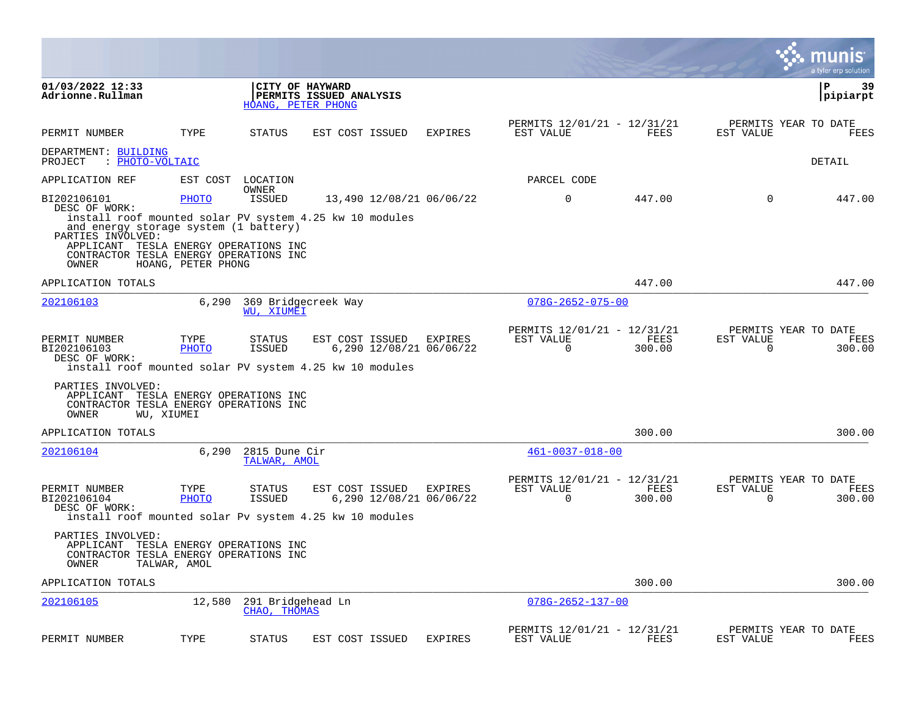**01/03/2022 12:33**
**Adrionne.Rullman**

**CITY OF HAYWARD**
**PERMITS ISSUED ANALYSIS**
HOANG, PETER PHONG

**pipiarpt**

| PERMIT NUMBER | TYPE | STATUS | EST COST | ISSUED | EXPIRES | PERMITS 12/01/21 - 12/31/21 EST VALUE | FEES | PERMITS YEAR TO DATE EST VALUE | FEES |
|---|---|---|---|---|---|---|---|---|---|

DEPARTMENT: BUILDING
PROJECT : PHOTO-VOLTAIC

DETAIL

| APPLICATION REF | EST COST | LOCATION / OWNER | | | | PARCEL CODE | | | |
|---|---|---|---|---|---|---|---|---|---|
| BI202106101 | PHOTO | ISSUED | 13,490 | 12/08/21 | 06/06/22 | 0 | 447.00 | 0 | 447.00 |

DESC OF WORK:
install roof mounted solar PV system 4.25 kw 10 modules and energy storage system (1 battery)

PARTIES INVOLVED:
APPLICANT TESLA ENERGY OPERATIONS INC
CONTRACTOR TESLA ENERGY OPERATIONS INC
OWNER HOANG, PETER PHONG

APPLICATION TOTALS — 447.00 — 447.00

---

**202106103** — 6,290 — 369 Bridgecreek Way — WU, XIUMEI — 078G-2652-075-00

| PERMIT NUMBER | TYPE | STATUS | EST COST | ISSUED | EXPIRES | PERMITS 12/01/21 - 12/31/21 EST VALUE | FEES | PERMITS YEAR TO DATE EST VALUE | FEES |
|---|---|---|---|---|---|---|---|---|---|
| BI202106103 | PHOTO | ISSUED | 6,290 | 12/08/21 | 06/06/22 | 0 | 300.00 | 0 | 300.00 |

DESC OF WORK:
install roof mounted solar PV system 4.25 kw 10 modules

PARTIES INVOLVED:
APPLICANT TESLA ENERGY OPERATIONS INC
CONTRACTOR TESLA ENERGY OPERATIONS INC
OWNER WU, XIUMEI

APPLICATION TOTALS — 300.00 — 300.00

---

**202106104** — 6,290 — 2815 Dune Cir — TALWAR, AMOL — 461-0037-018-00

| PERMIT NUMBER | TYPE | STATUS | EST COST | ISSUED | EXPIRES | PERMITS 12/01/21 - 12/31/21 EST VALUE | FEES | PERMITS YEAR TO DATE EST VALUE | FEES |
|---|---|---|---|---|---|---|---|---|---|
| BI202106104 | PHOTO | ISSUED | 6,290 | 12/08/21 | 06/06/22 | 0 | 300.00 | 0 | 300.00 |

DESC OF WORK:
install roof mounted solar Pv system 4.25 kw 10 modules

PARTIES INVOLVED:
APPLICANT TESLA ENERGY OPERATIONS INC
CONTRACTOR TESLA ENERGY OPERATIONS INC
OWNER TALWAR, AMOL

APPLICATION TOTALS — 300.00 — 300.00

---

**202106105** — 12,580 — 291 Bridgehead Ln — CHAO, THOMAS — 078G-2652-137-00

| PERMIT NUMBER | TYPE | STATUS | EST COST | ISSUED | EXPIRES | PERMITS 12/01/21 - 12/31/21 EST VALUE | FEES | PERMITS YEAR TO DATE EST VALUE | FEES |
|---|---|---|---|---|---|---|---|---|---|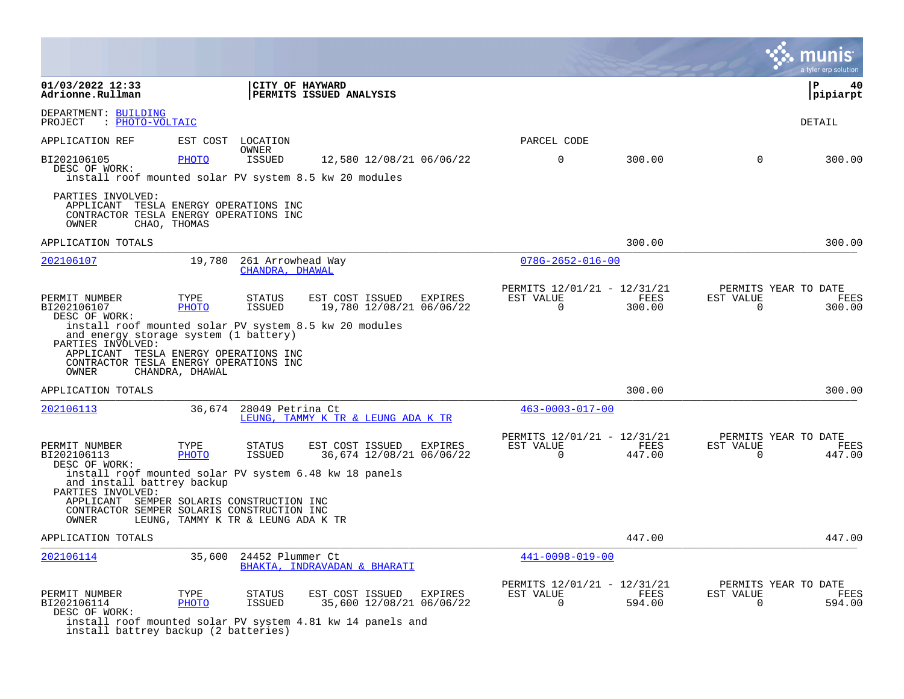01/03/2022 12:33 | CITY OF HAYWARD | P 40
Adrionne.Rullman | PERMITS ISSUED ANALYSIS | pipiarpt

DEPARTMENT: BUILDING
PROJECT : PHOTO-VOLTAIC

DETAIL

APPLICATION REF    EST COST    LOCATION    PARCEL CODE
OWNER

| PERMIT NUMBER | TYPE | STATUS | EST COST | ISSUED | EXPIRES | EST VALUE (12/01/21 - 12/31/21) | FEES (12/01/21 - 12/31/21) | EST VALUE (YEAR TO DATE) | FEES (YEAR TO DATE) |
|---|---|---|---|---|---|---|---|---|---|
| BI202106105 | PHOTO | ISSUED | 12,580 | 12/08/21 | 06/06/22 | 0 | 300.00 | 0 | 300.00 |

DESC OF WORK:
install roof mounted solar PV system 8.5 kw 20 modules

PARTIES INVOLVED:
APPLICANT TESLA ENERGY OPERATIONS INC
CONTRACTOR TESLA ENERGY OPERATIONS INC
OWNER CHAO, THOMAS

APPLICATION TOTALS — 300.00 — 300.00

---

202106107    19,780    261 Arrowhead Way    078G-2652-016-00
CHANDRA, DHAWAL

| PERMIT NUMBER | TYPE | STATUS | EST COST | ISSUED | EXPIRES | EST VALUE (12/01/21 - 12/31/21) | FEES (12/01/21 - 12/31/21) | EST VALUE (YEAR TO DATE) | FEES (YEAR TO DATE) |
|---|---|---|---|---|---|---|---|---|---|
| BI202106107 | PHOTO | ISSUED | 19,780 | 12/08/21 | 06/06/22 | 0 | 300.00 | 0 | 300.00 |

DESC OF WORK:
install roof mounted solar PV system 8.5 kw 20 modules
and energy storage system (1 battery)

PARTIES INVOLVED:
APPLICANT TESLA ENERGY OPERATIONS INC
CONTRACTOR TESLA ENERGY OPERATIONS INC
OWNER CHANDRA, DHAWAL

APPLICATION TOTALS — 300.00 — 300.00

---

202106113    36,674    28049 Petrina Ct    463-0003-017-00
LEUNG, TAMMY K TR & LEUNG ADA K TR

| PERMIT NUMBER | TYPE | STATUS | EST COST | ISSUED | EXPIRES | EST VALUE (12/01/21 - 12/31/21) | FEES (12/01/21 - 12/31/21) | EST VALUE (YEAR TO DATE) | FEES (YEAR TO DATE) |
|---|---|---|---|---|---|---|---|---|---|
| BI202106113 | PHOTO | ISSUED | 36,674 | 12/08/21 | 06/06/22 | 0 | 447.00 | 0 | 447.00 |

DESC OF WORK:
install roof mounted solar PV system 6.48 kw 18 panels
and install battrey backup

PARTIES INVOLVED:
APPLICANT SEMPER SOLARIS CONSTRUCTION INC
CONTRACTOR SEMPER SOLARIS CONSTRUCTION INC
OWNER LEUNG, TAMMY K TR & LEUNG ADA K TR

APPLICATION TOTALS — 447.00 — 447.00

---

202106114    35,600    24452 Plummer Ct    441-0098-019-00
BHAKTA, INDRAVADAN & BHARATI

| PERMIT NUMBER | TYPE | STATUS | EST COST | ISSUED | EXPIRES | EST VALUE (12/01/21 - 12/31/21) | FEES (12/01/21 - 12/31/21) | EST VALUE (YEAR TO DATE) | FEES (YEAR TO DATE) |
|---|---|---|---|---|---|---|---|---|---|
| BI202106114 | PHOTO | ISSUED | 35,600 | 12/08/21 | 06/06/22 | 0 | 594.00 | 0 | 594.00 |

DESC OF WORK:
install roof mounted solar PV system 4.81 kw 14 panels and
install battrey backup (2 batteries)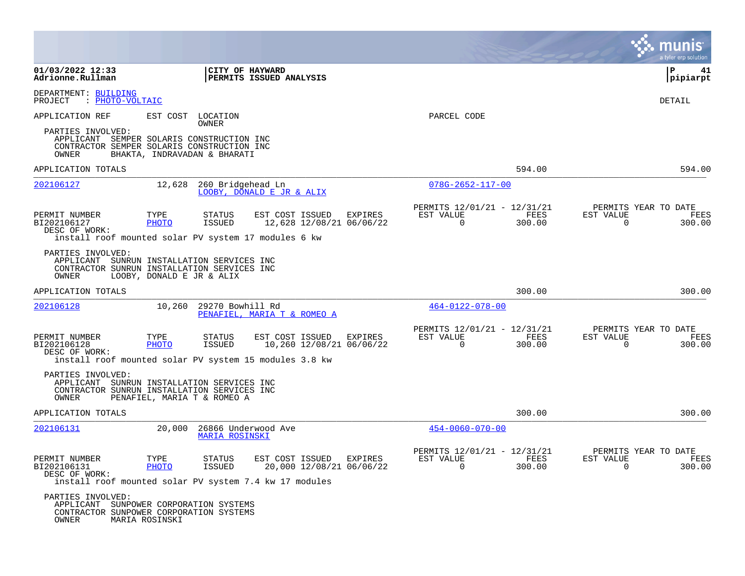**01/03/2022 12:33**
**Adrionne.Rullman**

**CITY OF HAYWARD**
**PERMITS ISSUED ANALYSIS**

**pipiarpt**

DEPARTMENT: BUILDING
PROJECT : PHOTO-VOLTAIC

DETAIL

APPLICATION REF | EST COST | LOCATION / OWNER | PARCEL CODE

PARTIES INVOLVED:
- APPLICANT SEMPER SOLARIS CONSTRUCTION INC
- CONTRACTOR SEMPER SOLARIS CONSTRUCTION INC
- OWNER BHAKTA, INDRAVADAN & BHARATI

APPLICATION TOTALS 594.00 594.00

---

**202106127** | 12,628 | 260 Bridgehead Ln | 078G-2652-117-00
LOOBY, DONALD E JR & ALIX

| PERMIT NUMBER | TYPE | STATUS | EST COST | ISSUED | EXPIRES | PERMITS 12/01/21 - 12/31/21 EST VALUE | FEES | PERMITS YEAR TO DATE EST VALUE | FEES |
|---|---|---|---|---|---|---|---|---|---|
| BI202106127 | PHOTO | ISSUED | 12,628 | 12/08/21 | 06/06/22 | 0 | 300.00 | 0 | 300.00 |

DESC OF WORK:
install roof mounted solar PV system 17 modules 6 kw

PARTIES INVOLVED:
- APPLICANT SUNRUN INSTALLATION SERVICES INC
- CONTRACTOR SUNRUN INSTALLATION SERVICES INC
- OWNER LOOBY, DONALD E JR & ALIX

APPLICATION TOTALS 300.00 300.00

---

**202106128** | 10,260 | 29270 Bowhill Rd | 464-0122-078-00
PENAFIEL, MARIA T & ROMEO A

| PERMIT NUMBER | TYPE | STATUS | EST COST | ISSUED | EXPIRES | PERMITS 12/01/21 - 12/31/21 EST VALUE | FEES | PERMITS YEAR TO DATE EST VALUE | FEES |
|---|---|---|---|---|---|---|---|---|---|
| BI202106128 | PHOTO | ISSUED | 10,260 | 12/08/21 | 06/06/22 | 0 | 300.00 | 0 | 300.00 |

DESC OF WORK:
install roof mounted solar PV system 15 modules 3.8 kw

PARTIES INVOLVED:
- APPLICANT SUNRUN INSTALLATION SERVICES INC
- CONTRACTOR SUNRUN INSTALLATION SERVICES INC
- OWNER PENAFIEL, MARIA T & ROMEO A

APPLICATION TOTALS 300.00 300.00

---

**202106131** | 20,000 | 26866 Underwood Ave | 454-0060-070-00
MARIA ROSINSKI

| PERMIT NUMBER | TYPE | STATUS | EST COST | ISSUED | EXPIRES | PERMITS 12/01/21 - 12/31/21 EST VALUE | FEES | PERMITS YEAR TO DATE EST VALUE | FEES |
|---|---|---|---|---|---|---|---|---|---|
| BI202106131 | PHOTO | ISSUED | 20,000 | 12/08/21 | 06/06/22 | 0 | 300.00 | 0 | 300.00 |

DESC OF WORK:
install roof mounted solar PV system 7.4 kw 17 modules

PARTIES INVOLVED:
- APPLICANT SUNPOWER CORPORATION SYSTEMS
- CONTRACTOR SUNPOWER CORPORATION SYSTEMS
- OWNER MARIA ROSINSKI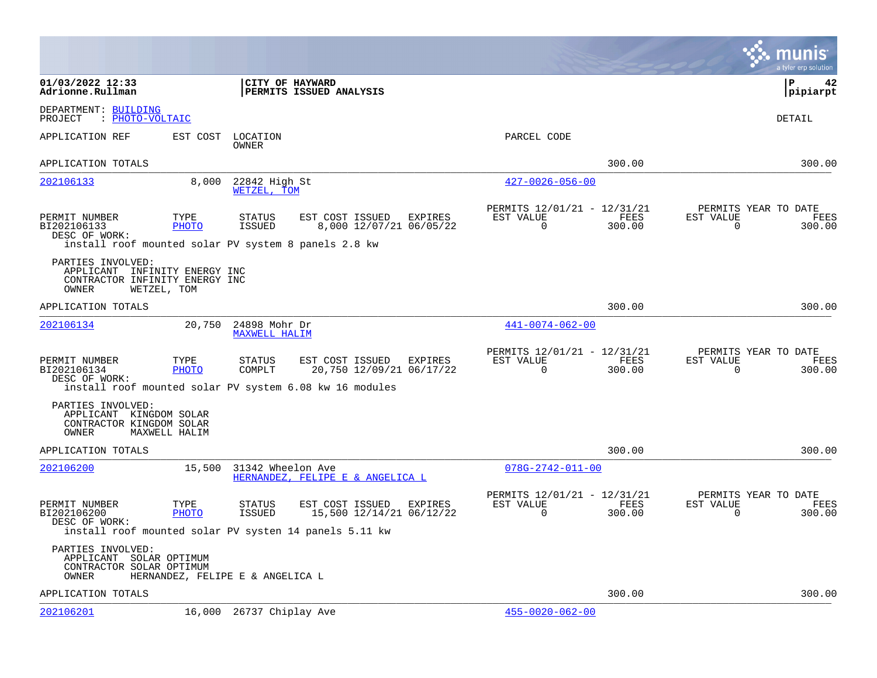01/03/2022 12:33
Adrionne.Rullman

**CITY OF HAYWARD**
**PERMITS ISSUED ANALYSIS**

P 42
pipiarpt

DEPARTMENT: BUILDING
PROJECT : PHOTO-VOLTAIC

DETAIL

| APPLICATION REF | EST COST | LOCATION / OWNER | PARCEL CODE |
|---|---|---|---|

APPLICATION TOTALS — 300.00 — 300.00

---

**202106133** | 8,000 | 22842 High St | WETZEL, TOM | 427-0026-056-00

| PERMIT NUMBER | TYPE | STATUS | EST COST | ISSUED | EXPIRES | PERMITS 12/01/21 - 12/31/21 EST VALUE | FEES | PERMITS YEAR TO DATE EST VALUE | FEES |
|---|---|---|---|---|---|---|---|---|---|
| BI202106133 | PHOTO | ISSUED | 8,000 | 12/07/21 | 06/05/22 | 0 | 300.00 | 0 | 300.00 |

DESC OF WORK:
install roof mounted solar PV system 8 panels 2.8 kw

PARTIES INVOLVED:
APPLICANT INFINITY ENERGY INC
CONTRACTOR INFINITY ENERGY INC
OWNER WETZEL, TOM

APPLICATION TOTALS — 300.00 — 300.00

---

**202106134** | 20,750 | 24898 Mohr Dr | MAXWELL HALIM | 441-0074-062-00

| PERMIT NUMBER | TYPE | STATUS | EST COST | ISSUED | EXPIRES | PERMITS 12/01/21 - 12/31/21 EST VALUE | FEES | PERMITS YEAR TO DATE EST VALUE | FEES |
|---|---|---|---|---|---|---|---|---|---|
| BI202106134 | PHOTO | COMPLT | 20,750 | 12/09/21 | 06/17/22 | 0 | 300.00 | 0 | 300.00 |

DESC OF WORK:
install roof mounted solar PV system 6.08 kw 16 modules

PARTIES INVOLVED:
APPLICANT KINGDOM SOLAR
CONTRACTOR KINGDOM SOLAR
OWNER MAXWELL HALIM

APPLICATION TOTALS — 300.00 — 300.00

---

**202106200** | 15,500 | 31342 Wheelon Ave | HERNANDEZ, FELIPE E & ANGELICA L | 078G-2742-011-00

| PERMIT NUMBER | TYPE | STATUS | EST COST | ISSUED | EXPIRES | PERMITS 12/01/21 - 12/31/21 EST VALUE | FEES | PERMITS YEAR TO DATE EST VALUE | FEES |
|---|---|---|---|---|---|---|---|---|---|
| BI202106200 | PHOTO | ISSUED | 15,500 | 12/14/21 | 06/12/22 | 0 | 300.00 | 0 | 300.00 |

DESC OF WORK:
install roof mounted solar PV systen 14 panels 5.11 kw

PARTIES INVOLVED:
APPLICANT SOLAR OPTIMUM
CONTRACTOR SOLAR OPTIMUM
OWNER HERNANDEZ, FELIPE E & ANGELICA L

APPLICATION TOTALS — 300.00 — 300.00

---

**202106201** | 16,000 | 26737 Chiplay Ave | 455-0020-062-00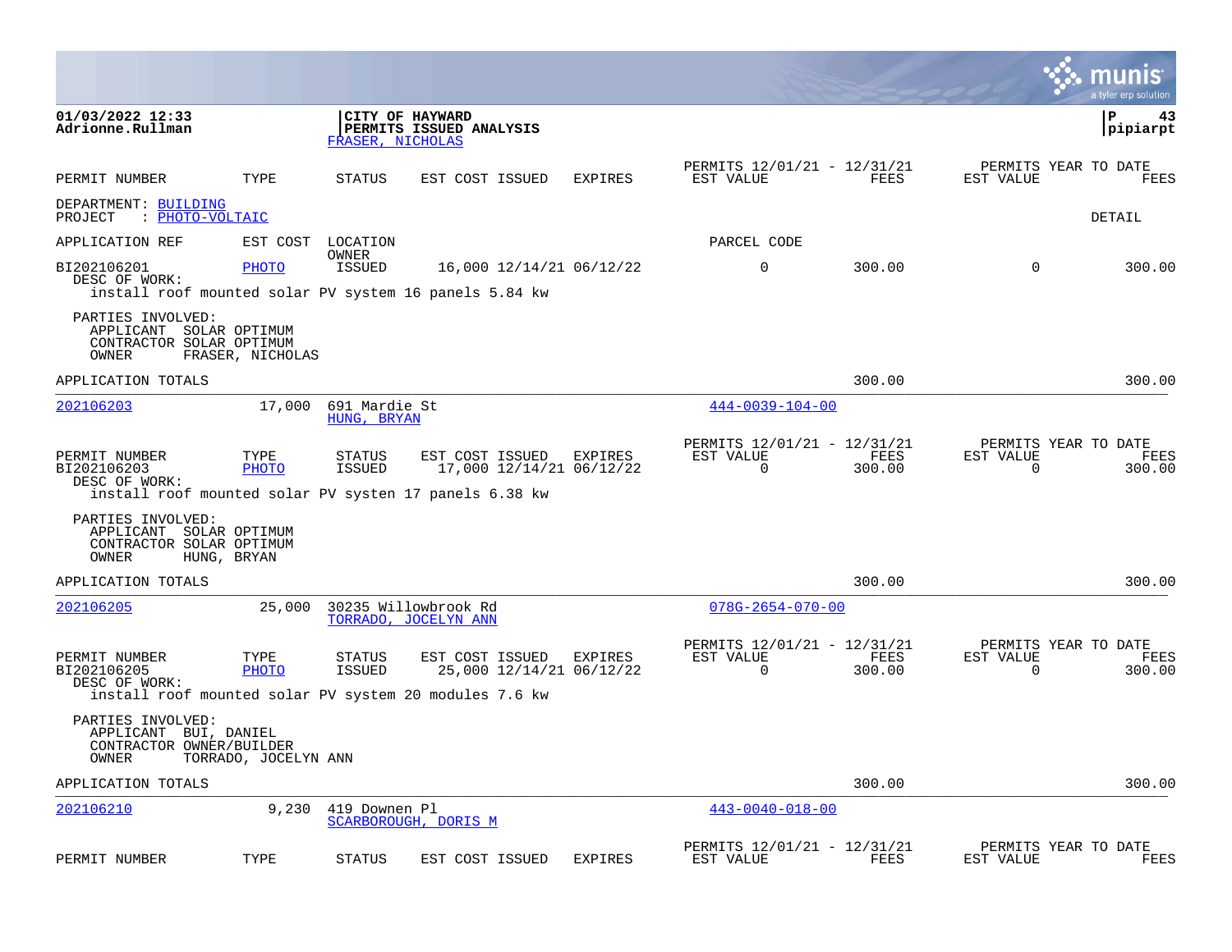01/03/2022 12:33
Adrionne.Rullman

**CITY OF HAYWARD**
**PERMITS ISSUED ANALYSIS**
FRASER, NICHOLAS

pipiarpt

| PERMIT NUMBER | TYPE | STATUS | EST COST | ISSUED | EXPIRES | PERMITS 12/01/21 - 12/31/21 EST VALUE | FEES | PERMITS YEAR TO DATE EST VALUE | FEES |
|---|---|---|---|---|---|---|---|---|---|

DEPARTMENT: BUILDING
PROJECT : PHOTO-VOLTAIC

DETAIL

APPLICATION REF | EST COST | LOCATION / OWNER | PARCEL CODE

| PERMIT NUMBER | TYPE | STATUS | EST COST | ISSUED | EXPIRES | EST VALUE | FEES | YTD EST VALUE | YTD FEES |
|---|---|---|---|---|---|---|---|---|---|
| BI202106201 | PHOTO | ISSUED | 16,000 | 12/14/21 | 06/12/22 | 0 | 300.00 | 0 | 300.00 |

DESC OF WORK:
install roof mounted solar PV system 16 panels 5.84 kw

PARTIES INVOLVED:
APPLICANT SOLAR OPTIMUM
CONTRACTOR SOLAR OPTIMUM
OWNER FRASER, NICHOLAS

APPLICATION TOTALS 300.00 300.00

---

202106203 | 17,000 | 691 Mardie St | HUNG, BRYAN | 444-0039-104-00

| PERMIT NUMBER | TYPE | STATUS | EST COST | ISSUED | EXPIRES | PERMITS 12/01/21 - 12/31/21 EST VALUE | FEES | PERMITS YEAR TO DATE EST VALUE | FEES |
|---|---|---|---|---|---|---|---|---|---|
| BI202106203 | PHOTO | ISSUED | 17,000 | 12/14/21 | 06/12/22 | 0 | 300.00 | 0 | 300.00 |

DESC OF WORK:
install roof mounted solar PV systen 17 panels 6.38 kw

PARTIES INVOLVED:
APPLICANT SOLAR OPTIMUM
CONTRACTOR SOLAR OPTIMUM
OWNER HUNG, BRYAN

APPLICATION TOTALS 300.00 300.00

---

202106205 | 25,000 | 30235 Willowbrook Rd | TORRADO, JOCELYN ANN | 078G-2654-070-00

| PERMIT NUMBER | TYPE | STATUS | EST COST | ISSUED | EXPIRES | PERMITS 12/01/21 - 12/31/21 EST VALUE | FEES | PERMITS YEAR TO DATE EST VALUE | FEES |
|---|---|---|---|---|---|---|---|---|---|
| BI202106205 | PHOTO | ISSUED | 25,000 | 12/14/21 | 06/12/22 | 0 | 300.00 | 0 | 300.00 |

DESC OF WORK:
install roof mounted solar PV system 20 modules 7.6 kw

PARTIES INVOLVED:
APPLICANT BUI, DANIEL
CONTRACTOR OWNER/BUILDER
OWNER TORRADO, JOCELYN ANN

APPLICATION TOTALS 300.00 300.00

---

202106210 | 9,230 | 419 Downen Pl | SCARBOROUGH, DORIS M | 443-0040-018-00

| PERMIT NUMBER | TYPE | STATUS | EST COST | ISSUED | EXPIRES | PERMITS 12/01/21 - 12/31/21 EST VALUE | FEES | PERMITS YEAR TO DATE EST VALUE | FEES |
|---|---|---|---|---|---|---|---|---|---|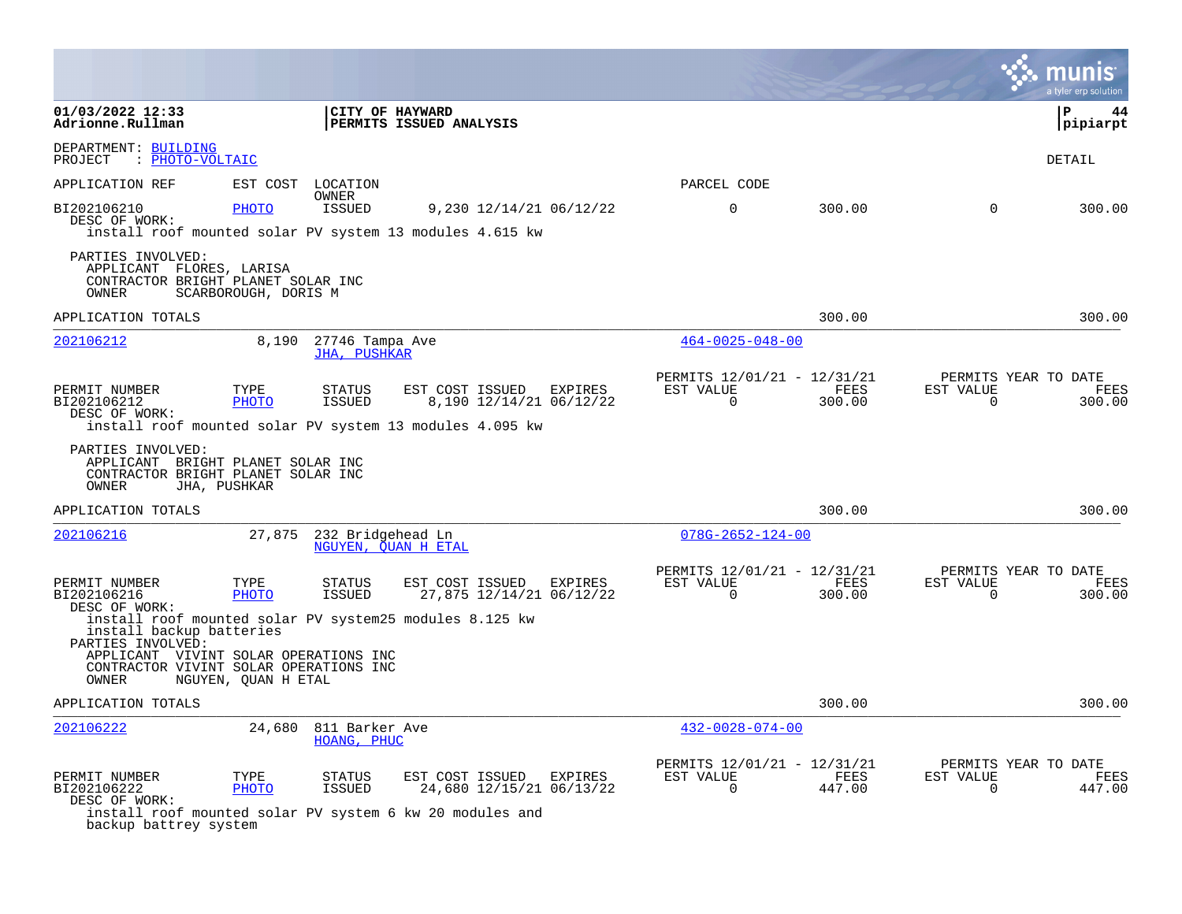01/03/2022 12:33
Adrionne.Rullman

**CITY OF HAYWARD**
**PERMITS ISSUED ANALYSIS**

pipiarpt

DEPARTMENT: BUILDING
PROJECT : PHOTO-VOLTAIC

DETAIL

| APPLICATION REF | EST COST | LOCATION / OWNER | | | | PARCEL CODE | | | |
|---|---|---|---|---|---|---|---|---|---|
| BI202106210 | PHOTO | ISSUED | 9,230 | 12/14/21 | 06/12/22 | 0 | 300.00 | 0 | 300.00 |

DESC OF WORK:
install roof mounted solar PV system 13 modules 4.615 kw

PARTIES INVOLVED:
APPLICANT FLORES, LARISA
CONTRACTOR BRIGHT PLANET SOLAR INC
OWNER SCARBOROUGH, DORIS M

APPLICATION TOTALS 300.00 300.00

---

**202106212** | 8,190 | 27746 Tampa Ave | JHA, PUSHKAR | 464-0025-048-00

| PERMIT NUMBER | TYPE | STATUS | EST COST | ISSUED | EXPIRES | PERMITS 12/01/21 - 12/31/21 EST VALUE | FEES | PERMITS YEAR TO DATE EST VALUE | FEES |
|---|---|---|---|---|---|---|---|---|---|
| BI202106212 | PHOTO | ISSUED | 8,190 | 12/14/21 | 06/12/22 | 0 | 300.00 | 0 | 300.00 |

DESC OF WORK:
install roof mounted solar PV system 13 modules 4.095 kw

PARTIES INVOLVED:
APPLICANT BRIGHT PLANET SOLAR INC
CONTRACTOR BRIGHT PLANET SOLAR INC
OWNER JHA, PUSHKAR

APPLICATION TOTALS 300.00 300.00

---

**202106216** | 27,875 | 232 Bridgehead Ln | NGUYEN, QUAN H ETAL | 078G-2652-124-00

| PERMIT NUMBER | TYPE | STATUS | EST COST | ISSUED | EXPIRES | PERMITS 12/01/21 - 12/31/21 EST VALUE | FEES | PERMITS YEAR TO DATE EST VALUE | FEES |
|---|---|---|---|---|---|---|---|---|---|
| BI202106216 | PHOTO | ISSUED | 27,875 | 12/14/21 | 06/12/22 | 0 | 300.00 | 0 | 300.00 |

DESC OF WORK:
install roof mounted solar PV system25 modules 8.125 kw
install backup batteries

PARTIES INVOLVED:
APPLICANT VIVINT SOLAR OPERATIONS INC
CONTRACTOR VIVINT SOLAR OPERATIONS INC
OWNER NGUYEN, QUAN H ETAL

APPLICATION TOTALS 300.00 300.00

---

**202106222** | 24,680 | 811 Barker Ave | HOANG, PHUC | 432-0028-074-00

| PERMIT NUMBER | TYPE | STATUS | EST COST | ISSUED | EXPIRES | PERMITS 12/01/21 - 12/31/21 EST VALUE | FEES | PERMITS YEAR TO DATE EST VALUE | FEES |
|---|---|---|---|---|---|---|---|---|---|
| BI202106222 | PHOTO | ISSUED | 24,680 | 12/15/21 | 06/13/22 | 0 | 447.00 | 0 | 447.00 |

DESC OF WORK:
install roof mounted solar PV system 6 kw 20 modules and
backup battrey system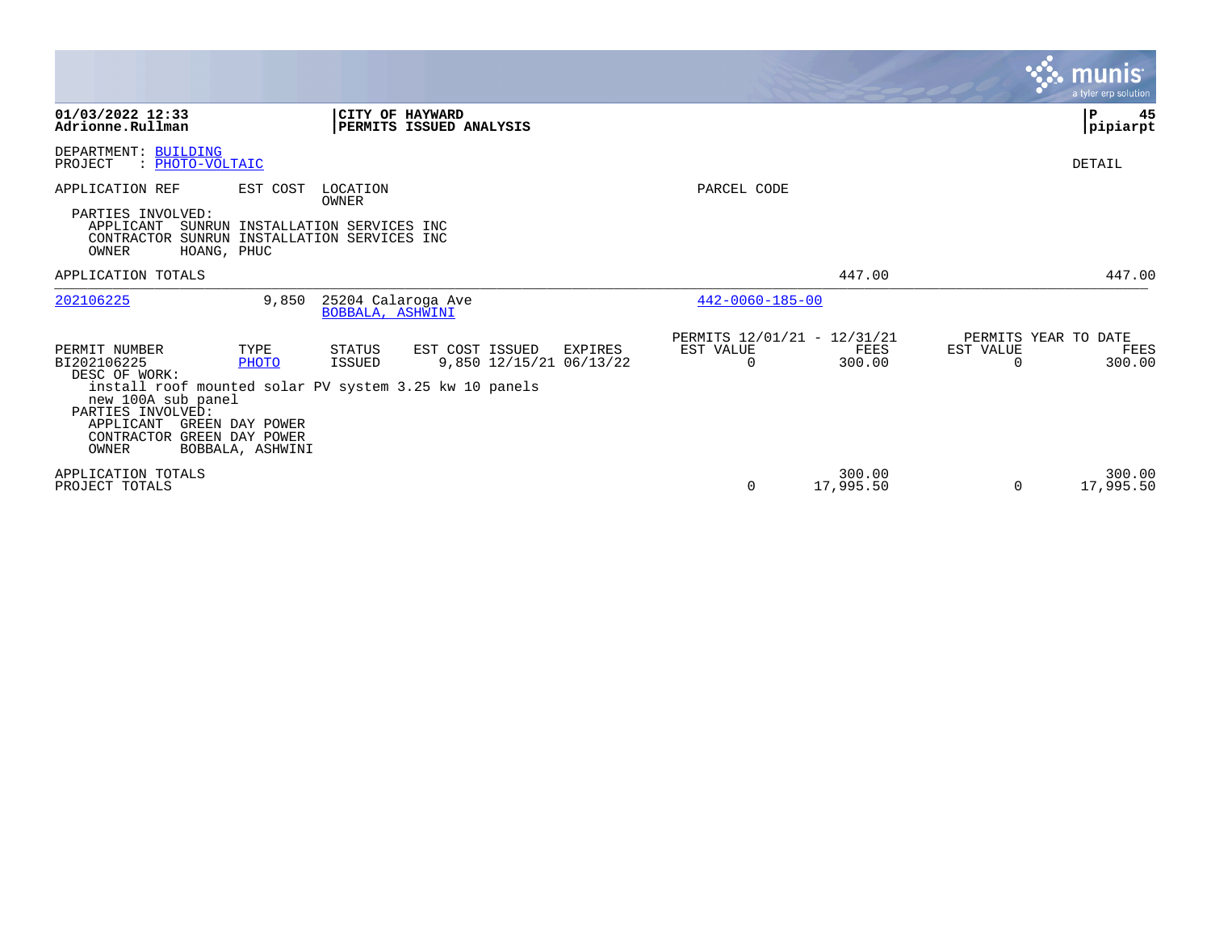**CITY OF HAYWARD**
**PERMITS ISSUED ANALYSIS**

01/03/2022 12:33
Adrionne.Rullman

pipiarpt

DEPARTMENT: BUILDING
PROJECT : PHOTO-VOLTAIC

DETAIL

| APPLICATION REF | EST COST | LOCATION / OWNER | PARCEL CODE | | | |
|---|---|---|---|---|---|---|

PARTIES INVOLVED:
- APPLICANT SUNRUN INSTALLATION SERVICES INC
- CONTRACTOR SUNRUN INSTALLATION SERVICES INC
- OWNER HOANG, PHUC

APPLICATION TOTALS 447.00 447.00

| APPLICATION REF | EST COST | LOCATION / OWNER | PARCEL CODE |
|---|---|---|---|
| 202106225 | 9,850 | 25204 Calaroga Ave / BOBBALA, ASHWINI | 442-0060-185-00 |

| PERMIT NUMBER | TYPE | STATUS | EST COST | ISSUED | EXPIRES | PERMITS 12/01/21 - 12/31/21 EST VALUE | FEES | PERMITS YEAR TO DATE EST VALUE | FEES |
|---|---|---|---|---|---|---|---|---|---|
| BI202106225 | PHOTO | ISSUED | 9,850 | 12/15/21 | 06/13/22 | 0 | 300.00 | 0 | 300.00 |

DESC OF WORK:
install roof mounted solar PV system 3.25 kw 10 panels
new 100A sub panel

PARTIES INVOLVED:
- APPLICANT GREEN DAY POWER
- CONTRACTOR GREEN DAY POWER
- OWNER BOBBALA, ASHWINI

| | EST VALUE | FEES | EST VALUE | FEES |
|---|---|---|---|---|
| APPLICATION TOTALS | | 300.00 | | 300.00 |
| PROJECT TOTALS | 0 | 17,995.50 | 0 | 17,995.50 |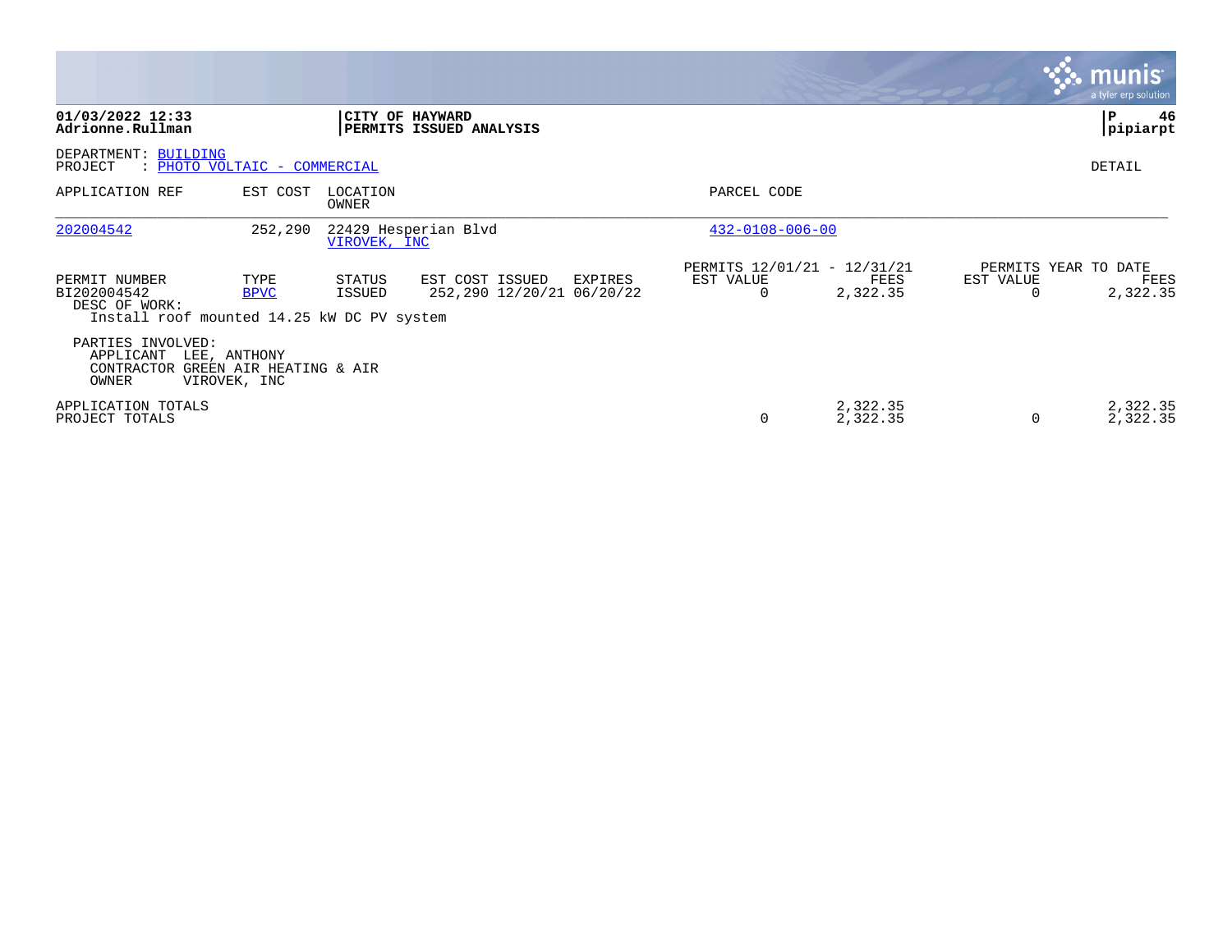**01/03/2022 12:33**
**Adrionne.Rullman**

**CITY OF HAYWARD**
**PERMITS ISSUED ANALYSIS**

**pipiarpt**

DEPARTMENT: BUILDING
PROJECT : PHOTO VOLTAIC - COMMERCIAL

DETAIL

| APPLICATION REF | EST COST | LOCATION / OWNER | PARCEL CODE |
|---|---|---|---|
| 202004542 | 252,290 | 22429 Hesperian Blvd / VIROVEK, INC | 432-0108-006-00 |

| PERMIT NUMBER | TYPE | STATUS | EST COST | ISSUED | EXPIRES | PERMITS 12/01/21 - 12/31/21 EST VALUE | FEES | PERMITS YEAR TO DATE EST VALUE | FEES |
|---|---|---|---|---|---|---|---|---|---|
| BI202004542 | BPVC | ISSUED | 252,290 | 12/20/21 | 06/20/22 | 0 | 2,322.35 | 0 | 2,322.35 |

DESC OF WORK:
Install roof mounted 14.25 kW DC PV system

PARTIES INVOLVED:
APPLICANT LEE, ANTHONY
CONTRACTOR GREEN AIR HEATING & AIR
OWNER VIROVEK, INC

| | PERMITS 12/01/21 - 12/31/21 EST VALUE | FEES | PERMITS YEAR TO DATE EST VALUE | FEES |
|---|---|---|---|---|
| APPLICATION TOTALS | | 2,322.35 | | 2,322.35 |
| PROJECT TOTALS | 0 | 2,322.35 | 0 | 2,322.35 |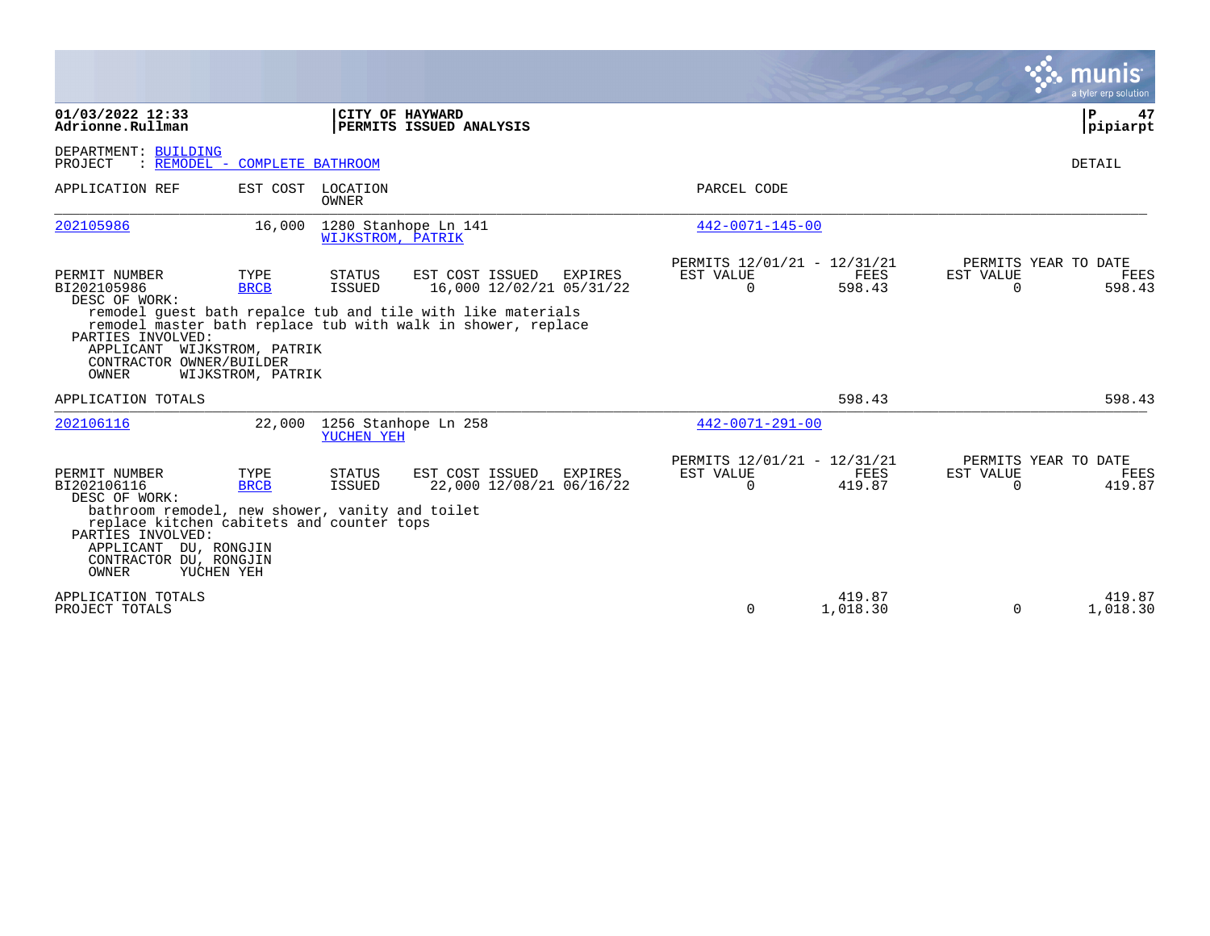**01/03/2022 12:33**
**Adrionne.Rullman**

**CITY OF HAYWARD**
**PERMITS ISSUED ANALYSIS**

**P 47**
**pipiarpt**

DEPARTMENT: BUILDING
PROJECT : REMODEL - COMPLETE BATHROOM

DETAIL

| APPLICATION REF | EST COST | LOCATION / OWNER | PARCEL CODE |
|---|---|---|---|
| 202105986 | 16,000 | 1280 Stanhope Ln 141 / WIJKSTROM, PATRIK | 442-0071-145-00 |

| PERMIT NUMBER | TYPE | STATUS | EST COST | ISSUED | EXPIRES | PERMITS 12/01/21 - 12/31/21 EST VALUE | FEES | PERMITS YEAR TO DATE EST VALUE | FEES |
|---|---|---|---|---|---|---|---|---|---|
| BI202105986 | BRCB | ISSUED | 16,000 | 12/02/21 | 05/31/22 | 0 | 598.43 | 0 | 598.43 |

DESC OF WORK:
remodel guest bath repalce tub and tile with like materials
remodel master bath replace tub with walk in shower, replace

PARTIES INVOLVED:
APPLICANT WIJKSTROM, PATRIK
CONTRACTOR OWNER/BUILDER
OWNER WIJKSTROM, PATRIK

APPLICATION TOTALS: 598.43 | 598.43

| APPLICATION REF | EST COST | LOCATION / OWNER | PARCEL CODE |
|---|---|---|---|
| 202106116 | 22,000 | 1256 Stanhope Ln 258 / YUCHEN YEH | 442-0071-291-00 |

| PERMIT NUMBER | TYPE | STATUS | EST COST | ISSUED | EXPIRES | PERMITS 12/01/21 - 12/31/21 EST VALUE | FEES | PERMITS YEAR TO DATE EST VALUE | FEES |
|---|---|---|---|---|---|---|---|---|---|
| BI202106116 | BRCB | ISSUED | 22,000 | 12/08/21 | 06/16/22 | 0 | 419.87 | 0 | 419.87 |

DESC OF WORK:
bathroom remodel, new shower, vanity and toilet
replace kitchen cabitets and counter tops

PARTIES INVOLVED:
APPLICANT DU, RONGJIN
CONTRACTOR DU, RONGJIN
OWNER YUCHEN YEH

| | EST VALUE | FEES | EST VALUE | FEES |
|---|---|---|---|---|
| APPLICATION TOTALS | | 419.87 | | 419.87 |
| PROJECT TOTALS | 0 | 1,018.30 | 0 | 1,018.30 |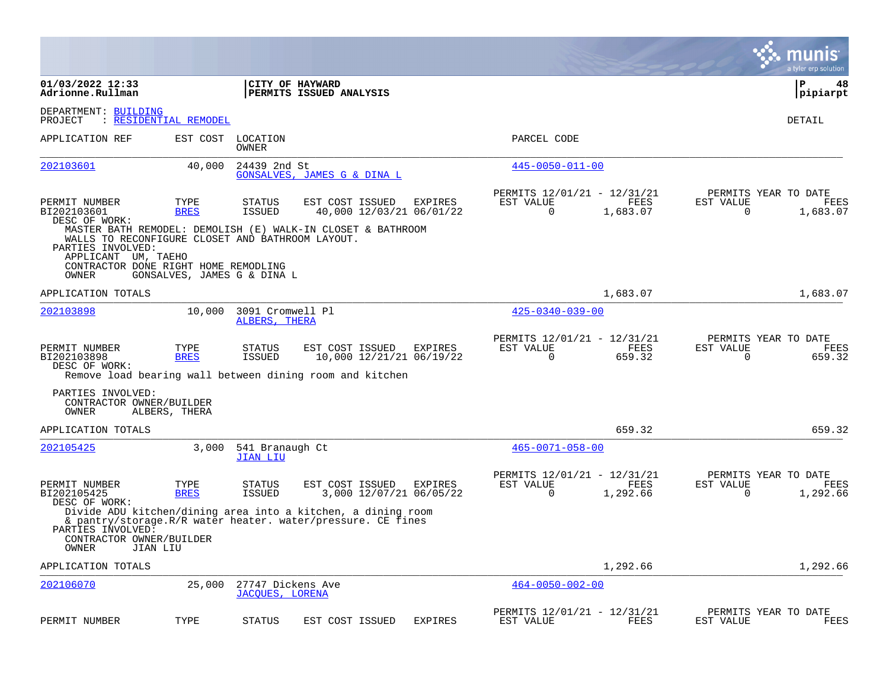**CITY OF HAYWARD**
**PERMITS ISSUED ANALYSIS**

01/03/2022 12:33
Adrionne.Rullman

pipiarpt

DEPARTMENT: BUILDING
PROJECT : RESIDENTIAL REMODEL

DETAIL

| APPLICATION REF | EST COST | LOCATION / OWNER | PARCEL CODE |
|---|---|---|---|
| 202103601 | 40,000 | 24439 2nd St / GONSALVES, JAMES G & DINA L | 445-0050-011-00 |

| PERMIT NUMBER | TYPE | STATUS | EST COST | ISSUED | EXPIRES | PERMITS 12/01/21 - 12/31/21 EST VALUE | FEES | PERMITS YEAR TO DATE EST VALUE | FEES |
|---|---|---|---|---|---|---|---|---|---|
| BI202103601 | BRES | ISSUED | 40,000 | 12/03/21 | 06/01/22 | 0 | 1,683.07 | 0 | 1,683.07 |

DESC OF WORK:
MASTER BATH REMODEL: DEMOLISH (E) WALK-IN CLOSET & BATHROOM WALLS TO RECONFIGURE CLOSET AND BATHROOM LAYOUT.

PARTIES INVOLVED:
APPLICANT UM, TAEHO
CONTRACTOR DONE RIGHT HOME REMODLING
OWNER GONSALVES, JAMES G & DINA L

APPLICATION TOTALS — 1,683.07 — 1,683.07

| APPLICATION REF | EST COST | LOCATION / OWNER | PARCEL CODE |
|---|---|---|---|
| 202103898 | 10,000 | 3091 Cromwell Pl / ALBERS, THERA | 425-0340-039-00 |

| PERMIT NUMBER | TYPE | STATUS | EST COST | ISSUED | EXPIRES | PERMITS 12/01/21 - 12/31/21 EST VALUE | FEES | PERMITS YEAR TO DATE EST VALUE | FEES |
|---|---|---|---|---|---|---|---|---|---|
| BI202103898 | BRES | ISSUED | 10,000 | 12/21/21 | 06/19/22 | 0 | 659.32 | 0 | 659.32 |

DESC OF WORK:
Remove load bearing wall between dining room and kitchen

PARTIES INVOLVED:
CONTRACTOR OWNER/BUILDER
OWNER ALBERS, THERA

APPLICATION TOTALS — 659.32 — 659.32

| APPLICATION REF | EST COST | LOCATION / OWNER | PARCEL CODE |
|---|---|---|---|
| 202105425 | 3,000 | 541 Branaugh Ct / JIAN LIU | 465-0071-058-00 |

| PERMIT NUMBER | TYPE | STATUS | EST COST | ISSUED | EXPIRES | PERMITS 12/01/21 - 12/31/21 EST VALUE | FEES | PERMITS YEAR TO DATE EST VALUE | FEES |
|---|---|---|---|---|---|---|---|---|---|
| BI202105425 | BRES | ISSUED | 3,000 | 12/07/21 | 06/05/22 | 0 | 1,292.66 | 0 | 1,292.66 |

DESC OF WORK:
Divide ADU kitchen/dining area into a kitchen, a dining room & pantry/storage.R/R water heater. water/pressure. CE fines

PARTIES INVOLVED:
CONTRACTOR OWNER/BUILDER
OWNER JIAN LIU

APPLICATION TOTALS — 1,292.66 — 1,292.66

| APPLICATION REF | EST COST | LOCATION / OWNER | PARCEL CODE |
|---|---|---|---|
| 202106070 | 25,000 | 27747 Dickens Ave / JACQUES, LORENA | 464-0050-002-00 |

| PERMIT NUMBER | TYPE | STATUS | EST COST | ISSUED | EXPIRES | PERMITS 12/01/21 - 12/31/21 EST VALUE | FEES | PERMITS YEAR TO DATE EST VALUE | FEES |
|---|---|---|---|---|---|---|---|---|---|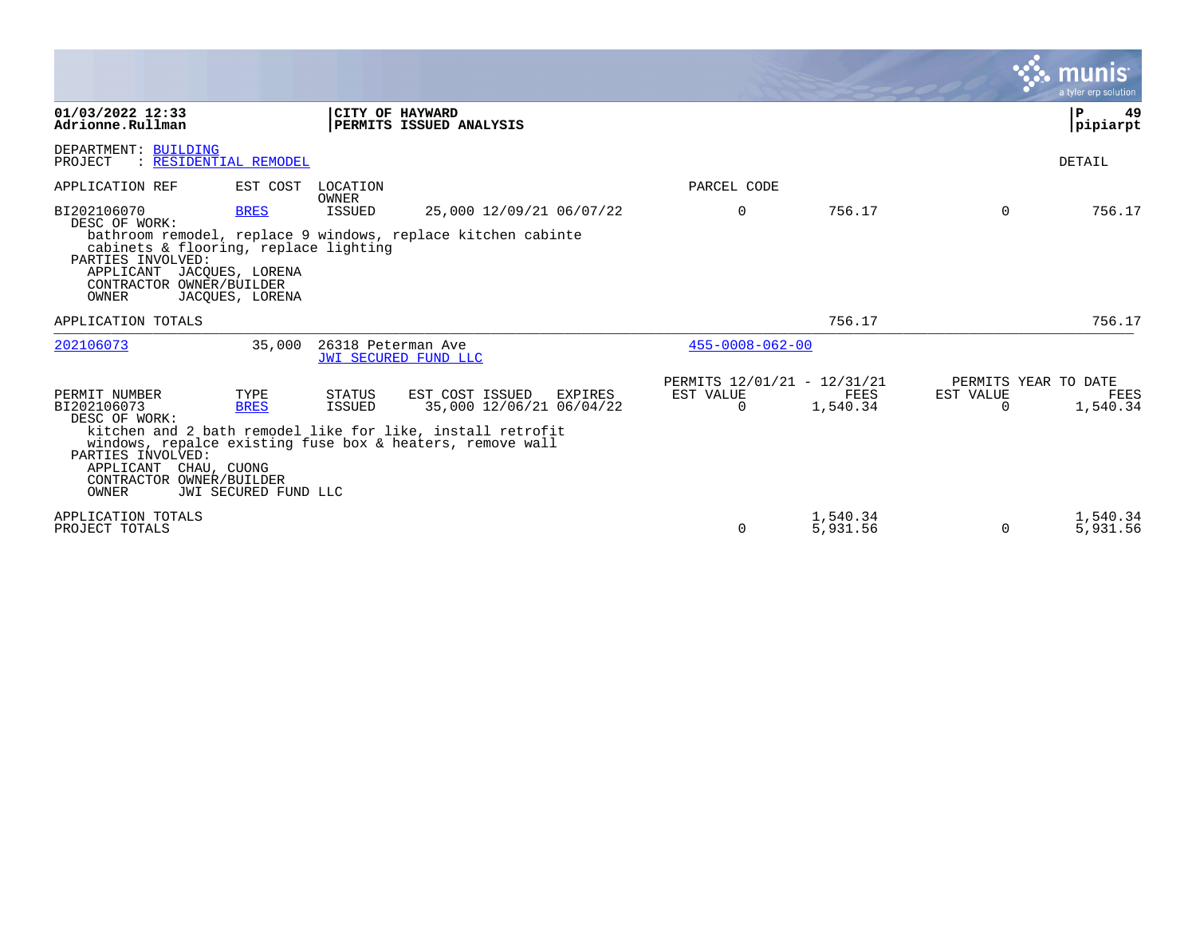01/03/2022 12:33
Adrionne.Rullman

**CITY OF HAYWARD**
**PERMITS ISSUED ANALYSIS**

P 49
pipiarpt

DEPARTMENT: BUILDING
PROJECT : RESIDENTIAL REMODEL

DETAIL

| APPLICATION REF | EST COST | LOCATION / OWNER | | | PARCEL CODE | | | |
|---|---|---|---|---|---|---|---|---|
| BI202106070 | BRES | ISSUED | 25,000 12/09/21 06/07/22 | | 0 | 756.17 | 0 | 756.17 |

DESC OF WORK:
bathroom remodel, replace 9 windows, replace kitchen cabinte cabinets & flooring, replace lighting

PARTIES INVOLVED:
APPLICANT JACQUES, LORENA
CONTRACTOR OWNER/BUILDER
OWNER JACQUES, LORENA

APPLICATION TOTALS 756.17 756.17

| APPLICATION REF | EST COST | LOCATION / OWNER | PARCEL CODE |
|---|---|---|---|
| 202106073 | 35,000 | 26318 Peterman Ave / JWI SECURED FUND LLC | 455-0008-062-00 |

| PERMIT NUMBER | TYPE | STATUS | EST COST | ISSUED | EXPIRES | PERMITS 12/01/21 - 12/31/21 EST VALUE | FEES | PERMITS YEAR TO DATE EST VALUE | FEES |
|---|---|---|---|---|---|---|---|---|---|
| BI202106073 | BRES | ISSUED | 35,000 | 12/06/21 | 06/04/22 | 0 | 1,540.34 | 0 | 1,540.34 |

DESC OF WORK:
kitchen and 2 bath remodel like for like, install retrofit windows, repalce existing fuse box & heaters, remove wall

PARTIES INVOLVED:
APPLICANT CHAU, CUONG
CONTRACTOR OWNER/BUILDER
OWNER JWI SECURED FUND LLC

| | EST VALUE | FEES | EST VALUE | FEES |
|---|---|---|---|---|
| APPLICATION TOTALS | | 1,540.34 | | 1,540.34 |
| PROJECT TOTALS | 0 | 5,931.56 | 0 | 5,931.56 |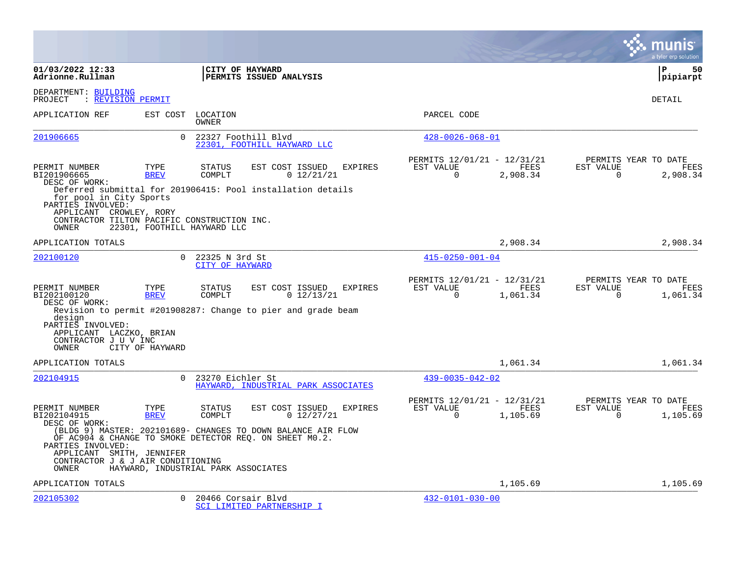**01/03/2022 12:33**
**Adrionne.Rullman**

**CITY OF HAYWARD**
**PERMITS ISSUED ANALYSIS**

**pipiarpt**

DEPARTMENT: BUILDING
PROJECT : REVISION PERMIT

DETAIL

| APPLICATION REF | EST COST | LOCATION / OWNER | PARCEL CODE |
|---|---|---|---|
| 201906665 | 0 | 22327 Foothill Blvd / 22301, FOOTHILL HAYWARD LLC | 428-0026-068-01 |

| PERMIT NUMBER | TYPE | STATUS | EST COST | ISSUED | EXPIRES | PERMITS 12/01/21 - 12/31/21 EST VALUE | FEES | PERMITS YEAR TO DATE EST VALUE | FEES |
|---|---|---|---|---|---|---|---|---|---|
| BI201906665 | BREV | COMPLT | 0 | 12/21/21 | | 0 | 2,908.34 | 0 | 2,908.34 |

DESC OF WORK:
Deferred submittal for 201906415: Pool installation details for pool in City Sports

PARTIES INVOLVED:
APPLICANT CROWLEY, RORY
CONTRACTOR TILTON PACIFIC CONSTRUCTION INC.
OWNER 22301, FOOTHILL HAYWARD LLC

APPLICATION TOTALS — 2,908.34 — 2,908.34

| APPLICATION REF | EST COST | LOCATION / OWNER | PARCEL CODE |
|---|---|---|---|
| 202100120 | 0 | 22325 N 3rd St / CITY OF HAYWARD | 415-0250-001-04 |

| PERMIT NUMBER | TYPE | STATUS | EST COST | ISSUED | EXPIRES | PERMITS 12/01/21 - 12/31/21 EST VALUE | FEES | PERMITS YEAR TO DATE EST VALUE | FEES |
|---|---|---|---|---|---|---|---|---|---|
| BI202100120 | BREV | COMPLT | 0 | 12/13/21 | | 0 | 1,061.34 | 0 | 1,061.34 |

DESC OF WORK:
Revision to permit #201908287: Change to pier and grade beam design

PARTIES INVOLVED:
APPLICANT LACZKO, BRIAN
CONTRACTOR J U V INC
OWNER CITY OF HAYWARD

APPLICATION TOTALS — 1,061.34 — 1,061.34

| APPLICATION REF | EST COST | LOCATION / OWNER | PARCEL CODE |
|---|---|---|---|
| 202104915 | 0 | 23270 Eichler St / HAYWARD, INDUSTRIAL PARK ASSOCIATES | 439-0035-042-02 |

| PERMIT NUMBER | TYPE | STATUS | EST COST | ISSUED | EXPIRES | PERMITS 12/01/21 - 12/31/21 EST VALUE | FEES | PERMITS YEAR TO DATE EST VALUE | FEES |
|---|---|---|---|---|---|---|---|---|---|
| BI202104915 | BREV | COMPLT | 0 | 12/27/21 | | 0 | 1,105.69 | 0 | 1,105.69 |

DESC OF WORK:
(BLDG 9) MASTER: 202101689- CHANGES TO DOWN BALANCE AIR FLOW OF AC904 & CHANGE TO SMOKE DETECTOR REQ. ON SHEET M0.2.

PARTIES INVOLVED:
APPLICANT SMITH, JENNIFER
CONTRACTOR J & J AIR CONDITIONING
OWNER HAYWARD, INDUSTRIAL PARK ASSOCIATES

APPLICATION TOTALS — 1,105.69 — 1,105.69

| APPLICATION REF | EST COST | LOCATION / OWNER | PARCEL CODE |
|---|---|---|---|
| 202105302 | 0 | 20466 Corsair Blvd / SCI LIMITED PARTNERSHIP I | 432-0101-030-00 |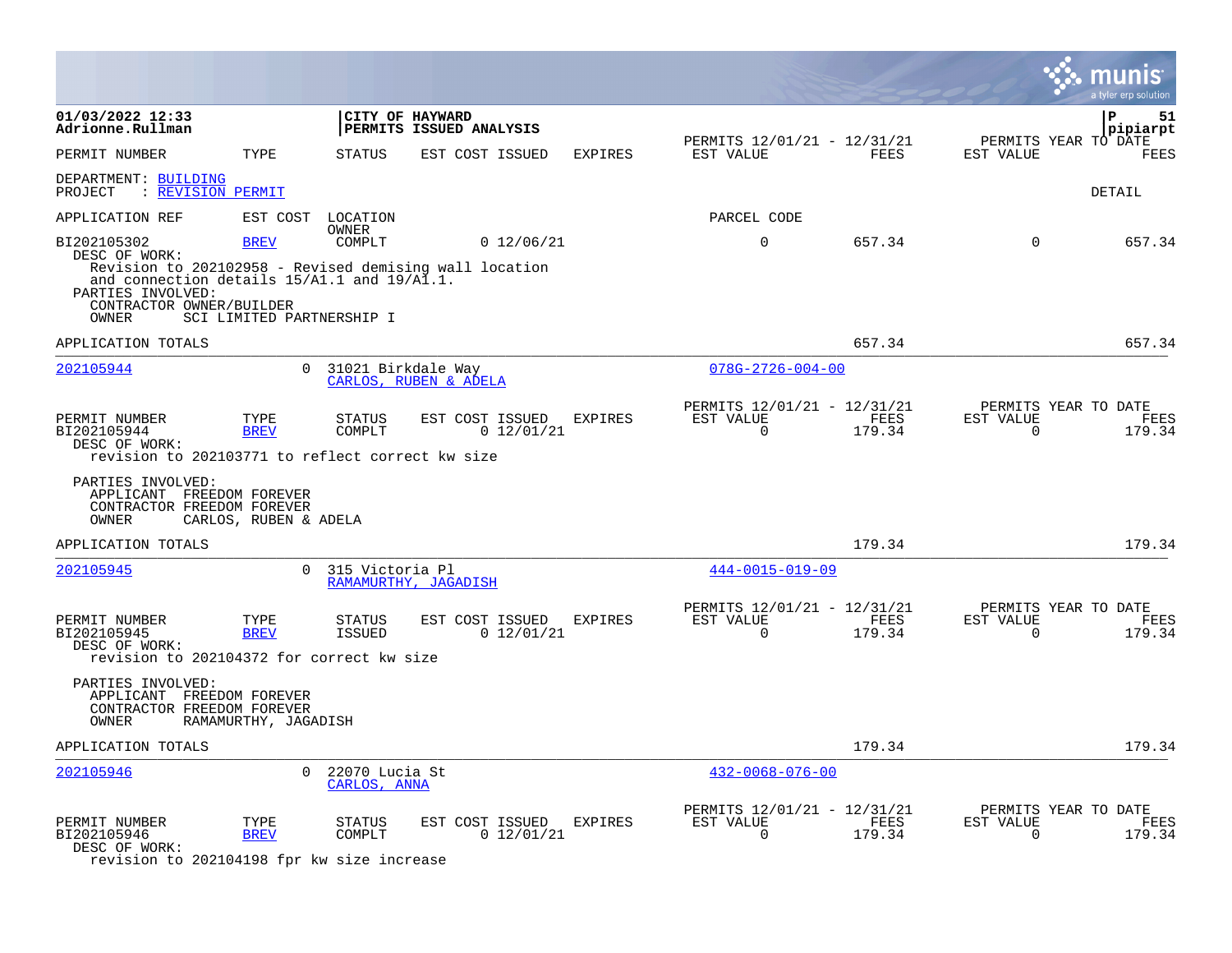01/03/2022 12:33
Adrionne.Rullman

CITY OF HAYWARD
PERMITS ISSUED ANALYSIS

pipiarpt

| PERMIT NUMBER | TYPE | STATUS | EST COST | ISSUED | EXPIRES | PERMITS 12/01/21 - 12/31/21 EST VALUE | FEES | PERMITS YEAR TO DATE EST VALUE | FEES |
|---|---|---|---|---|---|---|---|---|---|

DEPARTMENT: BUILDING
PROJECT : REVISION PERMIT

DETAIL

| APPLICATION REF | EST COST | LOCATION / OWNER | | | | PARCEL CODE | | | |
|---|---|---|---|---|---|---|---|---|---|
| BI202105302 | BREV | COMPLT | 0 | 12/06/21 | | 0 | 657.34 | 0 | 657.34 |

DESC OF WORK:
Revision to 202102958 - Revised demising wall location and connection details 15/A1.1 and 19/A1.1.

PARTIES INVOLVED:
CONTRACTOR OWNER/BUILDER
OWNER SCI LIMITED PARTNERSHIP I

APPLICATION TOTALS: 657.34 | 657.34

---

202105944 — 0 — 31021 Birkdale Way — CARLOS, RUBEN & ADELA — 078G-2726-004-00

| PERMIT NUMBER | TYPE | STATUS | EST COST | ISSUED | EXPIRES | PERMITS 12/01/21 - 12/31/21 EST VALUE | FEES | PERMITS YEAR TO DATE EST VALUE | FEES |
|---|---|---|---|---|---|---|---|---|---|
| BI202105944 | BREV | COMPLT | 0 | 12/01/21 | | 0 | 179.34 | 0 | 179.34 |

DESC OF WORK:
revision to 202103771 to reflect correct kw size

PARTIES INVOLVED:
APPLICANT FREEDOM FOREVER
CONTRACTOR FREEDOM FOREVER
OWNER CARLOS, RUBEN & ADELA

APPLICATION TOTALS: 179.34 | 179.34

---

202105945 — 0 — 315 Victoria Pl — RAMAMURTHY, JAGADISH — 444-0015-019-09

| PERMIT NUMBER | TYPE | STATUS | EST COST | ISSUED | EXPIRES | PERMITS 12/01/21 - 12/31/21 EST VALUE | FEES | PERMITS YEAR TO DATE EST VALUE | FEES |
|---|---|---|---|---|---|---|---|---|---|
| BI202105945 | BREV | ISSUED | 0 | 12/01/21 | | 0 | 179.34 | 0 | 179.34 |

DESC OF WORK:
revision to 202104372 for correct kw size

PARTIES INVOLVED:
APPLICANT FREEDOM FOREVER
CONTRACTOR FREEDOM FOREVER
OWNER RAMAMURTHY, JAGADISH

APPLICATION TOTALS: 179.34 | 179.34

---

202105946 — 0 — 22070 Lucia St — CARLOS, ANNA — 432-0068-076-00

| PERMIT NUMBER | TYPE | STATUS | EST COST | ISSUED | EXPIRES | PERMITS 12/01/21 - 12/31/21 EST VALUE | FEES | PERMITS YEAR TO DATE EST VALUE | FEES |
|---|---|---|---|---|---|---|---|---|---|
| BI202105946 | BREV | COMPLT | 0 | 12/01/21 | | 0 | 179.34 | 0 | 179.34 |

DESC OF WORK:
revision to 202104198 fpr kw size increase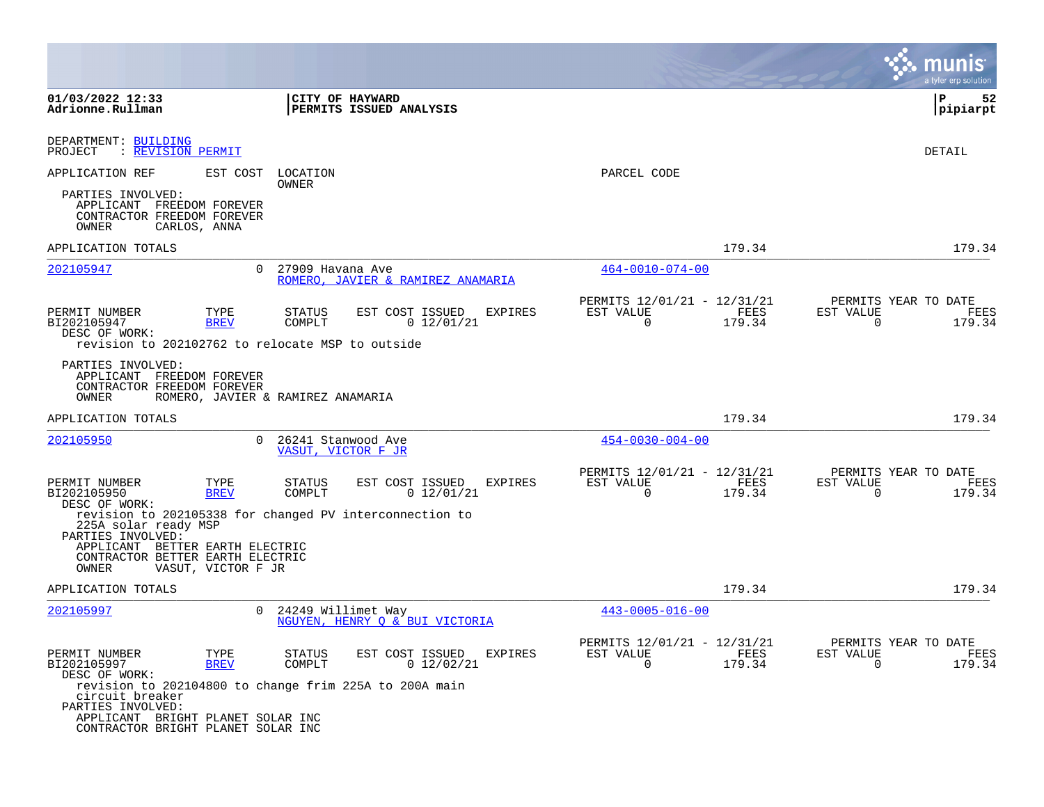DEPARTMENT: BUILDING
PROJECT : REVISION PERMIT

DETAIL

APPLICATION REF | EST COST | LOCATION / OWNER | PARCEL CODE

PARTIES INVOLVED:
APPLICANT FREEDOM FOREVER
CONTRACTOR FREEDOM FOREVER
OWNER CARLOS, ANNA

APPLICATION TOTALS 179.34 179.34

---

**202105947** | 0 | 27909 Havana Ave | 464-0010-074-00
ROMERO, JAVIER & RAMIREZ ANAMARIA

| PERMIT NUMBER | TYPE | STATUS | EST COST | ISSUED | EXPIRES | PERMITS 12/01/21 - 12/31/21 EST VALUE | FEES | PERMITS YEAR TO DATE EST VALUE | FEES |
|---|---|---|---|---|---|---|---|---|---|
| BI202105947 | BREV | COMPLT | 0 | 12/01/21 | | 0 | 179.34 | 0 | 179.34 |

DESC OF WORK:
revision to 202102762 to relocate MSP to outside

PARTIES INVOLVED:
APPLICANT FREEDOM FOREVER
CONTRACTOR FREEDOM FOREVER
OWNER ROMERO, JAVIER & RAMIREZ ANAMARIA

APPLICATION TOTALS 179.34 179.34

---

**202105950** | 0 | 26241 Stanwood Ave | 454-0030-004-00
VASUT, VICTOR F JR

| PERMIT NUMBER | TYPE | STATUS | EST COST | ISSUED | EXPIRES | PERMITS 12/01/21 - 12/31/21 EST VALUE | FEES | PERMITS YEAR TO DATE EST VALUE | FEES |
|---|---|---|---|---|---|---|---|---|---|
| BI202105950 | BREV | COMPLT | 0 | 12/01/21 | | 0 | 179.34 | 0 | 179.34 |

DESC OF WORK:
revision to 202105338 for changed PV interconnection to 225A solar ready MSP

PARTIES INVOLVED:
APPLICANT BETTER EARTH ELECTRIC
CONTRACTOR BETTER EARTH ELECTRIC
OWNER VASUT, VICTOR F JR

APPLICATION TOTALS 179.34 179.34

---

**202105997** | 0 | 24249 Willimet Way | 443-0005-016-00
NGUYEN, HENRY Q & BUI VICTORIA

| PERMIT NUMBER | TYPE | STATUS | EST COST | ISSUED | EXPIRES | PERMITS 12/01/21 - 12/31/21 EST VALUE | FEES | PERMITS YEAR TO DATE EST VALUE | FEES |
|---|---|---|---|---|---|---|---|---|---|
| BI202105997 | BREV | COMPLT | 0 | 12/02/21 | | 0 | 179.34 | 0 | 179.34 |

DESC OF WORK:
revision to 202104800 to change frim 225A to 200A main circuit breaker

PARTIES INVOLVED:
APPLICANT BRIGHT PLANET SOLAR INC
CONTRACTOR BRIGHT PLANET SOLAR INC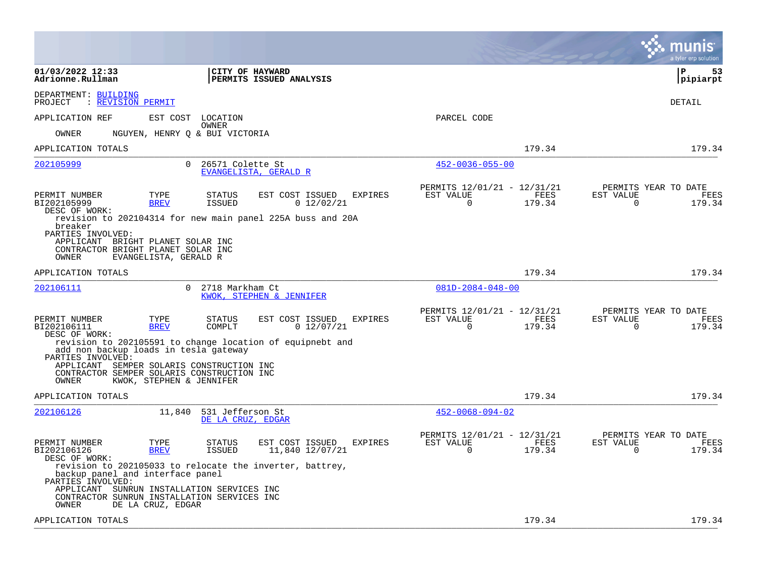01/03/2022 12:33
Adrionne.Rullman

**CITY OF HAYWARD**
**PERMITS ISSUED ANALYSIS**

pipiarpt

DEPARTMENT: BUILDING
PROJECT : REVISION PERMIT

DETAIL

APPLICATION REF | EST COST | LOCATION / OWNER | PARCEL CODE

OWNER NGUYEN, HENRY Q & BUI VICTORIA

APPLICATION TOTALS 179.34 179.34

---

**202105999** 0 26571 Colette St — EVANGELISTA, GERALD R — Parcel: 452-0036-055-00

| PERMIT NUMBER | TYPE | STATUS | EST COST | ISSUED | EXPIRES | PERMITS 12/01/21 - 12/31/21 EST VALUE | FEES | PERMITS YEAR TO DATE EST VALUE | FEES |
|---|---|---|---|---|---|---|---|---|---|
| BI202105999 | BREV | ISSUED | 0 | 12/02/21 | | 0 | 179.34 | 0 | 179.34 |

DESC OF WORK:
revision to 202104314 for new main panel 225A buss and 20A breaker

PARTIES INVOLVED:
APPLICANT BRIGHT PLANET SOLAR INC
CONTRACTOR BRIGHT PLANET SOLAR INC
OWNER EVANGELISTA, GERALD R

APPLICATION TOTALS 179.34 179.34

---

**202106111** 0 2718 Markham Ct — KWOK, STEPHEN & JENNIFER — Parcel: 081D-2084-048-00

| PERMIT NUMBER | TYPE | STATUS | EST COST | ISSUED | EXPIRES | PERMITS 12/01/21 - 12/31/21 EST VALUE | FEES | PERMITS YEAR TO DATE EST VALUE | FEES |
|---|---|---|---|---|---|---|---|---|---|
| BI202106111 | BREV | COMPLT | 0 | 12/07/21 | | 0 | 179.34 | 0 | 179.34 |

DESC OF WORK:
revision to 202105591 to change location of equipnebt and add non backup loads in tesla gateway

PARTIES INVOLVED:
APPLICANT SEMPER SOLARIS CONSTRUCTION INC
CONTRACTOR SEMPER SOLARIS CONSTRUCTION INC
OWNER KWOK, STEPHEN & JENNIFER

APPLICATION TOTALS 179.34 179.34

---

**202106126** 11,840 531 Jefferson St — DE LA CRUZ, EDGAR — Parcel: 452-0068-094-02

| PERMIT NUMBER | TYPE | STATUS | EST COST | ISSUED | EXPIRES | PERMITS 12/01/21 - 12/31/21 EST VALUE | FEES | PERMITS YEAR TO DATE EST VALUE | FEES |
|---|---|---|---|---|---|---|---|---|---|
| BI202106126 | BREV | ISSUED | 11,840 | 12/07/21 | | 0 | 179.34 | 0 | 179.34 |

DESC OF WORK:
revision to 202105033 to relocate the inverter, battrey, backup panel and interface panel

PARTIES INVOLVED:
APPLICANT SUNRUN INSTALLATION SERVICES INC
CONTRACTOR SUNRUN INSTALLATION SERVICES INC
OWNER DE LA CRUZ, EDGAR

APPLICATION TOTALS 179.34 179.34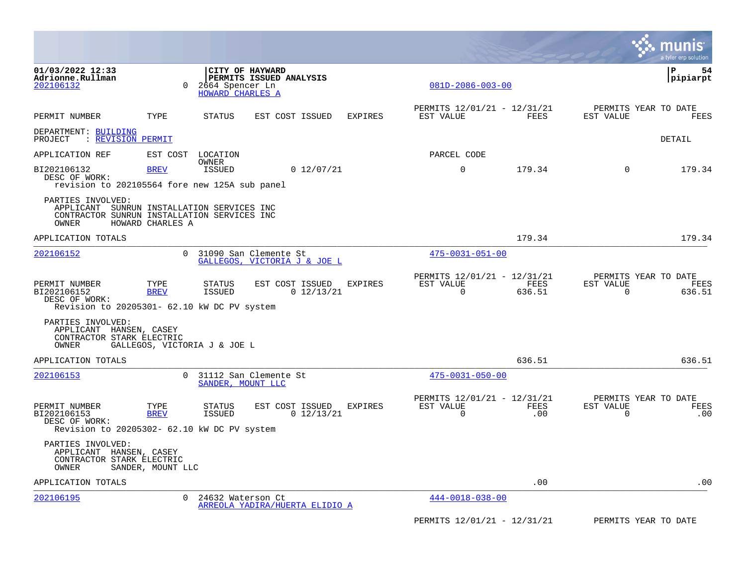01/03/2022 12:33
Adrionne.Rullman

**CITY OF HAYWARD**
**PERMITS ISSUED ANALYSIS**

pipiarpt

202106132 0 2664 Spencer Ln
HOWARD CHARLES A
081D-2086-003-00

| PERMIT NUMBER | TYPE | STATUS | EST COST | ISSUED | EXPIRES | PERMITS 12/01/21 - 12/31/21 EST VALUE | FEES | PERMITS YEAR TO DATE EST VALUE | FEES |
|---|---|---|---|---|---|---|---|---|---|

DEPARTMENT: BUILDING
PROJECT : REVISION PERMIT

DETAIL

| APPLICATION REF | EST COST | LOCATION / OWNER | | | | PARCEL CODE | | | |
|---|---|---|---|---|---|---|---|---|---|
| BI202106132 | BREV | ISSUED | 0 | 12/07/21 | | 0 | 179.34 | 0 | 179.34 |

DESC OF WORK:
revision to 202105564 fore new 125A sub panel

PARTIES INVOLVED:
APPLICANT SUNRUN INSTALLATION SERVICES INC
CONTRACTOR SUNRUN INSTALLATION SERVICES INC
OWNER HOWARD CHARLES A

APPLICATION TOTALS 179.34 179.34

---

202106152 0 31090 San Clemente St
GALLEGOS, VICTORIA J & JOE L
475-0031-051-00

| PERMIT NUMBER | TYPE | STATUS | EST COST | ISSUED | EXPIRES | PERMITS 12/01/21 - 12/31/21 EST VALUE | FEES | PERMITS YEAR TO DATE EST VALUE | FEES |
|---|---|---|---|---|---|---|---|---|---|
| BI202106152 | BREV | ISSUED | 0 | 12/13/21 | | 0 | 636.51 | 0 | 636.51 |

DESC OF WORK:
Revision to 20205301- 62.10 kW DC PV system

PARTIES INVOLVED:
APPLICANT HANSEN, CASEY
CONTRACTOR STARK ELECTRIC
OWNER GALLEGOS, VICTORIA J & JOE L

APPLICATION TOTALS 636.51 636.51

---

202106153 0 31112 San Clemente St
SANDER, MOUNT LLC
475-0031-050-00

| PERMIT NUMBER | TYPE | STATUS | EST COST | ISSUED | EXPIRES | PERMITS 12/01/21 - 12/31/21 EST VALUE | FEES | PERMITS YEAR TO DATE EST VALUE | FEES |
|---|---|---|---|---|---|---|---|---|---|
| BI202106153 | BREV | ISSUED | 0 | 12/13/21 | | 0 | .00 | 0 | .00 |

DESC OF WORK:
Revision to 20205302- 62.10 kW DC PV system

PARTIES INVOLVED:
APPLICANT HANSEN, CASEY
CONTRACTOR STARK ELECTRIC
OWNER SANDER, MOUNT LLC

APPLICATION TOTALS .00 .00

---

202106195 0 24632 Waterson Ct
ARREOLA YADIRA/HUERTA ELIDIO A
444-0018-038-00

PERMITS 12/01/21 - 12/31/21 PERMITS YEAR TO DATE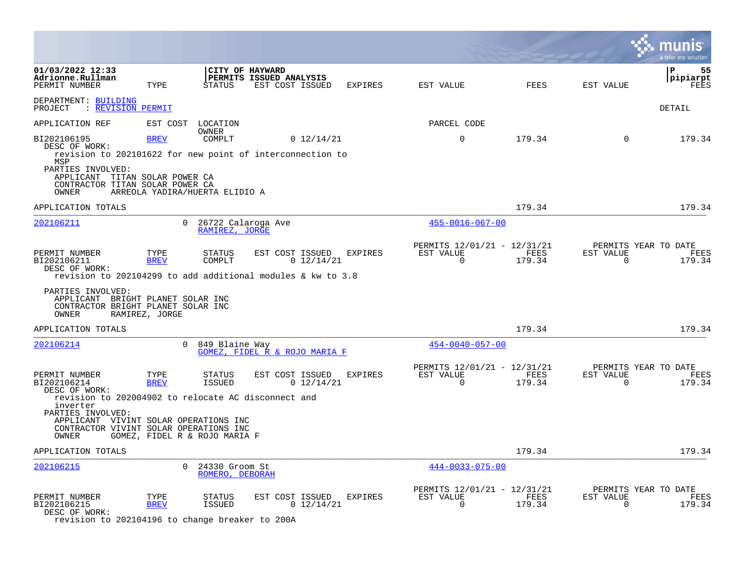01/03/2022 12:33 | CITY OF HAYWARD | PERMITS ISSUED ANALYSIS
Adrionne.Rullman | pipiarpt

DEPARTMENT: BUILDING
PROJECT : REVISION PERMIT

DETAIL

| PERMIT NUMBER | TYPE | STATUS | EST COST | ISSUED | EXPIRES | EST VALUE | FEES | EST VALUE | FEES |
|---|---|---|---|---|---|---|---|---|---|
| BI202106195 | BREV | COMPLT | 0 | 12/14/21 | | 0 | 179.34 | 0 | 179.34 |

DESC OF WORK:
revision to 202101622 for new point of interconnection to MSP

PARTIES INVOLVED:
- APPLICANT TITAN SOLAR POWER CA
- CONTRACTOR TITAN SOLAR POWER CA
- OWNER ARREOLA YADIRA/HUERTA ELIDIO A

APPLICATION TOTALS: 179.34 | 179.34

---

**202106211** — EST COST 0 — 26722 Calaroga Ave — RAMIREZ, JORGE — PARCEL CODE 455-0016-067-00

| PERMIT NUMBER | TYPE | STATUS | EST COST | ISSUED | EXPIRES | PERMITS 12/01/21 - 12/31/21 EST VALUE | FEES | PERMITS YEAR TO DATE EST VALUE | FEES |
|---|---|---|---|---|---|---|---|---|---|
| BI202106211 | BREV | COMPLT | 0 | 12/14/21 | | 0 | 179.34 | 0 | 179.34 |

DESC OF WORK:
revision to 202104299 to add additional modules & kw to 3.8

PARTIES INVOLVED:
- APPLICANT BRIGHT PLANET SOLAR INC
- CONTRACTOR BRIGHT PLANET SOLAR INC
- OWNER RAMIREZ, JORGE

APPLICATION TOTALS: 179.34 | 179.34

---

**202106214** — EST COST 0 — 849 Blaine Way — GOMEZ, FIDEL R & ROJO MARIA F — PARCEL CODE 454-0040-057-00

| PERMIT NUMBER | TYPE | STATUS | EST COST | ISSUED | EXPIRES | PERMITS 12/01/21 - 12/31/21 EST VALUE | FEES | PERMITS YEAR TO DATE EST VALUE | FEES |
|---|---|---|---|---|---|---|---|---|---|
| BI202106214 | BREV | ISSUED | 0 | 12/14/21 | | 0 | 179.34 | 0 | 179.34 |

DESC OF WORK:
revision to 202004902 to relocate AC disconnect and inverter

PARTIES INVOLVED:
- APPLICANT VIVINT SOLAR OPERATIONS INC
- CONTRACTOR VIVINT SOLAR OPERATIONS INC
- OWNER GOMEZ, FIDEL R & ROJO MARIA F

APPLICATION TOTALS: 179.34 | 179.34

---

**202106215** — EST COST 0 — 24330 Groom St — ROMERO, DEBORAH — PARCEL CODE 444-0033-075-00

| PERMIT NUMBER | TYPE | STATUS | EST COST | ISSUED | EXPIRES | PERMITS 12/01/21 - 12/31/21 EST VALUE | FEES | PERMITS YEAR TO DATE EST VALUE | FEES |
|---|---|---|---|---|---|---|---|---|---|
| BI202106215 | BREV | ISSUED | 0 | 12/14/21 | | 0 | 179.34 | 0 | 179.34 |

DESC OF WORK:
revision to 202104196 to change breaker to 200A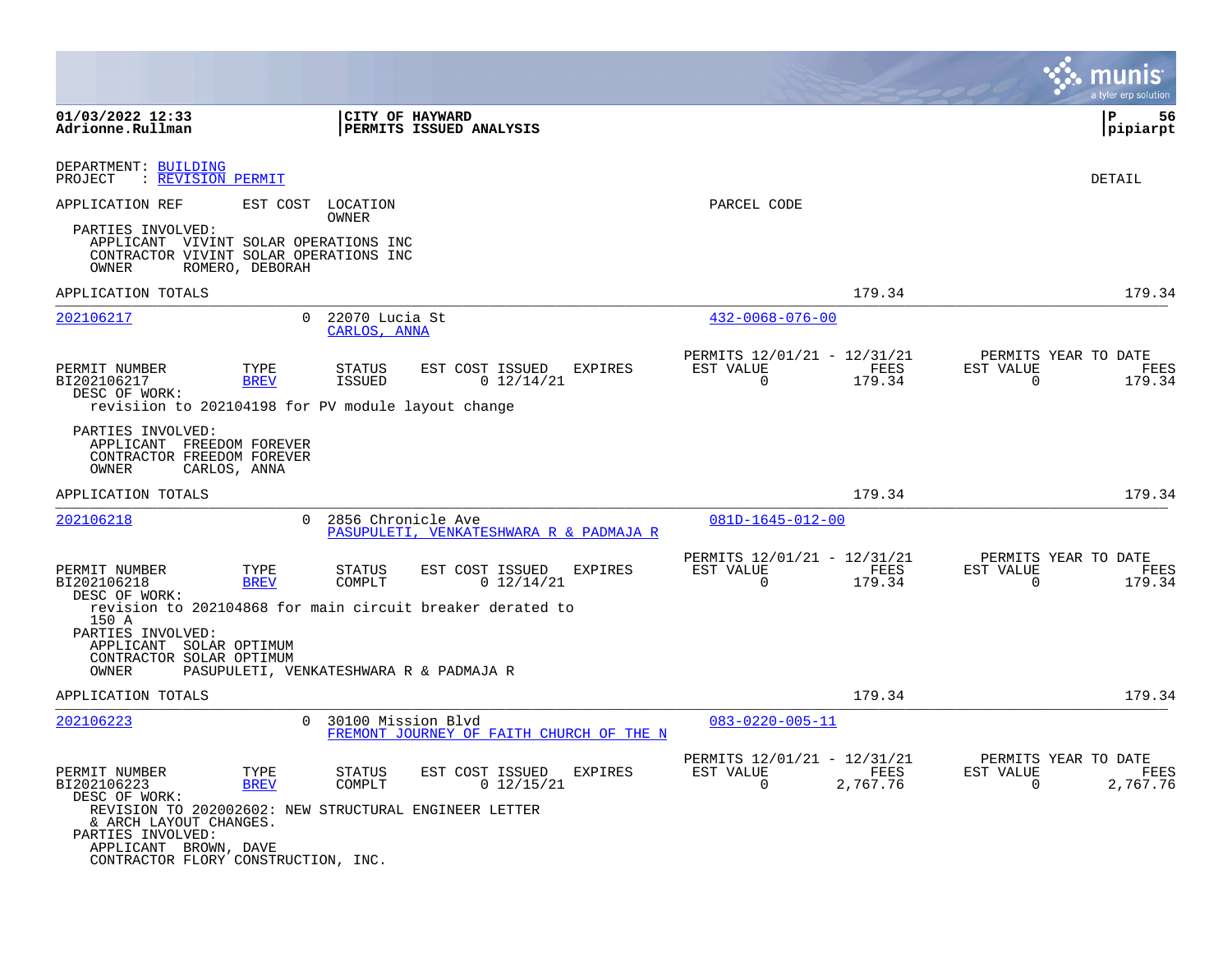DEPARTMENT: BUILDING
PROJECT : REVISION PERMIT

DETAIL

APPLICATION REF | EST COST | LOCATION / OWNER | PARCEL CODE

PARTIES INVOLVED:
APPLICANT VIVINT SOLAR OPERATIONS INC
CONTRACTOR VIVINT SOLAR OPERATIONS INC
OWNER ROMERO, DEBORAH

APPLICATION TOTALS 179.34 179.34

---

**202106217** 0 22070 Lucia St — CARLOS, ANNA — 432-0068-076-00

| PERMIT NUMBER | TYPE | STATUS | EST COST | ISSUED | EXPIRES | PERMITS 12/01/21 - 12/31/21 EST VALUE | FEES | PERMITS YEAR TO DATE EST VALUE | FEES |
|---|---|---|---|---|---|---|---|---|---|
| BI202106217 | BREV | ISSUED | 0 | 12/14/21 | | 0 | 179.34 | 0 | 179.34 |

DESC OF WORK:
revisiion to 202104198 for PV module layout change

PARTIES INVOLVED:
APPLICANT FREEDOM FOREVER
CONTRACTOR FREEDOM FOREVER
OWNER CARLOS, ANNA

APPLICATION TOTALS 179.34 179.34

---

**202106218** 0 2856 Chronicle Ave — PASUPULETI, VENKATESHWARA R & PADMAJA R — 081D-1645-012-00

| PERMIT NUMBER | TYPE | STATUS | EST COST | ISSUED | EXPIRES | PERMITS 12/01/21 - 12/31/21 EST VALUE | FEES | PERMITS YEAR TO DATE EST VALUE | FEES |
|---|---|---|---|---|---|---|---|---|---|
| BI202106218 | BREV | COMPLT | 0 | 12/14/21 | | 0 | 179.34 | 0 | 179.34 |

DESC OF WORK:
revision to 202104868 for main circuit breaker derated to 150 A

PARTIES INVOLVED:
APPLICANT SOLAR OPTIMUM
CONTRACTOR SOLAR OPTIMUM
OWNER PASUPULETI, VENKATESHWARA R & PADMAJA R

APPLICATION TOTALS 179.34 179.34

---

**202106223** 0 30100 Mission Blvd — FREMONT JOURNEY OF FAITH CHURCH OF THE N — 083-0220-005-11

| PERMIT NUMBER | TYPE | STATUS | EST COST | ISSUED | EXPIRES | PERMITS 12/01/21 - 12/31/21 EST VALUE | FEES | PERMITS YEAR TO DATE EST VALUE | FEES |
|---|---|---|---|---|---|---|---|---|---|
| BI202106223 | BREV | COMPLT | 0 | 12/15/21 | | 0 | 2,767.76 | 0 | 2,767.76 |

DESC OF WORK:
REVISION TO 202002602: NEW STRUCTURAL ENGINEER LETTER & ARCH LAYOUT CHANGES.

PARTIES INVOLVED:
APPLICANT BROWN, DAVE
CONTRACTOR FLORY CONSTRUCTION, INC.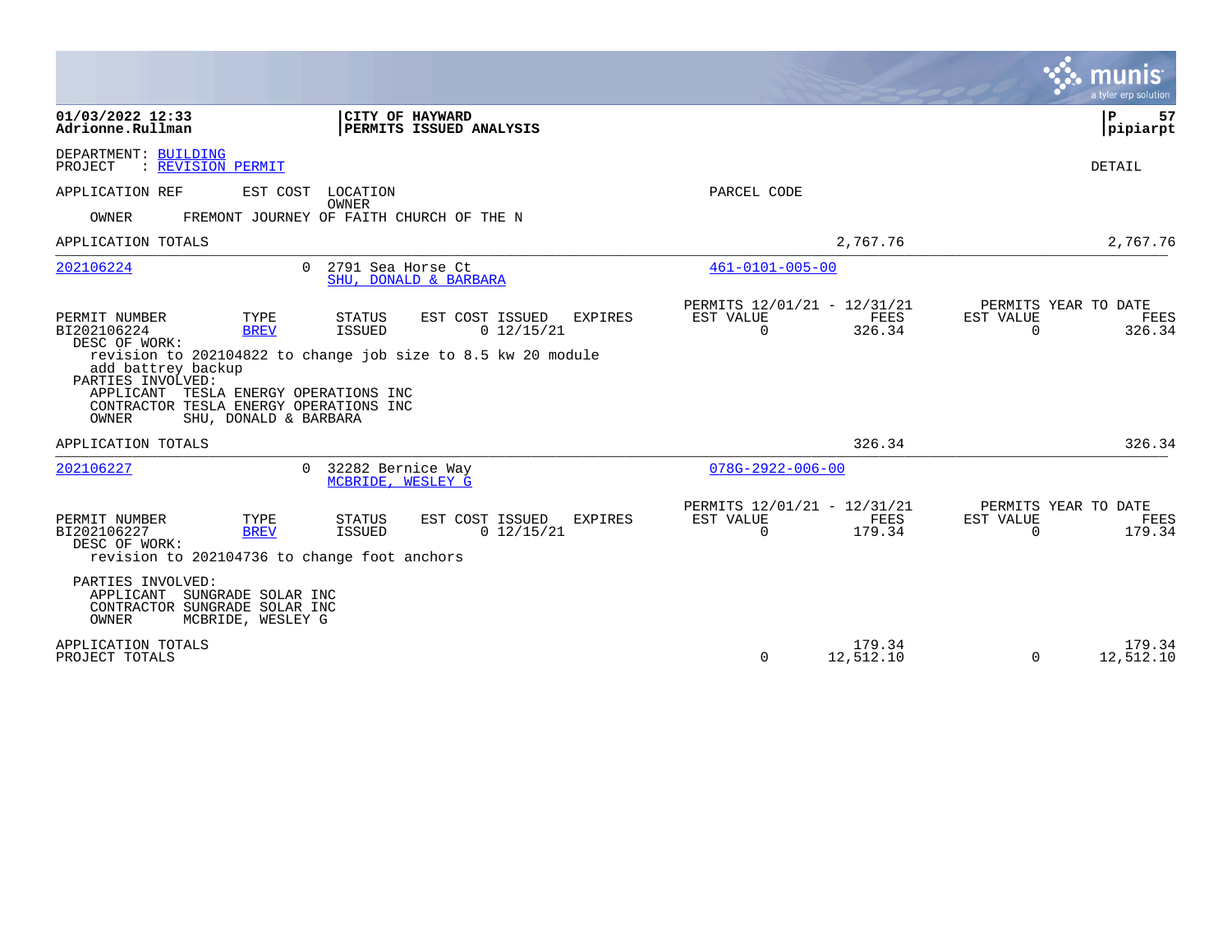01/03/2022 12:33 | CITY OF HAYWARD | P 57
Adrionne.Rullman | PERMITS ISSUED ANALYSIS | pipiarpt

DEPARTMENT: BUILDING
PROJECT : REVISION PERMIT

DETAIL

APPLICATION REF | EST COST | LOCATION / OWNER | PARCEL CODE

OWNER FREMONT JOURNEY OF FAITH CHURCH OF THE N

APPLICATION TOTALS 2,767.76 2,767.76

---

**202106224** 0 2791 Sea Horse Ct — SHU, DONALD & BARBARA — 461-0101-005-00

| PERMIT NUMBER | TYPE | STATUS | EST COST | ISSUED | EXPIRES | PERMITS 12/01/21 - 12/31/21 EST VALUE | FEES | PERMITS YEAR TO DATE EST VALUE | FEES |
|---|---|---|---|---|---|---|---|---|---|
| BI202106224 | BREV | ISSUED | 0 | 12/15/21 | | 0 | 326.34 | 0 | 326.34 |

DESC OF WORK:
revision to 202104822 to change job size to 8.5 kw 20 module add battrey backup

PARTIES INVOLVED:
APPLICANT TESLA ENERGY OPERATIONS INC
CONTRACTOR TESLA ENERGY OPERATIONS INC
OWNER SHU, DONALD & BARBARA

APPLICATION TOTALS 326.34 326.34

---

**202106227** 0 32282 Bernice Way — MCBRIDE, WESLEY G — 078G-2922-006-00

| PERMIT NUMBER | TYPE | STATUS | EST COST | ISSUED | EXPIRES | PERMITS 12/01/21 - 12/31/21 EST VALUE | FEES | PERMITS YEAR TO DATE EST VALUE | FEES |
|---|---|---|---|---|---|---|---|---|---|
| BI202106227 | BREV | ISSUED | 0 | 12/15/21 | | 0 | 179.34 | 0 | 179.34 |

DESC OF WORK:
revision to 202104736 to change foot anchors

PARTIES INVOLVED:
APPLICANT SUNGRADE SOLAR INC
CONTRACTOR SUNGRADE SOLAR INC
OWNER MCBRIDE, WESLEY G

| | EST VALUE | FEES | YTD EST VALUE | YTD FEES |
|---|---|---|---|---|
| APPLICATION TOTALS | | 179.34 | | 179.34 |
| PROJECT TOTALS | 0 | 12,512.10 | 0 | 12,512.10 |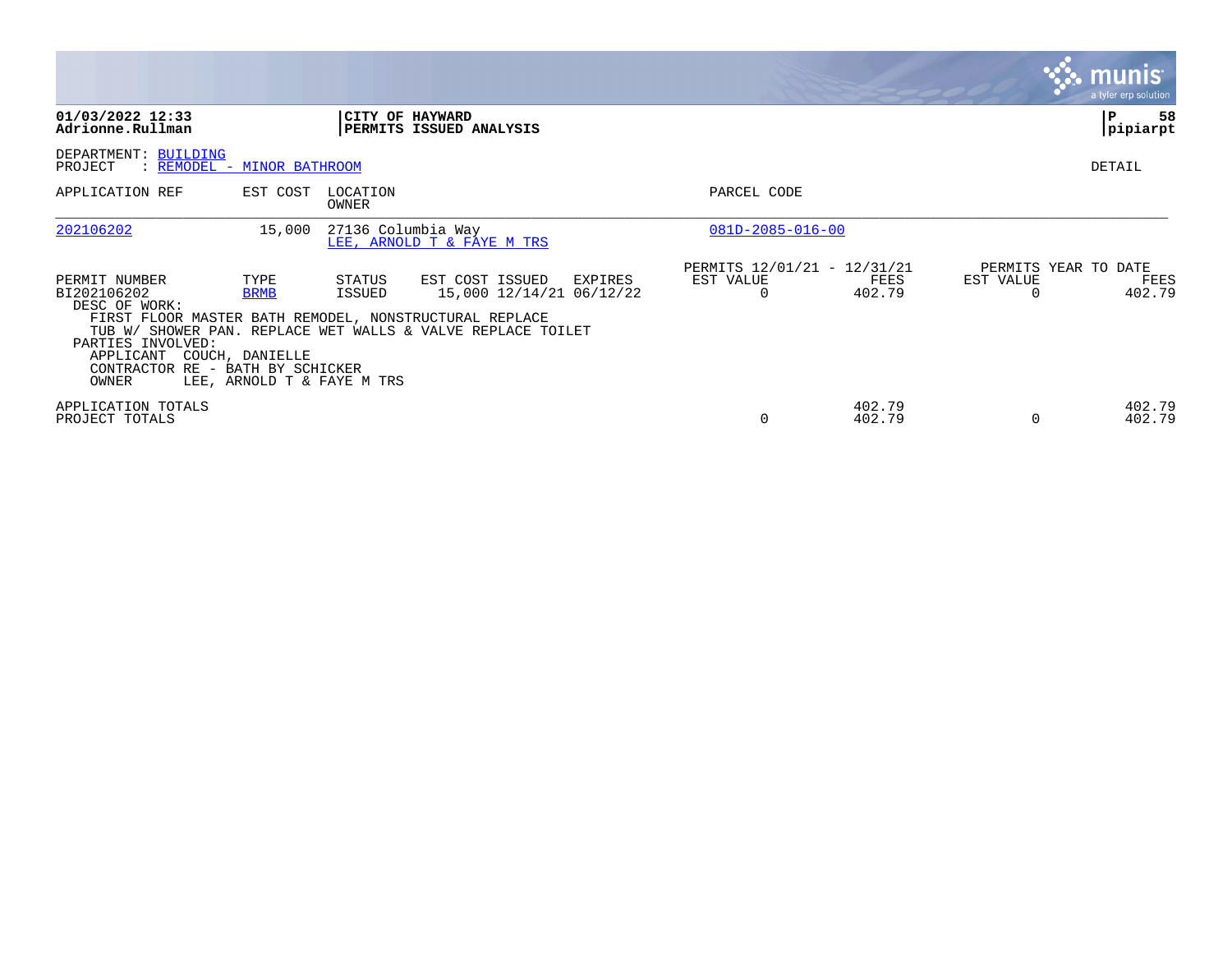**01/03/2022 12:33**
**Adrionne.Rullman**

**CITY OF HAYWARD**
**PERMITS ISSUED ANALYSIS**

**P 58**
**pipiarpt**

DEPARTMENT: BUILDING
PROJECT : REMODEL - MINOR BATHROOM

DETAIL

| APPLICATION REF | EST COST | LOCATION / OWNER | PARCEL CODE |
|---|---|---|---|
| 202106202 | 15,000 | 27136 Columbia Way / LEE, ARNOLD T & FAYE M TRS | 081D-2085-016-00 |

| PERMIT NUMBER | TYPE | STATUS | EST COST | ISSUED | EXPIRES | PERMITS 12/01/21 - 12/31/21 EST VALUE | FEES | PERMITS YEAR TO DATE EST VALUE | FEES |
|---|---|---|---|---|---|---|---|---|---|
| BI202106202 | BRMB | ISSUED | 15,000 | 12/14/21 | 06/12/22 | 0 | 402.79 | 0 | 402.79 |

DESC OF WORK:
FIRST FLOOR MASTER BATH REMODEL, NONSTRUCTURAL REPLACE
TUB W/ SHOWER PAN. REPLACE WET WALLS & VALVE REPLACE TOILET

PARTIES INVOLVED:
APPLICANT COUCH, DANIELLE
CONTRACTOR RE - BATH BY SCHICKER
OWNER LEE, ARNOLD T & FAYE M TRS

| | EST VALUE | FEES | EST VALUE | FEES |
|---|---|---|---|---|
| APPLICATION TOTALS | | 402.79 | | 402.79 |
| PROJECT TOTALS | 0 | 402.79 | 0 | 402.79 |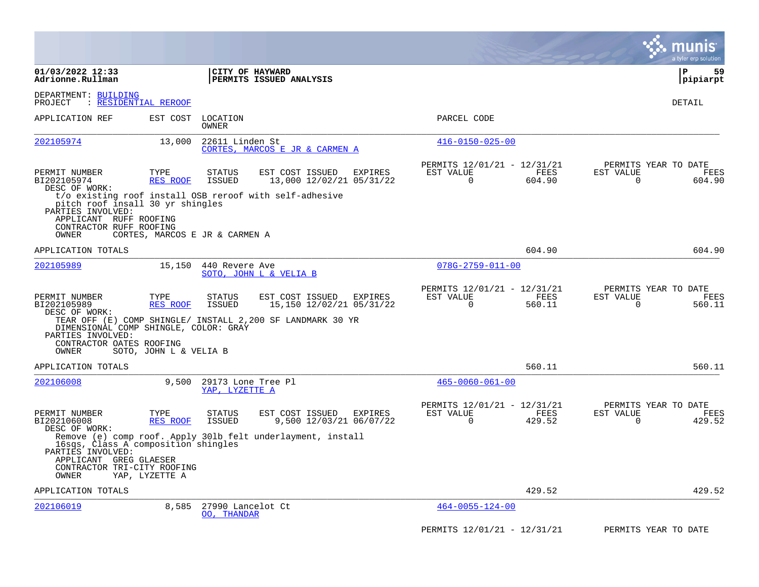**01/03/2022 12:33**
**Adrionne.Rullman**

**CITY OF HAYWARD**
**PERMITS ISSUED ANALYSIS**

**P 59**
**pipiarpt**

DEPARTMENT: BUILDING
PROJECT : RESIDENTIAL REROOF

DETAIL

| APPLICATION REF | EST COST | LOCATION / OWNER | PARCEL CODE |
|---|---|---|---|
| 202105974 | 13,000 | 22611 Linden St / CORTES, MARCOS E JR & CARMEN A | 416-0150-025-00 |

| PERMIT NUMBER | TYPE | STATUS | EST COST | ISSUED | EXPIRES | PERMITS 12/01/21 - 12/31/21 EST VALUE | FEES | PERMITS YEAR TO DATE EST VALUE | FEES |
|---|---|---|---|---|---|---|---|---|---|
| BI202105974 | RES ROOF | ISSUED | 13,000 | 12/02/21 | 05/31/22 | 0 | 604.90 | 0 | 604.90 |

DESC OF WORK:
t/o existing roof install OSB reroof with self-adhesive pitch roof insall 30 yr shingles

PARTIES INVOLVED:
APPLICANT RUFF ROOFING
CONTRACTOR RUFF ROOFING
OWNER CORTES, MARCOS E JR & CARMEN A

APPLICATION TOTALS 604.90 604.90

| APPLICATION REF | EST COST | LOCATION / OWNER | PARCEL CODE |
|---|---|---|---|
| 202105989 | 15,150 | 440 Revere Ave / SOTO, JOHN L & VELIA B | 078G-2759-011-00 |

| PERMIT NUMBER | TYPE | STATUS | EST COST | ISSUED | EXPIRES | PERMITS 12/01/21 - 12/31/21 EST VALUE | FEES | PERMITS YEAR TO DATE EST VALUE | FEES |
|---|---|---|---|---|---|---|---|---|---|
| BI202105989 | RES ROOF | ISSUED | 15,150 | 12/02/21 | 05/31/22 | 0 | 560.11 | 0 | 560.11 |

DESC OF WORK:
TEAR OFF (E) COMP SHINGLE/ INSTALL 2,200 SF LANDMARK 30 YR DIMENSIONAL COMP SHINGLE, COLOR: GRAY

PARTIES INVOLVED:
CONTRACTOR OATES ROOFING
OWNER SOTO, JOHN L & VELIA B

APPLICATION TOTALS 560.11 560.11

| APPLICATION REF | EST COST | LOCATION / OWNER | PARCEL CODE |
|---|---|---|---|
| 202106008 | 9,500 | 29173 Lone Tree Pl / YAP, LYZETTE A | 465-0060-061-00 |

| PERMIT NUMBER | TYPE | STATUS | EST COST | ISSUED | EXPIRES | PERMITS 12/01/21 - 12/31/21 EST VALUE | FEES | PERMITS YEAR TO DATE EST VALUE | FEES |
|---|---|---|---|---|---|---|---|---|---|
| BI202106008 | RES ROOF | ISSUED | 9,500 | 12/03/21 | 06/07/22 | 0 | 429.52 | 0 | 429.52 |

DESC OF WORK:
Remove (e) comp roof. Apply 30lb felt underlayment, install 16sqs, Class A composition shingles

PARTIES INVOLVED:
APPLICANT GREG GLAESER
CONTRACTOR TRI-CITY ROOFING
OWNER YAP, LYZETTE A

APPLICATION TOTALS 429.52 429.52

| APPLICATION REF | EST COST | LOCATION / OWNER | PARCEL CODE |
|---|---|---|---|
| 202106019 | 8,585 | 27990 Lancelot Ct / OO, THANDAR | 464-0055-124-00 |

PERMITS 12/01/21 - 12/31/21 PERMITS YEAR TO DATE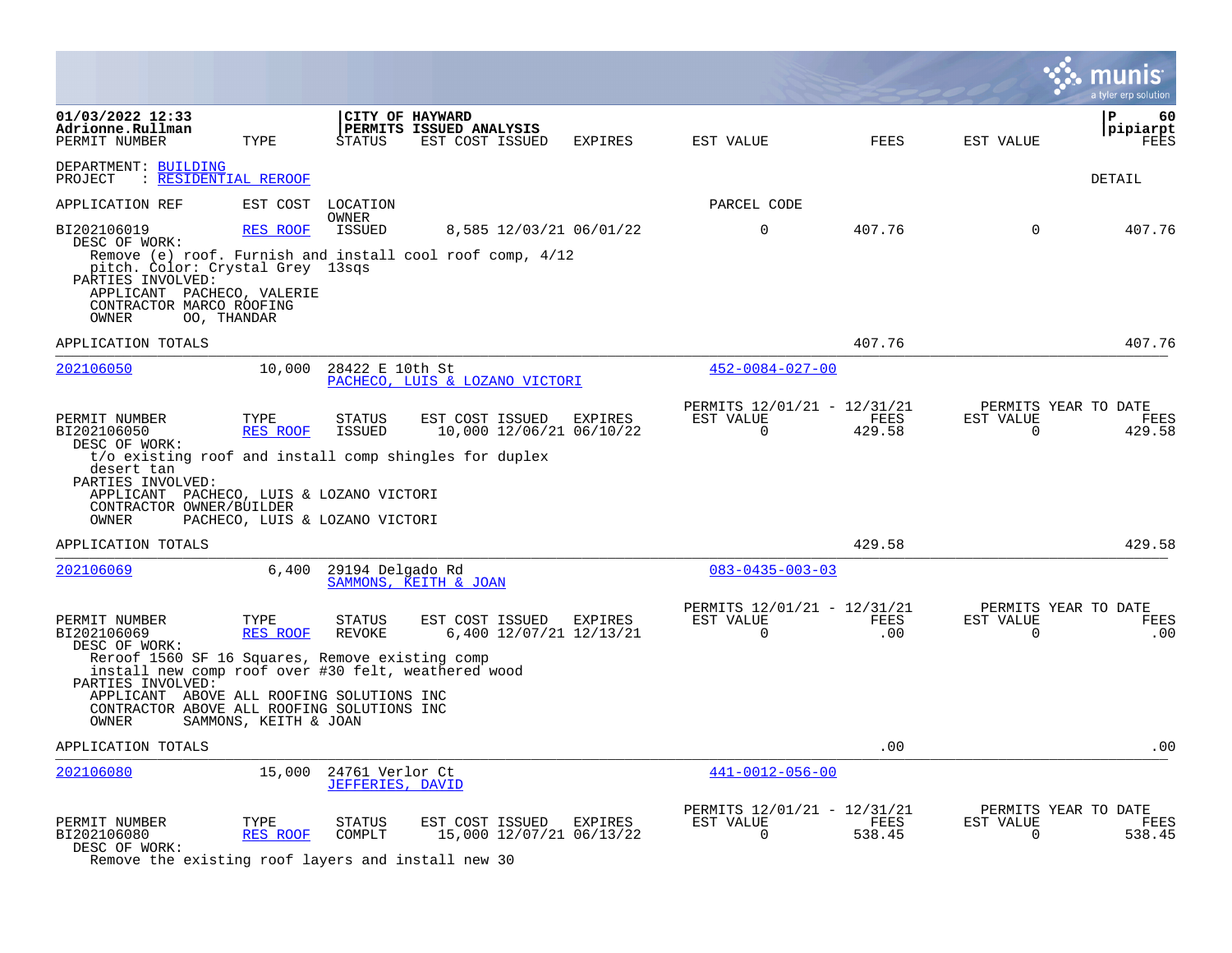DEPARTMENT: BUILDING
PROJECT : RESIDENTIAL REROOF

DETAIL

| APPLICATION REF | EST COST | LOCATION / OWNER | | | PARCEL CODE | | | |
|---|---|---|---|---|---|---|---|---|

| PERMIT NUMBER | TYPE | STATUS | EST COST | ISSUED | EXPIRES | EST VALUE | FEES | EST VALUE | FEES |
|---|---|---|---|---|---|---|---|---|---|
| BI202106019 | RES ROOF | ISSUED | 8,585 | 12/03/21 | 06/01/22 | 0 | 407.76 | 0 | 407.76 |

DESC OF WORK:
Remove (e) roof. Furnish and install cool roof comp, 4/12 pitch. Color: Crystal Grey 13sqs

PARTIES INVOLVED:
APPLICANT PACHECO, VALERIE
CONTRACTOR MARCO ROOFING
OWNER OO, THANDAR

APPLICATION TOTALS 407.76 407.76

---

202106050 10,000 28422 E 10th St
PACHECO, LUIS & LOZANO VICTORI
452-0084-027-00

| PERMIT NUMBER | TYPE | STATUS | EST COST | ISSUED | EXPIRES | PERMITS 12/01/21 - 12/31/21 EST VALUE | FEES | PERMITS YEAR TO DATE EST VALUE | FEES |
|---|---|---|---|---|---|---|---|---|---|
| BI202106050 | RES ROOF | ISSUED | 10,000 | 12/06/21 | 06/10/22 | 0 | 429.58 | 0 | 429.58 |

DESC OF WORK:
t/o existing roof and install comp shingles for duplex desert tan

PARTIES INVOLVED:
APPLICANT PACHECO, LUIS & LOZANO VICTORI
CONTRACTOR OWNER/BUILDER
OWNER PACHECO, LUIS & LOZANO VICTORI

APPLICATION TOTALS 429.58 429.58

---

202106069 6,400 29194 Delgado Rd
SAMMONS, KEITH & JOAN
083-0435-003-03

| PERMIT NUMBER | TYPE | STATUS | EST COST | ISSUED | EXPIRES | PERMITS 12/01/21 - 12/31/21 EST VALUE | FEES | PERMITS YEAR TO DATE EST VALUE | FEES |
|---|---|---|---|---|---|---|---|---|---|
| BI202106069 | RES ROOF | REVOKE | 6,400 | 12/07/21 | 12/13/21 | 0 | .00 | 0 | .00 |

DESC OF WORK:
Reroof 1560 SF 16 Squares, Remove existing comp install new comp roof over #30 felt, weathered wood

PARTIES INVOLVED:
APPLICANT ABOVE ALL ROOFING SOLUTIONS INC
CONTRACTOR ABOVE ALL ROOFING SOLUTIONS INC
OWNER SAMMONS, KEITH & JOAN

APPLICATION TOTALS .00 .00

---

202106080 15,000 24761 Verlor Ct
JEFFERIES, DAVID
441-0012-056-00

| PERMIT NUMBER | TYPE | STATUS | EST COST | ISSUED | EXPIRES | PERMITS 12/01/21 - 12/31/21 EST VALUE | FEES | PERMITS YEAR TO DATE EST VALUE | FEES |
|---|---|---|---|---|---|---|---|---|---|
| BI202106080 | RES ROOF | COMPLT | 15,000 | 12/07/21 | 06/13/22 | 0 | 538.45 | 0 | 538.45 |

DESC OF WORK:
Remove the existing roof layers and install new 30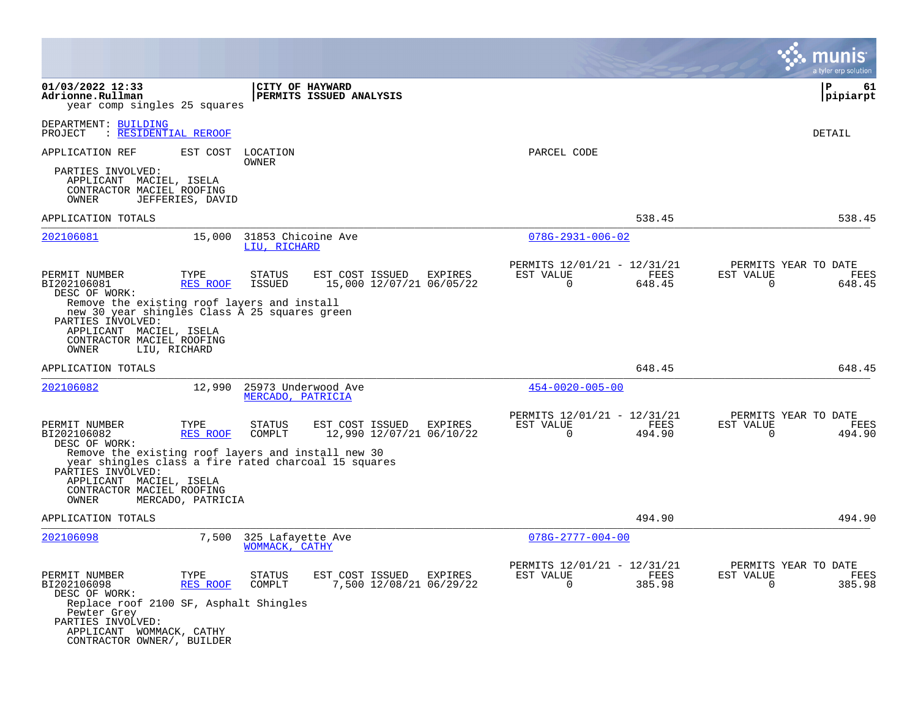01/03/2022 12:33 | CITY OF HAYWARD | P 61
Adrionne.Rullman | PERMITS ISSUED ANALYSIS | pipiarpt

year comp singles 25 squares

DEPARTMENT: BUILDING
PROJECT : RESIDENTIAL REROOF

DETAIL

APPLICATION REF  EST COST  LOCATION  OWNER  PARCEL CODE

PARTIES INVOLVED:
- APPLICANT MACIEL, ISELA
- CONTRACTOR MACIEL ROOFING
- OWNER JEFFERIES, DAVID

APPLICATION TOTALS 538.45 538.45

---

**202106081** 15,000 31853 Chicoine Ave — LIU, RICHARD — 078G-2931-006-02

| PERMIT NUMBER | TYPE | STATUS | EST COST | ISSUED | EXPIRES | PERMITS 12/01/21 - 12/31/21 EST VALUE | FEES | PERMITS YEAR TO DATE EST VALUE | FEES |
|---|---|---|---|---|---|---|---|---|---|
| BI202106081 | RES ROOF | ISSUED | 15,000 | 12/07/21 | 06/05/22 | 0 | 648.45 | 0 | 648.45 |

DESC OF WORK:
Remove the existing roof layers and install new 30 year shingles Class A 25 squares green

PARTIES INVOLVED:
- APPLICANT MACIEL, ISELA
- CONTRACTOR MACIEL ROOFING
- OWNER LIU, RICHARD

APPLICATION TOTALS 648.45 648.45

---

**202106082** 12,990 25973 Underwood Ave — MERCADO, PATRICIA — 454-0020-005-00

| PERMIT NUMBER | TYPE | STATUS | EST COST | ISSUED | EXPIRES | PERMITS 12/01/21 - 12/31/21 EST VALUE | FEES | PERMITS YEAR TO DATE EST VALUE | FEES |
|---|---|---|---|---|---|---|---|---|---|
| BI202106082 | RES ROOF | COMPLT | 12,990 | 12/07/21 | 06/10/22 | 0 | 494.90 | 0 | 494.90 |

DESC OF WORK:
Remove the existing roof layers and install new 30 year shingles class a fire rated charcoal 15 squares

PARTIES INVOLVED:
- APPLICANT MACIEL, ISELA
- CONTRACTOR MACIEL ROOFING
- OWNER MERCADO, PATRICIA

APPLICATION TOTALS 494.90 494.90

---

**202106098** 7,500 325 Lafayette Ave — WOMMACK, CATHY — 078G-2777-004-00

| PERMIT NUMBER | TYPE | STATUS | EST COST | ISSUED | EXPIRES | PERMITS 12/01/21 - 12/31/21 EST VALUE | FEES | PERMITS YEAR TO DATE EST VALUE | FEES |
|---|---|---|---|---|---|---|---|---|---|
| BI202106098 | RES ROOF | COMPLT | 7,500 | 12/08/21 | 06/29/22 | 0 | 385.98 | 0 | 385.98 |

DESC OF WORK:
Replace roof 2100 SF, Asphalt Shingles Pewter Grey

PARTIES INVOLVED:
- APPLICANT WOMMACK, CATHY
- CONTRACTOR OWNER/, BUILDER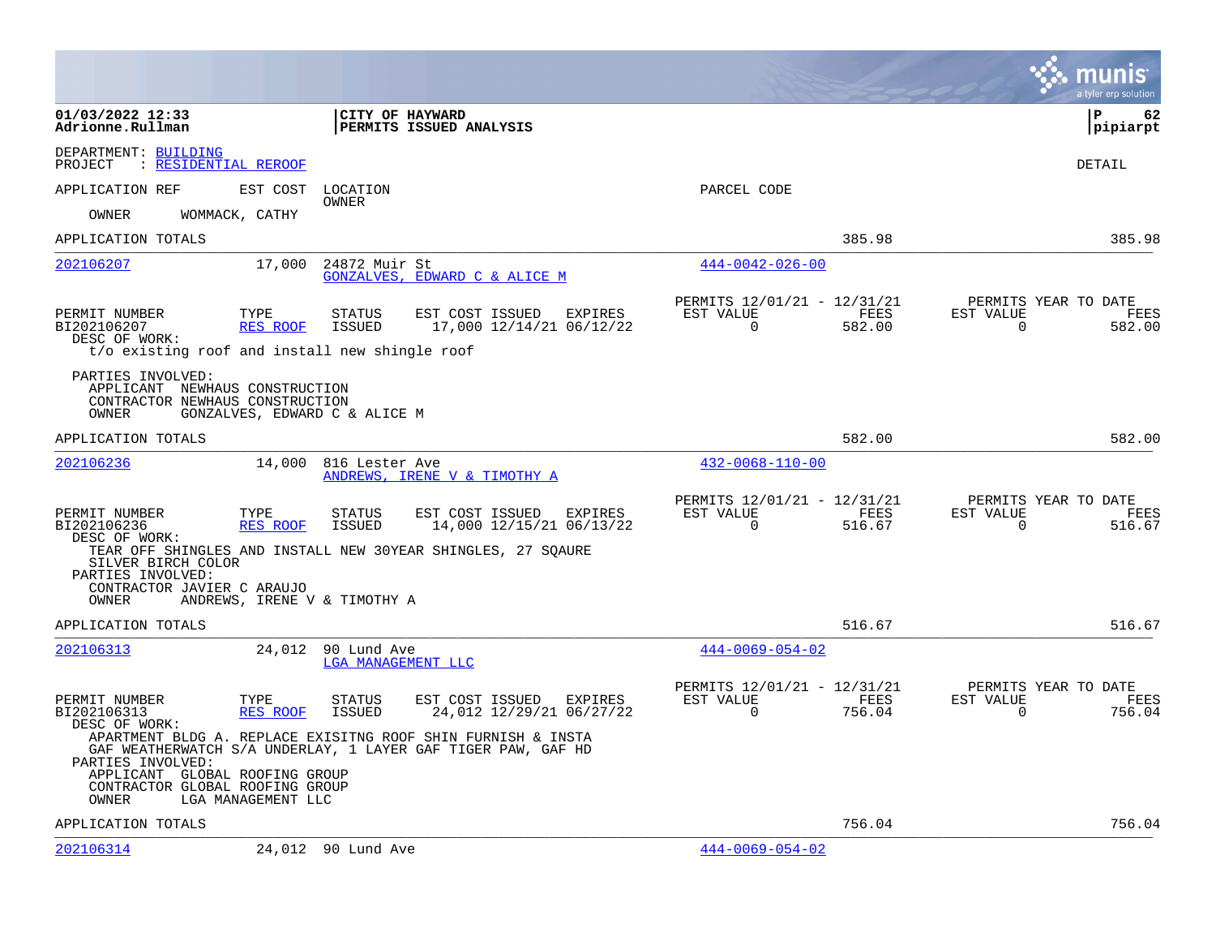**01/03/2022 12:33** | **CITY OF HAYWARD** | **P 62**
**Adrionne.Rullman** | **PERMITS ISSUED ANALYSIS** | **pipiarpt**

DEPARTMENT: BUILDING
PROJECT : RESIDENTIAL REROOF

DETAIL

APPLICATION REF EST COST LOCATION PARCEL CODE
OWNER

OWNER WOMMACK, CATHY

APPLICATION TOTALS 385.98 385.98

---

202106207 17,000 24872 Muir St 444-0042-026-00
GONZALVES, EDWARD C & ALICE M

| PERMIT NUMBER | TYPE | STATUS | EST COST | ISSUED | EXPIRES | PERMITS 12/01/21 - 12/31/21 EST VALUE | FEES | PERMITS YEAR TO DATE EST VALUE | FEES |
|---|---|---|---|---|---|---|---|---|---|
| BI202106207 | RES ROOF | ISSUED | 17,000 | 12/14/21 | 06/12/22 | 0 | 582.00 | 0 | 582.00 |

DESC OF WORK:
t/o existing roof and install new shingle roof

PARTIES INVOLVED:
APPLICANT NEWHAUS CONSTRUCTION
CONTRACTOR NEWHAUS CONSTRUCTION
OWNER GONZALVES, EDWARD C & ALICE M

APPLICATION TOTALS 582.00 582.00

---

202106236 14,000 816 Lester Ave 432-0068-110-00
ANDREWS, IRENE V & TIMOTHY A

| PERMIT NUMBER | TYPE | STATUS | EST COST | ISSUED | EXPIRES | PERMITS 12/01/21 - 12/31/21 EST VALUE | FEES | PERMITS YEAR TO DATE EST VALUE | FEES |
|---|---|---|---|---|---|---|---|---|---|
| BI202106236 | RES ROOF | ISSUED | 14,000 | 12/15/21 | 06/13/22 | 0 | 516.67 | 0 | 516.67 |

DESC OF WORK:
TEAR OFF SHINGLES AND INSTALL NEW 30YEAR SHINGLES, 27 SQAURE
SILVER BIRCH COLOR

PARTIES INVOLVED:
CONTRACTOR JAVIER C ARAUJO
OWNER ANDREWS, IRENE V & TIMOTHY A

APPLICATION TOTALS 516.67 516.67

---

202106313 24,012 90 Lund Ave 444-0069-054-02
LGA MANAGEMENT LLC

| PERMIT NUMBER | TYPE | STATUS | EST COST | ISSUED | EXPIRES | PERMITS 12/01/21 - 12/31/21 EST VALUE | FEES | PERMITS YEAR TO DATE EST VALUE | FEES |
|---|---|---|---|---|---|---|---|---|---|
| BI202106313 | RES ROOF | ISSUED | 24,012 | 12/29/21 | 06/27/22 | 0 | 756.04 | 0 | 756.04 |

DESC OF WORK:
APARTMENT BLDG A. REPLACE EXISITNG ROOF SHIN FURNISH & INSTA
GAF WEATHERWATCH S/A UNDERLAY, 1 LAYER GAF TIGER PAW, GAF HD

PARTIES INVOLVED:
APPLICANT GLOBAL ROOFING GROUP
CONTRACTOR GLOBAL ROOFING GROUP
OWNER LGA MANAGEMENT LLC

APPLICATION TOTALS 756.04 756.04

---

202106314 24,012 90 Lund Ave 444-0069-054-02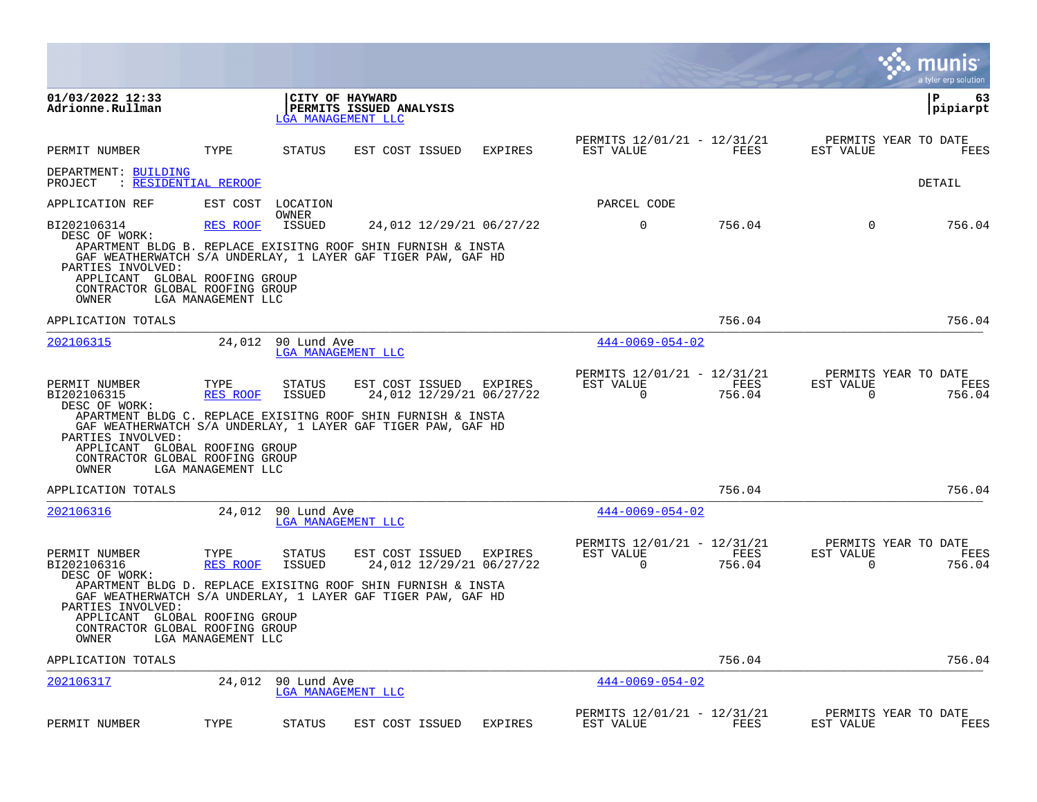**01/03/2022 12:33**
**Adrionne.Rullman**

**CITY OF HAYWARD**
**PERMITS ISSUED ANALYSIS**
LGA MANAGEMENT LLC

| PERMIT NUMBER | TYPE | STATUS | EST COST | ISSUED | EXPIRES | PERMITS 12/01/21 - 12/31/21 EST VALUE | FEES | PERMITS YEAR TO DATE EST VALUE | FEES |
|---|---|---|---|---|---|---|---|---|---|

DEPARTMENT: BUILDING
PROJECT : RESIDENTIAL REROOF

DETAIL

| APPLICATION REF | EST COST | LOCATION OWNER | | | | PARCEL CODE | | | |
|---|---|---|---|---|---|---|---|---|---|
| BI202106314 | RES ROOF | ISSUED | 24,012 | 12/29/21 | 06/27/22 | 0 | 756.04 | 0 | 756.04 |

DESC OF WORK:
APARTMENT BLDG B. REPLACE EXISITNG ROOF SHIN FURNISH & INSTA
GAF WEATHERWATCH S/A UNDERLAY, 1 LAYER GAF TIGER PAW, GAF HD
PARTIES INVOLVED:
APPLICANT GLOBAL ROOFING GROUP
CONTRACTOR GLOBAL ROOFING GROUP
OWNER LGA MANAGEMENT LLC

APPLICATION TOTALS 756.04 756.04

202106315 24,012 90 Lund Ave LGA MANAGEMENT LLC 444-0069-054-02

| PERMIT NUMBER | TYPE | STATUS | EST COST | ISSUED | EXPIRES | PERMITS 12/01/21 - 12/31/21 EST VALUE | FEES | PERMITS YEAR TO DATE EST VALUE | FEES |
|---|---|---|---|---|---|---|---|---|---|
| BI202106315 | RES ROOF | ISSUED | 24,012 | 12/29/21 | 06/27/22 | 0 | 756.04 | 0 | 756.04 |

DESC OF WORK:
APARTMENT BLDG C. REPLACE EXISITNG ROOF SHIN FURNISH & INSTA
GAF WEATHERWATCH S/A UNDERLAY, 1 LAYER GAF TIGER PAW, GAF HD
PARTIES INVOLVED:
APPLICANT GLOBAL ROOFING GROUP
CONTRACTOR GLOBAL ROOFING GROUP
OWNER LGA MANAGEMENT LLC

APPLICATION TOTALS 756.04 756.04

202106316 24,012 90 Lund Ave LGA MANAGEMENT LLC 444-0069-054-02

| PERMIT NUMBER | TYPE | STATUS | EST COST | ISSUED | EXPIRES | PERMITS 12/01/21 - 12/31/21 EST VALUE | FEES | PERMITS YEAR TO DATE EST VALUE | FEES |
|---|---|---|---|---|---|---|---|---|---|
| BI202106316 | RES ROOF | ISSUED | 24,012 | 12/29/21 | 06/27/22 | 0 | 756.04 | 0 | 756.04 |

DESC OF WORK:
APARTMENT BLDG D. REPLACE EXISITNG ROOF SHIN FURNISH & INSTA
GAF WEATHERWATCH S/A UNDERLAY, 1 LAYER GAF TIGER PAW, GAF HD
PARTIES INVOLVED:
APPLICANT GLOBAL ROOFING GROUP
CONTRACTOR GLOBAL ROOFING GROUP
OWNER LGA MANAGEMENT LLC

APPLICATION TOTALS 756.04 756.04

202106317 24,012 90 Lund Ave LGA MANAGEMENT LLC 444-0069-054-02

| PERMIT NUMBER | TYPE | STATUS | EST COST | ISSUED | EXPIRES | PERMITS 12/01/21 - 12/31/21 EST VALUE | FEES | PERMITS YEAR TO DATE EST VALUE | FEES |
|---|---|---|---|---|---|---|---|---|---|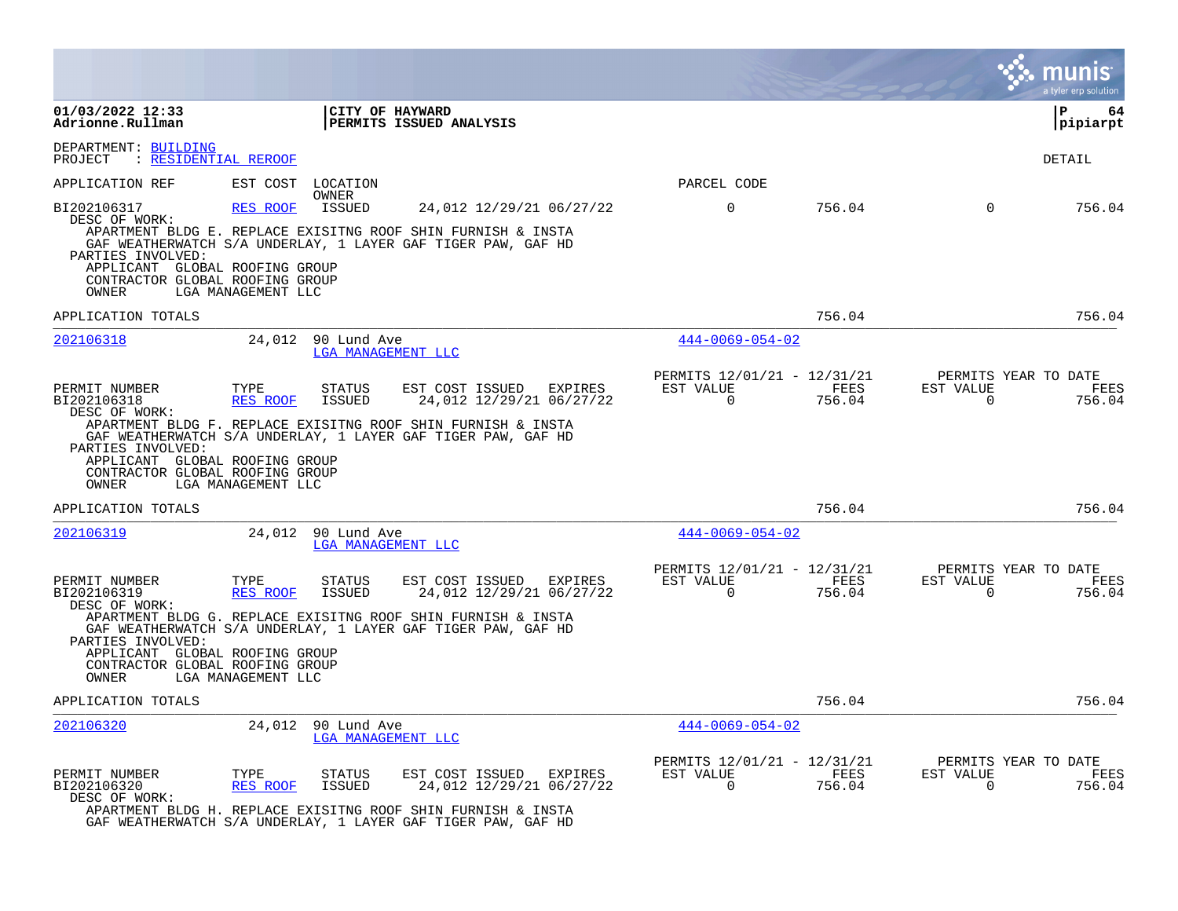01/03/2022 12:33
Adrionne.Rullman

CITY OF HAYWARD
PERMITS ISSUED ANALYSIS

pipiarpt

DEPARTMENT: BUILDING
PROJECT : RESIDENTIAL REROOF

DETAIL

APPLICATION REF | EST COST | LOCATION / OWNER | PARCEL CODE

BI202106317 RES ROOF ISSUED 24,012 12/29/21 06/27/22 | 0 | 756.04 | 0 | 756.04

DESC OF WORK:
APARTMENT BLDG E. REPLACE EXISITNG ROOF SHIN FURNISH & INSTA
GAF WEATHERWATCH S/A UNDERLAY, 1 LAYER GAF TIGER PAW, GAF HD

PARTIES INVOLVED:
APPLICANT GLOBAL ROOFING GROUP
CONTRACTOR GLOBAL ROOFING GROUP
OWNER LGA MANAGEMENT LLC

APPLICATION TOTALS 756.04 756.04

---

202106318 | 24,012 | 90 Lund Ave / LGA MANAGEMENT LLC | 444-0069-054-02

| PERMIT NUMBER | TYPE | STATUS | EST COST | ISSUED | EXPIRES | PERMITS 12/01/21 - 12/31/21 EST VALUE | FEES | PERMITS YEAR TO DATE EST VALUE | FEES |
|---|---|---|---|---|---|---|---|---|---|
| BI202106318 | RES ROOF | ISSUED | 24,012 | 12/29/21 | 06/27/22 | 0 | 756.04 | 0 | 756.04 |

DESC OF WORK:
APARTMENT BLDG F. REPLACE EXISITNG ROOF SHIN FURNISH & INSTA
GAF WEATHERWATCH S/A UNDERLAY, 1 LAYER GAF TIGER PAW, GAF HD

PARTIES INVOLVED:
APPLICANT GLOBAL ROOFING GROUP
CONTRACTOR GLOBAL ROOFING GROUP
OWNER LGA MANAGEMENT LLC

APPLICATION TOTALS 756.04 756.04

---

202106319 | 24,012 | 90 Lund Ave / LGA MANAGEMENT LLC | 444-0069-054-02

| PERMIT NUMBER | TYPE | STATUS | EST COST | ISSUED | EXPIRES | PERMITS 12/01/21 - 12/31/21 EST VALUE | FEES | PERMITS YEAR TO DATE EST VALUE | FEES |
|---|---|---|---|---|---|---|---|---|---|
| BI202106319 | RES ROOF | ISSUED | 24,012 | 12/29/21 | 06/27/22 | 0 | 756.04 | 0 | 756.04 |

DESC OF WORK:
APARTMENT BLDG G. REPLACE EXISITNG ROOF SHIN FURNISH & INSTA
GAF WEATHERWATCH S/A UNDERLAY, 1 LAYER GAF TIGER PAW, GAF HD

PARTIES INVOLVED:
APPLICANT GLOBAL ROOFING GROUP
CONTRACTOR GLOBAL ROOFING GROUP
OWNER LGA MANAGEMENT LLC

APPLICATION TOTALS 756.04 756.04

---

202106320 | 24,012 | 90 Lund Ave / LGA MANAGEMENT LLC | 444-0069-054-02

| PERMIT NUMBER | TYPE | STATUS | EST COST | ISSUED | EXPIRES | PERMITS 12/01/21 - 12/31/21 EST VALUE | FEES | PERMITS YEAR TO DATE EST VALUE | FEES |
|---|---|---|---|---|---|---|---|---|---|
| BI202106320 | RES ROOF | ISSUED | 24,012 | 12/29/21 | 06/27/22 | 0 | 756.04 | 0 | 756.04 |

DESC OF WORK:
APARTMENT BLDG H. REPLACE EXISITNG ROOF SHIN FURNISH & INSTA
GAF WEATHERWATCH S/A UNDERLAY, 1 LAYER GAF TIGER PAW, GAF HD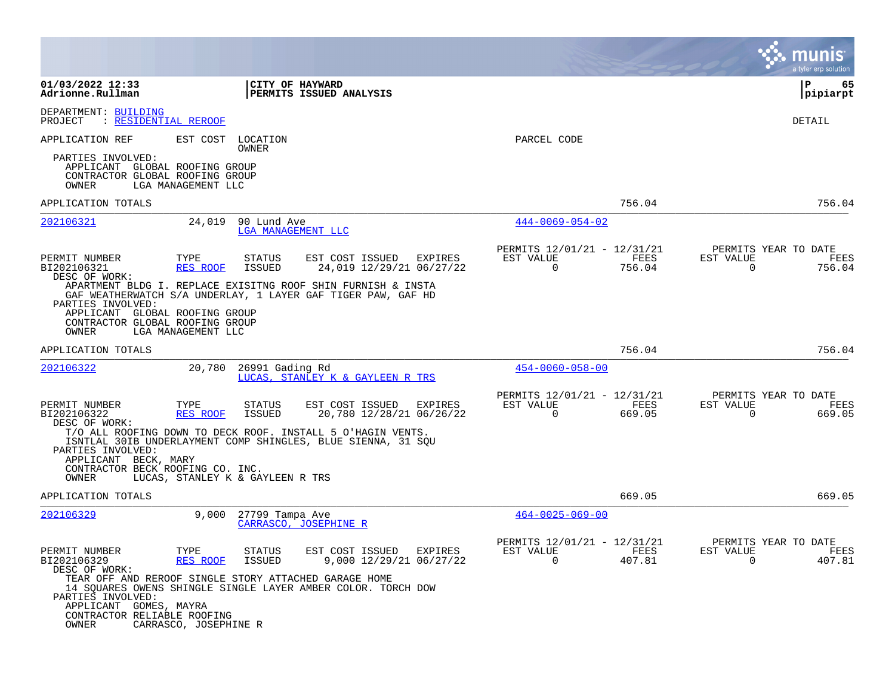01/03/2022 12:33
Adrionne.Rullman

CITY OF HAYWARD
PERMITS ISSUED ANALYSIS

P 65
pipiarpt

DEPARTMENT: BUILDING
PROJECT : RESIDENTIAL REROOF

DETAIL

APPLICATION REF | EST COST | LOCATION / OWNER | PARCEL CODE

PARTIES INVOLVED:
APPLICANT GLOBAL ROOFING GROUP
CONTRACTOR GLOBAL ROOFING GROUP
OWNER LGA MANAGEMENT LLC

APPLICATION TOTALS — 756.04 — 756.04

---

**202106321** — 24,019 — 90 Lund Ave — LGA MANAGEMENT LLC — 444-0069-054-02

| PERMIT NUMBER | TYPE | STATUS | EST COST | ISSUED | EXPIRES | PERMITS 12/01/21 - 12/31/21 EST VALUE | FEES | PERMITS YEAR TO DATE EST VALUE | FEES |
|---|---|---|---|---|---|---|---|---|---|
| BI202106321 | RES ROOF | ISSUED | 24,019 | 12/29/21 | 06/27/22 | 0 | 756.04 | 0 | 756.04 |

DESC OF WORK:
APARTMENT BLDG I. REPLACE EXISITNG ROOF SHIN FURNISH & INSTA
GAF WEATHERWATCH S/A UNDERLAY, 1 LAYER GAF TIGER PAW, GAF HD

PARTIES INVOLVED:
APPLICANT GLOBAL ROOFING GROUP
CONTRACTOR GLOBAL ROOFING GROUP
OWNER LGA MANAGEMENT LLC

APPLICATION TOTALS — 756.04 — 756.04

---

**202106322** — 20,780 — 26991 Gading Rd — LUCAS, STANLEY K & GAYLEEN R TRS — 454-0060-058-00

| PERMIT NUMBER | TYPE | STATUS | EST COST | ISSUED | EXPIRES | PERMITS 12/01/21 - 12/31/21 EST VALUE | FEES | PERMITS YEAR TO DATE EST VALUE | FEES |
|---|---|---|---|---|---|---|---|---|---|
| BI202106322 | RES ROOF | ISSUED | 20,780 | 12/28/21 | 06/26/22 | 0 | 669.05 | 0 | 669.05 |

DESC OF WORK:
T/O ALL ROOFING DOWN TO DECK ROOF. INSTALL 5 O'HAGIN VENTS.
ISNTLAL 30IB UNDERLAYMENT COMP SHINGLES, BLUE SIENNA, 31 SQU

PARTIES INVOLVED:
APPLICANT BECK, MARY
CONTRACTOR BECK ROOFING CO. INC.
OWNER LUCAS, STANLEY K & GAYLEEN R TRS

APPLICATION TOTALS — 669.05 — 669.05

---

**202106329** — 9,000 — 27799 Tampa Ave — CARRASCO, JOSEPHINE R — 464-0025-069-00

| PERMIT NUMBER | TYPE | STATUS | EST COST | ISSUED | EXPIRES | PERMITS 12/01/21 - 12/31/21 EST VALUE | FEES | PERMITS YEAR TO DATE EST VALUE | FEES |
|---|---|---|---|---|---|---|---|---|---|
| BI202106329 | RES ROOF | ISSUED | 9,000 | 12/29/21 | 06/27/22 | 0 | 407.81 | 0 | 407.81 |

DESC OF WORK:
TEAR OFF AND REROOF SINGLE STORY ATTACHED GARAGE HOME
14 SQUARES OWENS SHINGLE SINGLE LAYER AMBER COLOR. TORCH DOW

PARTIES INVOLVED:
APPLICANT GOMES, MAYRA
CONTRACTOR RELIABLE ROOFING
OWNER CARRASCO, JOSEPHINE R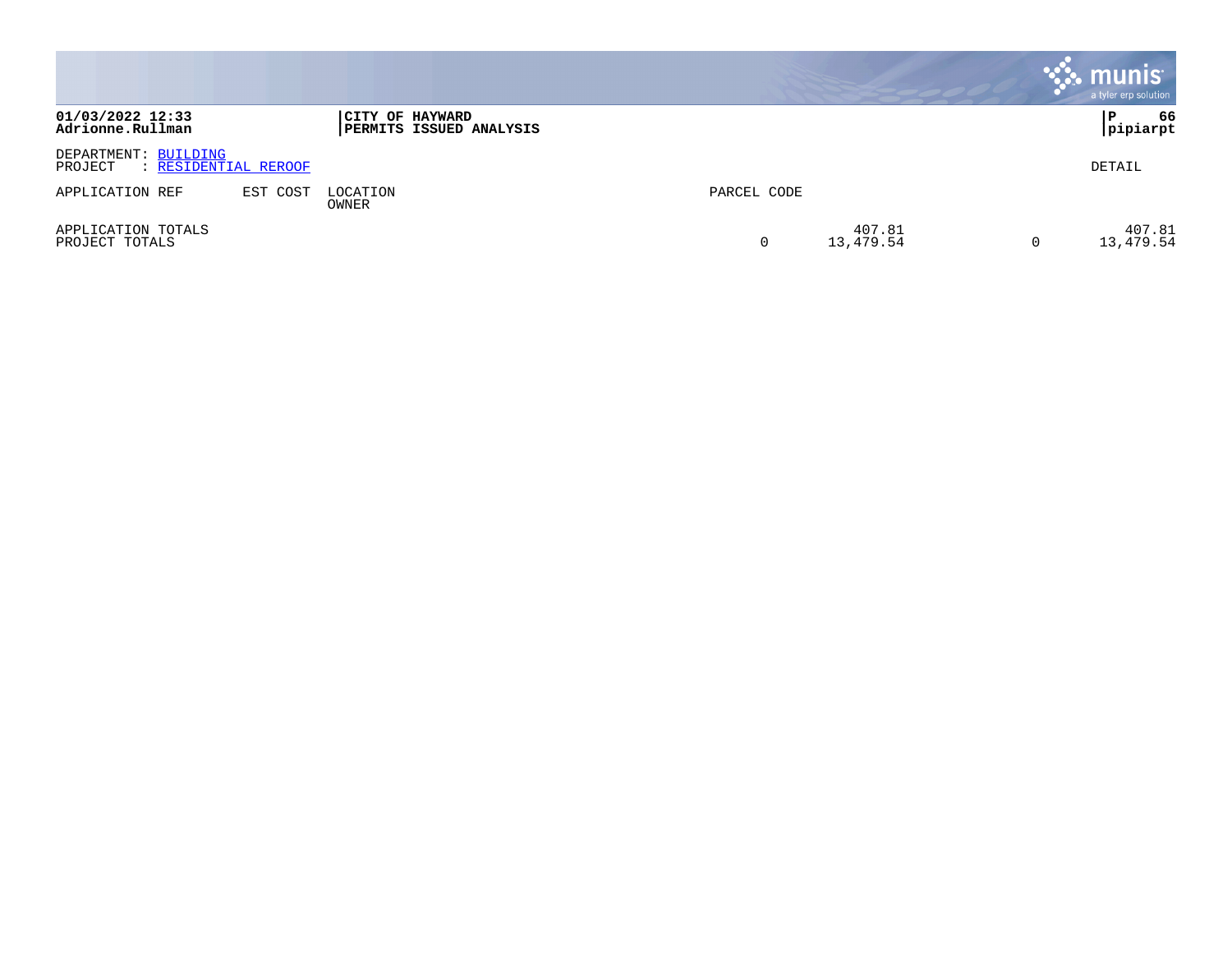01/03/2022 12:33
Adrionne.Rullman

**CITY OF HAYWARD**
**PERMITS ISSUED ANALYSIS**

pipiarpt

DEPARTMENT: BUILDING
PROJECT : RESIDENTIAL REROOF

DETAIL

| APPLICATION REF | EST COST | LOCATION / OWNER | PARCEL CODE | | | |
|---|---|---|---|---|---|---|
| APPLICATION TOTALS | | | | 407.81 | | 407.81 |
| PROJECT TOTALS | | | 0 | 13,479.54 | 0 | 13,479.54 |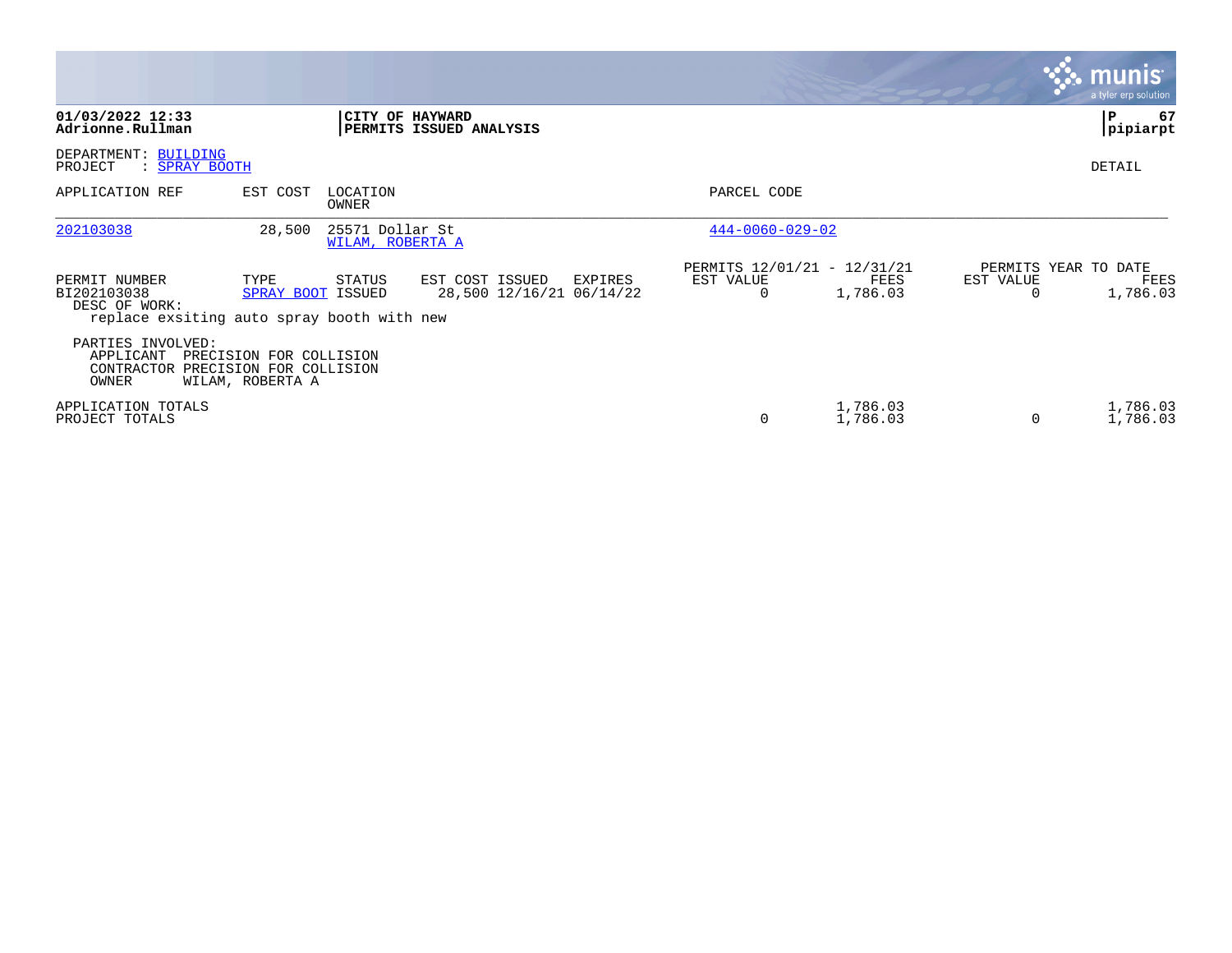**01/03/2022 12:33**
**Adrionne.Rullman**

**CITY OF HAYWARD**
**PERMITS ISSUED ANALYSIS**

**pipiarpt**

DEPARTMENT: BUILDING
PROJECT : SPRAY BOOTH

DETAIL

| APPLICATION REF | EST COST | LOCATION / OWNER | PARCEL CODE |
|---|---|---|---|
| 202103038 | 28,500 | 25571 Dollar St / WILAM, ROBERTA A | 444-0060-029-02 |

| PERMIT NUMBER | TYPE | STATUS | EST COST | ISSUED | EXPIRES | PERMITS 12/01/21 - 12/31/21 EST VALUE | FEES | PERMITS YEAR TO DATE EST VALUE | FEES |
|---|---|---|---|---|---|---|---|---|---|
| BI202103038 | SPRAY BOOT | ISSUED | 28,500 | 12/16/21 | 06/14/22 | 0 | 1,786.03 | 0 | 1,786.03 |

DESC OF WORK:
replace exsiting auto spray booth with new

PARTIES INVOLVED:
APPLICANT PRECISION FOR COLLISION
CONTRACTOR PRECISION FOR COLLISION
OWNER WILAM, ROBERTA A

| | EST VALUE | FEES | EST VALUE | FEES |
|---|---|---|---|---|
| APPLICATION TOTALS | | 1,786.03 | | 1,786.03 |
| PROJECT TOTALS | 0 | 1,786.03 | 0 | 1,786.03 |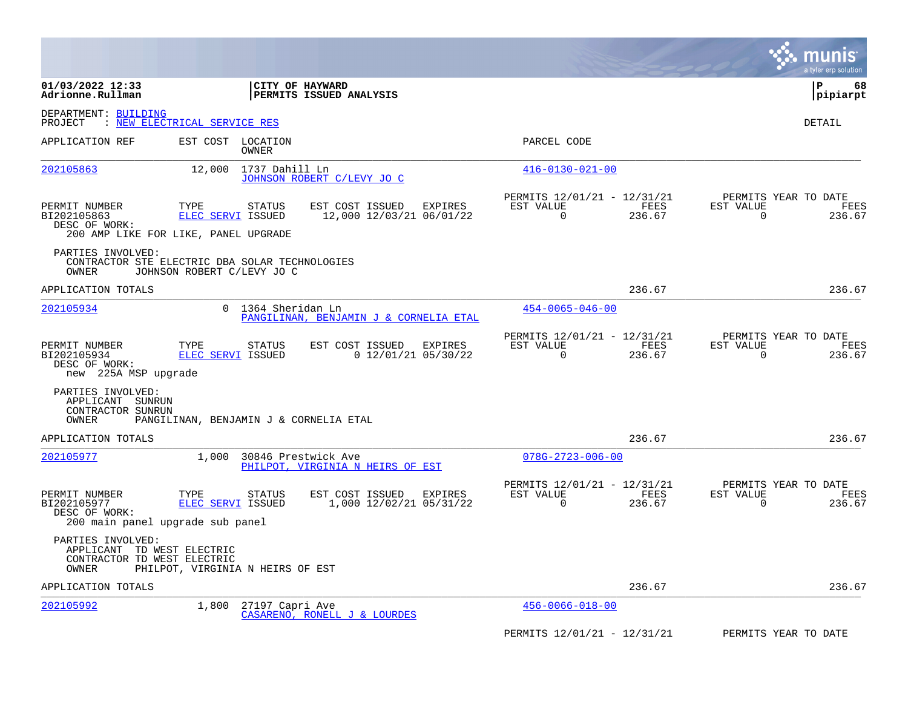01/03/2022 12:33
Adrionne.Rullman

**CITY OF HAYWARD**
**PERMITS ISSUED ANALYSIS**

pipiarpt

DEPARTMENT: BUILDING
PROJECT : NEW ELECTRICAL SERVICE RES

DETAIL

| APPLICATION REF | EST COST | LOCATION / OWNER | PARCEL CODE |
|---|---|---|---|
| 202105863 | 12,000 | 1737 Dahill Ln / JOHNSON ROBERT C/LEVY JO C | 416-0130-021-00 |

| PERMIT NUMBER | TYPE | STATUS | EST COST | ISSUED | EXPIRES | PERMITS 12/01/21 - 12/31/21 EST VALUE | FEES | PERMITS YEAR TO DATE EST VALUE | FEES |
|---|---|---|---|---|---|---|---|---|---|
| BI202105863 | ELEC SERVI | ISSUED | 12,000 | 12/03/21 | 06/01/22 | 0 | 236.67 | 0 | 236.67 |

DESC OF WORK:
200 AMP LIKE FOR LIKE, PANEL UPGRADE

PARTIES INVOLVED:
CONTRACTOR STE ELECTRIC DBA SOLAR TECHNOLOGIES
OWNER JOHNSON ROBERT C/LEVY JO C

APPLICATION TOTALS 236.67 236.67

| APPLICATION REF | EST COST | LOCATION / OWNER | PARCEL CODE |
|---|---|---|---|
| 202105934 | 0 | 1364 Sheridan Ln / PANGILINAN, BENJAMIN J & CORNELIA ETAL | 454-0065-046-00 |

| PERMIT NUMBER | TYPE | STATUS | EST COST | ISSUED | EXPIRES | PERMITS 12/01/21 - 12/31/21 EST VALUE | FEES | PERMITS YEAR TO DATE EST VALUE | FEES |
|---|---|---|---|---|---|---|---|---|---|
| BI202105934 | ELEC SERVI | ISSUED | 0 | 12/01/21 | 05/30/22 | 0 | 236.67 | 0 | 236.67 |

DESC OF WORK:
new 225A MSP upgrade

PARTIES INVOLVED:
APPLICANT SUNRUN
CONTRACTOR SUNRUN
OWNER PANGILINAN, BENJAMIN J & CORNELIA ETAL

APPLICATION TOTALS 236.67 236.67

| APPLICATION REF | EST COST | LOCATION / OWNER | PARCEL CODE |
|---|---|---|---|
| 202105977 | 1,000 | 30846 Prestwick Ave / PHILPOT, VIRGINIA N HEIRS OF EST | 078G-2723-006-00 |

| PERMIT NUMBER | TYPE | STATUS | EST COST | ISSUED | EXPIRES | PERMITS 12/01/21 - 12/31/21 EST VALUE | FEES | PERMITS YEAR TO DATE EST VALUE | FEES |
|---|---|---|---|---|---|---|---|---|---|
| BI202105977 | ELEC SERVI | ISSUED | 1,000 | 12/02/21 | 05/31/22 | 0 | 236.67 | 0 | 236.67 |

DESC OF WORK:
200 main panel upgrade sub panel

PARTIES INVOLVED:
APPLICANT TD WEST ELECTRIC
CONTRACTOR TD WEST ELECTRIC
OWNER PHILPOT, VIRGINIA N HEIRS OF EST

APPLICATION TOTALS 236.67 236.67

| APPLICATION REF | EST COST | LOCATION / OWNER | PARCEL CODE |
|---|---|---|---|
| 202105992 | 1,800 | 27197 Capri Ave / CASARENO, RONELL J & LOURDES | 456-0066-018-00 |

PERMITS 12/01/21 - 12/31/21 PERMITS YEAR TO DATE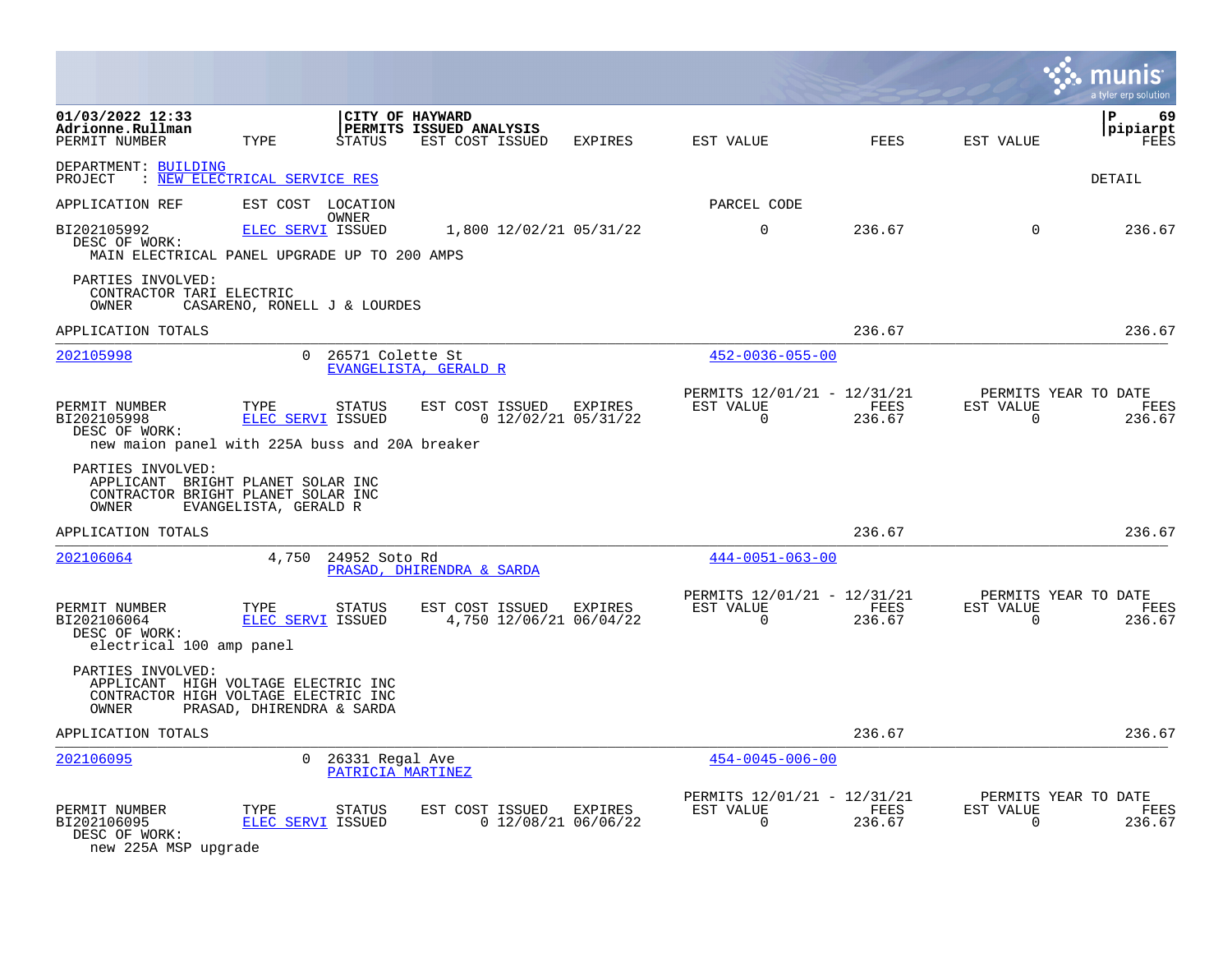01/03/2022 12:33
Adrionne.Rullman

**CITY OF HAYWARD**
**PERMITS ISSUED ANALYSIS**

pipiarpt

DEPARTMENT: BUILDING
PROJECT : NEW ELECTRICAL SERVICE RES

DETAIL

| PERMIT NUMBER | TYPE | STATUS | EST COST | ISSUED | EXPIRES | EST VALUE | FEES | EST VALUE | FEES |
|---|---|---|---|---|---|---|---|---|---|
| BI202105992 | ELEC SERVI | ISSUED | 1,800 | 12/02/21 | 05/31/22 | 0 | 236.67 | 0 | 236.67 |

DESC OF WORK:
MAIN ELECTRICAL PANEL UPGRADE UP TO 200 AMPS

PARTIES INVOLVED:
CONTRACTOR TARI ELECTRIC
OWNER CASARENO, RONELL J & LOURDES

APPLICATION TOTALS: FEES 236.67 / 236.67

---

| APPLICATION REF | EST COST | LOCATION / OWNER | PARCEL CODE |
|---|---|---|---|
| 202105998 | 0 | 26571 Colette St / EVANGELISTA, GERALD R | 452-0036-055-00 |

| PERMIT NUMBER | TYPE | STATUS | EST COST | ISSUED | EXPIRES | PERMITS 12/01/21 - 12/31/21 EST VALUE | FEES | PERMITS YEAR TO DATE EST VALUE | FEES |
|---|---|---|---|---|---|---|---|---|---|
| BI202105998 | ELEC SERVI | ISSUED | 0 | 12/02/21 | 05/31/22 | 0 | 236.67 | 0 | 236.67 |

DESC OF WORK:
new maion panel with 225A buss and 20A breaker

PARTIES INVOLVED:
APPLICANT BRIGHT PLANET SOLAR INC
CONTRACTOR BRIGHT PLANET SOLAR INC
OWNER EVANGELISTA, GERALD R

APPLICATION TOTALS: FEES 236.67 / 236.67

---

| APPLICATION REF | EST COST | LOCATION / OWNER | PARCEL CODE |
|---|---|---|---|
| 202106064 | 4,750 | 24952 Soto Rd / PRASAD, DHIRENDRA & SARDA | 444-0051-063-00 |

| PERMIT NUMBER | TYPE | STATUS | EST COST | ISSUED | EXPIRES | PERMITS 12/01/21 - 12/31/21 EST VALUE | FEES | PERMITS YEAR TO DATE EST VALUE | FEES |
|---|---|---|---|---|---|---|---|---|---|
| BI202106064 | ELEC SERVI | ISSUED | 4,750 | 12/06/21 | 06/04/22 | 0 | 236.67 | 0 | 236.67 |

DESC OF WORK:
electrical 100 amp panel

PARTIES INVOLVED:
APPLICANT HIGH VOLTAGE ELECTRIC INC
CONTRACTOR HIGH VOLTAGE ELECTRIC INC
OWNER PRASAD, DHIRENDRA & SARDA

APPLICATION TOTALS: FEES 236.67 / 236.67

---

| APPLICATION REF | EST COST | LOCATION / OWNER | PARCEL CODE |
|---|---|---|---|
| 202106095 | 0 | 26331 Regal Ave / PATRICIA MARTINEZ | 454-0045-006-00 |

| PERMIT NUMBER | TYPE | STATUS | EST COST | ISSUED | EXPIRES | PERMITS 12/01/21 - 12/31/21 EST VALUE | FEES | PERMITS YEAR TO DATE EST VALUE | FEES |
|---|---|---|---|---|---|---|---|---|---|
| BI202106095 | ELEC SERVI | ISSUED | 0 | 12/08/21 | 06/06/22 | 0 | 236.67 | 0 | 236.67 |

DESC OF WORK:
new 225A MSP upgrade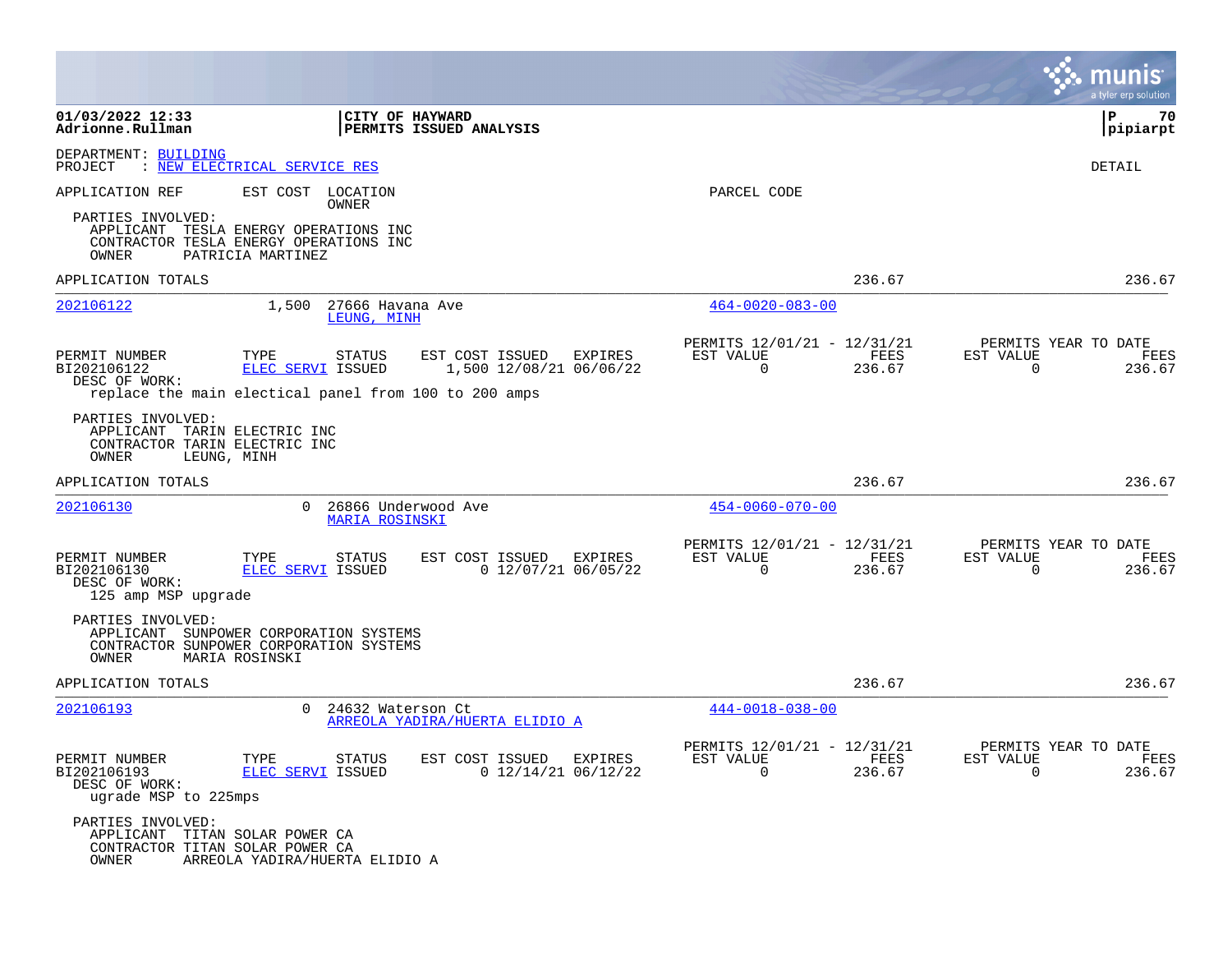01/03/2022 12:33
Adrionne.Rullman

**CITY OF HAYWARD**
**PERMITS ISSUED ANALYSIS**

pipiarpt

DEPARTMENT: BUILDING
PROJECT : NEW ELECTRICAL SERVICE RES

DETAIL

APPLICATION REF | EST COST | LOCATION / OWNER | PARCEL CODE

PARTIES INVOLVED:
APPLICANT TESLA ENERGY OPERATIONS INC
CONTRACTOR TESLA ENERGY OPERATIONS INC
OWNER PATRICIA MARTINEZ

APPLICATION TOTALS 236.67 236.67

---

**202106122** 1,500 27666 Havana Ave — LEUNG, MINH — 464-0020-083-00

| PERMIT NUMBER | TYPE | STATUS | EST COST | ISSUED | EXPIRES | PERMITS 12/01/21 - 12/31/21 EST VALUE | FEES | PERMITS YEAR TO DATE EST VALUE | FEES |
|---|---|---|---|---|---|---|---|---|---|
| BI202106122 | ELEC SERVI | ISSUED | 1,500 | 12/08/21 | 06/06/22 | 0 | 236.67 | 0 | 236.67 |

DESC OF WORK:
replace the main electical panel from 100 to 200 amps

PARTIES INVOLVED:
APPLICANT TARIN ELECTRIC INC
CONTRACTOR TARIN ELECTRIC INC
OWNER LEUNG, MINH

APPLICATION TOTALS 236.67 236.67

---

**202106130** 0 26866 Underwood Ave — MARIA ROSINSKI — 454-0060-070-00

| PERMIT NUMBER | TYPE | STATUS | EST COST | ISSUED | EXPIRES | PERMITS 12/01/21 - 12/31/21 EST VALUE | FEES | PERMITS YEAR TO DATE EST VALUE | FEES |
|---|---|---|---|---|---|---|---|---|---|
| BI202106130 | ELEC SERVI | ISSUED | 0 | 12/07/21 | 06/05/22 | 0 | 236.67 | 0 | 236.67 |

DESC OF WORK:
125 amp MSP upgrade

PARTIES INVOLVED:
APPLICANT SUNPOWER CORPORATION SYSTEMS
CONTRACTOR SUNPOWER CORPORATION SYSTEMS
OWNER MARIA ROSINSKI

APPLICATION TOTALS 236.67 236.67

---

**202106193** 0 24632 Waterson Ct — ARREOLA YADIRA/HUERTA ELIDIO A — 444-0018-038-00

| PERMIT NUMBER | TYPE | STATUS | EST COST | ISSUED | EXPIRES | PERMITS 12/01/21 - 12/31/21 EST VALUE | FEES | PERMITS YEAR TO DATE EST VALUE | FEES |
|---|---|---|---|---|---|---|---|---|---|
| BI202106193 | ELEC SERVI | ISSUED | 0 | 12/14/21 | 06/12/22 | 0 | 236.67 | 0 | 236.67 |

DESC OF WORK:
ugrade MSP to 225mps

PARTIES INVOLVED:
APPLICANT TITAN SOLAR POWER CA
CONTRACTOR TITAN SOLAR POWER CA
OWNER ARREOLA YADIRA/HUERTA ELIDIO A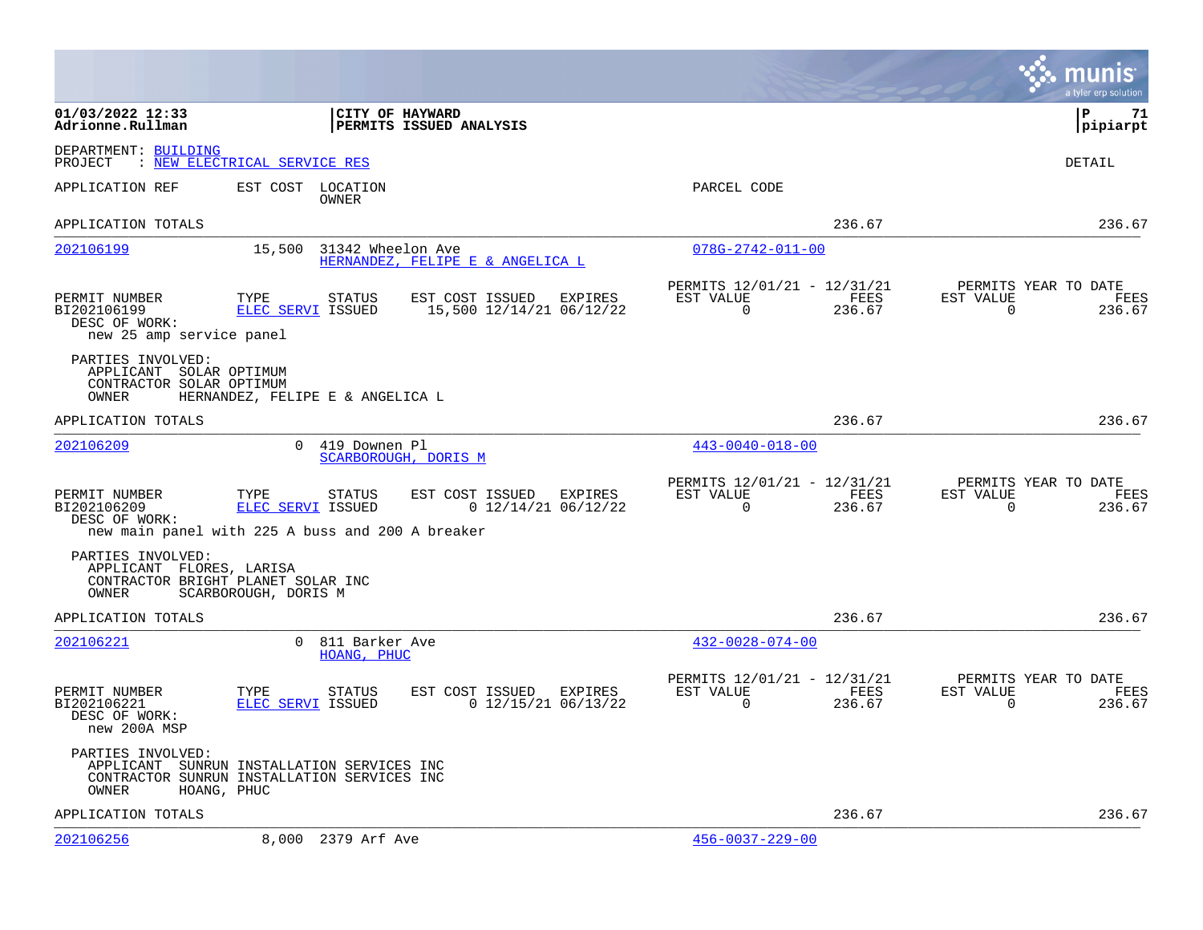**01/03/2022 12:33**
**Adrionne.Rullman**

**CITY OF HAYWARD**
**PERMITS ISSUED ANALYSIS**

**P 71**
**pipiarpt**

DEPARTMENT: BUILDING
PROJECT : NEW ELECTRICAL SERVICE RES

DETAIL

APPLICATION REF | EST COST | LOCATION / OWNER | PARCEL CODE

APPLICATION TOTALS — 236.67 — 236.67

---

**202106199** — 15,500 — 31342 Wheelon Ave — HERNANDEZ, FELIPE E & ANGELICA L — 078G-2742-011-00

| PERMIT NUMBER | TYPE | STATUS | EST COST | ISSUED | EXPIRES | PERMITS 12/01/21 - 12/31/21 EST VALUE | FEES | PERMITS YEAR TO DATE EST VALUE | FEES |
|---|---|---|---|---|---|---|---|---|---|
| BI202106199 | ELEC SERVI | ISSUED | 15,500 | 12/14/21 | 06/12/22 | 0 | 236.67 | 0 | 236.67 |

DESC OF WORK:
new 25 amp service panel

PARTIES INVOLVED:
APPLICANT SOLAR OPTIMUM
CONTRACTOR SOLAR OPTIMUM
OWNER HERNANDEZ, FELIPE E & ANGELICA L

APPLICATION TOTALS — 236.67 — 236.67

---

**202106209** — 0 — 419 Downen Pl — SCARBOROUGH, DORIS M — 443-0040-018-00

| PERMIT NUMBER | TYPE | STATUS | EST COST | ISSUED | EXPIRES | PERMITS 12/01/21 - 12/31/21 EST VALUE | FEES | PERMITS YEAR TO DATE EST VALUE | FEES |
|---|---|---|---|---|---|---|---|---|---|
| BI202106209 | ELEC SERVI | ISSUED | 0 | 12/14/21 | 06/12/22 | 0 | 236.67 | 0 | 236.67 |

DESC OF WORK:
new main panel with 225 A buss and 200 A breaker

PARTIES INVOLVED:
APPLICANT FLORES, LARISA
CONTRACTOR BRIGHT PLANET SOLAR INC
OWNER SCARBOROUGH, DORIS M

APPLICATION TOTALS — 236.67 — 236.67

---

**202106221** — 0 — 811 Barker Ave — HOANG, PHUC — 432-0028-074-00

| PERMIT NUMBER | TYPE | STATUS | EST COST | ISSUED | EXPIRES | PERMITS 12/01/21 - 12/31/21 EST VALUE | FEES | PERMITS YEAR TO DATE EST VALUE | FEES |
|---|---|---|---|---|---|---|---|---|---|
| BI202106221 | ELEC SERVI | ISSUED | 0 | 12/15/21 | 06/13/22 | 0 | 236.67 | 0 | 236.67 |

DESC OF WORK:
new 200A MSP

PARTIES INVOLVED:
APPLICANT SUNRUN INSTALLATION SERVICES INC
CONTRACTOR SUNRUN INSTALLATION SERVICES INC
OWNER HOANG, PHUC

APPLICATION TOTALS — 236.67 — 236.67

---

**202106256** — 8,000 — 2379 Arf Ave — 456-0037-229-00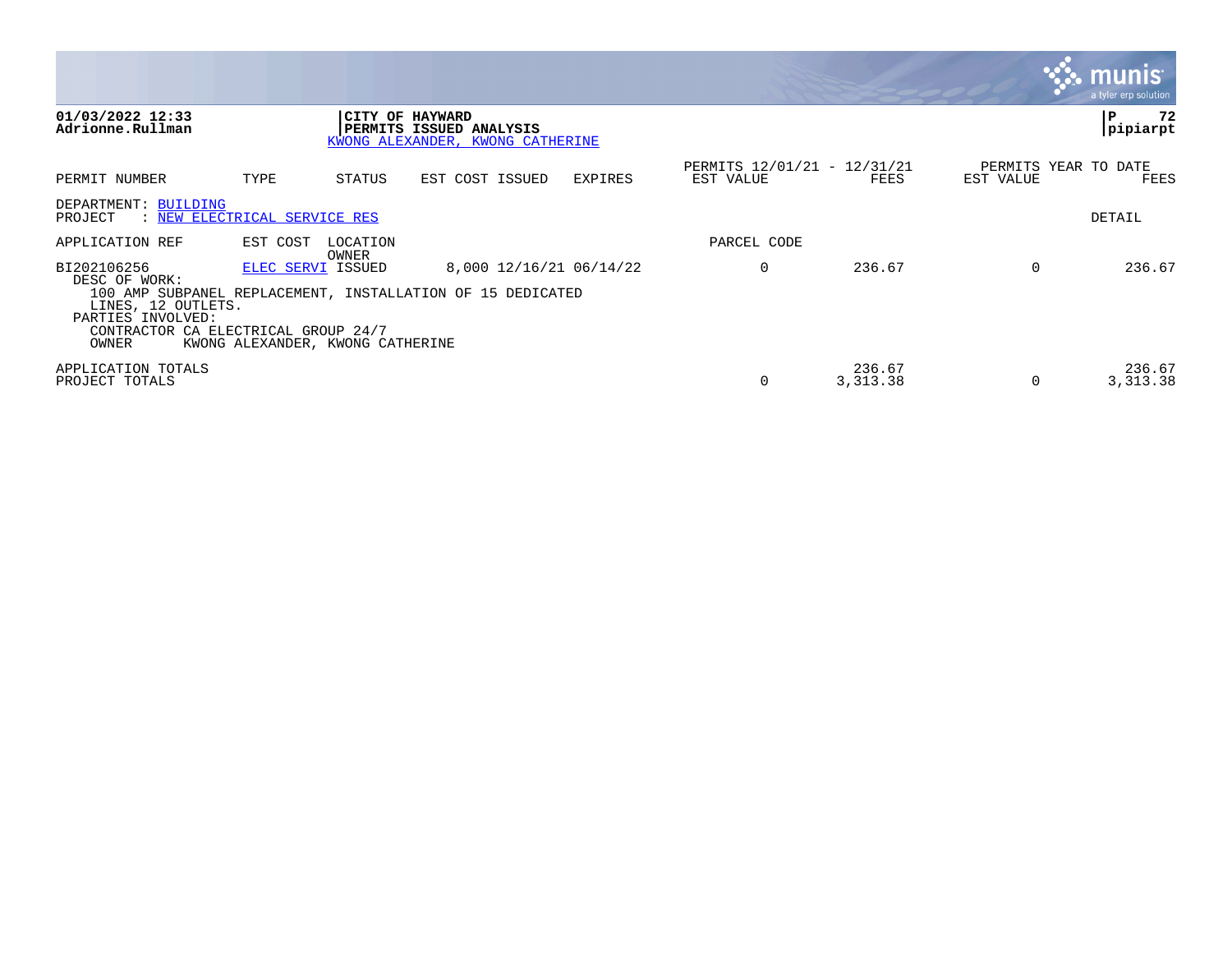**01/03/2022 12:33**
**Adrionne.Rullman**

**CITY OF HAYWARD**
**PERMITS ISSUED ANALYSIS**
KWONG ALEXANDER, KWONG CATHERINE

**P 72**
**pipiarpt**

| PERMIT NUMBER | TYPE | STATUS | EST COST | ISSUED | EXPIRES | PERMITS 12/01/21 - 12/31/21 EST VALUE | FEES | PERMITS YEAR TO DATE EST VALUE | FEES |
|---|---|---|---|---|---|---|---|---|---|

DEPARTMENT: BUILDING
PROJECT : NEW ELECTRICAL SERVICE RES

DETAIL

| APPLICATION REF | EST COST | LOCATION / OWNER | | | | PARCEL CODE | | | |
|---|---|---|---|---|---|---|---|---|---|
| BI202106256 | ELEC SERVI | ISSUED | 8,000 | 12/16/21 | 06/14/22 | 0 | 236.67 | 0 | 236.67 |

DESC OF WORK:
100 AMP SUBPANEL REPLACEMENT, INSTALLATION OF 15 DEDICATED LINES, 12 OUTLETS.

PARTIES INVOLVED:
CONTRACTOR CA ELECTRICAL GROUP 24/7
OWNER KWONG ALEXANDER, KWONG CATHERINE

| | EST VALUE | FEES | EST VALUE | FEES |
|---|---|---|---|---|
| APPLICATION TOTALS | | 236.67 | | 236.67 |
| PROJECT TOTALS | 0 | 3,313.38 | 0 | 3,313.38 |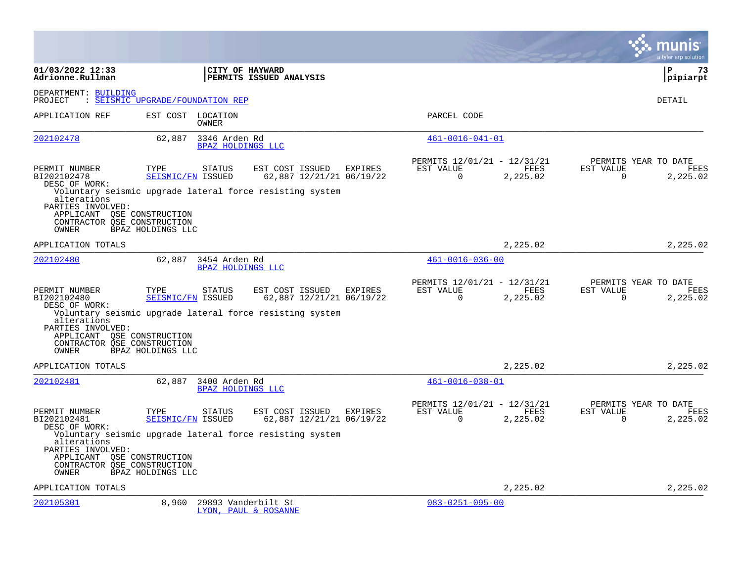**01/03/2022 12:33**
**Adrionne.Rullman**

**CITY OF HAYWARD**
**PERMITS ISSUED ANALYSIS**

**pipiarpt**

DEPARTMENT: BUILDING
PROJECT : SEISMIC UPGRADE/FOUNDATION REP

DETAIL

| APPLICATION REF | EST COST | LOCATION / OWNER | PARCEL CODE |
|---|---|---|---|
| 202102478 | 62,887 | 3346 Arden Rd / BPAZ HOLDINGS LLC | 461-0016-041-01 |

| PERMIT NUMBER | TYPE | STATUS | EST COST | ISSUED | EXPIRES | PERMITS 12/01/21 - 12/31/21 EST VALUE | FEES | PERMITS YEAR TO DATE EST VALUE | FEES |
|---|---|---|---|---|---|---|---|---|---|
| BI202102478 | SEISMIC/FN | ISSUED | 62,887 | 12/21/21 | 06/19/22 | 0 | 2,225.02 | 0 | 2,225.02 |

DESC OF WORK:
Voluntary seismic upgrade lateral force resisting system alterations

PARTIES INVOLVED:
APPLICANT QSE CONSTRUCTION
CONTRACTOR QSE CONSTRUCTION
OWNER BPAZ HOLDINGS LLC

APPLICATION TOTALS 2,225.02 2,225.02

| APPLICATION REF | EST COST | LOCATION / OWNER | PARCEL CODE |
|---|---|---|---|
| 202102480 | 62,887 | 3454 Arden Rd / BPAZ HOLDINGS LLC | 461-0016-036-00 |

| PERMIT NUMBER | TYPE | STATUS | EST COST | ISSUED | EXPIRES | PERMITS 12/01/21 - 12/31/21 EST VALUE | FEES | PERMITS YEAR TO DATE EST VALUE | FEES |
|---|---|---|---|---|---|---|---|---|---|
| BI202102480 | SEISMIC/FN | ISSUED | 62,887 | 12/21/21 | 06/19/22 | 0 | 2,225.02 | 0 | 2,225.02 |

DESC OF WORK:
Voluntary seismic upgrade lateral force resisting system alterations

PARTIES INVOLVED:
APPLICANT QSE CONSTRUCTION
CONTRACTOR QSE CONSTRUCTION
OWNER BPAZ HOLDINGS LLC

APPLICATION TOTALS 2,225.02 2,225.02

| APPLICATION REF | EST COST | LOCATION / OWNER | PARCEL CODE |
|---|---|---|---|
| 202102481 | 62,887 | 3400 Arden Rd / BPAZ HOLDINGS LLC | 461-0016-038-01 |

| PERMIT NUMBER | TYPE | STATUS | EST COST | ISSUED | EXPIRES | PERMITS 12/01/21 - 12/31/21 EST VALUE | FEES | PERMITS YEAR TO DATE EST VALUE | FEES |
|---|---|---|---|---|---|---|---|---|---|
| BI202102481 | SEISMIC/FN | ISSUED | 62,887 | 12/21/21 | 06/19/22 | 0 | 2,225.02 | 0 | 2,225.02 |

DESC OF WORK:
Voluntary seismic upgrade lateral force resisting system alterations

PARTIES INVOLVED:
APPLICANT QSE CONSTRUCTION
CONTRACTOR QSE CONSTRUCTION
OWNER BPAZ HOLDINGS LLC

APPLICATION TOTALS 2,225.02 2,225.02

| APPLICATION REF | EST COST | LOCATION / OWNER | PARCEL CODE |
|---|---|---|---|
| 202105301 | 8,960 | 29893 Vanderbilt St / LYON, PAUL & ROSANNE | 083-0251-095-00 |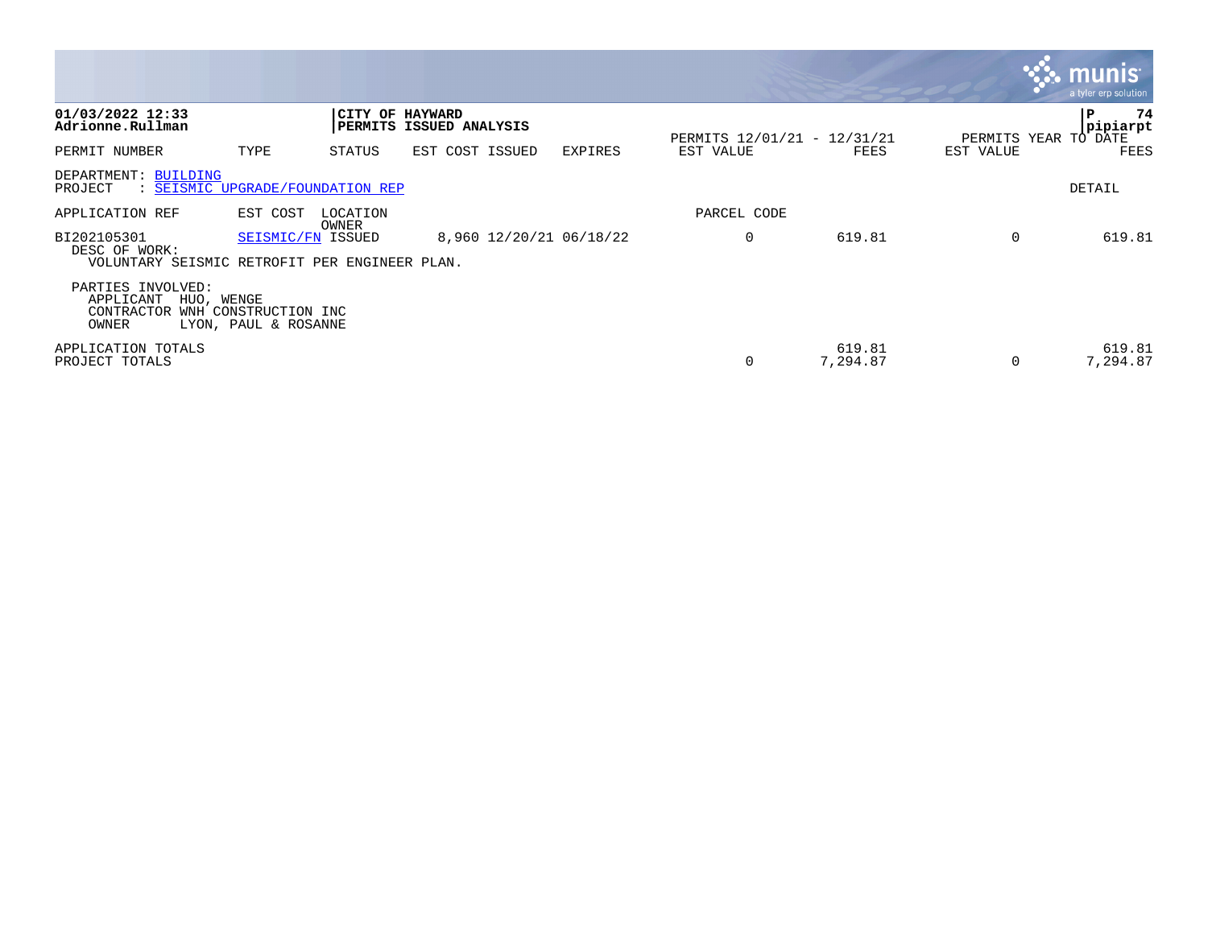**01/03/2022 12:33**
**Adrionne.Rullman**

**CITY OF HAYWARD**
**PERMITS ISSUED ANALYSIS**

**P 74**
**pipiarpt**

| PERMIT NUMBER | TYPE | STATUS | EST COST | ISSUED | EXPIRES | PERMITS 12/01/21 - 12/31/21 EST VALUE | FEES | PERMITS YEAR TO DATE EST VALUE | FEES |
|---|---|---|---|---|---|---|---|---|---|

DEPARTMENT: BUILDING
PROJECT : SEISMIC UPGRADE/FOUNDATION REP

DETAIL

| APPLICATION REF | EST COST | LOCATION OWNER | | | | PARCEL CODE | | | |
|---|---|---|---|---|---|---|---|---|---|
| BI202105301 | SEISMIC/FN | ISSUED | 8,960 | 12/20/21 | 06/18/22 | 0 | 619.81 | 0 | 619.81 |

DESC OF WORK:
VOLUNTARY SEISMIC RETROFIT PER ENGINEER PLAN.

PARTIES INVOLVED:
APPLICANT HUO, WENGE
CONTRACTOR WNH CONSTRUCTION INC
OWNER LYON, PAUL & ROSANNE

| | EST VALUE | FEES | EST VALUE | FEES |
|---|---|---|---|---|
| APPLICATION TOTALS | | 619.81 | | 619.81 |
| PROJECT TOTALS | 0 | 7,294.87 | 0 | 7,294.87 |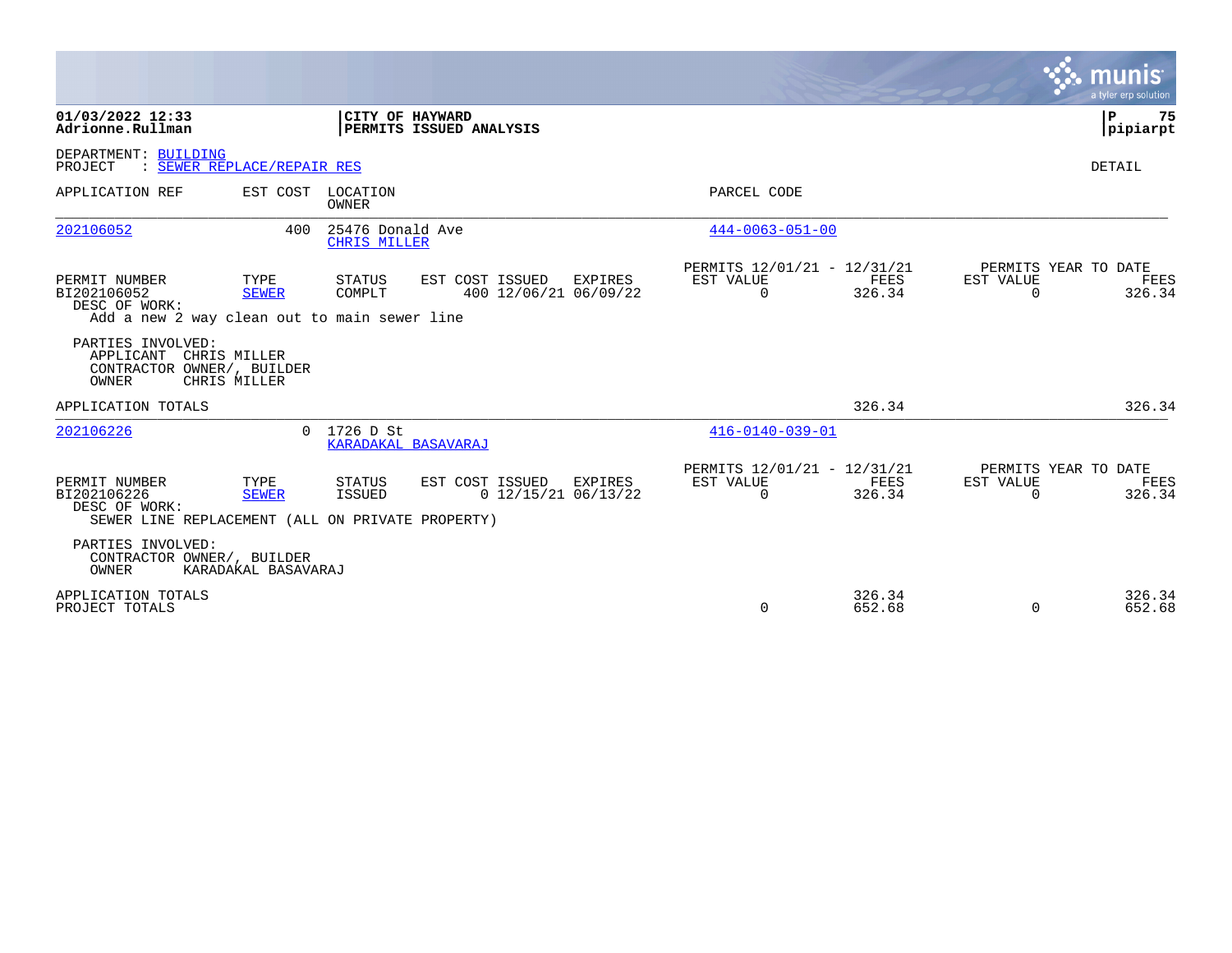01/03/2022 12:33
Adrionne.Rullman

CITY OF HAYWARD
PERMITS ISSUED ANALYSIS

pipiarpt

DEPARTMENT: BUILDING
PROJECT : SEWER REPLACE/REPAIR RES

DETAIL

| APPLICATION REF | EST COST | LOCATION / OWNER | PARCEL CODE |
|---|---|---|---|
| 202106052 | 400 | 25476 Donald Ave / CHRIS MILLER | 444-0063-051-00 |

| PERMIT NUMBER | TYPE | STATUS | EST COST | ISSUED | EXPIRES | PERMITS 12/01/21 - 12/31/21 EST VALUE | FEES | PERMITS YEAR TO DATE EST VALUE | FEES |
|---|---|---|---|---|---|---|---|---|---|
| BI202106052 | SEWER | COMPLT | 400 | 12/06/21 | 06/09/22 | 0 | 326.34 | 0 | 326.34 |

DESC OF WORK:
Add a new 2 way clean out to main sewer line

PARTIES INVOLVED:
APPLICANT CHRIS MILLER
CONTRACTOR OWNER/, BUILDER
OWNER CHRIS MILLER

APPLICATION TOTALS: 326.34 | 326.34

| APPLICATION REF | EST COST | LOCATION / OWNER | PARCEL CODE |
|---|---|---|---|
| 202106226 | 0 | 1726 D St / KARADAKAL BASAVARAJ | 416-0140-039-01 |

| PERMIT NUMBER | TYPE | STATUS | EST COST | ISSUED | EXPIRES | PERMITS 12/01/21 - 12/31/21 EST VALUE | FEES | PERMITS YEAR TO DATE EST VALUE | FEES |
|---|---|---|---|---|---|---|---|---|---|
| BI202106226 | SEWER | ISSUED | 0 | 12/15/21 | 06/13/22 | 0 | 326.34 | 0 | 326.34 |

DESC OF WORK:
SEWER LINE REPLACEMENT (ALL ON PRIVATE PROPERTY)

PARTIES INVOLVED:
CONTRACTOR OWNER/, BUILDER
OWNER KARADAKAL BASAVARAJ

| | EST VALUE | FEES | EST VALUE | FEES |
|---|---|---|---|---|
| APPLICATION TOTALS | | 326.34 | | 326.34 |
| PROJECT TOTALS | 0 | 652.68 | 0 | 652.68 |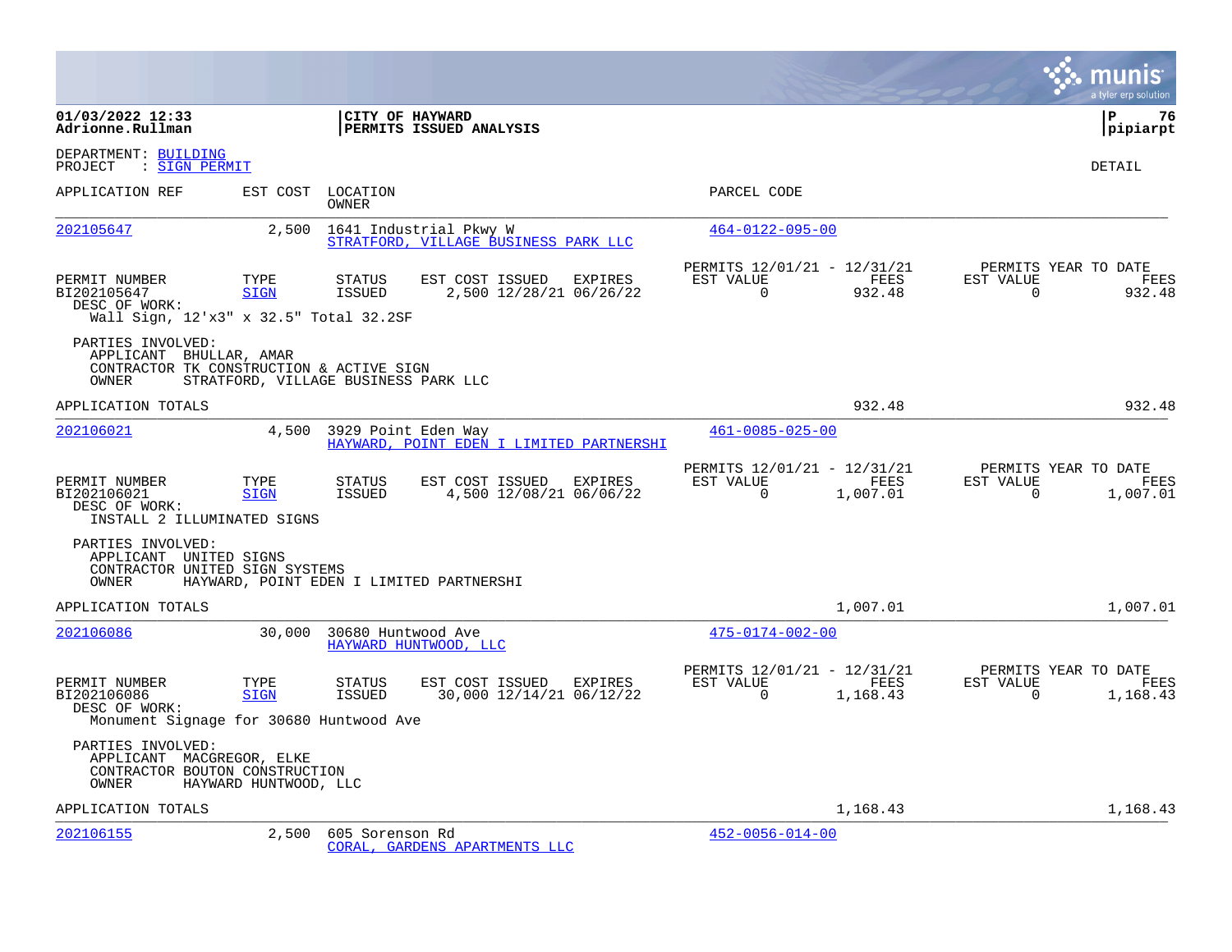01/03/2022 12:33
Adrionne.Rullman

**CITY OF HAYWARD**
**PERMITS ISSUED ANALYSIS**

pipiarpt

DEPARTMENT: BUILDING
PROJECT : SIGN PERMIT

DETAIL

| APPLICATION REF | EST COST | LOCATION / OWNER | PARCEL CODE |
|---|---|---|---|
| 202105647 | 2,500 | 1641 Industrial Pkwy W / STRATFORD, VILLAGE BUSINESS PARK LLC | 464-0122-095-00 |

| PERMIT NUMBER | TYPE | STATUS | EST COST | ISSUED | EXPIRES | PERMITS 12/01/21 - 12/31/21 EST VALUE | FEES | PERMITS YEAR TO DATE EST VALUE | FEES |
|---|---|---|---|---|---|---|---|---|---|
| BI202105647 | SIGN | ISSUED | 2,500 | 12/28/21 | 06/26/22 | 0 | 932.48 | 0 | 932.48 |

DESC OF WORK:
Wall Sign, 12'x3" x 32.5" Total 32.2SF

PARTIES INVOLVED:
APPLICANT BHULLAR, AMAR
CONTRACTOR TK CONSTRUCTION & ACTIVE SIGN
OWNER STRATFORD, VILLAGE BUSINESS PARK LLC

APPLICATION TOTALS 932.48 932.48

| APPLICATION REF | EST COST | LOCATION / OWNER | PARCEL CODE |
|---|---|---|---|
| 202106021 | 4,500 | 3929 Point Eden Way / HAYWARD, POINT EDEN I LIMITED PARTNERSHI | 461-0085-025-00 |

| PERMIT NUMBER | TYPE | STATUS | EST COST | ISSUED | EXPIRES | PERMITS 12/01/21 - 12/31/21 EST VALUE | FEES | PERMITS YEAR TO DATE EST VALUE | FEES |
|---|---|---|---|---|---|---|---|---|---|
| BI202106021 | SIGN | ISSUED | 4,500 | 12/08/21 | 06/06/22 | 0 | 1,007.01 | 0 | 1,007.01 |

DESC OF WORK:
INSTALL 2 ILLUMINATED SIGNS

PARTIES INVOLVED:
APPLICANT UNITED SIGNS
CONTRACTOR UNITED SIGN SYSTEMS
OWNER HAYWARD, POINT EDEN I LIMITED PARTNERSHI

APPLICATION TOTALS 1,007.01 1,007.01

| APPLICATION REF | EST COST | LOCATION / OWNER | PARCEL CODE |
|---|---|---|---|
| 202106086 | 30,000 | 30680 Huntwood Ave / HAYWARD HUNTWOOD, LLC | 475-0174-002-00 |

| PERMIT NUMBER | TYPE | STATUS | EST COST | ISSUED | EXPIRES | PERMITS 12/01/21 - 12/31/21 EST VALUE | FEES | PERMITS YEAR TO DATE EST VALUE | FEES |
|---|---|---|---|---|---|---|---|---|---|
| BI202106086 | SIGN | ISSUED | 30,000 | 12/14/21 | 06/12/22 | 0 | 1,168.43 | 0 | 1,168.43 |

DESC OF WORK:
Monument Signage for 30680 Huntwood Ave

PARTIES INVOLVED:
APPLICANT MACGREGOR, ELKE
CONTRACTOR BOUTON CONSTRUCTION
OWNER HAYWARD HUNTWOOD, LLC

APPLICATION TOTALS 1,168.43 1,168.43

| APPLICATION REF | EST COST | LOCATION / OWNER | PARCEL CODE |
|---|---|---|---|
| 202106155 | 2,500 | 605 Sorenson Rd / CORAL, GARDENS APARTMENTS LLC | 452-0056-014-00 |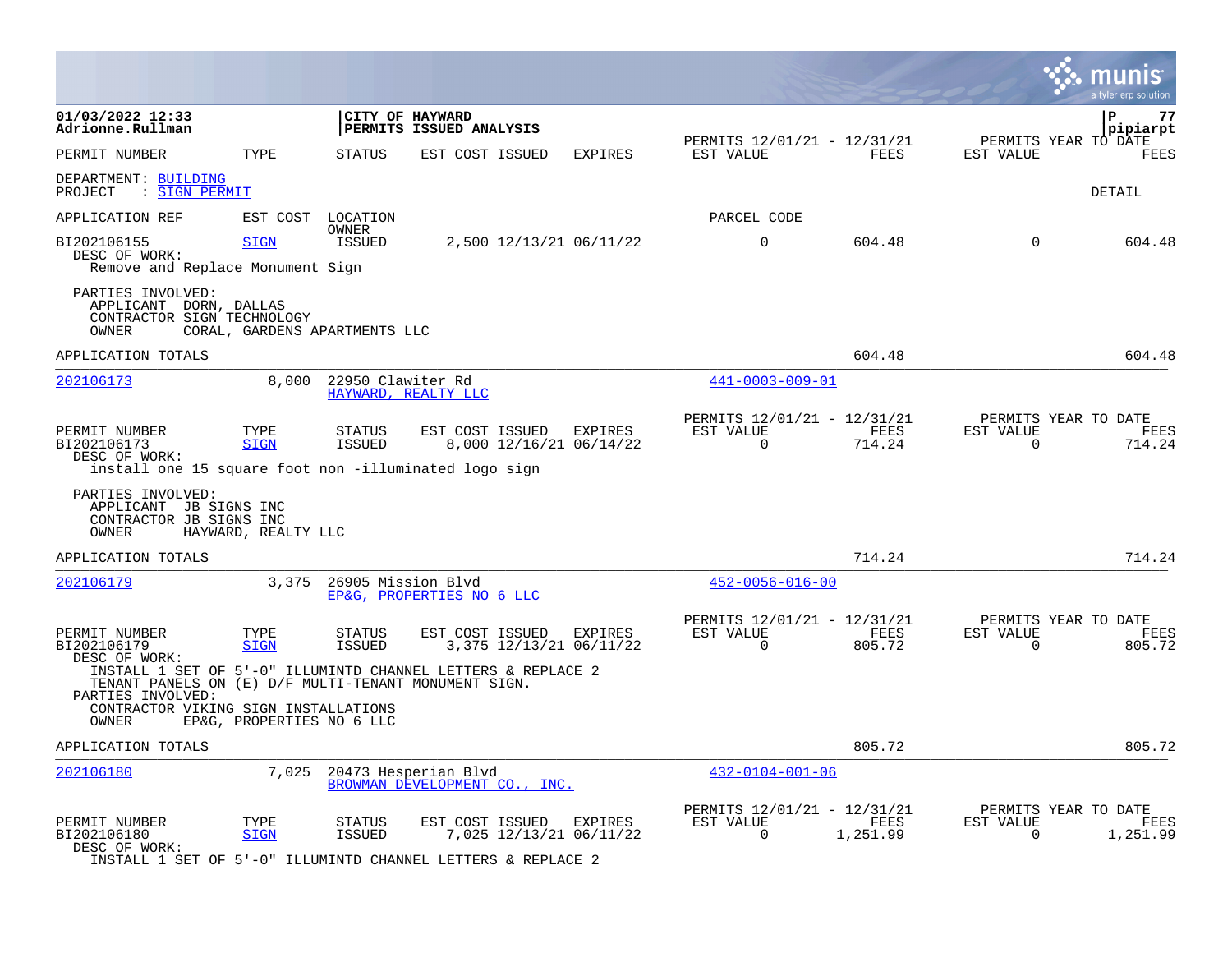**01/03/2022 12:33**
**Adrionne.Rullman**

**CITY OF HAYWARD**
**PERMITS ISSUED ANALYSIS**

**P 77**
**pipiarpt**

| PERMIT NUMBER | TYPE | STATUS | EST COST | ISSUED | EXPIRES | PERMITS 12/01/21 - 12/31/21 EST VALUE | FEES | PERMITS YEAR TO DATE EST VALUE | FEES |
|---|---|---|---|---|---|---|---|---|---|

DEPARTMENT: BUILDING
PROJECT : SIGN PERMIT

DETAIL

| APPLICATION REF | EST COST | LOCATION / OWNER | PARCEL CODE |
|---|---|---|---|

| PERMIT NUMBER | TYPE | STATUS | EST COST | ISSUED | EXPIRES | EST VALUE | FEES | EST VALUE | FEES |
|---|---|---|---|---|---|---|---|---|---|
| BI202106155 | SIGN | ISSUED | 2,500 | 12/13/21 | 06/11/22 | 0 | 604.48 | 0 | 604.48 |

DESC OF WORK:
Remove and Replace Monument Sign

PARTIES INVOLVED:
APPLICANT DORN, DALLAS
CONTRACTOR SIGN TECHNOLOGY
OWNER CORAL, GARDENS APARTMENTS LLC

APPLICATION TOTALS: 604.48 | 604.48

---

**202106173** | 8,000 | 22950 Clawiter Rd | HAYWARD, REALTY LLC | 441-0003-009-01

| PERMIT NUMBER | TYPE | STATUS | EST COST | ISSUED | EXPIRES | PERMITS 12/01/21 - 12/31/21 EST VALUE | FEES | PERMITS YEAR TO DATE EST VALUE | FEES |
|---|---|---|---|---|---|---|---|---|---|
| BI202106173 | SIGN | ISSUED | 8,000 | 12/16/21 | 06/14/22 | 0 | 714.24 | 0 | 714.24 |

DESC OF WORK:
install one 15 square foot non -illuminated logo sign

PARTIES INVOLVED:
APPLICANT JB SIGNS INC
CONTRACTOR JB SIGNS INC
OWNER HAYWARD, REALTY LLC

APPLICATION TOTALS: 714.24 | 714.24

---

**202106179** | 3,375 | 26905 Mission Blvd | EP&G, PROPERTIES NO 6 LLC | 452-0056-016-00

| PERMIT NUMBER | TYPE | STATUS | EST COST | ISSUED | EXPIRES | PERMITS 12/01/21 - 12/31/21 EST VALUE | FEES | PERMITS YEAR TO DATE EST VALUE | FEES |
|---|---|---|---|---|---|---|---|---|---|
| BI202106179 | SIGN | ISSUED | 3,375 | 12/13/21 | 06/11/22 | 0 | 805.72 | 0 | 805.72 |

DESC OF WORK:
INSTALL 1 SET OF 5'-0" ILLUMINTD CHANNEL LETTERS & REPLACE 2
TENANT PANELS ON (E) D/F MULTI-TENANT MONUMENT SIGN.

PARTIES INVOLVED:
CONTRACTOR VIKING SIGN INSTALLATIONS
OWNER EP&G, PROPERTIES NO 6 LLC

APPLICATION TOTALS: 805.72 | 805.72

---

**202106180** | 7,025 | 20473 Hesperian Blvd | BROWMAN DEVELOPMENT CO., INC. | 432-0104-001-06

| PERMIT NUMBER | TYPE | STATUS | EST COST | ISSUED | EXPIRES | PERMITS 12/01/21 - 12/31/21 EST VALUE | FEES | PERMITS YEAR TO DATE EST VALUE | FEES |
|---|---|---|---|---|---|---|---|---|---|
| BI202106180 | SIGN | ISSUED | 7,025 | 12/13/21 | 06/11/22 | 0 | 1,251.99 | 0 | 1,251.99 |

DESC OF WORK:
INSTALL 1 SET OF 5'-0" ILLUMINTD CHANNEL LETTERS & REPLACE 2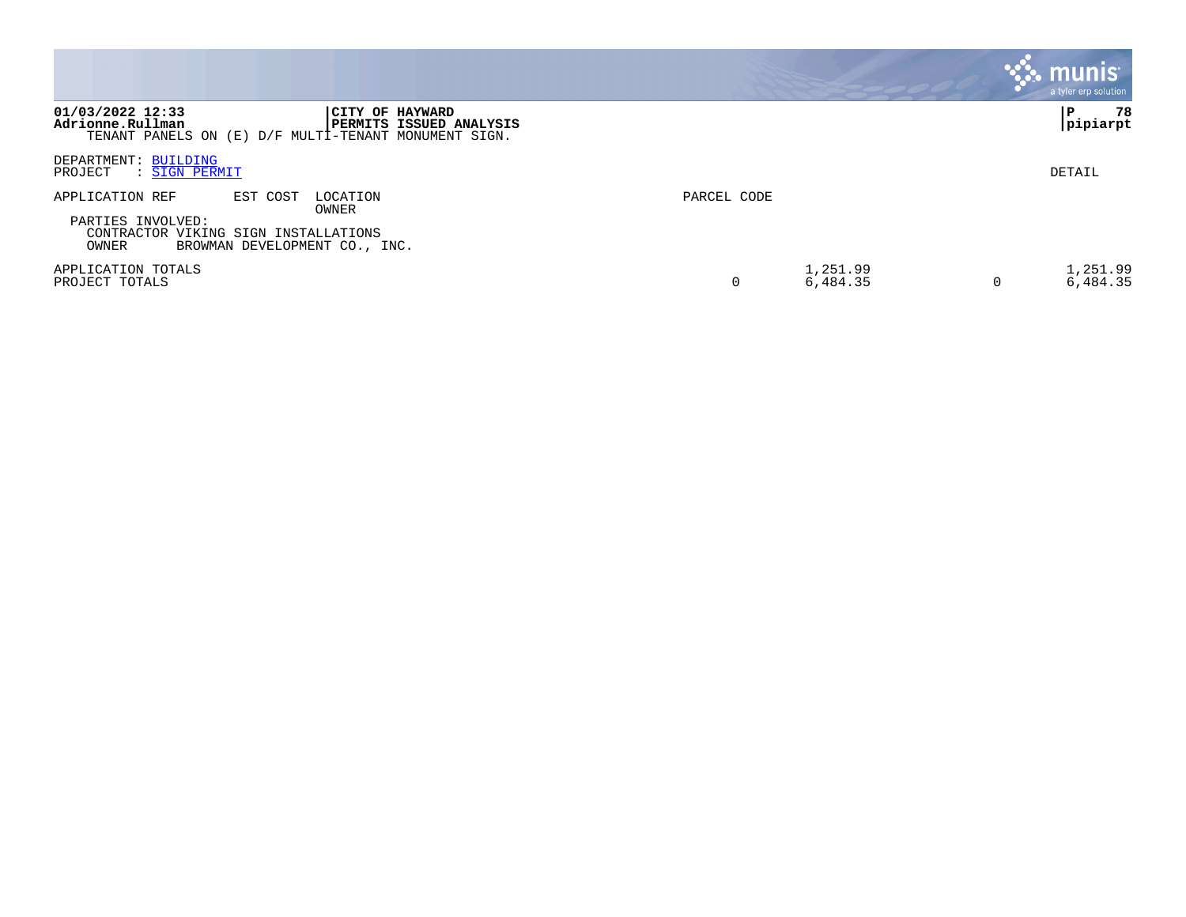**01/03/2022 12:33** **CITY OF HAYWARD**
**Adrionne.Rullman** **PERMITS ISSUED ANALYSIS**
TENANT PANELS ON (E) D/F MULTI-TENANT MONUMENT SIGN.

**P 78**
**pipiarpt**

DEPARTMENT: BUILDING
PROJECT : SIGN PERMIT

DETAIL

| APPLICATION REF | EST COST | LOCATION / OWNER | PARCEL CODE | | | |
|---|---|---|---|---|---|---|

PARTIES INVOLVED:
CONTRACTOR VIKING SIGN INSTALLATIONS
OWNER BROWMAN DEVELOPMENT CO., INC.

| | | | | |
|---|---|---|---|---|
| APPLICATION TOTALS | | 1,251.99 | | 1,251.99 |
| PROJECT TOTALS | 0 | 6,484.35 | 0 | 6,484.35 |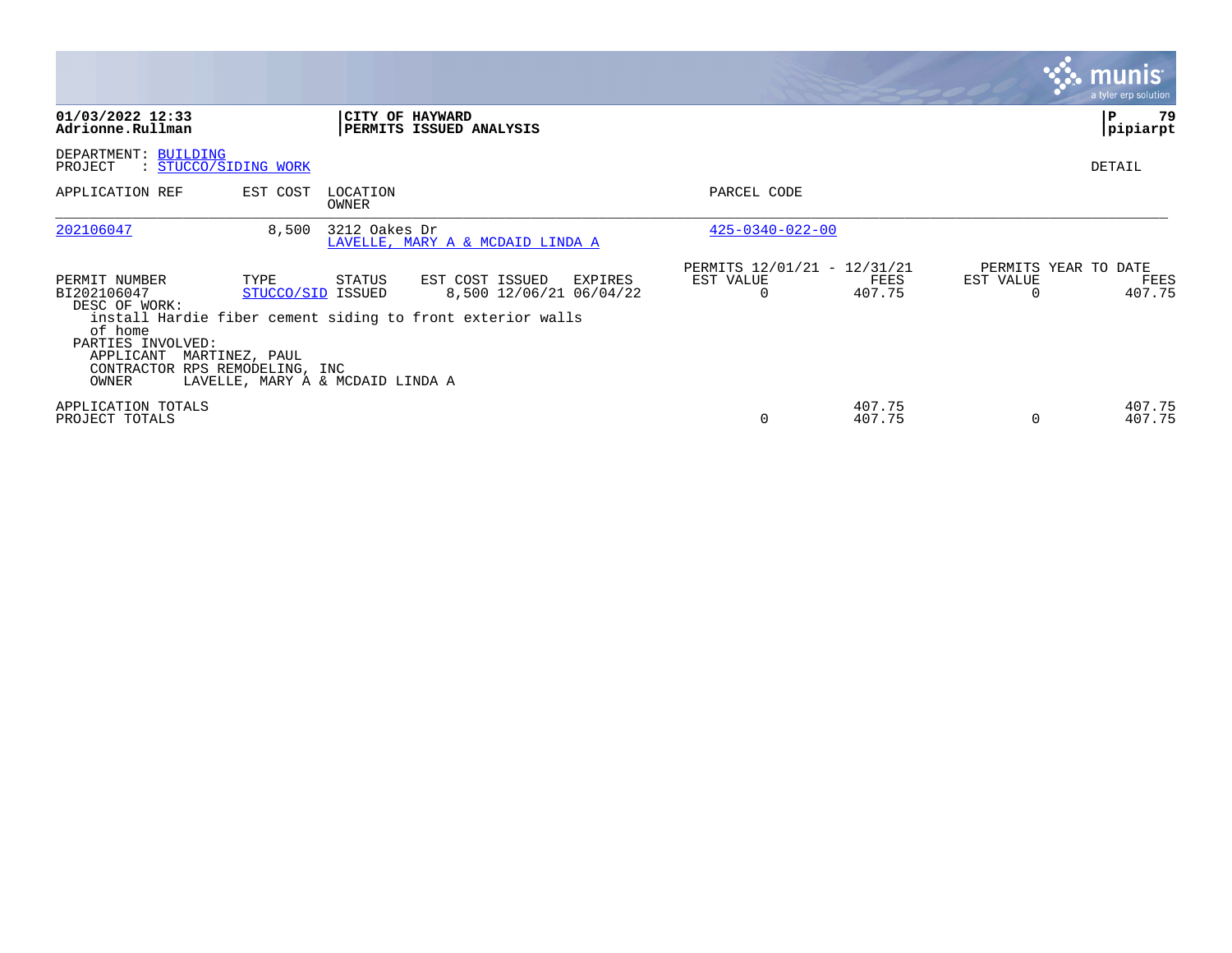01/03/2022 12:33
Adrionne.Rullman

**CITY OF HAYWARD**
**PERMITS ISSUED ANALYSIS**

P 79
pipiarpt

DEPARTMENT: BUILDING
PROJECT : STUCCO/SIDING WORK

DETAIL

| APPLICATION REF | EST COST | LOCATION / OWNER | PARCEL CODE |
|---|---|---|---|
| 202106047 | 8,500 | 3212 Oakes Dr / LAVELLE, MARY A & MCDAID LINDA A | 425-0340-022-00 |

| PERMIT NUMBER | TYPE | STATUS | EST COST | ISSUED | EXPIRES | PERMITS 12/01/21 - 12/31/21 EST VALUE | FEES | PERMITS YEAR TO DATE EST VALUE | FEES |
|---|---|---|---|---|---|---|---|---|---|
| BI202106047 | STUCCO/SID | ISSUED | 8,500 | 12/06/21 | 06/04/22 | 0 | 407.75 | 0 | 407.75 |

DESC OF WORK:
install Hardie fiber cement siding to front exterior walls of home

PARTIES INVOLVED:
APPLICANT MARTINEZ, PAUL
CONTRACTOR RPS REMODELING, INC
OWNER LAVELLE, MARY A & MCDAID LINDA A

| | EST VALUE | FEES | EST VALUE | FEES |
|---|---|---|---|---|
| APPLICATION TOTALS | | 407.75 | | 407.75 |
| PROJECT TOTALS | 0 | 407.75 | 0 | 407.75 |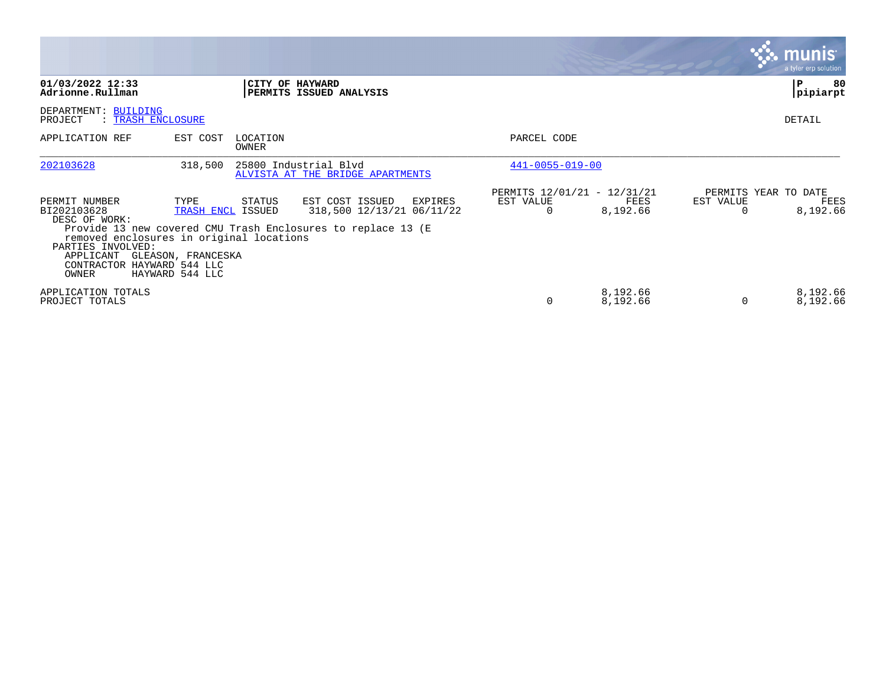**01/03/2022 12:33**
**Adrionne.Rullman**

**CITY OF HAYWARD**
**PERMITS ISSUED ANALYSIS**

**P 80**
**pipiarpt**

DEPARTMENT: BUILDING
PROJECT : TRASH ENCLOSURE

DETAIL

| APPLICATION REF | EST COST | LOCATION / OWNER | PARCEL CODE |
|---|---|---|---|
| 202103628 | 318,500 | 25800 Industrial Blvd / ALVISTA AT THE BRIDGE APARTMENTS | 441-0055-019-00 |

| PERMIT NUMBER | TYPE | STATUS | EST COST | ISSUED | EXPIRES | PERMITS 12/01/21 - 12/31/21 EST VALUE | FEES | PERMITS YEAR TO DATE EST VALUE | FEES |
|---|---|---|---|---|---|---|---|---|---|
| BI202103628 | TRASH ENCL | ISSUED | 318,500 | 12/13/21 | 06/11/22 | 0 | 8,192.66 | 0 | 8,192.66 |

DESC OF WORK:
Provide 13 new covered CMU Trash Enclosures to replace 13 (E removed enclosures in original locations

PARTIES INVOLVED:
APPLICANT GLEASON, FRANCESKA
CONTRACTOR HAYWARD 544 LLC
OWNER HAYWARD 544 LLC

| | EST VALUE | FEES | EST VALUE | FEES |
|---|---|---|---|---|
| APPLICATION TOTALS | | 8,192.66 | | 8,192.66 |
| PROJECT TOTALS | 0 | 8,192.66 | 0 | 8,192.66 |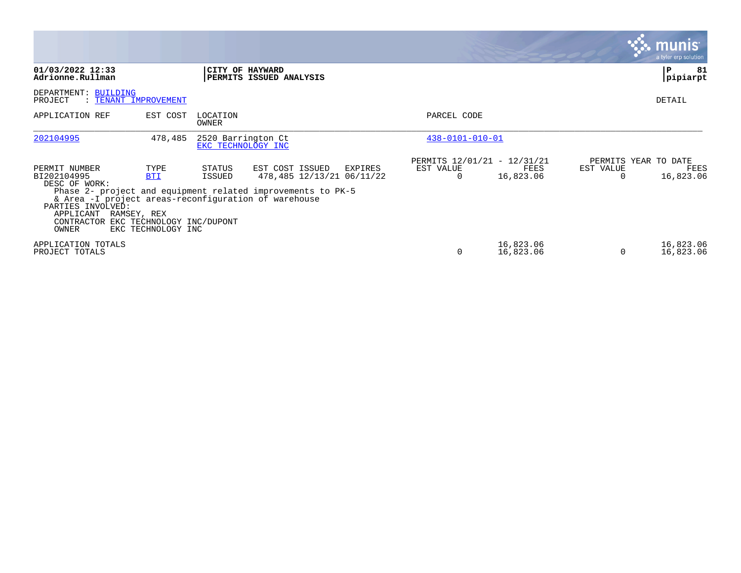**01/03/2022 12:33**
**Adrionne.Rullman**

**CITY OF HAYWARD**
**PERMITS ISSUED ANALYSIS**

**P 81**
**pipiarpt**

DEPARTMENT: BUILDING
PROJECT : TENANT IMPROVEMENT

DETAIL

| APPLICATION REF | EST COST | LOCATION / OWNER | PARCEL CODE |
|---|---|---|---|
| 202104995 | 478,485 | 2520 Barrington Ct / EKC TECHNOLOGY INC | 438-0101-010-01 |

| PERMIT NUMBER | TYPE | STATUS | EST COST | ISSUED | EXPIRES | PERMITS 12/01/21 - 12/31/21 EST VALUE | FEES | PERMITS YEAR TO DATE EST VALUE | FEES |
|---|---|---|---|---|---|---|---|---|---|
| BI202104995 | BTI | ISSUED | 478,485 | 12/13/21 | 06/11/22 | 0 | 16,823.06 | 0 | 16,823.06 |

DESC OF WORK:
Phase 2- project and equipment related improvements to PK-5
& Area -I project areas-reconfiguration of warehouse

PARTIES INVOLVED:
APPLICANT RAMSEY, REX
CONTRACTOR EKC TECHNOLOGY INC/DUPONT
OWNER EKC TECHNOLOGY INC

| | EST VALUE | FEES | EST VALUE | FEES |
|---|---|---|---|---|
| APPLICATION TOTALS | 0 | 16,823.06 | 0 | 16,823.06 |
| PROJECT TOTALS | 0 | 16,823.06 | 0 | 16,823.06 |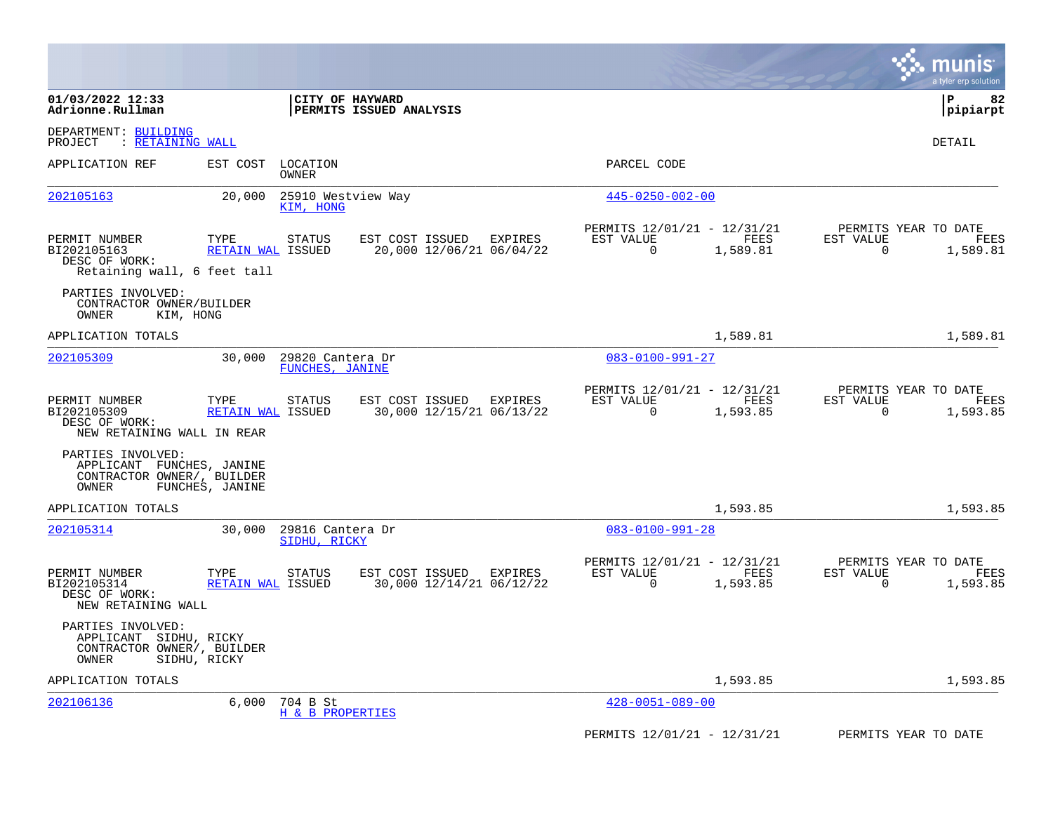**01/03/2022 12:33**
**Adrionne.Rullman**

**CITY OF HAYWARD**
**PERMITS ISSUED ANALYSIS**

**P 82**
**pipiarpt**

DEPARTMENT: BUILDING
PROJECT : RETAINING WALL

DETAIL

| APPLICATION REF | EST COST | LOCATION / OWNER | PARCEL CODE |
|---|---|---|---|
| 202105163 | 20,000 | 25910 Westview Way / KIM, HONG | 445-0250-002-00 |

| PERMIT NUMBER | TYPE | STATUS | EST COST | ISSUED | EXPIRES | PERMITS 12/01/21 - 12/31/21 EST VALUE | FEES | PERMITS YEAR TO DATE EST VALUE | FEES |
|---|---|---|---|---|---|---|---|---|---|
| BI202105163 | RETAIN WAL | ISSUED | 20,000 | 12/06/21 | 06/04/22 | 0 | 1,589.81 | 0 | 1,589.81 |

DESC OF WORK:
Retaining wall, 6 feet tall

PARTIES INVOLVED:
CONTRACTOR OWNER/BUILDER
OWNER KIM, HONG

APPLICATION TOTALS 1,589.81 1,589.81

| APPLICATION REF | EST COST | LOCATION / OWNER | PARCEL CODE |
|---|---|---|---|
| 202105309 | 30,000 | 29820 Cantera Dr / FUNCHES, JANINE | 083-0100-991-27 |

| PERMIT NUMBER | TYPE | STATUS | EST COST | ISSUED | EXPIRES | PERMITS 12/01/21 - 12/31/21 EST VALUE | FEES | PERMITS YEAR TO DATE EST VALUE | FEES |
|---|---|---|---|---|---|---|---|---|---|
| BI202105309 | RETAIN WAL | ISSUED | 30,000 | 12/15/21 | 06/13/22 | 0 | 1,593.85 | 0 | 1,593.85 |

DESC OF WORK:
NEW RETAINING WALL IN REAR

PARTIES INVOLVED:
APPLICANT FUNCHES, JANINE
CONTRACTOR OWNER/, BUILDER
OWNER FUNCHES, JANINE

APPLICATION TOTALS 1,593.85 1,593.85

| APPLICATION REF | EST COST | LOCATION / OWNER | PARCEL CODE |
|---|---|---|---|
| 202105314 | 30,000 | 29816 Cantera Dr / SIDHU, RICKY | 083-0100-991-28 |

| PERMIT NUMBER | TYPE | STATUS | EST COST | ISSUED | EXPIRES | PERMITS 12/01/21 - 12/31/21 EST VALUE | FEES | PERMITS YEAR TO DATE EST VALUE | FEES |
|---|---|---|---|---|---|---|---|---|---|
| BI202105314 | RETAIN WAL | ISSUED | 30,000 | 12/14/21 | 06/12/22 | 0 | 1,593.85 | 0 | 1,593.85 |

DESC OF WORK:
NEW RETAINING WALL

PARTIES INVOLVED:
APPLICANT SIDHU, RICKY
CONTRACTOR OWNER/, BUILDER
OWNER SIDHU, RICKY

APPLICATION TOTALS 1,593.85 1,593.85

| APPLICATION REF | EST COST | LOCATION / OWNER | PARCEL CODE |
|---|---|---|---|
| 202106136 | 6,000 | 704 B St / H & B PROPERTIES | 428-0051-089-00 |

PERMITS 12/01/21 - 12/31/21 PERMITS YEAR TO DATE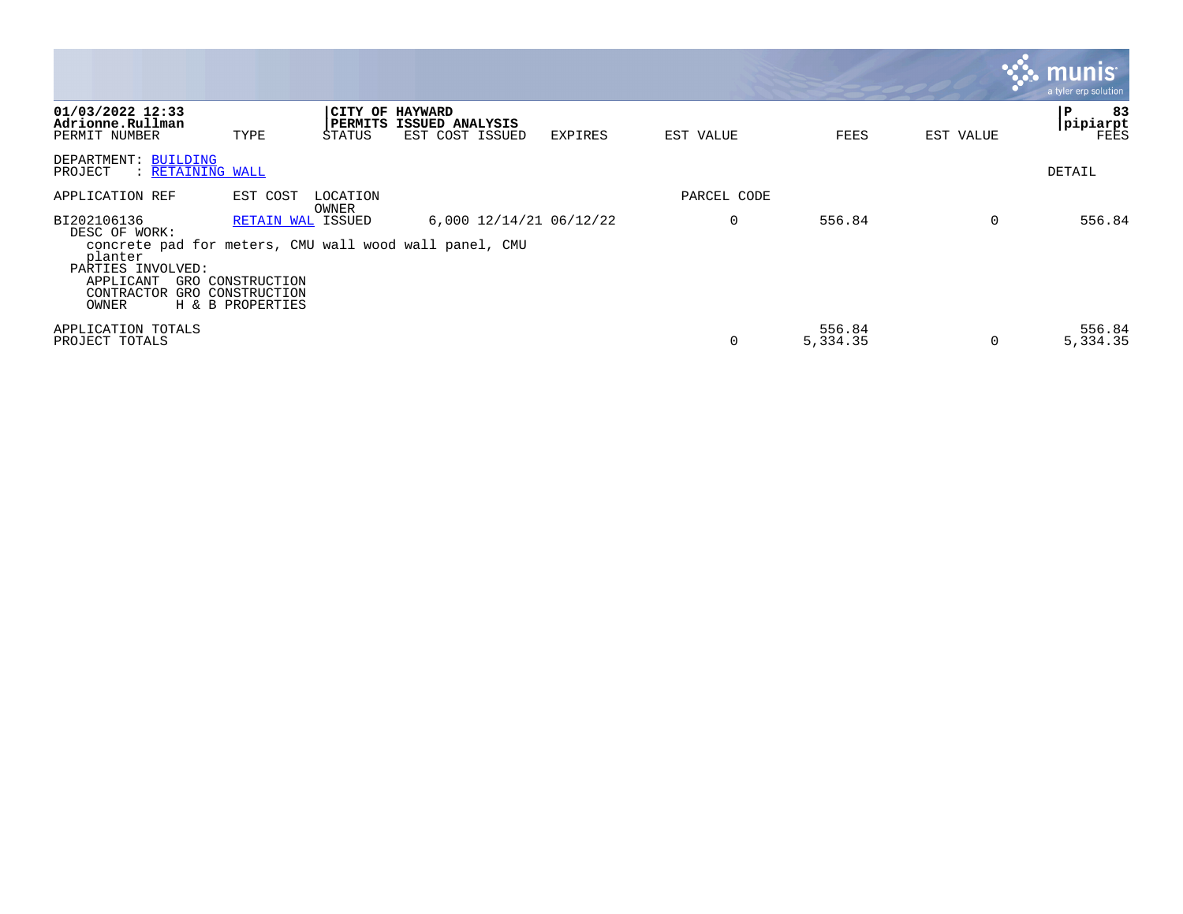**01/03/2022 12:33**
**Adrionne.Rullman**

**CITY OF HAYWARD**
**PERMITS ISSUED ANALYSIS**

**P 83**
**pipiarpt**

| PERMIT NUMBER | TYPE | STATUS | EST COST | ISSUED | EXPIRES | EST VALUE | FEES | EST VALUE | FEES |
|---|---|---|---|---|---|---|---|---|---|

DEPARTMENT: BUILDING
PROJECT : RETAINING WALL

DETAIL

| APPLICATION REF | EST COST | LOCATION / OWNER | | | | PARCEL CODE | | | |
|---|---|---|---|---|---|---|---|---|---|
| BI202106136 | RETAIN WAL | ISSUED | 6,000 | 12/14/21 | 06/12/22 | 0 | 556.84 | 0 | 556.84 |

DESC OF WORK:
concrete pad for meters, CMU wall wood wall panel, CMU planter

PARTIES INVOLVED:
APPLICANT GRO CONSTRUCTION
CONTRACTOR GRO CONSTRUCTION
OWNER H & B PROPERTIES

| | EST VALUE | FEES | EST VALUE | FEES |
|---|---|---|---|---|
| APPLICATION TOTALS | | 556.84 | | 556.84 |
| PROJECT TOTALS | 0 | 5,334.35 | 0 | 5,334.35 |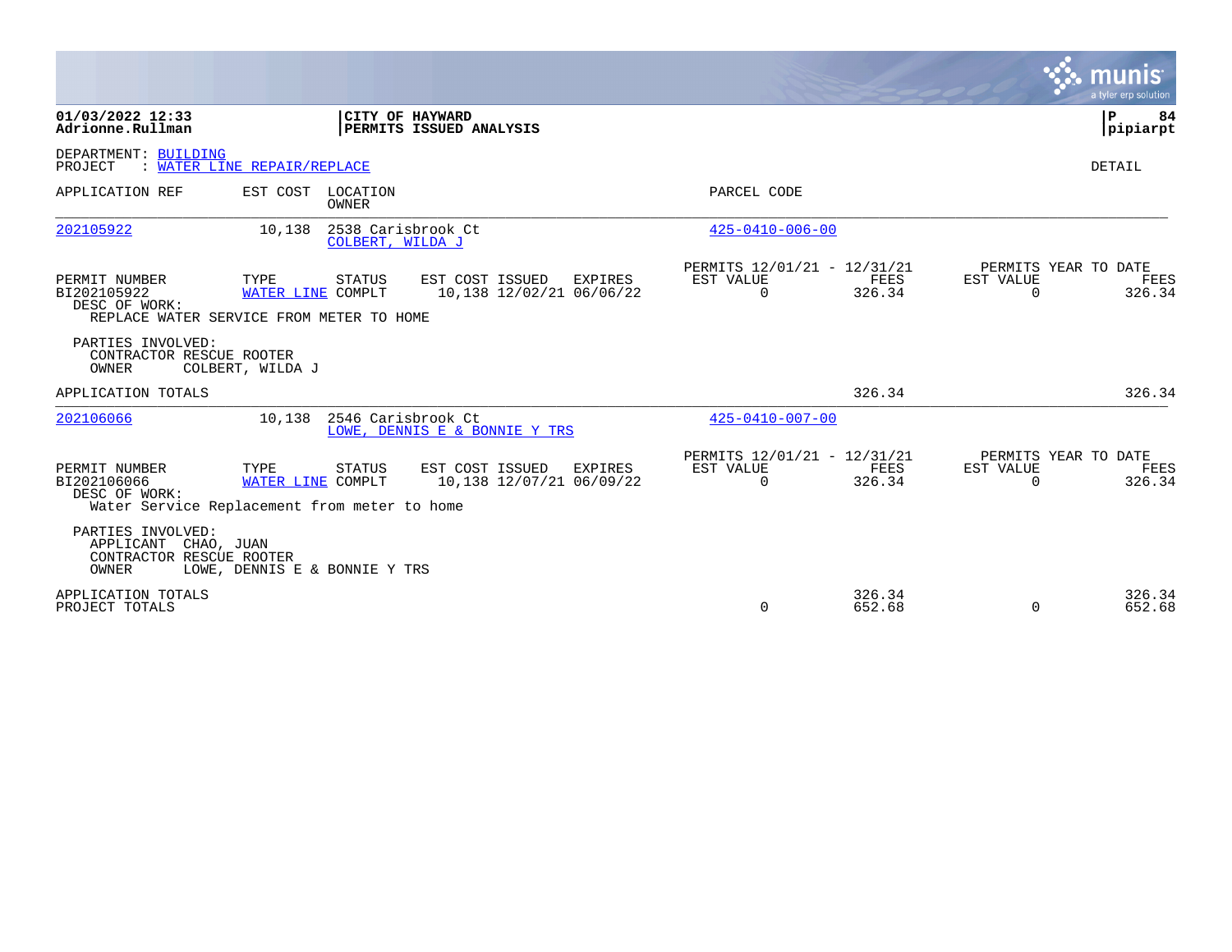**01/03/2022 12:33**
**Adrionne.Rullman**

**CITY OF HAYWARD**
**PERMITS ISSUED ANALYSIS**

**P 84**
**pipiarpt**

DEPARTMENT: BUILDING
PROJECT : WATER LINE REPAIR/REPLACE

DETAIL

| APPLICATION REF | EST COST | LOCATION / OWNER | PARCEL CODE |
|---|---|---|---|
| 202105922 | 10,138 | 2538 Carisbrook Ct / COLBERT, WILDA J | 425-0410-006-00 |

| PERMIT NUMBER | TYPE | STATUS | EST COST | ISSUED | EXPIRES | PERMITS 12/01/21 - 12/31/21 EST VALUE | FEES | PERMITS YEAR TO DATE EST VALUE | FEES |
|---|---|---|---|---|---|---|---|---|---|
| BI202105922 | WATER LINE | COMPLT | 10,138 | 12/02/21 | 06/06/22 | 0 | 326.34 | 0 | 326.34 |

DESC OF WORK:
REPLACE WATER SERVICE FROM METER TO HOME

PARTIES INVOLVED:
CONTRACTOR RESCUE ROOTER
OWNER COLBERT, WILDA J

APPLICATION TOTALS 326.34 326.34

| APPLICATION REF | EST COST | LOCATION / OWNER | PARCEL CODE |
|---|---|---|---|
| 202106066 | 10,138 | 2546 Carisbrook Ct / LOWE, DENNIS E & BONNIE Y TRS | 425-0410-007-00 |

| PERMIT NUMBER | TYPE | STATUS | EST COST | ISSUED | EXPIRES | PERMITS 12/01/21 - 12/31/21 EST VALUE | FEES | PERMITS YEAR TO DATE EST VALUE | FEES |
|---|---|---|---|---|---|---|---|---|---|
| BI202106066 | WATER LINE | COMPLT | 10,138 | 12/07/21 | 06/09/22 | 0 | 326.34 | 0 | 326.34 |

DESC OF WORK:
Water Service Replacement from meter to home

PARTIES INVOLVED:
APPLICANT CHAO, JUAN
CONTRACTOR RESCUE ROOTER
OWNER LOWE, DENNIS E & BONNIE Y TRS

| | EST VALUE | FEES | EST VALUE | FEES |
|---|---|---|---|---|
| APPLICATION TOTALS | | 326.34 | | 326.34 |
| PROJECT TOTALS | 0 | 652.68 | 0 | 652.68 |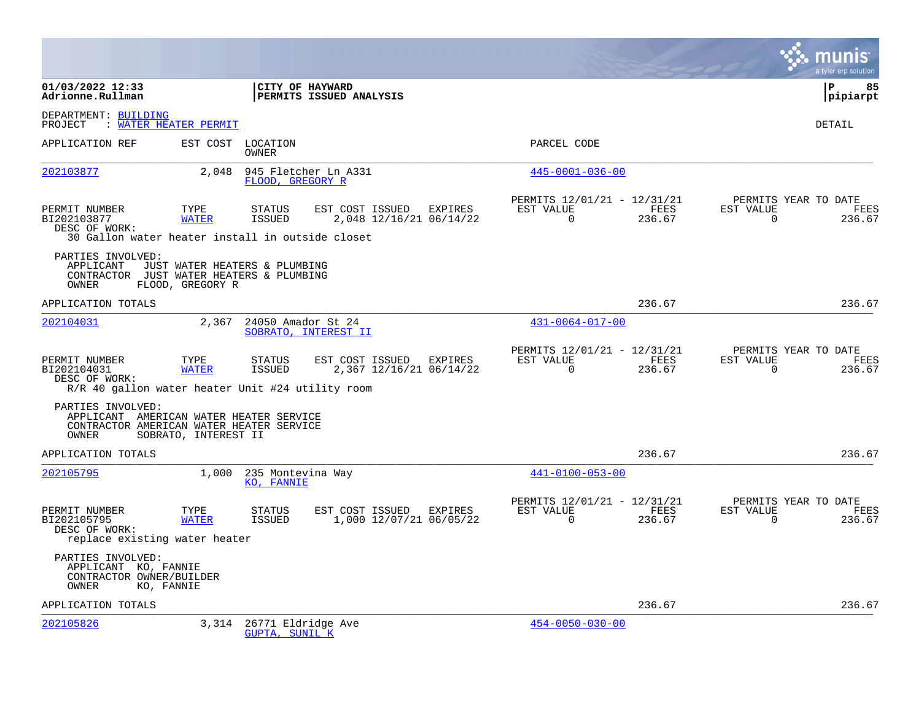01/03/2022 12:33
Adrionne.Rullman

**CITY OF HAYWARD**
**PERMITS ISSUED ANALYSIS**

pipiarpt

DEPARTMENT: BUILDING
PROJECT : WATER HEATER PERMIT

DETAIL

| APPLICATION REF | EST COST | LOCATION / OWNER | PARCEL CODE |
|---|---|---|---|
| 202103877 | 2,048 | 945 Fletcher Ln A331 / FLOOD, GREGORY R | 445-0001-036-00 |

| PERMIT NUMBER | TYPE | STATUS | EST COST | ISSUED | EXPIRES | PERMITS 12/01/21 - 12/31/21 EST VALUE | FEES | PERMITS YEAR TO DATE EST VALUE | FEES |
|---|---|---|---|---|---|---|---|---|---|
| BI202103877 | WATER | ISSUED | 2,048 | 12/16/21 | 06/14/22 | 0 | 236.67 | 0 | 236.67 |

DESC OF WORK:
30 Gallon water heater install in outside closet

PARTIES INVOLVED:
APPLICANT JUST WATER HEATERS & PLUMBING
CONTRACTOR JUST WATER HEATERS & PLUMBING
OWNER FLOOD, GREGORY R

APPLICATION TOTALS 236.67 236.67

| APPLICATION REF | EST COST | LOCATION / OWNER | PARCEL CODE |
|---|---|---|---|
| 202104031 | 2,367 | 24050 Amador St 24 / SOBRATO, INTEREST II | 431-0064-017-00 |

| PERMIT NUMBER | TYPE | STATUS | EST COST | ISSUED | EXPIRES | PERMITS 12/01/21 - 12/31/21 EST VALUE | FEES | PERMITS YEAR TO DATE EST VALUE | FEES |
|---|---|---|---|---|---|---|---|---|---|
| BI202104031 | WATER | ISSUED | 2,367 | 12/16/21 | 06/14/22 | 0 | 236.67 | 0 | 236.67 |

DESC OF WORK:
R/R 40 gallon water heater Unit #24 utility room

PARTIES INVOLVED:
APPLICANT AMERICAN WATER HEATER SERVICE
CONTRACTOR AMERICAN WATER HEATER SERVICE
OWNER SOBRATO, INTEREST II

APPLICATION TOTALS 236.67 236.67

| APPLICATION REF | EST COST | LOCATION / OWNER | PARCEL CODE |
|---|---|---|---|
| 202105795 | 1,000 | 235 Montevina Way / KO, FANNIE | 441-0100-053-00 |

| PERMIT NUMBER | TYPE | STATUS | EST COST | ISSUED | EXPIRES | PERMITS 12/01/21 - 12/31/21 EST VALUE | FEES | PERMITS YEAR TO DATE EST VALUE | FEES |
|---|---|---|---|---|---|---|---|---|---|
| BI202105795 | WATER | ISSUED | 1,000 | 12/07/21 | 06/05/22 | 0 | 236.67 | 0 | 236.67 |

DESC OF WORK:
replace existing water heater

PARTIES INVOLVED:
APPLICANT KO, FANNIE
CONTRACTOR OWNER/BUILDER
OWNER KO, FANNIE

APPLICATION TOTALS 236.67 236.67

| APPLICATION REF | EST COST | LOCATION / OWNER | PARCEL CODE |
|---|---|---|---|
| 202105826 | 3,314 | 26771 Eldridge Ave / GUPTA, SUNIL K | 454-0050-030-00 |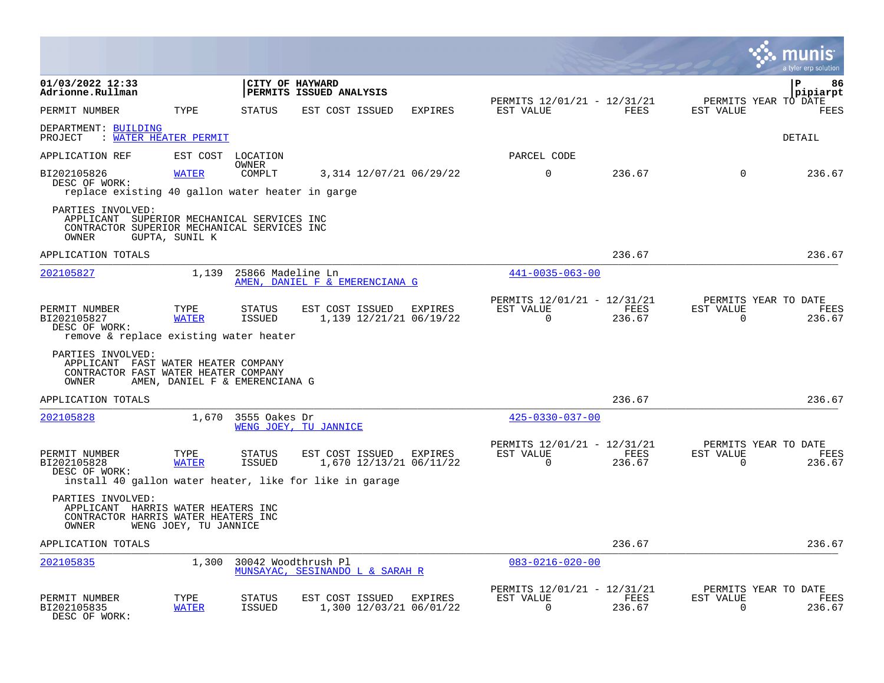01/03/2022 12:33
Adrionne.Rullman

**CITY OF HAYWARD**
**PERMITS ISSUED ANALYSIS**

pipiarpt

| PERMIT NUMBER | TYPE | STATUS | EST COST | ISSUED | EXPIRES | PERMITS 12/01/21 - 12/31/21 EST VALUE | FEES | PERMITS YEAR TO DATE EST VALUE | FEES |
|---|---|---|---|---|---|---|---|---|---|

DEPARTMENT: BUILDING
PROJECT : WATER HEATER PERMIT

DETAIL

| APPLICATION REF | EST COST | LOCATION / OWNER | PARCEL CODE |
|---|---|---|---|

| PERMIT NUMBER | TYPE | STATUS | EST COST | ISSUED | EXPIRES | EST VALUE | FEES | EST VALUE | FEES |
|---|---|---|---|---|---|---|---|---|---|
| BI202105826 | WATER | COMPLT | 3,314 | 12/07/21 | 06/29/22 | 0 | 236.67 | 0 | 236.67 |

DESC OF WORK:
replace existing 40 gallon water heater in garge

PARTIES INVOLVED:
APPLICANT SUPERIOR MECHANICAL SERVICES INC
CONTRACTOR SUPERIOR MECHANICAL SERVICES INC
OWNER GUPTA, SUNIL K

APPLICATION TOTALS: 236.67 | 236.67

---

| APPLICATION REF | EST COST | LOCATION | OWNER | PARCEL CODE |
|---|---|---|---|---|
| 202105827 | 1,139 | 25866 Madeline Ln | AMEN, DANIEL F & EMERENCIANA G | 441-0035-063-00 |

| PERMIT NUMBER | TYPE | STATUS | EST COST | ISSUED | EXPIRES | PERMITS 12/01/21 - 12/31/21 EST VALUE | FEES | PERMITS YEAR TO DATE EST VALUE | FEES |
|---|---|---|---|---|---|---|---|---|---|
| BI202105827 | WATER | ISSUED | 1,139 | 12/21/21 | 06/19/22 | 0 | 236.67 | 0 | 236.67 |

DESC OF WORK:
remove & replace existing water heater

PARTIES INVOLVED:
APPLICANT FAST WATER HEATER COMPANY
CONTRACTOR FAST WATER HEATER COMPANY
OWNER AMEN, DANIEL F & EMERENCIANA G

APPLICATION TOTALS: 236.67 | 236.67

---

| APPLICATION REF | EST COST | LOCATION | OWNER | PARCEL CODE |
|---|---|---|---|---|
| 202105828 | 1,670 | 3555 Oakes Dr | WENG JOEY, TU JANNICE | 425-0330-037-00 |

| PERMIT NUMBER | TYPE | STATUS | EST COST | ISSUED | EXPIRES | PERMITS 12/01/21 - 12/31/21 EST VALUE | FEES | PERMITS YEAR TO DATE EST VALUE | FEES |
|---|---|---|---|---|---|---|---|---|---|
| BI202105828 | WATER | ISSUED | 1,670 | 12/13/21 | 06/11/22 | 0 | 236.67 | 0 | 236.67 |

DESC OF WORK:
install 40 gallon water heater, like for like in garage

PARTIES INVOLVED:
APPLICANT HARRIS WATER HEATERS INC
CONTRACTOR HARRIS WATER HEATERS INC
OWNER WENG JOEY, TU JANNICE

APPLICATION TOTALS: 236.67 | 236.67

---

| APPLICATION REF | EST COST | LOCATION | OWNER | PARCEL CODE |
|---|---|---|---|---|
| 202105835 | 1,300 | 30042 Woodthrush Pl | MUNSAYAC, SESINANDO L & SARAH R | 083-0216-020-00 |

| PERMIT NUMBER | TYPE | STATUS | EST COST | ISSUED | EXPIRES | PERMITS 12/01/21 - 12/31/21 EST VALUE | FEES | PERMITS YEAR TO DATE EST VALUE | FEES |
|---|---|---|---|---|---|---|---|---|---|
| BI202105835 | WATER | ISSUED | 1,300 | 12/03/21 | 06/01/22 | 0 | 236.67 | 0 | 236.67 |

DESC OF WORK: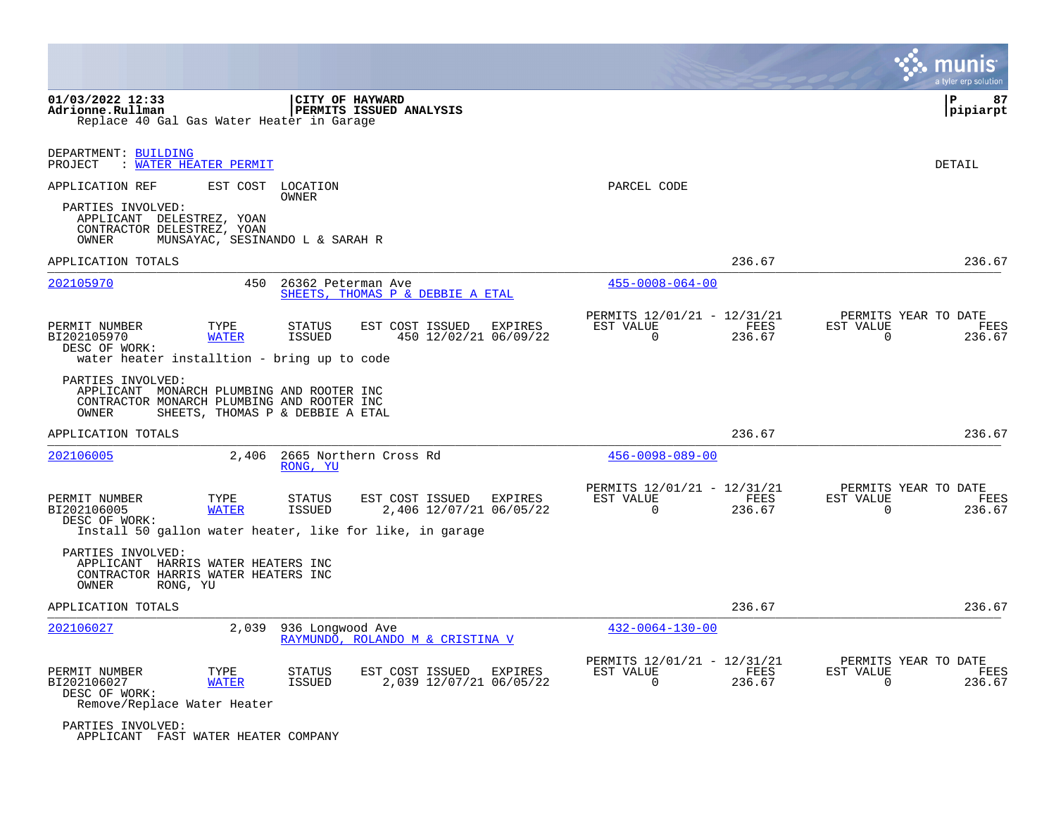Replace 40 Gal Gas Water Heater in Garage

DEPARTMENT: BUILDING
PROJECT : WATER HEATER PERMIT

DETAIL

APPLICATION REF | EST COST | LOCATION / OWNER | PARCEL CODE

PARTIES INVOLVED:
APPLICANT DELESTREZ, YOAN
CONTRACTOR DELESTREZ, YOAN
OWNER MUNSAYAC, SESINANDO L & SARAH R

APPLICATION TOTALS 236.67 236.67

---

**202105970** | 450 | 26362 Peterman Ave | SHEETS, THOMAS P & DEBBIE A ETAL | 455-0008-064-00

| PERMIT NUMBER | TYPE | STATUS | EST COST | ISSUED | EXPIRES | PERMITS 12/01/21 - 12/31/21 EST VALUE | FEES | PERMITS YEAR TO DATE EST VALUE | FEES |
|---|---|---|---|---|---|---|---|---|---|
| BI202105970 | WATER | ISSUED | 450 | 12/02/21 | 06/09/22 | 0 | 236.67 | 0 | 236.67 |

DESC OF WORK:
water heater installtion - bring up to code

PARTIES INVOLVED:
APPLICANT MONARCH PLUMBING AND ROOTER INC
CONTRACTOR MONARCH PLUMBING AND ROOTER INC
OWNER SHEETS, THOMAS P & DEBBIE A ETAL

APPLICATION TOTALS 236.67 236.67

---

**202106005** | 2,406 | 2665 Northern Cross Rd | RONG, YU | 456-0098-089-00

| PERMIT NUMBER | TYPE | STATUS | EST COST | ISSUED | EXPIRES | PERMITS 12/01/21 - 12/31/21 EST VALUE | FEES | PERMITS YEAR TO DATE EST VALUE | FEES |
|---|---|---|---|---|---|---|---|---|---|
| BI202106005 | WATER | ISSUED | 2,406 | 12/07/21 | 06/05/22 | 0 | 236.67 | 0 | 236.67 |

DESC OF WORK:
Install 50 gallon water heater, like for like, in garage

PARTIES INVOLVED:
APPLICANT HARRIS WATER HEATERS INC
CONTRACTOR HARRIS WATER HEATERS INC
OWNER RONG, YU

APPLICATION TOTALS 236.67 236.67

---

**202106027** | 2,039 | 936 Longwood Ave | RAYMUNDO, ROLANDO M & CRISTINA V | 432-0064-130-00

| PERMIT NUMBER | TYPE | STATUS | EST COST | ISSUED | EXPIRES | PERMITS 12/01/21 - 12/31/21 EST VALUE | FEES | PERMITS YEAR TO DATE EST VALUE | FEES |
|---|---|---|---|---|---|---|---|---|---|
| BI202106027 | WATER | ISSUED | 2,039 | 12/07/21 | 06/05/22 | 0 | 236.67 | 0 | 236.67 |

DESC OF WORK:
Remove/Replace Water Heater

PARTIES INVOLVED:
APPLICANT FAST WATER HEATER COMPANY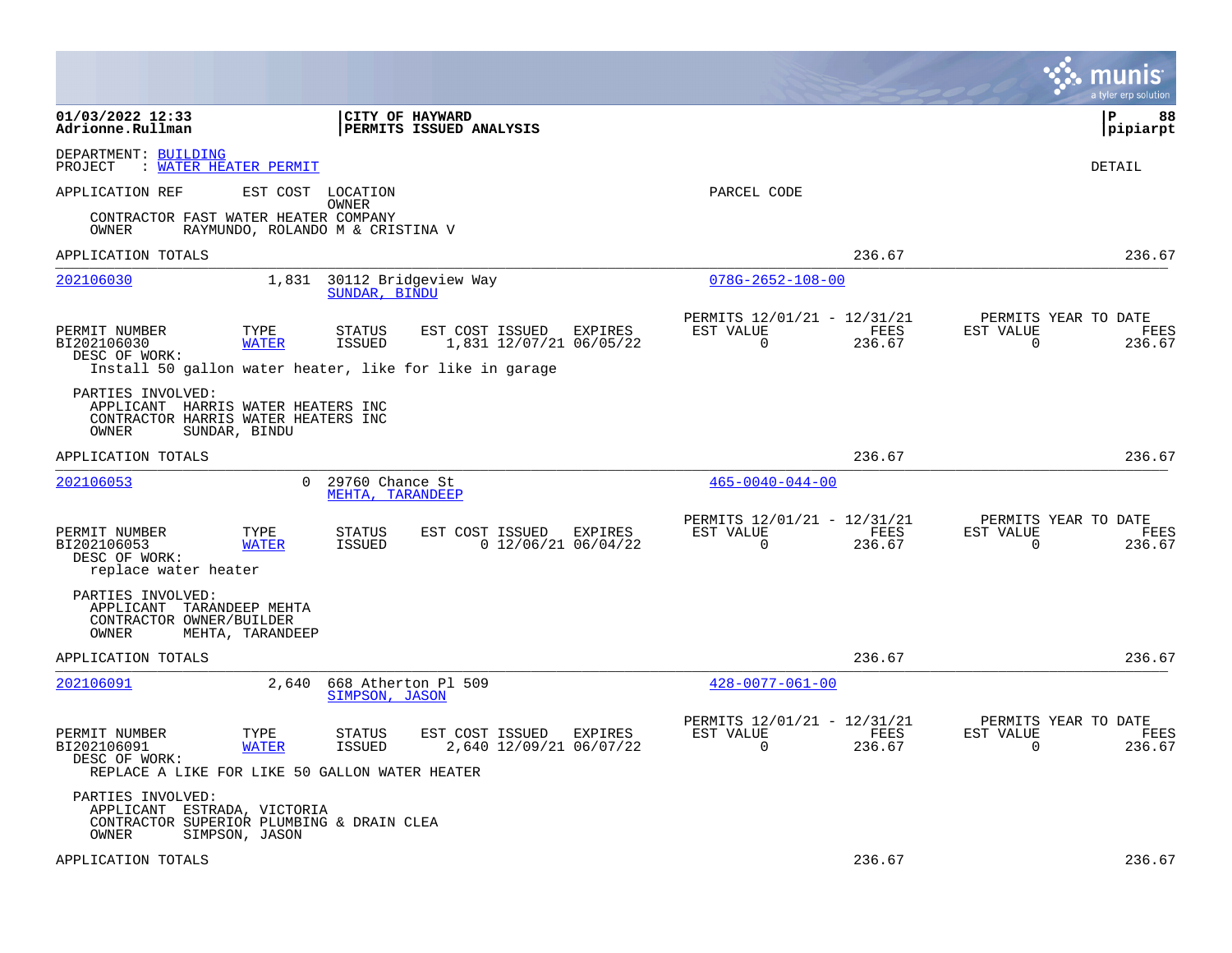DEPARTMENT: BUILDING
PROJECT : WATER HEATER PERMIT

DETAIL

APPLICATION REF EST COST LOCATION OWNER

PARCEL CODE

CONTRACTOR FAST WATER HEATER COMPANY
OWNER RAYMUNDO, ROLANDO M & CRISTINA V

APPLICATION TOTALS 236.67 236.67

---

**202106030** 1,831 30112 Bridgeview Way — SUNDAR, BINDU — 078G-2652-108-00

| PERMIT NUMBER | TYPE | STATUS | EST COST | ISSUED | EXPIRES | PERMITS 12/01/21 - 12/31/21 EST VALUE | FEES | PERMITS YEAR TO DATE EST VALUE | FEES |
|---|---|---|---|---|---|---|---|---|---|
| BI202106030 | WATER | ISSUED | 1,831 | 12/07/21 | 06/05/22 | 0 | 236.67 | 0 | 236.67 |

DESC OF WORK:
Install 50 gallon water heater, like for like in garage

PARTIES INVOLVED:
APPLICANT HARRIS WATER HEATERS INC
CONTRACTOR HARRIS WATER HEATERS INC
OWNER SUNDAR, BINDU

APPLICATION TOTALS 236.67 236.67

---

**202106053** 0 29760 Chance St — MEHTA, TARANDEEP — 465-0040-044-00

| PERMIT NUMBER | TYPE | STATUS | EST COST | ISSUED | EXPIRES | PERMITS 12/01/21 - 12/31/21 EST VALUE | FEES | PERMITS YEAR TO DATE EST VALUE | FEES |
|---|---|---|---|---|---|---|---|---|---|
| BI202106053 | WATER | ISSUED | 0 | 12/06/21 | 06/04/22 | 0 | 236.67 | 0 | 236.67 |

DESC OF WORK:
replace water heater

PARTIES INVOLVED:
APPLICANT TARANDEEP MEHTA
CONTRACTOR OWNER/BUILDER
OWNER MEHTA, TARANDEEP

APPLICATION TOTALS 236.67 236.67

---

**202106091** 2,640 668 Atherton Pl 509 — SIMPSON, JASON — 428-0077-061-00

| PERMIT NUMBER | TYPE | STATUS | EST COST | ISSUED | EXPIRES | PERMITS 12/01/21 - 12/31/21 EST VALUE | FEES | PERMITS YEAR TO DATE EST VALUE | FEES |
|---|---|---|---|---|---|---|---|---|---|
| BI202106091 | WATER | ISSUED | 2,640 | 12/09/21 | 06/07/22 | 0 | 236.67 | 0 | 236.67 |

DESC OF WORK:
REPLACE A LIKE FOR LIKE 50 GALLON WATER HEATER

PARTIES INVOLVED:
APPLICANT ESTRADA, VICTORIA
CONTRACTOR SUPERIOR PLUMBING & DRAIN CLEA
OWNER SIMPSON, JASON

APPLICATION TOTALS 236.67 236.67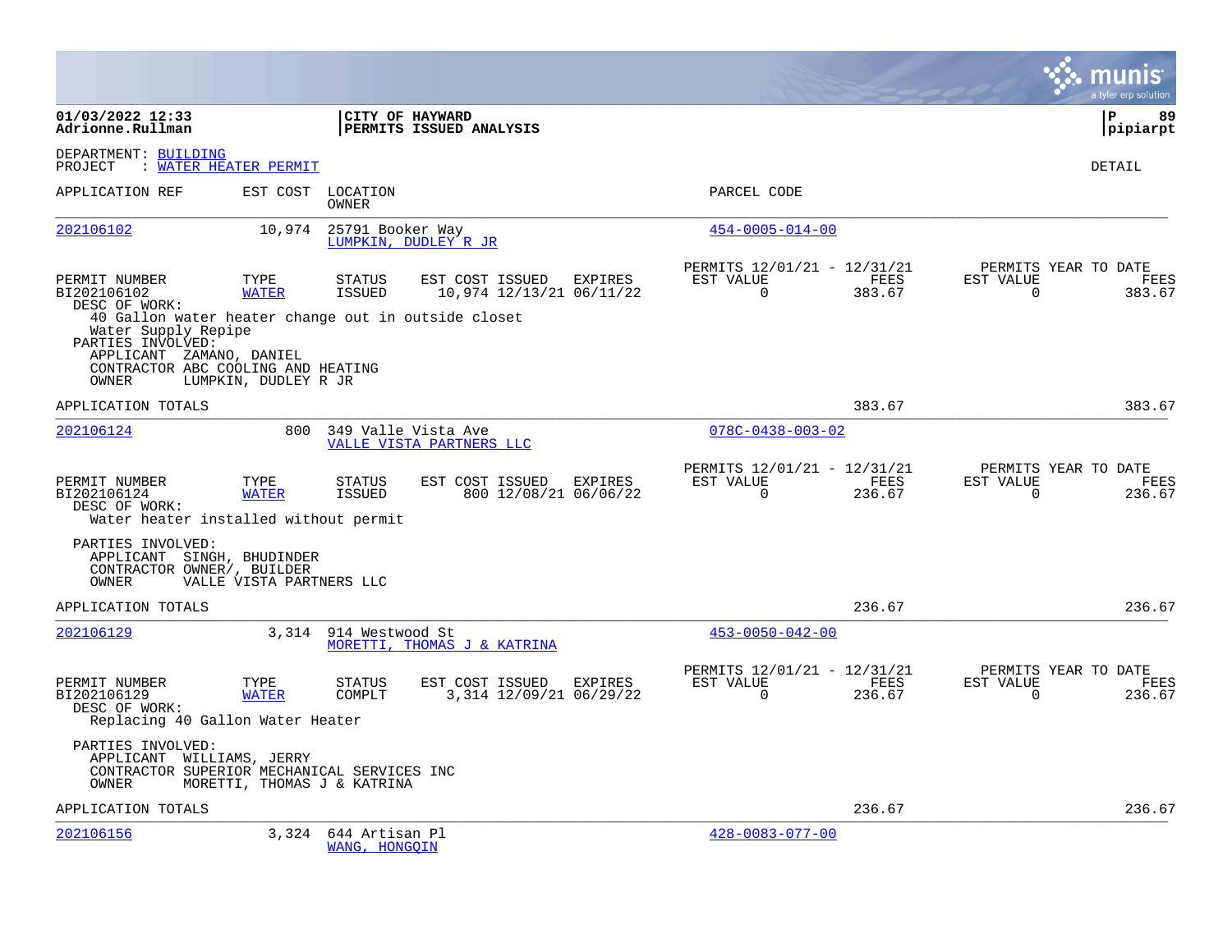**01/03/2022 12:33**
**Adrionne.Rullman**

**CITY OF HAYWARD**
**PERMITS ISSUED ANALYSIS**

**pipiarpt**

DEPARTMENT: BUILDING
PROJECT : WATER HEATER PERMIT

DETAIL

| APPLICATION REF | EST COST | LOCATION / OWNER | PARCEL CODE |
|---|---|---|---|
| 202106102 | 10,974 | 25791 Booker Way / LUMPKIN, DUDLEY R JR | 454-0005-014-00 |

| PERMIT NUMBER | TYPE | STATUS | EST COST | ISSUED | EXPIRES | PERMITS 12/01/21 - 12/31/21 EST VALUE | FEES | PERMITS YEAR TO DATE EST VALUE | FEES |
|---|---|---|---|---|---|---|---|---|---|
| BI202106102 | WATER | ISSUED | 10,974 | 12/13/21 | 06/11/22 | 0 | 383.67 | 0 | 383.67 |

DESC OF WORK:
40 Gallon water heater change out in outside closet
Water Supply Repipe

PARTIES INVOLVED:
APPLICANT ZAMANO, DANIEL
CONTRACTOR ABC COOLING AND HEATING
OWNER LUMPKIN, DUDLEY R JR

APPLICATION TOTALS 383.67 383.67

| APPLICATION REF | EST COST | LOCATION / OWNER | PARCEL CODE |
|---|---|---|---|
| 202106124 | 800 | 349 Valle Vista Ave / VALLE VISTA PARTNERS LLC | 078C-0438-003-02 |

| PERMIT NUMBER | TYPE | STATUS | EST COST | ISSUED | EXPIRES | PERMITS 12/01/21 - 12/31/21 EST VALUE | FEES | PERMITS YEAR TO DATE EST VALUE | FEES |
|---|---|---|---|---|---|---|---|---|---|
| BI202106124 | WATER | ISSUED | 800 | 12/08/21 | 06/06/22 | 0 | 236.67 | 0 | 236.67 |

DESC OF WORK:
Water heater installed without permit

PARTIES INVOLVED:
APPLICANT SINGH, BHUDINDER
CONTRACTOR OWNER/, BUILDER
OWNER VALLE VISTA PARTNERS LLC

APPLICATION TOTALS 236.67 236.67

| APPLICATION REF | EST COST | LOCATION / OWNER | PARCEL CODE |
|---|---|---|---|
| 202106129 | 3,314 | 914 Westwood St / MORETTI, THOMAS J & KATRINA | 453-0050-042-00 |

| PERMIT NUMBER | TYPE | STATUS | EST COST | ISSUED | EXPIRES | PERMITS 12/01/21 - 12/31/21 EST VALUE | FEES | PERMITS YEAR TO DATE EST VALUE | FEES |
|---|---|---|---|---|---|---|---|---|---|
| BI202106129 | WATER | COMPLT | 3,314 | 12/09/21 | 06/29/22 | 0 | 236.67 | 0 | 236.67 |

DESC OF WORK:
Replacing 40 Gallon Water Heater

PARTIES INVOLVED:
APPLICANT WILLIAMS, JERRY
CONTRACTOR SUPERIOR MECHANICAL SERVICES INC
OWNER MORETTI, THOMAS J & KATRINA

APPLICATION TOTALS 236.67 236.67

| APPLICATION REF | EST COST | LOCATION / OWNER | PARCEL CODE |
|---|---|---|---|
| 202106156 | 3,324 | 644 Artisan Pl / WANG, HONGQIN | 428-0083-077-00 |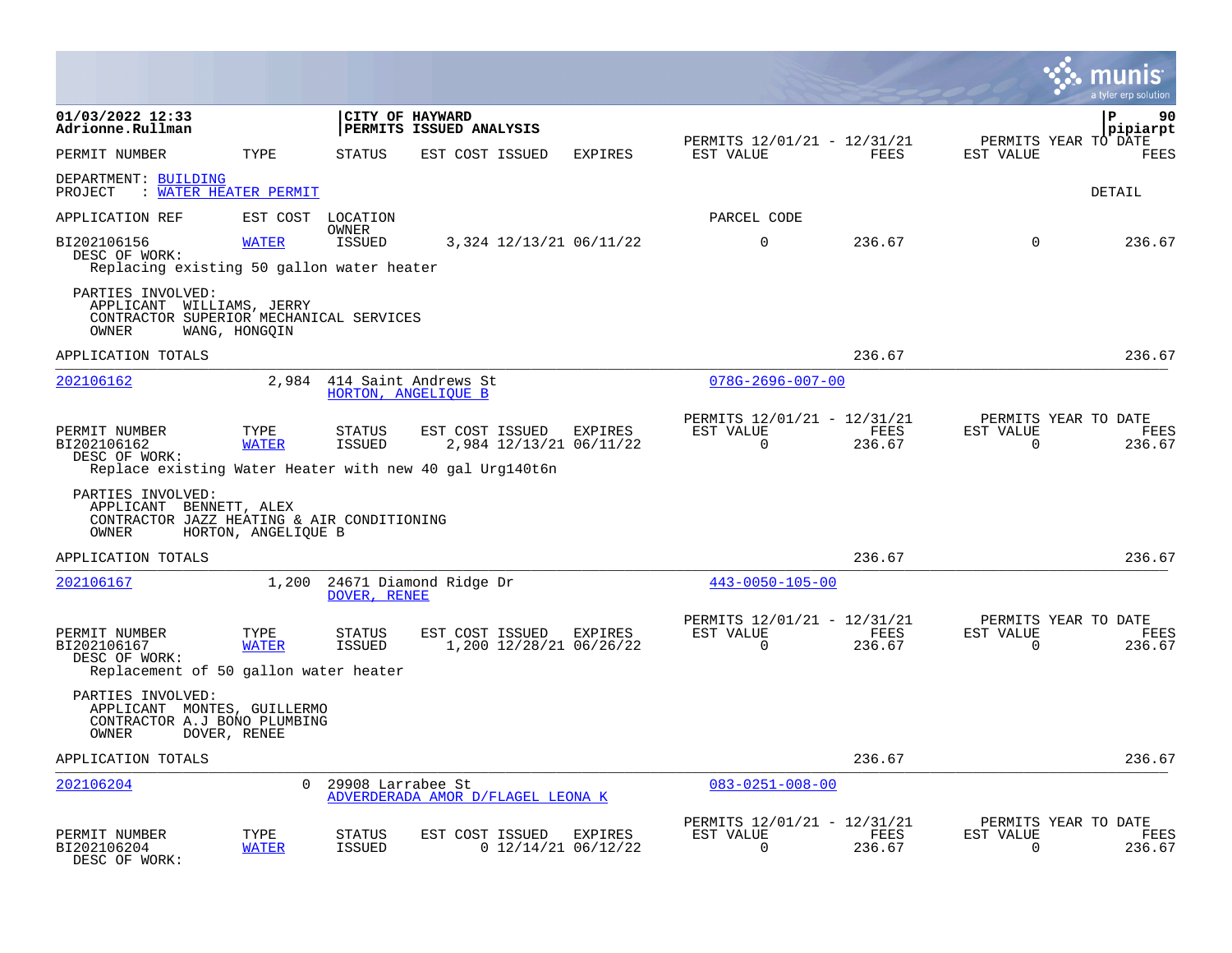**01/03/2022 12:33**
**Adrionne.Rullman**

**CITY OF HAYWARD**
**PERMITS ISSUED ANALYSIS**

pipiarpt

| PERMIT NUMBER | TYPE | STATUS | EST COST | ISSUED | EXPIRES | PERMITS 12/01/21 - 12/31/21 EST VALUE | FEES | PERMITS YEAR TO DATE EST VALUE | FEES |
|---|---|---|---|---|---|---|---|---|---|

DEPARTMENT: BUILDING
PROJECT : WATER HEATER PERMIT

DETAIL

| APPLICATION REF | EST COST | LOCATION / OWNER | | | | PARCEL CODE | | | |
|---|---|---|---|---|---|---|---|---|---|
| BI202106156 | WATER | ISSUED | 3,324 | 12/13/21 | 06/11/22 | 0 | 236.67 | 0 | 236.67 |

DESC OF WORK:
Replacing existing 50 gallon water heater

PARTIES INVOLVED:
APPLICANT WILLIAMS, JERRY
CONTRACTOR SUPERIOR MECHANICAL SERVICES
OWNER WANG, HONGQIN

APPLICATION TOTALS — 236.67 — 236.67

---

202106162 — 2,984 — 414 Saint Andrews St — HORTON, ANGELIQUE B — 078G-2696-007-00

| PERMIT NUMBER | TYPE | STATUS | EST COST | ISSUED | EXPIRES | PERMITS 12/01/21 - 12/31/21 EST VALUE | FEES | PERMITS YEAR TO DATE EST VALUE | FEES |
|---|---|---|---|---|---|---|---|---|---|
| BI202106162 | WATER | ISSUED | 2,984 | 12/13/21 | 06/11/22 | 0 | 236.67 | 0 | 236.67 |

DESC OF WORK:
Replace existing Water Heater with new 40 gal Urg140t6n

PARTIES INVOLVED:
APPLICANT BENNETT, ALEX
CONTRACTOR JAZZ HEATING & AIR CONDITIONING
OWNER HORTON, ANGELIQUE B

APPLICATION TOTALS — 236.67 — 236.67

---

202106167 — 1,200 — 24671 Diamond Ridge Dr — DOVER, RENEE — 443-0050-105-00

| PERMIT NUMBER | TYPE | STATUS | EST COST | ISSUED | EXPIRES | PERMITS 12/01/21 - 12/31/21 EST VALUE | FEES | PERMITS YEAR TO DATE EST VALUE | FEES |
|---|---|---|---|---|---|---|---|---|---|
| BI202106167 | WATER | ISSUED | 1,200 | 12/28/21 | 06/26/22 | 0 | 236.67 | 0 | 236.67 |

DESC OF WORK:
Replacement of 50 gallon water heater

PARTIES INVOLVED:
APPLICANT MONTES, GUILLERMO
CONTRACTOR A.J BONO PLUMBING
OWNER DOVER, RENEE

APPLICATION TOTALS — 236.67 — 236.67

---

202106204 — 0 — 29908 Larrabee St — ADVERDERADA AMOR D/FLAGEL LEONA K — 083-0251-008-00

| PERMIT NUMBER | TYPE | STATUS | EST COST | ISSUED | EXPIRES | PERMITS 12/01/21 - 12/31/21 EST VALUE | FEES | PERMITS YEAR TO DATE EST VALUE | FEES |
|---|---|---|---|---|---|---|---|---|---|
| BI202106204 | WATER | ISSUED | 0 | 12/14/21 | 06/12/22 | 0 | 236.67 | 0 | 236.67 |

DESC OF WORK: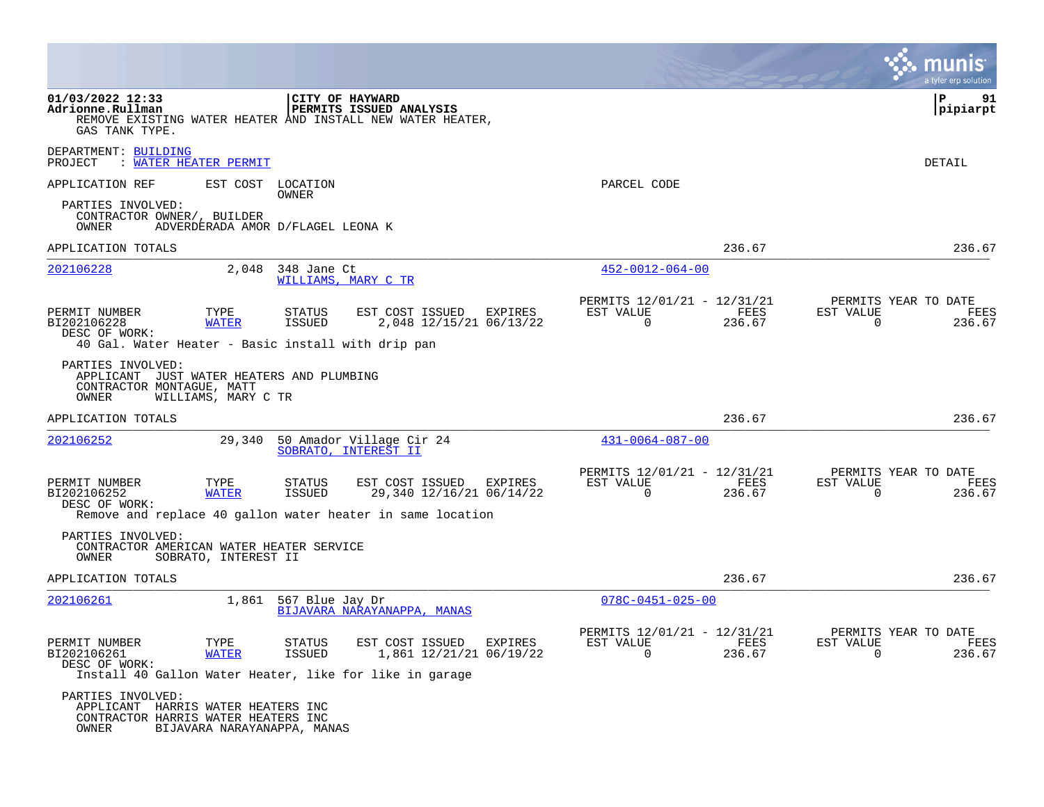REMOVE EXISTING WATER HEATER AND INSTALL NEW WATER HEATER, GAS TANK TYPE.

DEPARTMENT: BUILDING
PROJECT : WATER HEATER PERMIT

DETAIL

| APPLICATION REF | EST COST | LOCATION / OWNER | PARCEL CODE |
|---|---|---|---|

PARTIES INVOLVED:
CONTRACTOR OWNER/, BUILDER
OWNER ADVERDERADA AMOR D/FLAGEL LEONA K

APPLICATION TOTALS 236.67 236.67

---

| APPLICATION REF | EST COST | LOCATION / OWNER | PARCEL CODE |
|---|---|---|---|
| 202106228 | 2,048 | 348 Jane Ct / WILLIAMS, MARY C TR | 452-0012-064-00 |

| PERMIT NUMBER | TYPE | STATUS | EST COST | ISSUED | EXPIRES | PERMITS 12/01/21 - 12/31/21 EST VALUE | FEES | PERMITS YEAR TO DATE EST VALUE | FEES |
|---|---|---|---|---|---|---|---|---|---|
| BI202106228 | WATER | ISSUED | 2,048 | 12/15/21 | 06/13/22 | 0 | 236.67 | 0 | 236.67 |

DESC OF WORK:
40 Gal. Water Heater - Basic install with drip pan

PARTIES INVOLVED:
APPLICANT JUST WATER HEATERS AND PLUMBING
CONTRACTOR MONTAGUE, MATT
OWNER WILLIAMS, MARY C TR

APPLICATION TOTALS 236.67 236.67

---

| APPLICATION REF | EST COST | LOCATION / OWNER | PARCEL CODE |
|---|---|---|---|
| 202106252 | 29,340 | 50 Amador Village Cir 24 / SOBRATO, INTEREST II | 431-0064-087-00 |

| PERMIT NUMBER | TYPE | STATUS | EST COST | ISSUED | EXPIRES | PERMITS 12/01/21 - 12/31/21 EST VALUE | FEES | PERMITS YEAR TO DATE EST VALUE | FEES |
|---|---|---|---|---|---|---|---|---|---|
| BI202106252 | WATER | ISSUED | 29,340 | 12/16/21 | 06/14/22 | 0 | 236.67 | 0 | 236.67 |

DESC OF WORK:
Remove and replace 40 gallon water heater in same location

PARTIES INVOLVED:
CONTRACTOR AMERICAN WATER HEATER SERVICE
OWNER SOBRATO, INTEREST II

APPLICATION TOTALS 236.67 236.67

---

| APPLICATION REF | EST COST | LOCATION / OWNER | PARCEL CODE |
|---|---|---|---|
| 202106261 | 1,861 | 567 Blue Jay Dr / BIJAVARA NARAYANAPPA, MANAS | 078C-0451-025-00 |

| PERMIT NUMBER | TYPE | STATUS | EST COST | ISSUED | EXPIRES | PERMITS 12/01/21 - 12/31/21 EST VALUE | FEES | PERMITS YEAR TO DATE EST VALUE | FEES |
|---|---|---|---|---|---|---|---|---|---|
| BI202106261 | WATER | ISSUED | 1,861 | 12/21/21 | 06/19/22 | 0 | 236.67 | 0 | 236.67 |

DESC OF WORK:
Install 40 Gallon Water Heater, like for like in garage

PARTIES INVOLVED:
APPLICANT HARRIS WATER HEATERS INC
CONTRACTOR HARRIS WATER HEATERS INC
OWNER BIJAVARA NARAYANAPPA, MANAS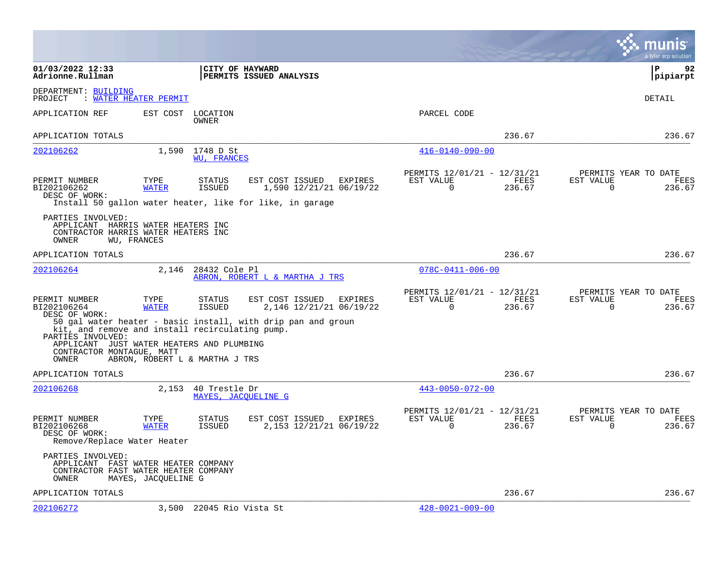01/03/2022 12:33
Adrionne.Rullman

CITY OF HAYWARD
PERMITS ISSUED ANALYSIS

P 92
pipiarpt

DEPARTMENT: BUILDING
PROJECT : WATER HEATER PERMIT

DETAIL

| APPLICATION REF | EST COST | LOCATION / OWNER | PARCEL CODE | | |
|---|---|---|---|---|---|
| APPLICATION TOTALS | | | | 236.67 | 236.67 |
| 202106262 | 1,590 | 1748 D St / WU, FRANCES | 416-0140-090-00 | | |

| PERMIT NUMBER | TYPE | STATUS | EST COST | ISSUED | EXPIRES | PERMITS 12/01/21 - 12/31/21 EST VALUE | FEES | PERMITS YEAR TO DATE EST VALUE | FEES |
|---|---|---|---|---|---|---|---|---|---|
| BI202106262 | WATER | ISSUED | 1,590 | 12/21/21 | 06/19/22 | 0 | 236.67 | 0 | 236.67 |

DESC OF WORK:
Install 50 gallon water heater, like for like, in garage

PARTIES INVOLVED:
APPLICANT HARRIS WATER HEATERS INC
CONTRACTOR HARRIS WATER HEATERS INC
OWNER WU, FRANCES

APPLICATION TOTALS 236.67 236.67

| APPLICATION REF | EST COST | LOCATION / OWNER | PARCEL CODE |
|---|---|---|---|
| 202106264 | 2,146 | 28432 Cole Pl / ABRON, ROBERT L & MARTHA J TRS | 078C-0411-006-00 |

| PERMIT NUMBER | TYPE | STATUS | EST COST | ISSUED | EXPIRES | PERMITS 12/01/21 - 12/31/21 EST VALUE | FEES | PERMITS YEAR TO DATE EST VALUE | FEES |
|---|---|---|---|---|---|---|---|---|---|
| BI202106264 | WATER | ISSUED | 2,146 | 12/21/21 | 06/19/22 | 0 | 236.67 | 0 | 236.67 |

DESC OF WORK:
50 gal water heater - basic install, with drip pan and groun kit, and remove and install recirculating pump.

PARTIES INVOLVED:
APPLICANT JUST WATER HEATERS AND PLUMBING
CONTRACTOR MONTAGUE, MATT
OWNER ABRON, ROBERT L & MARTHA J TRS

APPLICATION TOTALS 236.67 236.67

| APPLICATION REF | EST COST | LOCATION / OWNER | PARCEL CODE |
|---|---|---|---|
| 202106268 | 2,153 | 40 Trestle Dr / MAYES, JACQUELINE G | 443-0050-072-00 |

| PERMIT NUMBER | TYPE | STATUS | EST COST | ISSUED | EXPIRES | PERMITS 12/01/21 - 12/31/21 EST VALUE | FEES | PERMITS YEAR TO DATE EST VALUE | FEES |
|---|---|---|---|---|---|---|---|---|---|
| BI202106268 | WATER | ISSUED | 2,153 | 12/21/21 | 06/19/22 | 0 | 236.67 | 0 | 236.67 |

DESC OF WORK:
Remove/Replace Water Heater

PARTIES INVOLVED:
APPLICANT FAST WATER HEATER COMPANY
CONTRACTOR FAST WATER HEATER COMPANY
OWNER MAYES, JACQUELINE G

APPLICATION TOTALS 236.67 236.67

| APPLICATION REF | EST COST | LOCATION | PARCEL CODE |
|---|---|---|---|
| 202106272 | 3,500 | 22045 Rio Vista St | 428-0021-009-00 |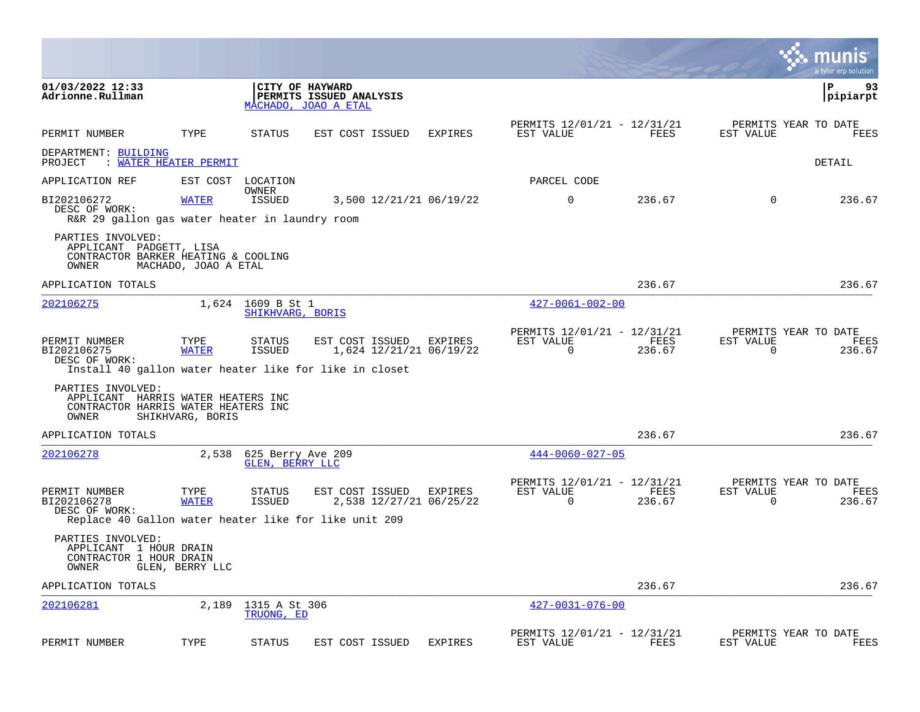**01/03/2022 12:33**
**Adrionne.Rullman**

**CITY OF HAYWARD**
**PERMITS ISSUED ANALYSIS**
MACHADO, JOAO A ETAL

**pipiarpt**

| PERMIT NUMBER | TYPE | STATUS | EST COST ISSUED | EXPIRES | PERMITS 12/01/21 - 12/31/21 EST VALUE | FEES | PERMITS YEAR TO DATE EST VALUE | FEES |
|---|---|---|---|---|---|---|---|---|

DEPARTMENT: BUILDING
PROJECT : WATER HEATER PERMIT

DETAIL

| APPLICATION REF | EST COST | LOCATION / OWNER | | | PARCEL CODE | | | |
|---|---|---|---|---|---|---|---|---|
| BI202106272 | WATER | ISSUED | 3,500 12/21/21 | 06/19/22 | 0 | 236.67 | 0 | 236.67 |

DESC OF WORK:
R&R 29 gallon gas water heater in laundry room

PARTIES INVOLVED:
APPLICANT PADGETT, LISA
CONTRACTOR BARKER HEATING & COOLING
OWNER MACHADO, JOAO A ETAL

APPLICATION TOTALS 236.67 236.67

---

202106275 1,624 1609 B St 1 SHIKHVARG, BORIS 427-0061-002-00

| PERMIT NUMBER | TYPE | STATUS | EST COST ISSUED | EXPIRES | PERMITS 12/01/21 - 12/31/21 EST VALUE | FEES | PERMITS YEAR TO DATE EST VALUE | FEES |
|---|---|---|---|---|---|---|---|---|
| BI202106275 | WATER | ISSUED | 1,624 12/21/21 | 06/19/22 | 0 | 236.67 | 0 | 236.67 |

DESC OF WORK:
Install 40 gallon water heater like for like in closet

PARTIES INVOLVED:
APPLICANT HARRIS WATER HEATERS INC
CONTRACTOR HARRIS WATER HEATERS INC
OWNER SHIKHVARG, BORIS

APPLICATION TOTALS 236.67 236.67

---

202106278 2,538 625 Berry Ave 209 GLEN, BERRY LLC 444-0060-027-05

| PERMIT NUMBER | TYPE | STATUS | EST COST ISSUED | EXPIRES | PERMITS 12/01/21 - 12/31/21 EST VALUE | FEES | PERMITS YEAR TO DATE EST VALUE | FEES |
|---|---|---|---|---|---|---|---|---|
| BI202106278 | WATER | ISSUED | 2,538 12/27/21 | 06/25/22 | 0 | 236.67 | 0 | 236.67 |

DESC OF WORK:
Replace 40 Gallon water heater like for like unit 209

PARTIES INVOLVED:
APPLICANT 1 HOUR DRAIN
CONTRACTOR 1 HOUR DRAIN
OWNER GLEN, BERRY LLC

APPLICATION TOTALS 236.67 236.67

---

202106281 2,189 1315 A St 306 TRUONG, ED 427-0031-076-00

| PERMIT NUMBER | TYPE | STATUS | EST COST ISSUED | EXPIRES | PERMITS 12/01/21 - 12/31/21 EST VALUE | FEES | PERMITS YEAR TO DATE EST VALUE | FEES |
|---|---|---|---|---|---|---|---|---|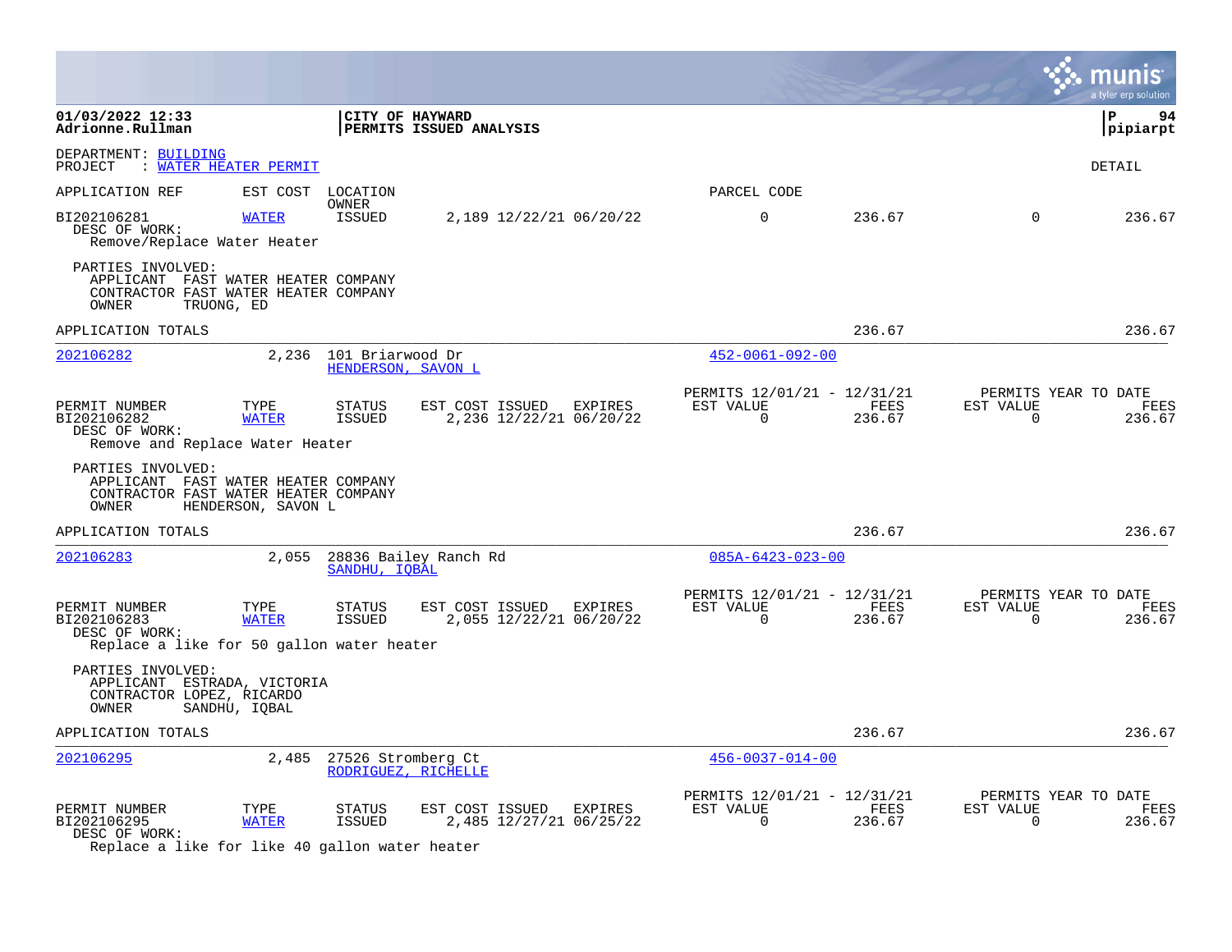01/03/2022 12:33
Adrionne.Rullman

CITY OF HAYWARD
PERMITS ISSUED ANALYSIS

P 94
pipiarpt

DEPARTMENT: BUILDING
PROJECT : WATER HEATER PERMIT

DETAIL

APPLICATION REF | EST COST | LOCATION OWNER | PARCEL CODE

BI202106281 | WATER | ISSUED | 2,189 12/22/21 06/20/22 | 0 | 236.67 | 0 | 236.67

DESC OF WORK:
Remove/Replace Water Heater

PARTIES INVOLVED:
APPLICANT FAST WATER HEATER COMPANY
CONTRACTOR FAST WATER HEATER COMPANY
OWNER TRUONG, ED

APPLICATION TOTALS 236.67 236.67

---

202106282 | 2,236 | 101 Briarwood Dr | HENDERSON, SAVON L | 452-0061-092-00

| PERMIT NUMBER | TYPE | STATUS | EST COST | ISSUED | EXPIRES | PERMITS 12/01/21 - 12/31/21 EST VALUE | FEES | PERMITS YEAR TO DATE EST VALUE | FEES |
|---|---|---|---|---|---|---|---|---|---|
| BI202106282 | WATER | ISSUED | 2,236 | 12/22/21 | 06/20/22 | 0 | 236.67 | 0 | 236.67 |

DESC OF WORK:
Remove and Replace Water Heater

PARTIES INVOLVED:
APPLICANT FAST WATER HEATER COMPANY
CONTRACTOR FAST WATER HEATER COMPANY
OWNER HENDERSON, SAVON L

APPLICATION TOTALS 236.67 236.67

---

202106283 | 2,055 | 28836 Bailey Ranch Rd | SANDHU, IQBAL | 085A-6423-023-00

| PERMIT NUMBER | TYPE | STATUS | EST COST | ISSUED | EXPIRES | PERMITS 12/01/21 - 12/31/21 EST VALUE | FEES | PERMITS YEAR TO DATE EST VALUE | FEES |
|---|---|---|---|---|---|---|---|---|---|
| BI202106283 | WATER | ISSUED | 2,055 | 12/22/21 | 06/20/22 | 0 | 236.67 | 0 | 236.67 |

DESC OF WORK:
Replace a like for 50 gallon water heater

PARTIES INVOLVED:
APPLICANT ESTRADA, VICTORIA
CONTRACTOR LOPEZ, RICARDO
OWNER SANDHU, IQBAL

APPLICATION TOTALS 236.67 236.67

---

202106295 | 2,485 | 27526 Stromberg Ct | RODRIGUEZ, RICHELLE | 456-0037-014-00

| PERMIT NUMBER | TYPE | STATUS | EST COST | ISSUED | EXPIRES | PERMITS 12/01/21 - 12/31/21 EST VALUE | FEES | PERMITS YEAR TO DATE EST VALUE | FEES |
|---|---|---|---|---|---|---|---|---|---|
| BI202106295 | WATER | ISSUED | 2,485 | 12/27/21 | 06/25/22 | 0 | 236.67 | 0 | 236.67 |

DESC OF WORK:
Replace a like for like 40 gallon water heater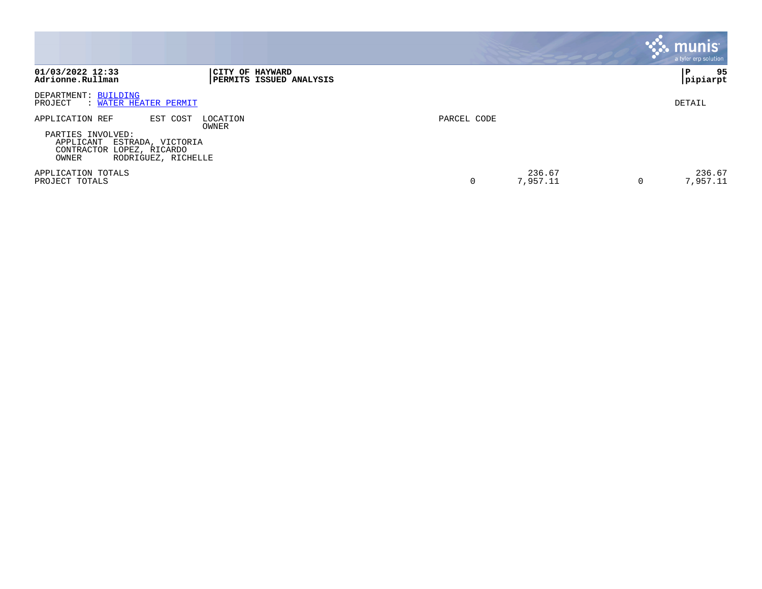**01/03/2022 12:33**
**Adrionne.Rullman**

**CITY OF HAYWARD**
**PERMITS ISSUED ANALYSIS**

**P 95**
**pipiarpt**

DEPARTMENT: BUILDING
PROJECT : WATER HEATER PERMIT

DETAIL

| APPLICATION REF | EST COST | LOCATION / OWNER | PARCEL CODE | | | | |
|---|---|---|---|---|---|---|---|

PARTIES INVOLVED:
APPLICANT ESTRADA, VICTORIA
CONTRACTOR LOPEZ, RICARDO
OWNER RODRIGUEZ, RICHELLE

| | | | | |
|---|---|---|---|---|
| APPLICATION TOTALS | | 236.67 | | 236.67 |
| PROJECT TOTALS | 0 | 7,957.11 | 0 | 7,957.11 |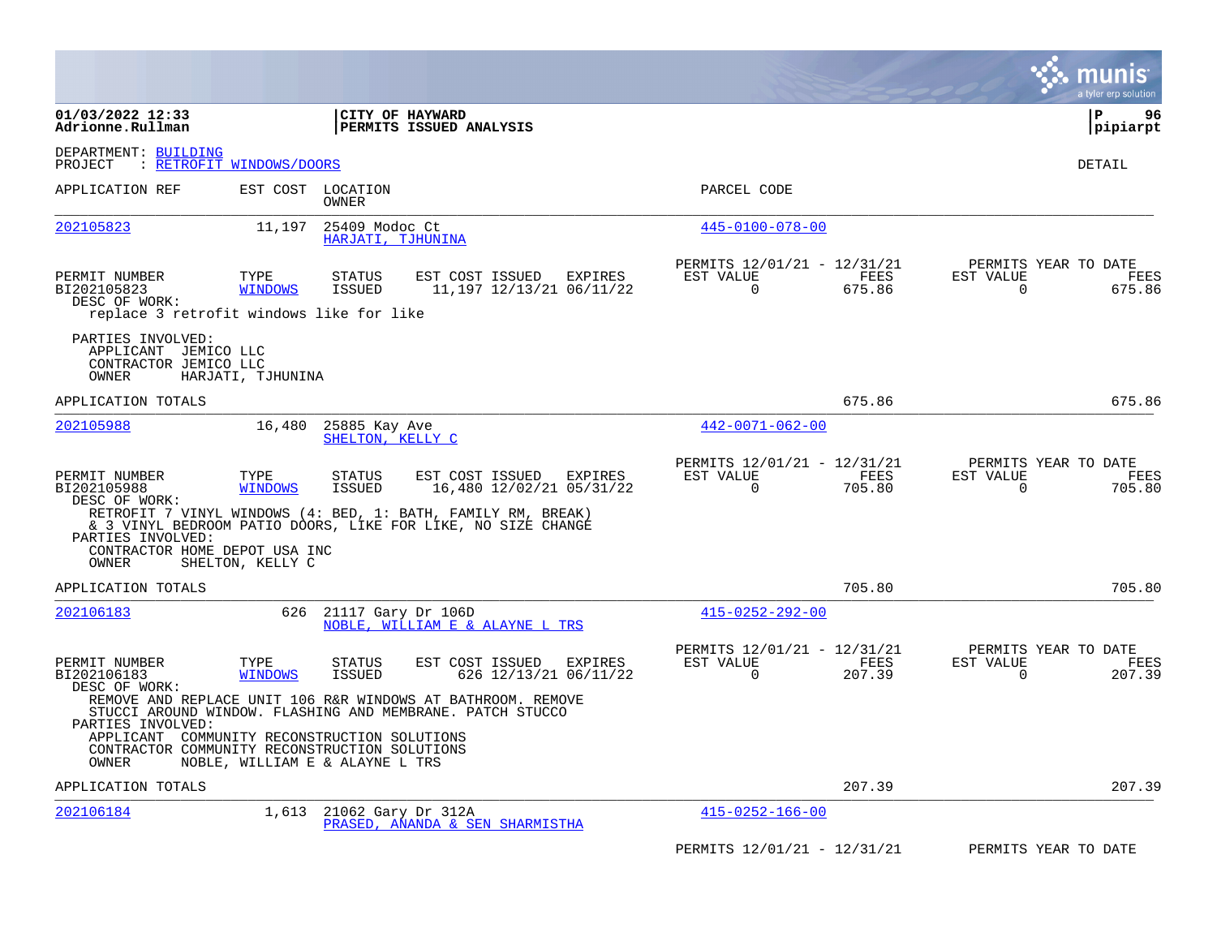**01/03/2022 12:33**
**Adrionne.Rullman**

**CITY OF HAYWARD**
**PERMITS ISSUED ANALYSIS**

**P 96**
**pipiarpt**

DEPARTMENT: BUILDING
PROJECT : RETROFIT WINDOWS/DOORS

DETAIL

| APPLICATION REF | EST COST | LOCATION / OWNER | PARCEL CODE |
|---|---|---|---|
| 202105823 | 11,197 | 25409 Modoc Ct / HARJATI, TJHUNINA | 445-0100-078-00 |

| PERMIT NUMBER | TYPE | STATUS | EST COST | ISSUED | EXPIRES | PERMITS 12/01/21 - 12/31/21 EST VALUE | FEES | PERMITS YEAR TO DATE EST VALUE | FEES |
|---|---|---|---|---|---|---|---|---|---|
| BI202105823 | WINDOWS | ISSUED | 11,197 | 12/13/21 | 06/11/22 | 0 | 675.86 | 0 | 675.86 |

DESC OF WORK:
replace 3 retrofit windows like for like

PARTIES INVOLVED:
APPLICANT JEMICO LLC
CONTRACTOR JEMICO LLC
OWNER HARJATI, TJHUNINA

APPLICATION TOTALS 675.86 675.86

| APPLICATION REF | EST COST | LOCATION / OWNER | PARCEL CODE |
|---|---|---|---|
| 202105988 | 16,480 | 25885 Kay Ave / SHELTON, KELLY C | 442-0071-062-00 |

| PERMIT NUMBER | TYPE | STATUS | EST COST | ISSUED | EXPIRES | PERMITS 12/01/21 - 12/31/21 EST VALUE | FEES | PERMITS YEAR TO DATE EST VALUE | FEES |
|---|---|---|---|---|---|---|---|---|---|
| BI202105988 | WINDOWS | ISSUED | 16,480 | 12/02/21 | 05/31/22 | 0 | 705.80 | 0 | 705.80 |

DESC OF WORK:
RETROFIT 7 VINYL WINDOWS (4: BED, 1: BATH, FAMILY RM, BREAK)
& 3 VINYL BEDROOM PATIO DOORS, LIKE FOR LIKE, NO SIZE CHANGE

PARTIES INVOLVED:
CONTRACTOR HOME DEPOT USA INC
OWNER SHELTON, KELLY C

APPLICATION TOTALS 705.80 705.80

| APPLICATION REF | EST COST | LOCATION / OWNER | PARCEL CODE |
|---|---|---|---|
| 202106183 | 626 | 21117 Gary Dr 106D / NOBLE, WILLIAM E & ALAYNE L TRS | 415-0252-292-00 |

| PERMIT NUMBER | TYPE | STATUS | EST COST | ISSUED | EXPIRES | PERMITS 12/01/21 - 12/31/21 EST VALUE | FEES | PERMITS YEAR TO DATE EST VALUE | FEES |
|---|---|---|---|---|---|---|---|---|---|
| BI202106183 | WINDOWS | ISSUED | 626 | 12/13/21 | 06/11/22 | 0 | 207.39 | 0 | 207.39 |

DESC OF WORK:
REMOVE AND REPLACE UNIT 106 R&R WINDOWS AT BATHROOM. REMOVE
STUCCI AROUND WINDOW. FLASHING AND MEMBRANE. PATCH STUCCO

PARTIES INVOLVED:
APPLICANT COMMUNITY RECONSTRUCTION SOLUTIONS
CONTRACTOR COMMUNITY RECONSTRUCTION SOLUTIONS
OWNER NOBLE, WILLIAM E & ALAYNE L TRS

APPLICATION TOTALS 207.39 207.39

| APPLICATION REF | EST COST | LOCATION / OWNER | PARCEL CODE |
|---|---|---|---|
| 202106184 | 1,613 | 21062 Gary Dr 312A / PRASED, ANANDA & SEN SHARMISTHA | 415-0252-166-00 |

PERMITS 12/01/21 - 12/31/21 PERMITS YEAR TO DATE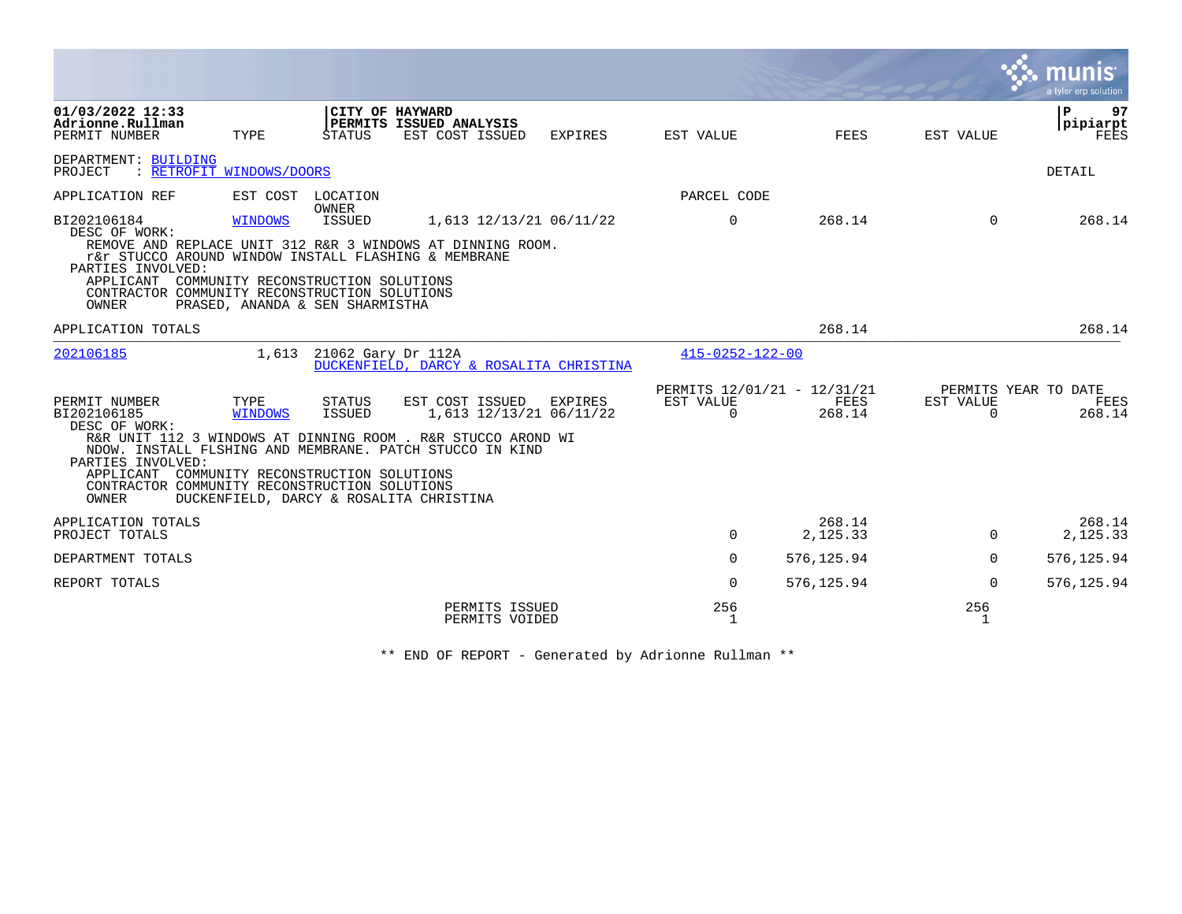**CITY OF HAYWARD**
**PERMITS ISSUED ANALYSIS**

DEPARTMENT: BUILDING
PROJECT : RETROFIT WINDOWS/DOORS

DETAIL

| APPLICATION REF | EST COST | LOCATION / OWNER | | PARCEL CODE | | | |
|---|---|---|---|---|---|---|---|
| PERMIT NUMBER | TYPE | STATUS | EST COST ISSUED EXPIRES | EST VALUE | FEES | EST VALUE | FEES |
| BI202106184 | WINDOWS | ISSUED | 1,613 12/13/21 06/11/22 | 0 | 268.14 | 0 | 268.14 |

DESC OF WORK:
REMOVE AND REPLACE UNIT 312 R&R 3 WINDOWS AT DINNING ROOM.
r&r STUCCO AROUND WINDOW INSTALL FLASHING & MEMBRANE

PARTIES INVOLVED:
APPLICANT COMMUNITY RECONSTRUCTION SOLUTIONS
CONTRACTOR COMMUNITY RECONSTRUCTION SOLUTIONS
OWNER PRASED, ANANDA & SEN SHARMISTHA

| | | | | | |
|---|---|---|---|---|---|
| APPLICATION TOTALS | | | 268.14 | | 268.14 |

202106185 &nbsp; 1,613 &nbsp; 21062 Gary Dr 112A &nbsp; DUCKENFIELD, DARCY & ROSALITA CHRISTINA &nbsp; 415-0252-122-00

| PERMIT NUMBER | TYPE | STATUS | EST COST ISSUED EXPIRES | PERMITS 12/01/21 - 12/31/21 EST VALUE | FEES | PERMITS YEAR TO DATE EST VALUE | FEES |
|---|---|---|---|---|---|---|---|
| BI202106185 | WINDOWS | ISSUED | 1,613 12/13/21 06/11/22 | 0 | 268.14 | 0 | 268.14 |

DESC OF WORK:
R&R UNIT 112 3 WINDOWS AT DINNING ROOM . R&R STUCCO AROND WI
NDOW. INSTALL FLSHING AND MEMBRANE. PATCH STUCCO IN KIND

PARTIES INVOLVED:
APPLICANT COMMUNITY RECONSTRUCTION SOLUTIONS
CONTRACTOR COMMUNITY RECONSTRUCTION SOLUTIONS
OWNER DUCKENFIELD, DARCY & ROSALITA CHRISTINA

| | EST VALUE | FEES | EST VALUE | FEES |
|---|---|---|---|---|
| APPLICATION TOTALS | | 268.14 | | 268.14 |
| PROJECT TOTALS | 0 | 2,125.33 | 0 | 2,125.33 |
| DEPARTMENT TOTALS | 0 | 576,125.94 | 0 | 576,125.94 |
| REPORT TOTALS | 0 | 576,125.94 | 0 | 576,125.94 |
| PERMITS ISSUED | 256 | | 256 | |
| PERMITS VOIDED | 1 | | 1 | |

** END OF REPORT - Generated by Adrionne Rullman **